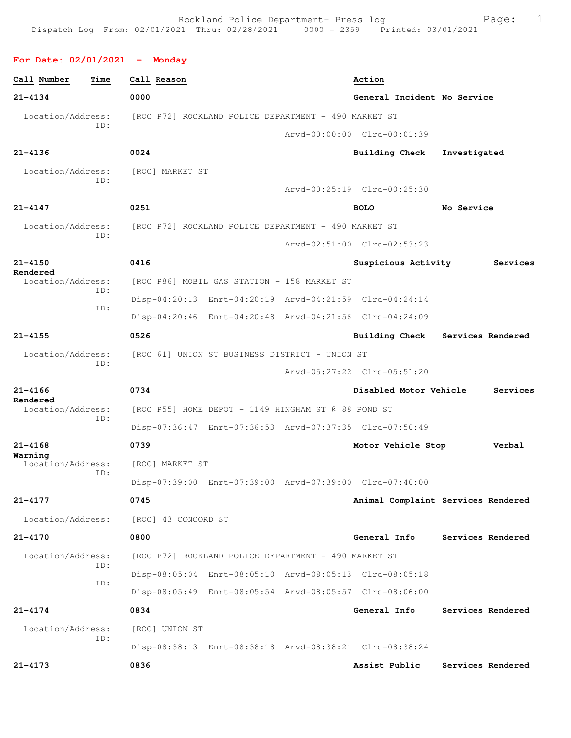Rockland Police Department- Press log
Dispatch Log From: 02/01/2021 Thru: 02/28/2021 0000 - 2359 Printed: 03/01/2021

**For Date: 02/01/2021 - Monday**

| Call Number | Time | Call Reason | Action |
|---|---|---|---|
| **21-4134** | **0000** | **General Incident** | **No Service** |

Location/Address: [ROC P72] ROCKLAND POLICE DEPARTMENT - 490 MARKET ST
ID:
Arvd-00:00:00 Clrd-00:01:39

**21-4136** **0024** **Building Check** **Investigated**

Location/Address: [ROC] MARKET ST
ID:
Arvd-00:25:19 Clrd-00:25:30

**21-4147** **0251** **BOLO** **No Service**

Location/Address: [ROC P72] ROCKLAND POLICE DEPARTMENT - 490 MARKET ST
ID:
Arvd-02:51:00 Clrd-02:53:23

**21-4150** **0416** **Suspicious Activity** **Services Rendered**

Location/Address: [ROC P86] MOBIL GAS STATION - 158 MARKET ST
ID: Disp-04:20:13 Enrt-04:20:19 Arvd-04:21:59 Clrd-04:24:14
ID: Disp-04:20:46 Enrt-04:20:48 Arvd-04:21:56 Clrd-04:24:09

**21-4155** **0526** **Building Check** **Services Rendered**

Location/Address: [ROC 61] UNION ST BUSINESS DISTRICT - UNION ST
ID:
Arvd-05:27:22 Clrd-05:51:20

**21-4166** **0734** **Disabled Motor Vehicle** **Services Rendered**

Location/Address: [ROC P55] HOME DEPOT - 1149 HINGHAM ST @ 88 POND ST
ID: Disp-07:36:47 Enrt-07:36:53 Arvd-07:37:35 Clrd-07:50:49

**21-4168** **0739** **Motor Vehicle Stop** **Verbal Warning**

Location/Address: [ROC] MARKET ST
ID: Disp-07:39:00 Enrt-07:39:00 Arvd-07:39:00 Clrd-07:40:00

**21-4177** **0745** **Animal Complaint** **Services Rendered**

Location/Address: [ROC] 43 CONCORD ST

**21-4170** **0800** **General Info** **Services Rendered**

Location/Address: [ROC P72] ROCKLAND POLICE DEPARTMENT - 490 MARKET ST
ID: Disp-08:05:04 Enrt-08:05:10 Arvd-08:05:13 Clrd-08:05:18
ID: Disp-08:05:49 Enrt-08:05:54 Arvd-08:05:57 Clrd-08:06:00

**21-4174** **0834** **General Info** **Services Rendered**

Location/Address: [ROC] UNION ST
ID: Disp-08:38:13 Enrt-08:38:18 Arvd-08:38:21 Clrd-08:38:24

**21-4173** **0836** **Assist Public** **Services Rendered**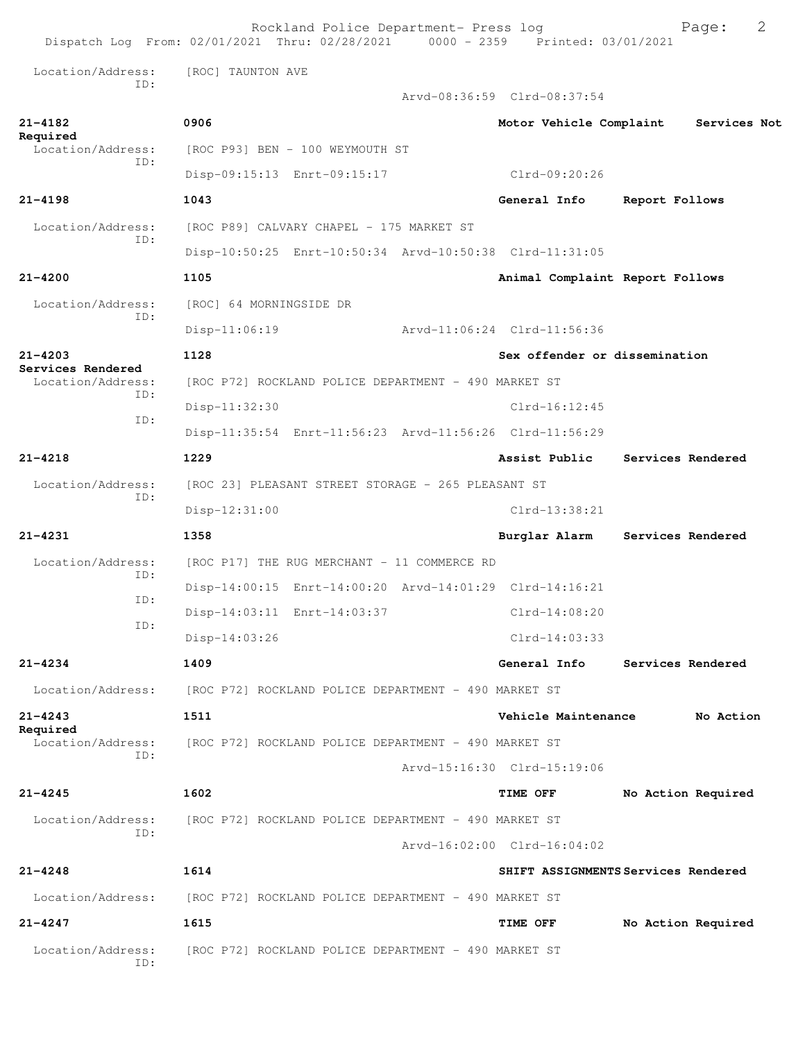Location/Address: [ROC] TAUNTON AVE
ID:
Arvd-08:36:59 Clrd-08:37:54

**21-4182** 0906 **Motor Vehicle Complaint** **Services Not Required**
Location/Address: [ROC P93] BEN - 100 WEYMOUTH ST
ID:
Disp-09:15:13 Enrt-09:15:17 Clrd-09:20:26

**21-4198** 1043 **General Info** **Report Follows**
Location/Address: [ROC P89] CALVARY CHAPEL - 175 MARKET ST
ID:
Disp-10:50:25 Enrt-10:50:34 Arvd-10:50:38 Clrd-11:31:05

**21-4200** 1105 **Animal Complaint** **Report Follows**
Location/Address: [ROC] 64 MORNINGSIDE DR
ID:
Disp-11:06:19 Arvd-11:06:24 Clrd-11:56:36

**21-4203** 1128 **Sex offender or dissemination** **Services Rendered**
Location/Address: [ROC P72] ROCKLAND POLICE DEPARTMENT - 490 MARKET ST
ID:
Disp-11:32:30 Clrd-16:12:45
ID:
Disp-11:35:54 Enrt-11:56:23 Arvd-11:56:26 Clrd-11:56:29

**21-4218** 1229 **Assist Public** **Services Rendered**
Location/Address: [ROC 23] PLEASANT STREET STORAGE - 265 PLEASANT ST
ID:
Disp-12:31:00 Clrd-13:38:21

**21-4231** 1358 **Burglar Alarm** **Services Rendered**
Location/Address: [ROC P17] THE RUG MERCHANT - 11 COMMERCE RD
ID:
Disp-14:00:15 Enrt-14:00:20 Arvd-14:01:29 Clrd-14:16:21
ID:
Disp-14:03:11 Enrt-14:03:37 Clrd-14:08:20
ID:
Disp-14:03:26 Clrd-14:03:33

**21-4234** 1409 **General Info** **Services Rendered**
Location/Address: [ROC P72] ROCKLAND POLICE DEPARTMENT - 490 MARKET ST

**21-4243** 1511 **Vehicle Maintenance** **No Action Required**
Location/Address: [ROC P72] ROCKLAND POLICE DEPARTMENT - 490 MARKET ST
ID:
Arvd-15:16:30 Clrd-15:19:06

**21-4245** 1602 **TIME OFF** **No Action Required**
Location/Address: [ROC P72] ROCKLAND POLICE DEPARTMENT - 490 MARKET ST
ID:
Arvd-16:02:00 Clrd-16:04:02

**21-4248** 1614 **SHIFT ASSIGNMENTS** **Services Rendered**
Location/Address: [ROC P72] ROCKLAND POLICE DEPARTMENT - 490 MARKET ST

**21-4247** 1615 **TIME OFF** **No Action Required**
Location/Address: [ROC P72] ROCKLAND POLICE DEPARTMENT - 490 MARKET ST
ID: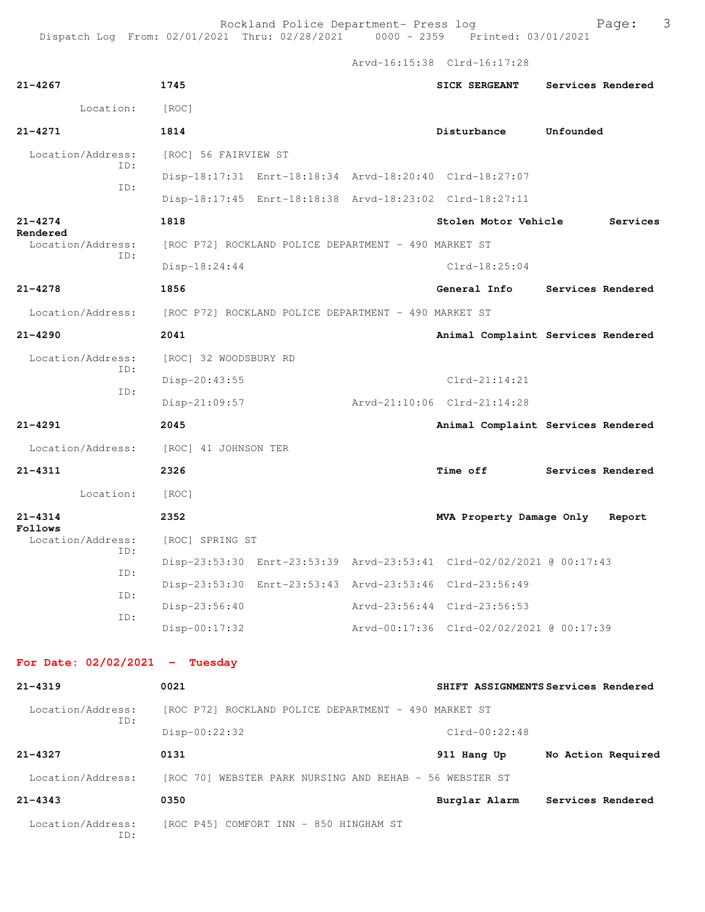Arvd-16:15:38 Clrd-16:17:28

**21-4267** **1745** **SICK SERGEANT** **Services Rendered**

Location: [ROC]

**21-4271** **1814** **Disturbance** **Unfounded**

Location/Address: [ROC] 56 FAIRVIEW ST

ID: Disp-18:17:31 Enrt-18:18:34 Arvd-18:20:40 Clrd-18:27:07

ID: Disp-18:17:45 Enrt-18:18:38 Arvd-18:23:02 Clrd-18:27:11

**21-4274** **1818** **Stolen Motor Vehicle** **Services Rendered**

Location/Address: [ROC P72] ROCKLAND POLICE DEPARTMENT - 490 MARKET ST

ID: Disp-18:24:44 Clrd-18:25:04

**21-4278** **1856** **General Info** **Services Rendered**

Location/Address: [ROC P72] ROCKLAND POLICE DEPARTMENT - 490 MARKET ST

**21-4290** **2041** **Animal Complaint** **Services Rendered**

Location/Address: [ROC] 32 WOODSBURY RD

ID: Disp-20:43:55 Clrd-21:14:21

ID: Disp-21:09:57 Arvd-21:10:06 Clrd-21:14:28

**21-4291** **2045** **Animal Complaint** **Services Rendered**

Location/Address: [ROC] 41 JOHNSON TER

**21-4311** **2326** **Time off** **Services Rendered**

Location: [ROC]

**21-4314** **2352** **MVA Property Damage Only** **Report Follows**

Location/Address: [ROC] SPRING ST

ID: Disp-23:53:30 Enrt-23:53:39 Arvd-23:53:41 Clrd-02/02/2021 @ 00:17:43

ID: Disp-23:53:30 Enrt-23:53:43 Arvd-23:53:46 Clrd-23:56:49

ID: Disp-23:56:40 Arvd-23:56:44 Clrd-23:56:53

ID: Disp-00:17:32 Arvd-00:17:36 Clrd-02/02/2021 @ 00:17:39

## For Date: 02/02/2021 - Tuesday

**21-4319** **0021** **SHIFT ASSIGNMENTS** **Services Rendered**

Location/Address: [ROC P72] ROCKLAND POLICE DEPARTMENT - 490 MARKET ST

ID: Disp-00:22:32 Clrd-00:22:48

**21-4327** **0131** **911 Hang Up** **No Action Required**

Location/Address: [ROC 70] WEBSTER PARK NURSING AND REHAB - 56 WEBSTER ST

**21-4343** **0350** **Burglar Alarm** **Services Rendered**

Location/Address: [ROC P45] COMFORT INN - 850 HINGHAM ST

ID: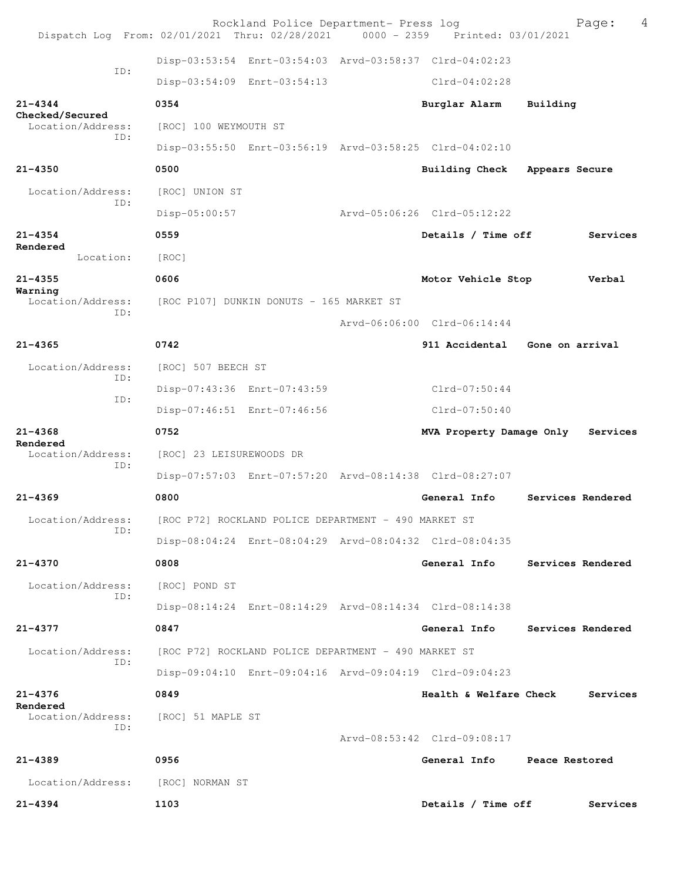Disp-03:53:54 Enrt-03:54:03 Arvd-03:58:37 Clrd-04:02:23
ID:
Disp-03:54:09 Enrt-03:54:13 Clrd-04:02:28

**21-4344** **0354** **Burglar Alarm Building Checked/Secured**
Location/Address: [ROC] 100 WEYMOUTH ST
ID:
Disp-03:55:50 Enrt-03:56:19 Arvd-03:58:25 Clrd-04:02:10

**21-4350** **0500** **Building Check Appears Secure**
Location/Address: [ROC] UNION ST
ID:
Disp-05:00:57 Arvd-05:06:26 Clrd-05:12:22

**21-4354** **0559** **Details / Time off Services Rendered**
Location: [ROC]

**21-4355** **0606** **Motor Vehicle Stop Verbal Warning**
Location/Address: [ROC P107] DUNKIN DONUTS - 165 MARKET ST
ID:
Arvd-06:06:00 Clrd-06:14:44

**21-4365** **0742** **911 Accidental Gone on arrival**
Location/Address: [ROC] 507 BEECH ST
ID:
Disp-07:43:36 Enrt-07:43:59 Clrd-07:50:44
ID:
Disp-07:46:51 Enrt-07:46:56 Clrd-07:50:40

**21-4368** **0752** **MVA Property Damage Only Services Rendered**
Location/Address: [ROC] 23 LEISUREWOODS DR
ID:
Disp-07:57:03 Enrt-07:57:20 Arvd-08:14:38 Clrd-08:27:07

**21-4369** **0800** **General Info Services Rendered**
Location/Address: [ROC P72] ROCKLAND POLICE DEPARTMENT - 490 MARKET ST
ID:
Disp-08:04:24 Enrt-08:04:29 Arvd-08:04:32 Clrd-08:04:35

**21-4370** **0808** **General Info Services Rendered**
Location/Address: [ROC] POND ST
ID:
Disp-08:14:24 Enrt-08:14:29 Arvd-08:14:34 Clrd-08:14:38

**21-4377** **0847** **General Info Services Rendered**
Location/Address: [ROC P72] ROCKLAND POLICE DEPARTMENT - 490 MARKET ST
ID:
Disp-09:04:10 Enrt-09:04:16 Arvd-09:04:19 Clrd-09:04:23

**21-4376** **0849** **Health & Welfare Check Services Rendered**
Location/Address: [ROC] 51 MAPLE ST
ID:
Arvd-08:53:42 Clrd-09:08:17

**21-4389** **0956** **General Info Peace Restored**
Location/Address: [ROC] NORMAN ST

**21-4394** **1103** **Details / Time off Services**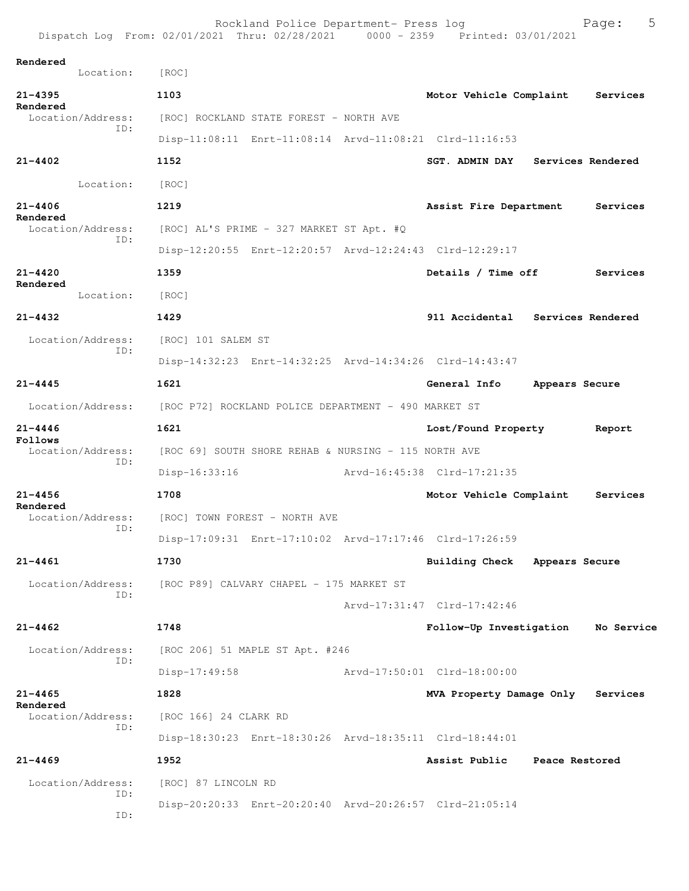Rendered
Location: [ROC]

**21-4395** **1103** **Motor Vehicle Complaint** **Services Rendered**
Location/Address: [ROC] ROCKLAND STATE FOREST - NORTH AVE
ID:
Disp-11:08:11 Enrt-11:08:14 Arvd-11:08:21 Clrd-11:16:53

**21-4402** **1152** **SGT. ADMIN DAY** **Services Rendered**
Location: [ROC]

**21-4406** **1219** **Assist Fire Department** **Services Rendered**
Location/Address: [ROC] AL'S PRIME - 327 MARKET ST Apt. #Q
ID:
Disp-12:20:55 Enrt-12:20:57 Arvd-12:24:43 Clrd-12:29:17

**21-4420** **1359** **Details / Time off** **Services Rendered**
Location: [ROC]

**21-4432** **1429** **911 Accidental** **Services Rendered**
Location/Address: [ROC] 101 SALEM ST
ID:
Disp-14:32:23 Enrt-14:32:25 Arvd-14:34:26 Clrd-14:43:47

**21-4445** **1621** **General Info** **Appears Secure**
Location/Address: [ROC P72] ROCKLAND POLICE DEPARTMENT - 490 MARKET ST

**21-4446** **1621** **Lost/Found Property** **Report Follows**
Location/Address: [ROC 69] SOUTH SHORE REHAB & NURSING - 115 NORTH AVE
ID:
Disp-16:33:16 Arvd-16:45:38 Clrd-17:21:35

**21-4456** **1708** **Motor Vehicle Complaint** **Services Rendered**
Location/Address: [ROC] TOWN FOREST - NORTH AVE
ID:
Disp-17:09:31 Enrt-17:10:02 Arvd-17:17:46 Clrd-17:26:59

**21-4461** **1730** **Building Check** **Appears Secure**
Location/Address: [ROC P89] CALVARY CHAPEL - 175 MARKET ST
ID:
Arvd-17:31:47 Clrd-17:42:46

**21-4462** **1748** **Follow-Up Investigation** **No Service**
Location/Address: [ROC 206] 51 MAPLE ST Apt. #246
ID:
Disp-17:49:58 Arvd-17:50:01 Clrd-18:00:00

**21-4465** **1828** **MVA Property Damage Only** **Services Rendered**
Location/Address: [ROC 166] 24 CLARK RD
ID:
Disp-18:30:23 Enrt-18:30:26 Arvd-18:35:11 Clrd-18:44:01

**21-4469** **1952** **Assist Public** **Peace Restored**
Location/Address: [ROC] 87 LINCOLN RD
ID:
Disp-20:20:33 Enrt-20:20:40 Arvd-20:26:57 Clrd-21:05:14
ID: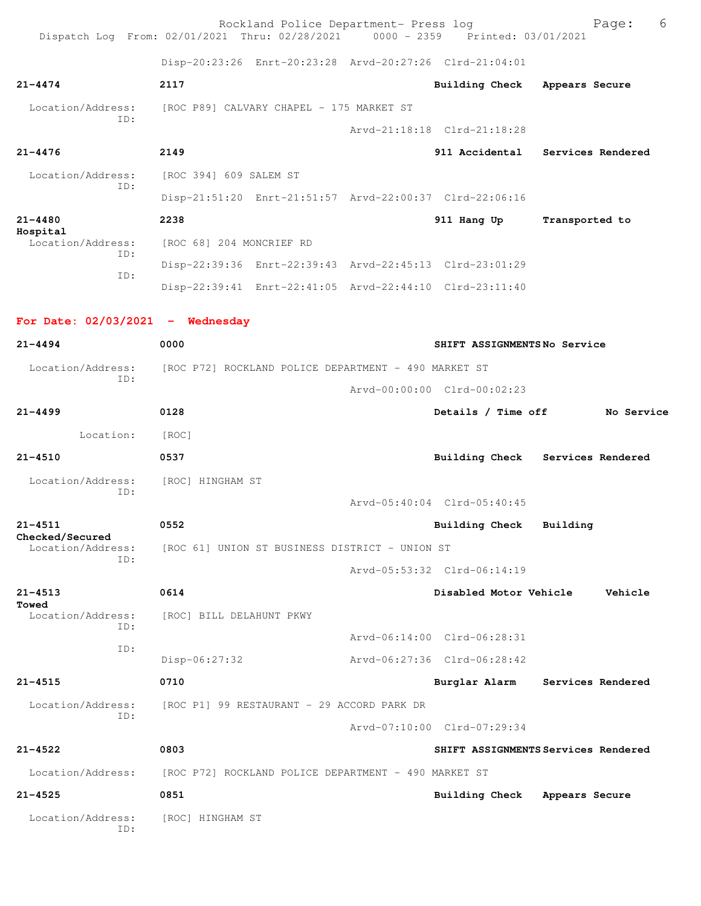Disp-20:23:26 Enrt-20:23:28 Arvd-20:27:26 Clrd-21:04:01

**21-4474** 2117 **Building Check** **Appears Secure**

Location/Address: [ROC P89] CALVARY CHAPEL - 175 MARKET ST
ID:
Arvd-21:18:18 Clrd-21:18:28

**21-4476** 2149 **911 Accidental** **Services Rendered**

Location/Address: [ROC 394] 609 SALEM ST
ID:
Disp-21:51:20 Enrt-21:51:57 Arvd-22:00:37 Clrd-22:06:16

**21-4480** 2238 **911 Hang Up** **Transported to Hospital**

Location/Address: [ROC 68] 204 MONCRIEF RD
ID:
Disp-22:39:36 Enrt-22:39:43 Arvd-22:45:13 Clrd-23:01:29
ID:
Disp-22:39:41 Enrt-22:41:05 Arvd-22:44:10 Clrd-23:11:40

## For Date: 02/03/2021 - Wednesday

**21-4494** 0000 **SHIFT ASSIGNMENTS** **No Service**

Location/Address: [ROC P72] ROCKLAND POLICE DEPARTMENT - 490 MARKET ST
ID:
Arvd-00:00:00 Clrd-00:02:23

**21-4499** 0128 **Details / Time off** **No Service**

Location: [ROC]

**21-4510** 0537 **Building Check** **Services Rendered**

Location/Address: [ROC] HINGHAM ST
ID:
Arvd-05:40:04 Clrd-05:40:45

**21-4511** 0552 **Building Check** **Building Checked/Secured**

Location/Address: [ROC 61] UNION ST BUSINESS DISTRICT - UNION ST
ID:
Arvd-05:53:32 Clrd-06:14:19

**21-4513** 0614 **Disabled Motor Vehicle** **Vehicle Towed**

Location/Address: [ROC] BILL DELAHUNT PKWY
ID:
Arvd-06:14:00 Clrd-06:28:31
ID:
Disp-06:27:32 Arvd-06:27:36 Clrd-06:28:42

**21-4515** 0710 **Burglar Alarm** **Services Rendered**

Location/Address: [ROC P1] 99 RESTAURANT - 29 ACCORD PARK DR
ID:
Arvd-07:10:00 Clrd-07:29:34

**21-4522** 0803 **SHIFT ASSIGNMENTS** **Services Rendered**

Location/Address: [ROC P72] ROCKLAND POLICE DEPARTMENT - 490 MARKET ST

**21-4525** 0851 **Building Check** **Appears Secure**

Location/Address: [ROC] HINGHAM ST
ID: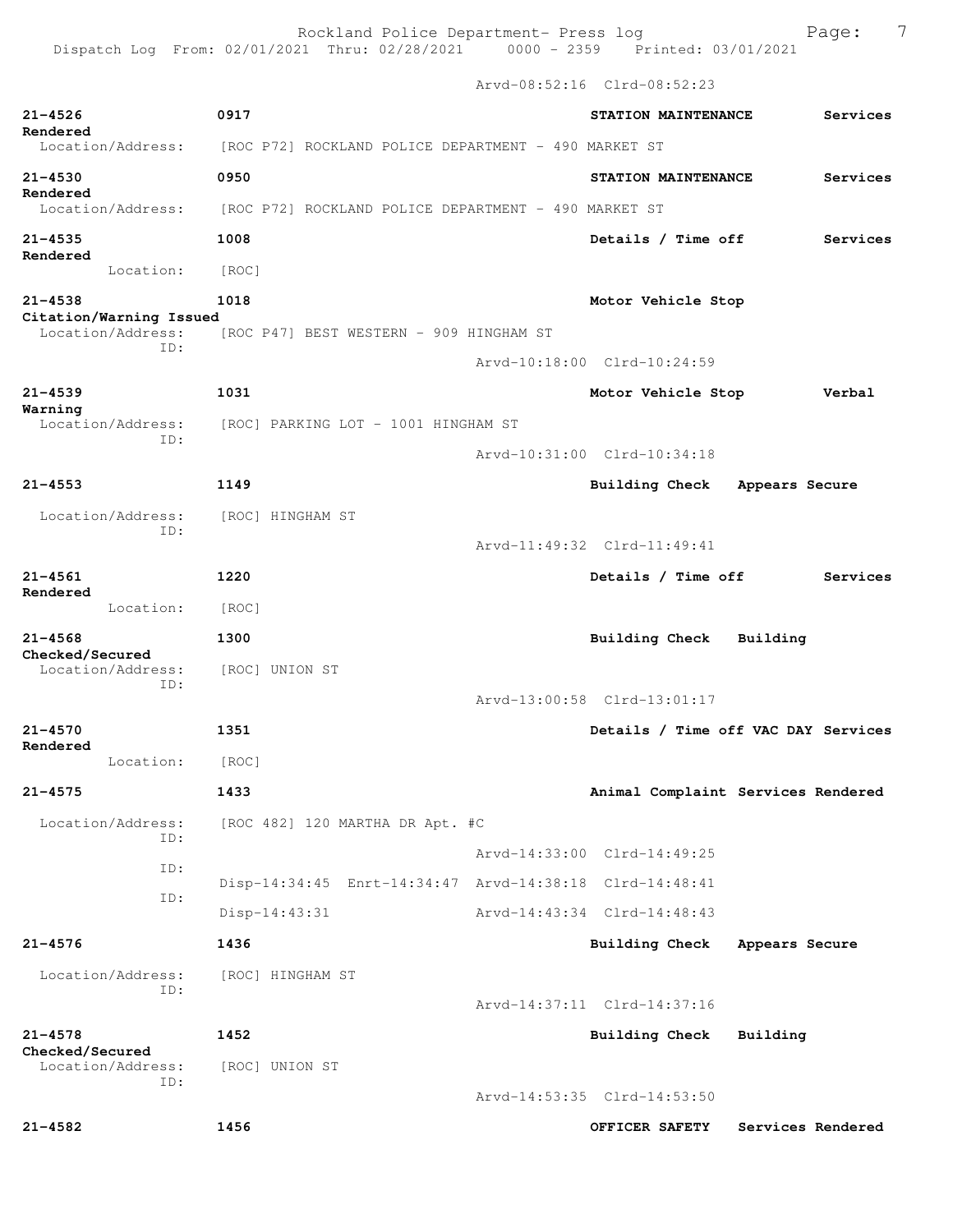Arvd-08:52:16 Clrd-08:52:23

21-4526 0917 STATION MAINTENANCE Services Rendered
Location/Address: [ROC P72] ROCKLAND POLICE DEPARTMENT - 490 MARKET ST

21-4530 0950 STATION MAINTENANCE Services Rendered
Location/Address: [ROC P72] ROCKLAND POLICE DEPARTMENT - 490 MARKET ST

21-4535 1008 Details / Time off Services Rendered
Location: [ROC]

21-4538 1018 Motor Vehicle Stop Citation/Warning Issued
Location/Address: [ROC P47] BEST WESTERN - 909 HINGHAM ST
ID:
Arvd-10:18:00 Clrd-10:24:59

21-4539 1031 Motor Vehicle Stop Verbal Warning
Location/Address: [ROC] PARKING LOT - 1001 HINGHAM ST
ID:
Arvd-10:31:00 Clrd-10:34:18

21-4553 1149 Building Check Appears Secure
Location/Address: [ROC] HINGHAM ST
ID:
Arvd-11:49:32 Clrd-11:49:41

21-4561 1220 Details / Time off Services Rendered
Location: [ROC]

21-4568 1300 Building Check Building Checked/Secured
Location/Address: [ROC] UNION ST
ID:
Arvd-13:00:58 Clrd-13:01:17

21-4570 1351 Details / Time off VAC DAY Services Rendered
Location: [ROC]

21-4575 1433 Animal Complaint Services Rendered
Location/Address: [ROC 482] 120 MARTHA DR Apt. #C
ID:
Arvd-14:33:00 Clrd-14:49:25
ID:
Disp-14:34:45 Enrt-14:34:47 Arvd-14:38:18 Clrd-14:48:41
ID:
Disp-14:43:31 Arvd-14:43:34 Clrd-14:48:43

21-4576 1436 Building Check Appears Secure
Location/Address: [ROC] HINGHAM ST
ID:
Arvd-14:37:11 Clrd-14:37:16

21-4578 1452 Building Check Building Checked/Secured
Location/Address: [ROC] UNION ST
ID:
Arvd-14:53:35 Clrd-14:53:50

21-4582 1456 OFFICER SAFETY Services Rendered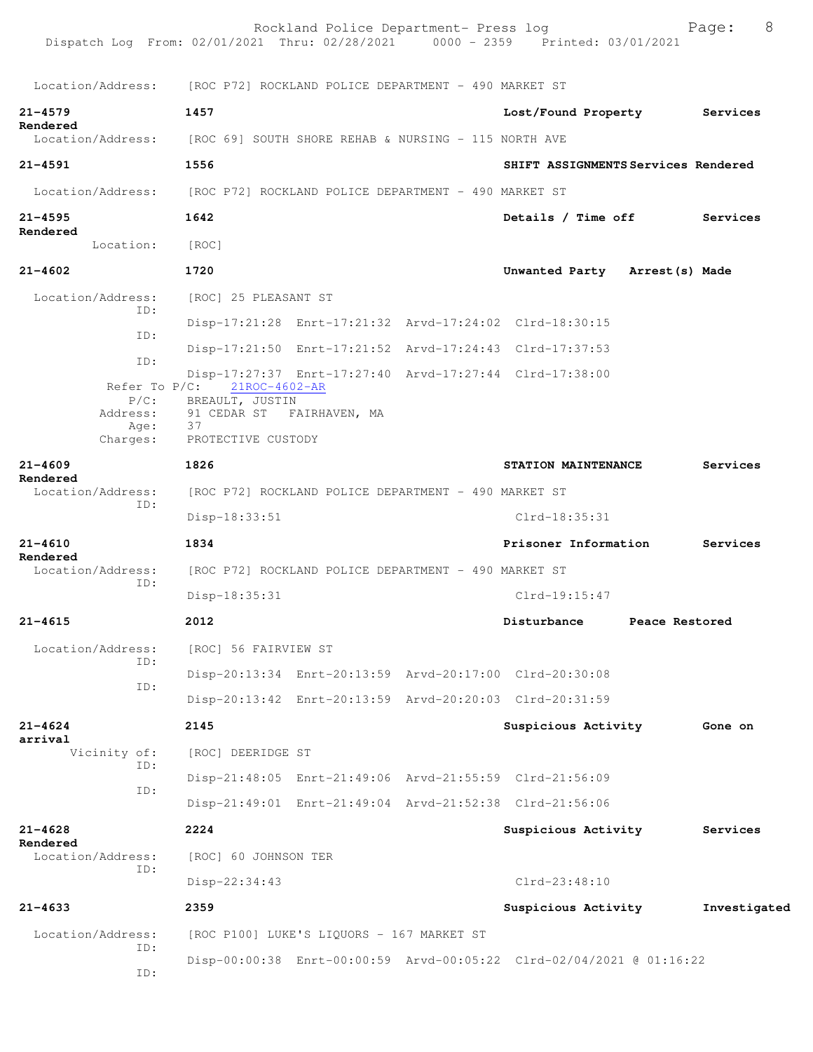Location/Address: [ROC P72] ROCKLAND POLICE DEPARTMENT - 490 MARKET ST

**21-4579** **1457** **Lost/Found Property** **Services Rendered**
Location/Address: [ROC 69] SOUTH SHORE REHAB & NURSING - 115 NORTH AVE

**21-4591** **1556** **SHIFT ASSIGNMENTS Services Rendered**
Location/Address: [ROC P72] ROCKLAND POLICE DEPARTMENT - 490 MARKET ST

**21-4595** **1642** **Details / Time off** **Services Rendered**
Location: [ROC]

**21-4602** **1720** **Unwanted Party** **Arrest(s) Made**
Location/Address: [ROC] 25 PLEASANT ST
ID:
Disp-17:21:28 Enrt-17:21:32 Arvd-17:24:02 Clrd-18:30:15
ID:
Disp-17:21:50 Enrt-17:21:52 Arvd-17:24:43 Clrd-17:37:53
ID:
Disp-17:27:37 Enrt-17:27:40 Arvd-17:27:44 Clrd-17:38:00
Refer To P/C: 21ROC-4602-AR
P/C: BREAULT, JUSTIN
Address: 91 CEDAR ST FAIRHAVEN, MA
Age: 37
Charges: PROTECTIVE CUSTODY

**21-4609** **1826** **STATION MAINTENANCE** **Services Rendered**
Location/Address: [ROC P72] ROCKLAND POLICE DEPARTMENT - 490 MARKET ST
ID:
Disp-18:33:51 Clrd-18:35:31

**21-4610** **1834** **Prisoner Information** **Services Rendered**
Location/Address: [ROC P72] ROCKLAND POLICE DEPARTMENT - 490 MARKET ST
ID:
Disp-18:35:31 Clrd-19:15:47

**21-4615** **2012** **Disturbance** **Peace Restored**
Location/Address: [ROC] 56 FAIRVIEW ST
ID:
Disp-20:13:34 Enrt-20:13:59 Arvd-20:17:00 Clrd-20:30:08
ID:
Disp-20:13:42 Enrt-20:13:59 Arvd-20:20:03 Clrd-20:31:59

**21-4624** **2145** **Suspicious Activity** **Gone on arrival**
Vicinity of: [ROC] DEERIDGE ST
ID:
Disp-21:48:05 Enrt-21:49:06 Arvd-21:55:59 Clrd-21:56:09
ID:
Disp-21:49:01 Enrt-21:49:04 Arvd-21:52:38 Clrd-21:56:06

**21-4628** **2224** **Suspicious Activity** **Services Rendered**
Location/Address: [ROC] 60 JOHNSON TER
ID:
Disp-22:34:43 Clrd-23:48:10

**21-4633** **2359** **Suspicious Activity** **Investigated**
Location/Address: [ROC P100] LUKE'S LIQUORS - 167 MARKET ST
ID:
Disp-00:00:38 Enrt-00:00:59 Arvd-00:05:22 Clrd-02/04/2021 @ 01:16:22
ID: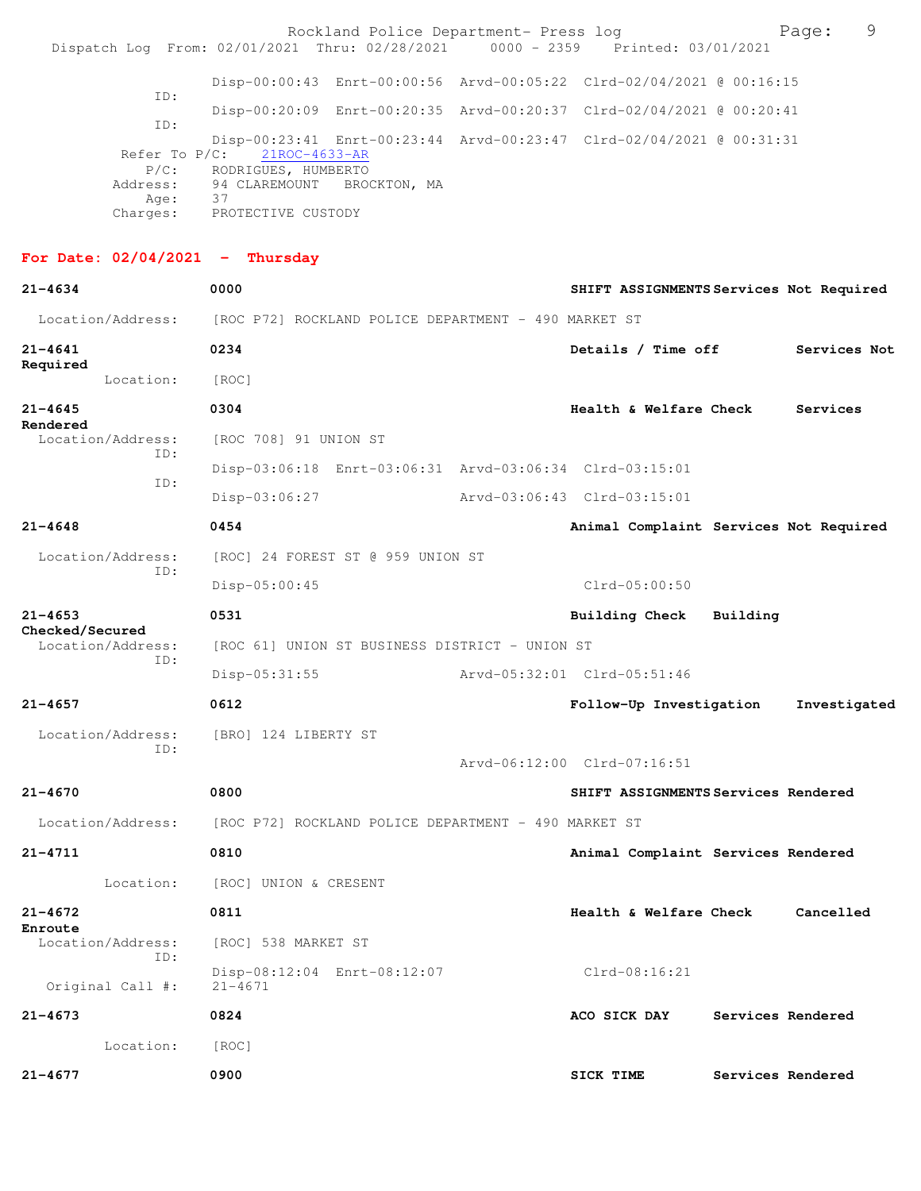```
                Disp-00:00:43  Enrt-00:00:56  Arvd-00:05:22  Clrd-02/04/2021 @ 00:16:15
         ID:
                Disp-00:20:09  Enrt-00:20:35  Arvd-00:20:37  Clrd-02/04/2021 @ 00:20:41
         ID:
                Disp-00:23:41  Enrt-00:23:44  Arvd-00:23:47  Clrd-02/04/2021 @ 00:31:31
  Refer To P/C:    21ROC-4633-AR
          P/C:     RODRIGUES, HUMBERTO
      Address:     94 CLAREMOUNT   BROCKTON, MA
          Age:     37
      Charges:     PROTECTIVE CUSTODY
```

**For Date: 02/04/2021 - Thursday**

```
21-4634           0000                                 SHIFT ASSIGNMENTS Services Not Required
  Location/Address:   [ROC P72] ROCKLAND POLICE DEPARTMENT - 490 MARKET ST

21-4641           0234                                 Details / Time off      Services Not Required
         Location:    [ROC]

21-4645           0304                                 Health & Welfare Check  Services Rendered
  Location/Address:   [ROC 708] 91 UNION ST
               ID:
                      Disp-03:06:18  Enrt-03:06:31  Arvd-03:06:34  Clrd-03:15:01
               ID:
                      Disp-03:06:27                 Arvd-03:06:43  Clrd-03:15:01

21-4648           0454                                 Animal Complaint Services Not Required
  Location/Address:   [ROC] 24 FOREST ST @ 959 UNION ST
               ID:
                      Disp-05:00:45                                Clrd-05:00:50

21-4653           0531                                 Building Check   Building Checked/Secured
  Location/Address:   [ROC 61] UNION ST BUSINESS DISTRICT - UNION ST
               ID:
                      Disp-05:31:55                 Arvd-05:32:01  Clrd-05:51:46

21-4657           0612                                 Follow-Up Investigation   Investigated
  Location/Address:   [BRO] 124 LIBERTY ST
               ID:
                                                    Arvd-06:12:00  Clrd-07:16:51

21-4670           0800                                 SHIFT ASSIGNMENTS Services Rendered
  Location/Address:   [ROC P72] ROCKLAND POLICE DEPARTMENT - 490 MARKET ST

21-4711           0810                                 Animal Complaint Services Rendered
         Location:    [ROC] UNION & CRESENT

21-4672           0811                                 Health & Welfare Check    Cancelled Enroute
  Location/Address:   [ROC] 538 MARKET ST
               ID:
                      Disp-08:12:04  Enrt-08:12:07                 Clrd-08:16:21
  Original Call #:    21-4671

21-4673           0824                                 ACO SICK DAY      Services Rendered
         Location:    [ROC]

21-4677           0900                                 SICK TIME         Services Rendered
```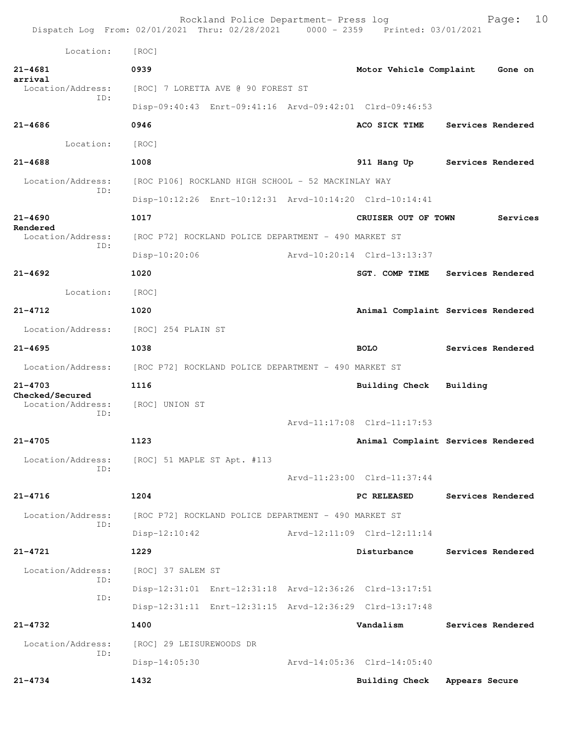Location: [ROC]

**21-4681** 0939 **Motor Vehicle Complaint** **Gone on arrival**
Location/Address: [ROC] 7 LORETTA AVE @ 90 FOREST ST
ID:
Disp-09:40:43 Enrt-09:41:16 Arvd-09:42:01 Clrd-09:46:53

**21-4686** 0946 **ACO SICK TIME** **Services Rendered**
Location: [ROC]

**21-4688** 1008 **911 Hang Up** **Services Rendered**
Location/Address: [ROC P106] ROCKLAND HIGH SCHOOL - 52 MACKINLAY WAY
ID:
Disp-10:12:26 Enrt-10:12:31 Arvd-10:14:20 Clrd-10:14:41

**21-4690** 1017 **CRUISER OUT OF TOWN** **Services Rendered**
Location/Address: [ROC P72] ROCKLAND POLICE DEPARTMENT - 490 MARKET ST
ID:
Disp-10:20:06 Arvd-10:20:14 Clrd-13:13:37

**21-4692** 1020 **SGT. COMP TIME** **Services Rendered**
Location: [ROC]

**21-4712** 1020 **Animal Complaint** **Services Rendered**
Location/Address: [ROC] 254 PLAIN ST

**21-4695** 1038 **BOLO** **Services Rendered**
Location/Address: [ROC P72] ROCKLAND POLICE DEPARTMENT - 490 MARKET ST

**21-4703** 1116 **Building Check** **Building Checked/Secured**
Location/Address: [ROC] UNION ST
ID:
Arvd-11:17:08 Clrd-11:17:53

**21-4705** 1123 **Animal Complaint** **Services Rendered**
Location/Address: [ROC] 51 MAPLE ST Apt. #113
ID:
Arvd-11:23:00 Clrd-11:37:44

**21-4716** 1204 **PC RELEASED** **Services Rendered**
Location/Address: [ROC P72] ROCKLAND POLICE DEPARTMENT - 490 MARKET ST
ID:
Disp-12:10:42 Arvd-12:11:09 Clrd-12:11:14

**21-4721** 1229 **Disturbance** **Services Rendered**
Location/Address: [ROC] 37 SALEM ST
ID:
Disp-12:31:01 Enrt-12:31:18 Arvd-12:36:26 Clrd-13:17:51
ID:
Disp-12:31:11 Enrt-12:31:15 Arvd-12:36:29 Clrd-13:17:48

**21-4732** 1400 **Vandalism** **Services Rendered**
Location/Address: [ROC] 29 LEISUREWOODS DR
ID:
Disp-14:05:30 Arvd-14:05:36 Clrd-14:05:40

**21-4734** 1432 **Building Check** **Appears Secure**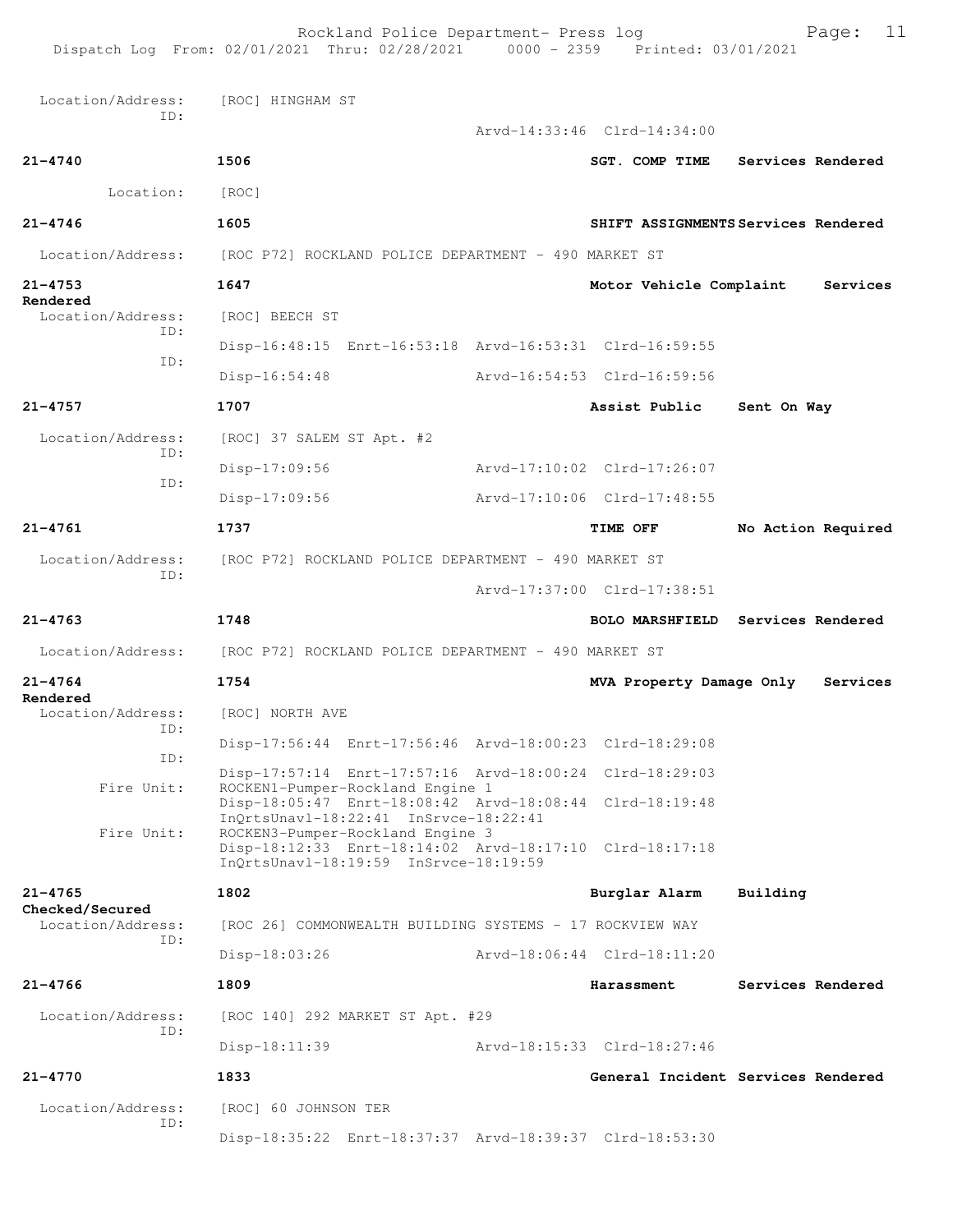Location/Address: [ROC] HINGHAM ST
ID:
Arvd-14:33:46 Clrd-14:34:00

**21-4740** 1506 **SGT. COMP TIME** **Services Rendered**

Location: [ROC]

**21-4746** 1605 **SHIFT ASSIGNMENTS** **Services Rendered**

Location/Address: [ROC P72] ROCKLAND POLICE DEPARTMENT - 490 MARKET ST

**21-4753** 1647 **Motor Vehicle Complaint** **Services Rendered**

Location/Address: [ROC] BEECH ST
ID:
Disp-16:48:15 Enrt-16:53:18 Arvd-16:53:31 Clrd-16:59:55
ID:
Disp-16:54:48 Arvd-16:54:53 Clrd-16:59:56

**21-4757** 1707 **Assist Public** **Sent On Way**

Location/Address: [ROC] 37 SALEM ST Apt. #2
ID:
Disp-17:09:56 Arvd-17:10:02 Clrd-17:26:07
ID:
Disp-17:09:56 Arvd-17:10:06 Clrd-17:48:55

**21-4761** 1737 **TIME OFF** **No Action Required**

Location/Address: [ROC P72] ROCKLAND POLICE DEPARTMENT - 490 MARKET ST
ID:
Arvd-17:37:00 Clrd-17:38:51

**21-4763** 1748 **BOLO MARSHFIELD** **Services Rendered**

Location/Address: [ROC P72] ROCKLAND POLICE DEPARTMENT - 490 MARKET ST

**21-4764** 1754 **MVA Property Damage Only** **Services Rendered**

Location/Address: [ROC] NORTH AVE
ID:
Disp-17:56:44 Enrt-17:56:46 Arvd-18:00:23 Clrd-18:29:08
ID:
Disp-17:57:14 Enrt-17:57:16 Arvd-18:00:24 Clrd-18:29:03
Fire Unit: ROCKEN1-Pumper-Rockland Engine 1
Disp-18:05:47 Enrt-18:08:42 Arvd-18:08:44 Clrd-18:19:48
InQrtsUnavl-18:22:41 InSrvce-18:22:41
Fire Unit: ROCKEN3-Pumper-Rockland Engine 3
Disp-18:12:33 Enrt-18:14:02 Arvd-18:17:10 Clrd-18:17:18
InQrtsUnavl-18:19:59 InSrvce-18:19:59

**21-4765** 1802 **Burglar Alarm** **Building Checked/Secured**

Location/Address: [ROC 26] COMMONWEALTH BUILDING SYSTEMS - 17 ROCKVIEW WAY
ID:
Disp-18:03:26 Arvd-18:06:44 Clrd-18:11:20

**21-4766** 1809 **Harassment** **Services Rendered**

Location/Address: [ROC 140] 292 MARKET ST Apt. #29
ID:
Disp-18:11:39 Arvd-18:15:33 Clrd-18:27:46

**21-4770** 1833 **General Incident** **Services Rendered**

Location/Address: [ROC] 60 JOHNSON TER
ID:
Disp-18:35:22 Enrt-18:37:37 Arvd-18:39:37 Clrd-18:53:30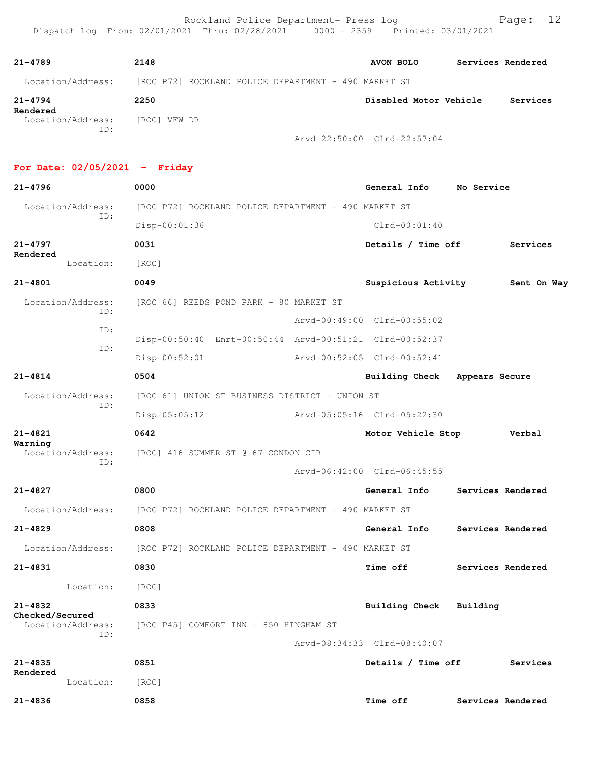| 21-4789 | 2148 | AVON BOLO | Services Rendered |
|---|---|---|---|

Location/Address: [ROC P72] ROCKLAND POLICE DEPARTMENT - 490 MARKET ST

**21-4794** **2250** **Disabled Motor Vehicle** **Services Rendered**
Location/Address: [ROC] VFW DR
ID:
Arvd-22:50:00 Clrd-22:57:04

## For Date: 02/05/2021 - Friday

**21-4796** **0000** **General Info** **No Service**
Location/Address: [ROC P72] ROCKLAND POLICE DEPARTMENT - 490 MARKET ST
ID:
Disp-00:01:36 Clrd-00:01:40

**21-4797** **0031** **Details / Time off** **Services Rendered**
Location: [ROC]

**21-4801** **0049** **Suspicious Activity** **Sent On Way**
Location/Address: [ROC 66] REEDS POND PARK - 80 MARKET ST
ID:
Arvd-00:49:00 Clrd-00:55:02
ID:
Disp-00:50:40 Enrt-00:50:44 Arvd-00:51:21 Clrd-00:52:37
ID:
Disp-00:52:01 Arvd-00:52:05 Clrd-00:52:41

**21-4814** **0504** **Building Check** **Appears Secure**
Location/Address: [ROC 61] UNION ST BUSINESS DISTRICT - UNION ST
ID:
Disp-05:05:12 Arvd-05:05:16 Clrd-05:22:30

**21-4821** **0642** **Motor Vehicle Stop** **Verbal Warning**
Location/Address: [ROC] 416 SUMMER ST @ 67 CONDON CIR
ID:
Arvd-06:42:00 Clrd-06:45:55

**21-4827** **0800** **General Info** **Services Rendered**
Location/Address: [ROC P72] ROCKLAND POLICE DEPARTMENT - 490 MARKET ST

**21-4829** **0808** **General Info** **Services Rendered**
Location/Address: [ROC P72] ROCKLAND POLICE DEPARTMENT - 490 MARKET ST

**21-4831** **0830** **Time off** **Services Rendered**
Location: [ROC]

**21-4832** **0833** **Building Check** **Building Checked/Secured**
Location/Address: [ROC P45] COMFORT INN - 850 HINGHAM ST
ID:
Arvd-08:34:33 Clrd-08:40:07

**21-4835** **0851** **Details / Time off** **Services Rendered**
Location: [ROC]

**21-4836** **0858** **Time off** **Services Rendered**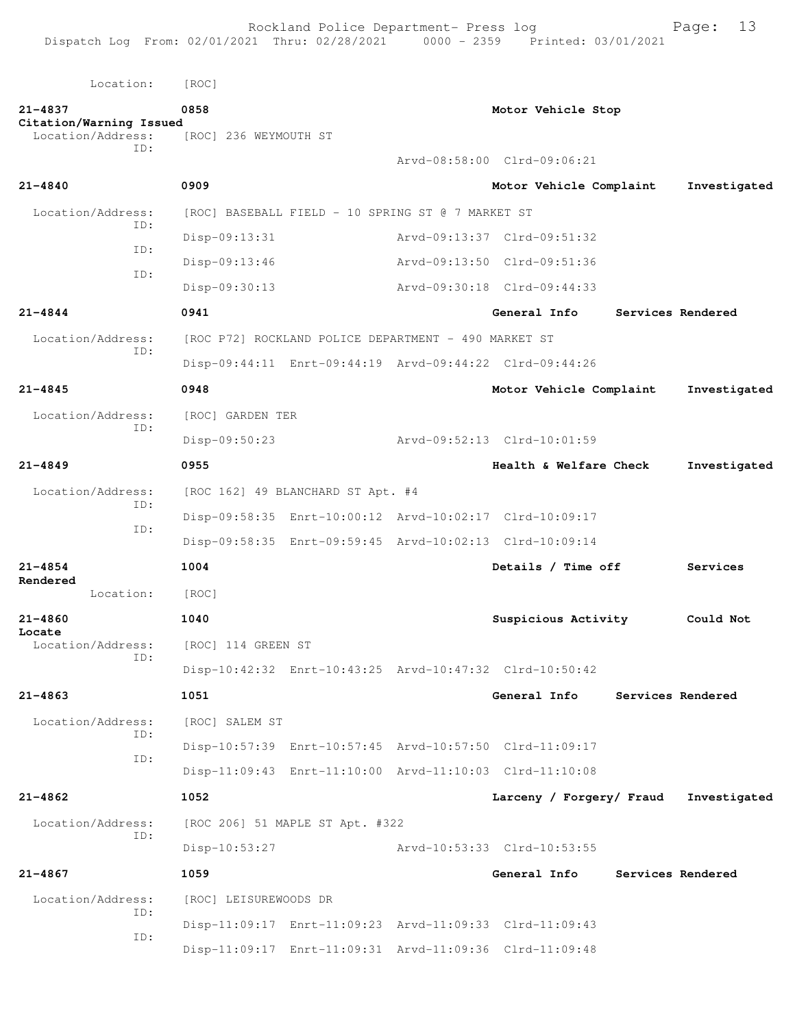Location: [ROC]

**21-4837** 0858 **Motor Vehicle Stop**
**Citation/Warning Issued**
Location/Address: [ROC] 236 WEYMOUTH ST
ID:
Arvd-08:58:00 Clrd-09:06:21

**21-4840** 0909 **Motor Vehicle Complaint** **Investigated**
Location/Address: [ROC] BASEBALL FIELD - 10 SPRING ST @ 7 MARKET ST
ID:
Disp-09:13:31 Arvd-09:13:37 Clrd-09:51:32
ID:
Disp-09:13:46 Arvd-09:13:50 Clrd-09:51:36
ID:
Disp-09:30:13 Arvd-09:30:18 Clrd-09:44:33

**21-4844** 0941 **General Info** **Services Rendered**
Location/Address: [ROC P72] ROCKLAND POLICE DEPARTMENT - 490 MARKET ST
ID:
Disp-09:44:11 Enrt-09:44:19 Arvd-09:44:22 Clrd-09:44:26

**21-4845** 0948 **Motor Vehicle Complaint** **Investigated**
Location/Address: [ROC] GARDEN TER
ID:
Disp-09:50:23 Arvd-09:52:13 Clrd-10:01:59

**21-4849** 0955 **Health & Welfare Check** **Investigated**
Location/Address: [ROC 162] 49 BLANCHARD ST Apt. #4
ID:
Disp-09:58:35 Enrt-10:00:12 Arvd-10:02:17 Clrd-10:09:17
ID:
Disp-09:58:35 Enrt-09:59:45 Arvd-10:02:13 Clrd-10:09:14

**21-4854** 1004 **Details / Time off** **Services Rendered**
Location: [ROC]

**21-4860** 1040 **Suspicious Activity** **Could Not Locate**
Location/Address: [ROC] 114 GREEN ST
ID:
Disp-10:42:32 Enrt-10:43:25 Arvd-10:47:32 Clrd-10:50:42

**21-4863** 1051 **General Info** **Services Rendered**
Location/Address: [ROC] SALEM ST
ID:
Disp-10:57:39 Enrt-10:57:45 Arvd-10:57:50 Clrd-11:09:17
ID:
Disp-11:09:43 Enrt-11:10:00 Arvd-11:10:03 Clrd-11:10:08

**21-4862** 1052 **Larceny / Forgery/ Fraud** **Investigated**
Location/Address: [ROC 206] 51 MAPLE ST Apt. #322
ID:
Disp-10:53:27 Arvd-10:53:33 Clrd-10:53:55

**21-4867** 1059 **General Info** **Services Rendered**
Location/Address: [ROC] LEISUREWOODS DR
ID:
Disp-11:09:17 Enrt-11:09:23 Arvd-11:09:33 Clrd-11:09:43
ID:
Disp-11:09:17 Enrt-11:09:31 Arvd-11:09:36 Clrd-11:09:48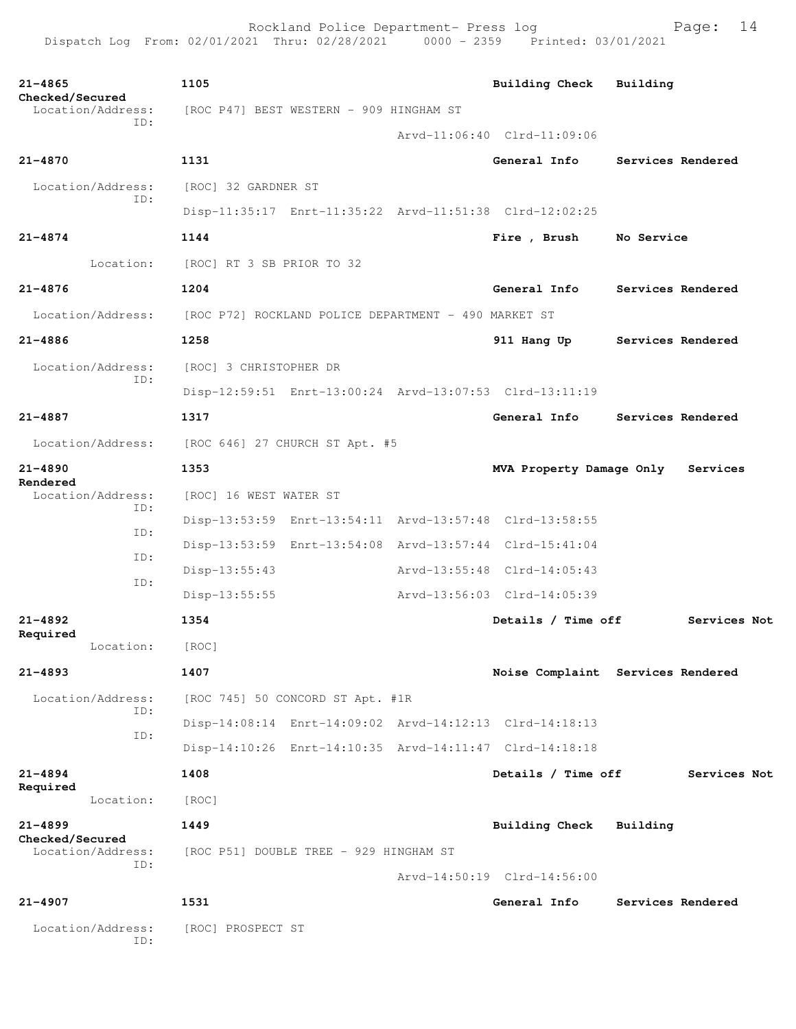Rockland Police Department- Press log
Dispatch Log From: 02/01/2021 Thru: 02/28/2021 0000 - 2359 Printed: 03/01/2021

**21-4865** 1105 **Building Check** **Building Checked/Secured**
Location/Address: [ROC P47] BEST WESTERN - 909 HINGHAM ST
ID:
Arvd-11:06:40 Clrd-11:09:06

**21-4870** 1131 **General Info** **Services Rendered**
Location/Address: [ROC] 32 GARDNER ST
ID:
Disp-11:35:17 Enrt-11:35:22 Arvd-11:51:38 Clrd-12:02:25

**21-4874** 1144 **Fire , Brush** **No Service**
Location: [ROC] RT 3 SB PRIOR TO 32

**21-4876** 1204 **General Info** **Services Rendered**
Location/Address: [ROC P72] ROCKLAND POLICE DEPARTMENT - 490 MARKET ST

**21-4886** 1258 **911 Hang Up** **Services Rendered**
Location/Address: [ROC] 3 CHRISTOPHER DR
ID:
Disp-12:59:51 Enrt-13:00:24 Arvd-13:07:53 Clrd-13:11:19

**21-4887** 1317 **General Info** **Services Rendered**
Location/Address: [ROC 646] 27 CHURCH ST Apt. #5

**21-4890** 1353 **MVA Property Damage Only** **Services Rendered**
Location/Address: [ROC] 16 WEST WATER ST
ID:
Disp-13:53:59 Enrt-13:54:11 Arvd-13:57:48 Clrd-13:58:55
ID:
Disp-13:53:59 Enrt-13:54:08 Arvd-13:57:44 Clrd-15:41:04
ID:
Disp-13:55:43 Arvd-13:55:48 Clrd-14:05:43
ID:
Disp-13:55:55 Arvd-13:56:03 Clrd-14:05:39

**21-4892** 1354 **Details / Time off** **Services Not Required**
Location: [ROC]

**21-4893** 1407 **Noise Complaint** **Services Rendered**
Location/Address: [ROC 745] 50 CONCORD ST Apt. #1R
ID:
Disp-14:08:14 Enrt-14:09:02 Arvd-14:12:13 Clrd-14:18:13
ID:
Disp-14:10:26 Enrt-14:10:35 Arvd-14:11:47 Clrd-14:18:18

**21-4894** 1408 **Details / Time off** **Services Not Required**
Location: [ROC]

**21-4899** 1449 **Building Check** **Building Checked/Secured**
Location/Address: [ROC P51] DOUBLE TREE - 929 HINGHAM ST
ID:
Arvd-14:50:19 Clrd-14:56:00

**21-4907** 1531 **General Info** **Services Rendered**
Location/Address: [ROC] PROSPECT ST
ID: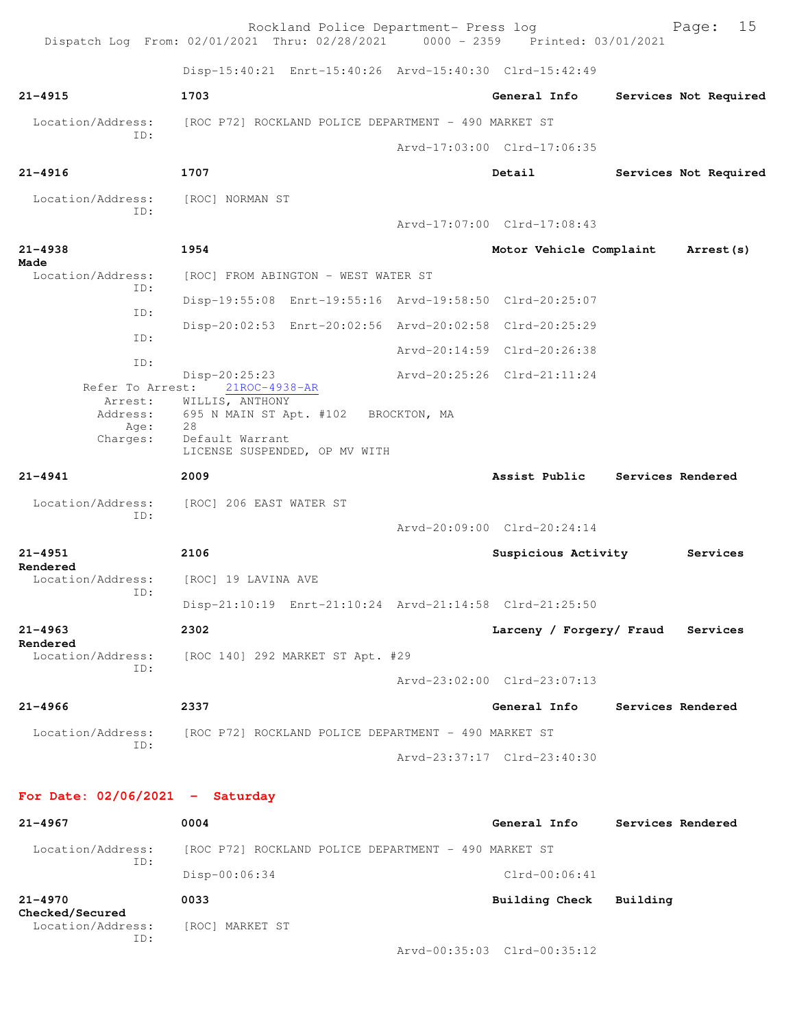Disp-15:40:21 Enrt-15:40:26 Arvd-15:40:30 Clrd-15:42:49

**21-4915** 1703 **General Info** **Services Not Required**

Location/Address: [ROC P72] ROCKLAND POLICE DEPARTMENT - 490 MARKET ST
ID:
Arvd-17:03:00 Clrd-17:06:35

**21-4916** 1707 **Detail** **Services Not Required**

Location/Address: [ROC] NORMAN ST
ID:
Arvd-17:07:00 Clrd-17:08:43

**21-4938** 1954 **Motor Vehicle Complaint** **Arrest(s) Made**

Location/Address: [ROC] FROM ABINGTON - WEST WATER ST
ID:
Disp-19:55:08 Enrt-19:55:16 Arvd-19:58:50 Clrd-20:25:07
ID:
Disp-20:02:53 Enrt-20:02:56 Arvd-20:02:58 Clrd-20:25:29
ID:
Arvd-20:14:59 Clrd-20:26:38
ID:
Disp-20:25:23 Arvd-20:25:26 Clrd-21:11:24

Refer To Arrest: 21ROC-4938-AR
Arrest: WILLIS, ANTHONY
Address: 695 N MAIN ST Apt. #102 BROCKTON, MA
Age: 28
Charges: Default Warrant
LICENSE SUSPENDED, OP MV WITH

**21-4941** 2009 **Assist Public** **Services Rendered**

Location/Address: [ROC] 206 EAST WATER ST
ID:
Arvd-20:09:00 Clrd-20:24:14

**21-4951** 2106 **Suspicious Activity** **Services Rendered**

Location/Address: [ROC] 19 LAVINA AVE
ID:
Disp-21:10:19 Enrt-21:10:24 Arvd-21:14:58 Clrd-21:25:50

**21-4963** 2302 **Larceny / Forgery/ Fraud** **Services Rendered**

Location/Address: [ROC 140] 292 MARKET ST Apt. #29
ID:
Arvd-23:02:00 Clrd-23:07:13

**21-4966** 2337 **General Info** **Services Rendered**

Location/Address: [ROC P72] ROCKLAND POLICE DEPARTMENT - 490 MARKET ST
ID:
Arvd-23:37:17 Clrd-23:40:30

## For Date: 02/06/2021 - Saturday

**21-4967** 0004 **General Info** **Services Rendered**

Location/Address: [ROC P72] ROCKLAND POLICE DEPARTMENT - 490 MARKET ST
ID:
Disp-00:06:34 Clrd-00:06:41

**21-4970** 0033 **Building Check** **Building Checked/Secured**

Location/Address: [ROC] MARKET ST
ID:
Arvd-00:35:03 Clrd-00:35:12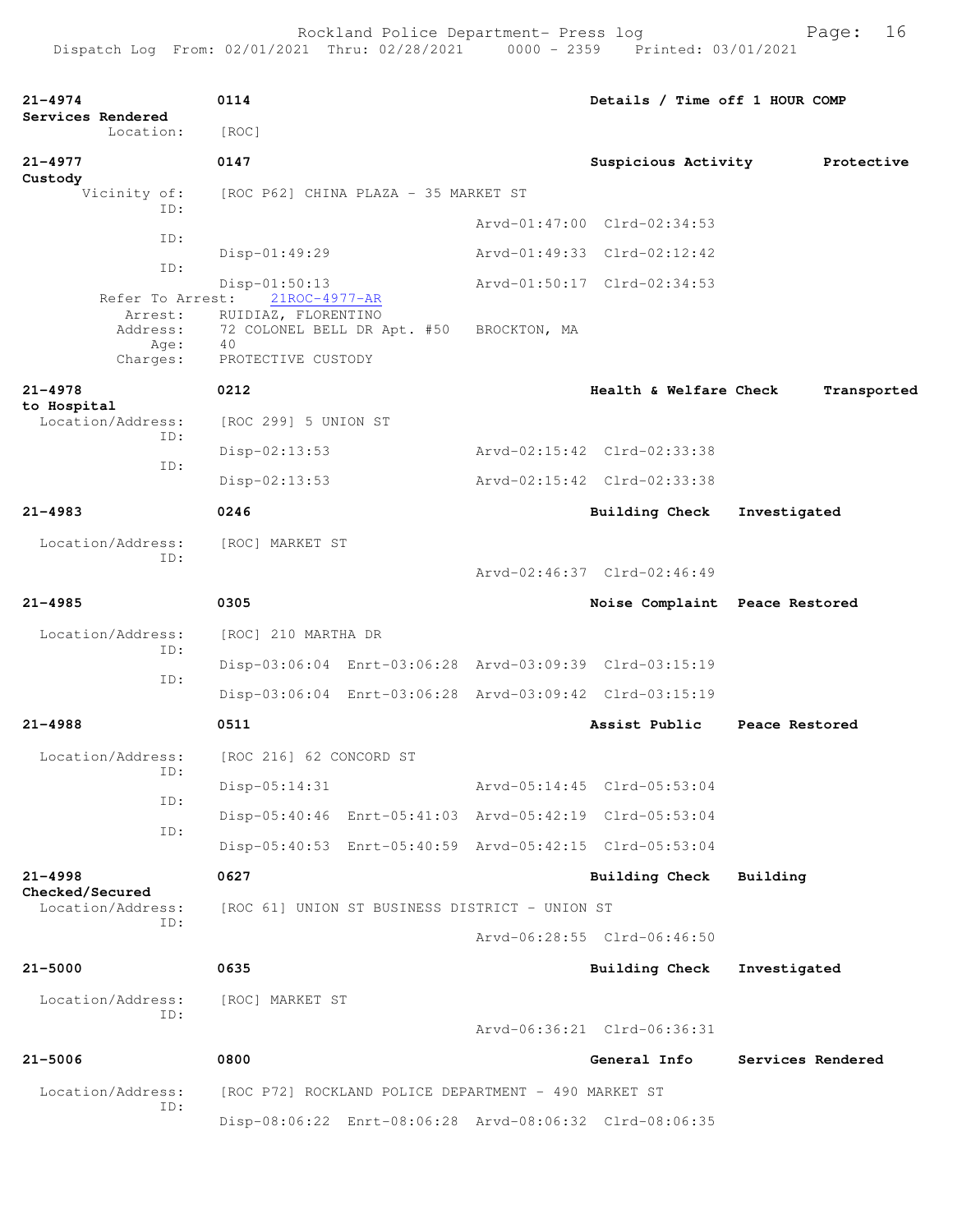Rockland Police Department- Press log
Dispatch Log From: 02/01/2021 Thru: 02/28/2021 0000 - 2359 Printed: 03/01/2021

**21-4974** **0114** **Details / Time off 1 HOUR COMP** **Services Rendered**
Location: [ROC]

**21-4977** **0147** **Suspicious Activity** **Protective Custody**
Vicinity of: [ROC P62] CHINA PLAZA - 35 MARKET ST
ID: Arvd-01:47:00 Clrd-02:34:53
ID: Disp-01:49:29 Arvd-01:49:33 Clrd-02:12:42
ID: Disp-01:50:13 Arvd-01:50:17 Clrd-02:34:53
Refer To Arrest: 21ROC-4977-AR
Arrest: RUIDIAZ, FLORENTINO
Address: 72 COLONEL BELL DR Apt. #50 BROCKTON, MA
Age: 40
Charges: PROTECTIVE CUSTODY

**21-4978** **0212** **Health & Welfare Check** **Transported to Hospital**
Location/Address: [ROC 299] 5 UNION ST
ID: Disp-02:13:53 Arvd-02:15:42 Clrd-02:33:38
ID: Disp-02:13:53 Arvd-02:15:42 Clrd-02:33:38

**21-4983** **0246** **Building Check** **Investigated**
Location/Address: [ROC] MARKET ST
ID: Arvd-02:46:37 Clrd-02:46:49

**21-4985** **0305** **Noise Complaint** **Peace Restored**
Location/Address: [ROC] 210 MARTHA DR
ID: Disp-03:06:04 Enrt-03:06:28 Arvd-03:09:39 Clrd-03:15:19
ID: Disp-03:06:04 Enrt-03:06:28 Arvd-03:09:42 Clrd-03:15:19

**21-4988** **0511** **Assist Public** **Peace Restored**
Location/Address: [ROC 216] 62 CONCORD ST
ID: Disp-05:14:31 Arvd-05:14:45 Clrd-05:53:04
ID: Disp-05:40:46 Enrt-05:41:03 Arvd-05:42:19 Clrd-05:53:04
ID: Disp-05:40:53 Enrt-05:40:59 Arvd-05:42:15 Clrd-05:53:04

**21-4998** **0627** **Building Check** **Building Checked/Secured**
Location/Address: [ROC 61] UNION ST BUSINESS DISTRICT - UNION ST
ID: Arvd-06:28:55 Clrd-06:46:50

**21-5000** **0635** **Building Check** **Investigated**
Location/Address: [ROC] MARKET ST
ID: Arvd-06:36:21 Clrd-06:36:31

**21-5006** **0800** **General Info** **Services Rendered**
Location/Address: [ROC P72] ROCKLAND POLICE DEPARTMENT - 490 MARKET ST
ID: Disp-08:06:22 Enrt-08:06:28 Arvd-08:06:32 Clrd-08:06:35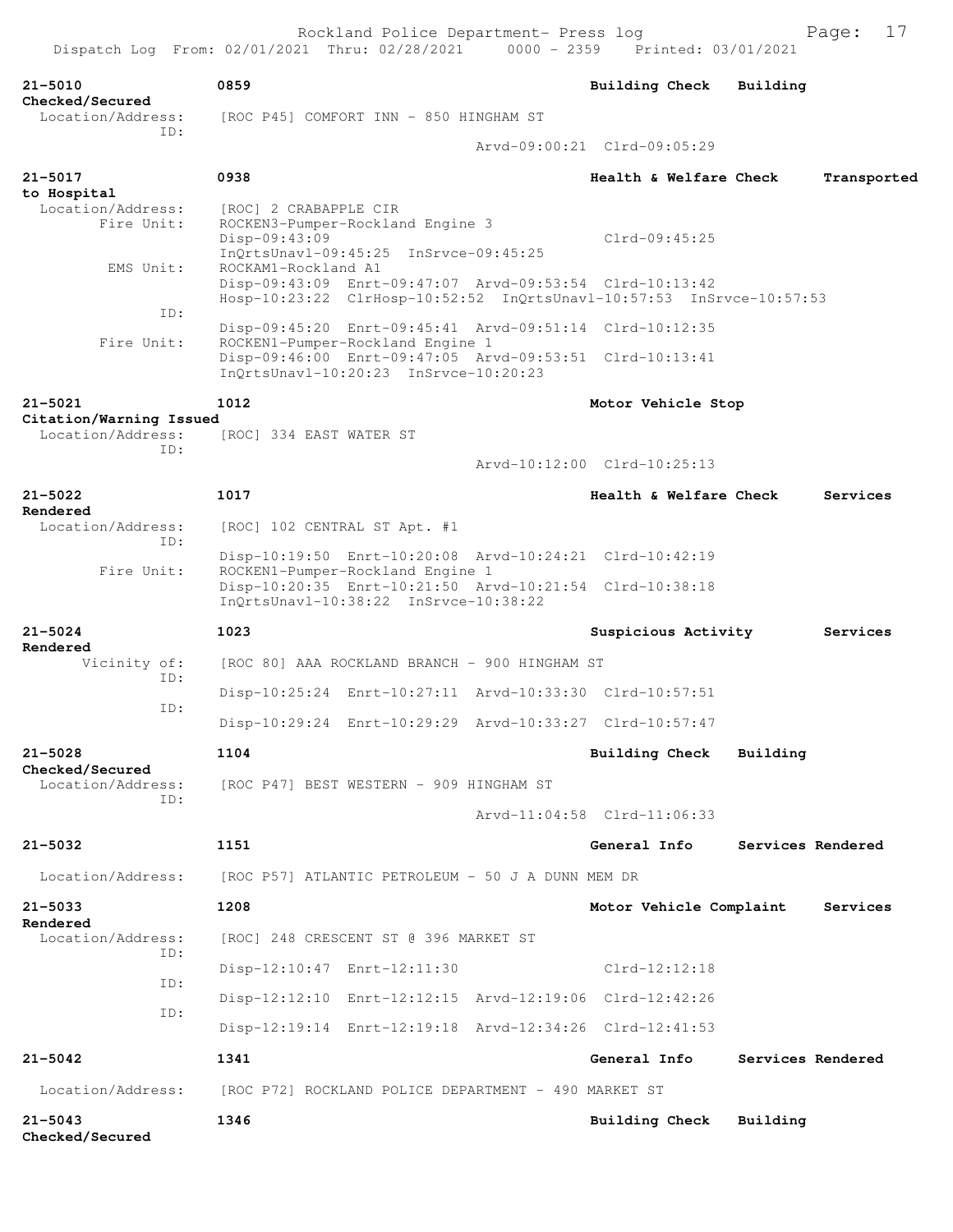21-5010 0859 Building Check Building Checked/Secured
Location/Address: [ROC P45] COMFORT INN - 850 HINGHAM ST
ID:
Arvd-09:00:21 Clrd-09:05:29

21-5017 0938 Health & Welfare Check Transported to Hospital
Location/Address: [ROC] 2 CRABAPPLE CIR
Fire Unit: ROCKEN3-Pumper-Rockland Engine 3
Disp-09:43:09 Clrd-09:45:25
InQrtsUnavl-09:45:25 InSrvce-09:45:25
EMS Unit: ROCKAM1-Rockland A1
Disp-09:43:09 Enrt-09:47:07 Arvd-09:53:54 Clrd-10:13:42
Hosp-10:23:22 ClrHosp-10:52:52 InQrtsUnavl-10:57:53 InSrvce-10:57:53
ID:
Disp-09:45:20 Enrt-09:45:41 Arvd-09:51:14 Clrd-10:12:35
Fire Unit: ROCKEN1-Pumper-Rockland Engine 1
Disp-09:46:00 Enrt-09:47:05 Arvd-09:53:51 Clrd-10:13:41
InQrtsUnavl-10:20:23 InSrvce-10:20:23

21-5021 1012 Motor Vehicle Stop Citation/Warning Issued
Location/Address: [ROC] 334 EAST WATER ST
ID:
Arvd-10:12:00 Clrd-10:25:13

21-5022 1017 Health & Welfare Check Services Rendered
Location/Address: [ROC] 102 CENTRAL ST Apt. #1
ID:
Disp-10:19:50 Enrt-10:20:08 Arvd-10:24:21 Clrd-10:42:19
Fire Unit: ROCKEN1-Pumper-Rockland Engine 1
Disp-10:20:35 Enrt-10:21:50 Arvd-10:21:54 Clrd-10:38:18
InQrtsUnavl-10:38:22 InSrvce-10:38:22

21-5024 1023 Suspicious Activity Services Rendered
Vicinity of: [ROC 80] AAA ROCKLAND BRANCH - 900 HINGHAM ST
ID:
Disp-10:25:24 Enrt-10:27:11 Arvd-10:33:30 Clrd-10:57:51
ID:
Disp-10:29:24 Enrt-10:29:29 Arvd-10:33:27 Clrd-10:57:47

21-5028 1104 Building Check Building Checked/Secured
Location/Address: [ROC P47] BEST WESTERN - 909 HINGHAM ST
ID:
Arvd-11:04:58 Clrd-11:06:33

21-5032 1151 General Info Services Rendered
Location/Address: [ROC P57] ATLANTIC PETROLEUM - 50 J A DUNN MEM DR

21-5033 1208 Motor Vehicle Complaint Services Rendered
Location/Address: [ROC] 248 CRESCENT ST @ 396 MARKET ST
ID:
Disp-12:10:47 Enrt-12:11:30 Clrd-12:12:18
ID:
Disp-12:12:10 Enrt-12:12:15 Arvd-12:19:06 Clrd-12:42:26
ID:
Disp-12:19:14 Enrt-12:19:18 Arvd-12:34:26 Clrd-12:41:53

21-5042 1341 General Info Services Rendered
Location/Address: [ROC P72] ROCKLAND POLICE DEPARTMENT - 490 MARKET ST

21-5043 1346 Building Check Building Checked/Secured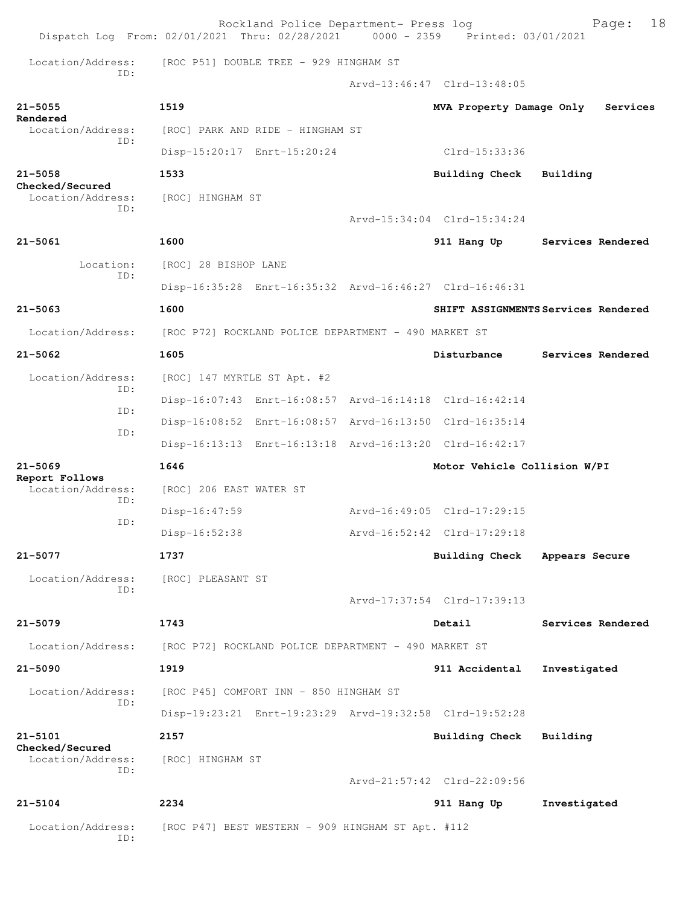Location/Address: [ROC P51] DOUBLE TREE - 929 HINGHAM ST
ID:
Arvd-13:46:47 Clrd-13:48:05

**21-5055** **1519** **MVA Property Damage Only** **Services Rendered**
Location/Address: [ROC] PARK AND RIDE - HINGHAM ST
ID:
Disp-15:20:17 Enrt-15:20:24 Clrd-15:33:36

**21-5058** **1533** **Building Check** **Building Checked/Secured**
Location/Address: [ROC] HINGHAM ST
ID:
Arvd-15:34:04 Clrd-15:34:24

**21-5061** **1600** **911 Hang Up** **Services Rendered**
Location: [ROC] 28 BISHOP LANE
ID:
Disp-16:35:28 Enrt-16:35:32 Arvd-16:46:27 Clrd-16:46:31

**21-5063** **1600** **SHIFT ASSIGNMENTS** **Services Rendered**
Location/Address: [ROC P72] ROCKLAND POLICE DEPARTMENT - 490 MARKET ST

**21-5062** **1605** **Disturbance** **Services Rendered**
Location/Address: [ROC] 147 MYRTLE ST Apt. #2
ID:
Disp-16:07:43 Enrt-16:08:57 Arvd-16:14:18 Clrd-16:42:14
ID:
Disp-16:08:52 Enrt-16:08:57 Arvd-16:13:50 Clrd-16:35:14
ID:
Disp-16:13:13 Enrt-16:13:18 Arvd-16:13:20 Clrd-16:42:17

**21-5069** **1646** **Motor Vehicle Collision W/PI** **Report Follows**
Location/Address: [ROC] 206 EAST WATER ST
ID:
Disp-16:47:59 Arvd-16:49:05 Clrd-17:29:15
ID:
Disp-16:52:38 Arvd-16:52:42 Clrd-17:29:18

**21-5077** **1737** **Building Check** **Appears Secure**
Location/Address: [ROC] PLEASANT ST
ID:
Arvd-17:37:54 Clrd-17:39:13

**21-5079** **1743** **Detail** **Services Rendered**
Location/Address: [ROC P72] ROCKLAND POLICE DEPARTMENT - 490 MARKET ST

**21-5090** **1919** **911 Accidental** **Investigated**
Location/Address: [ROC P45] COMFORT INN - 850 HINGHAM ST
ID:
Disp-19:23:21 Enrt-19:23:29 Arvd-19:32:58 Clrd-19:52:28

**21-5101** **2157** **Building Check** **Building Checked/Secured**
Location/Address: [ROC] HINGHAM ST
ID:
Arvd-21:57:42 Clrd-22:09:56

**21-5104** **2234** **911 Hang Up** **Investigated**
Location/Address: [ROC P47] BEST WESTERN - 909 HINGHAM ST Apt. #112
ID: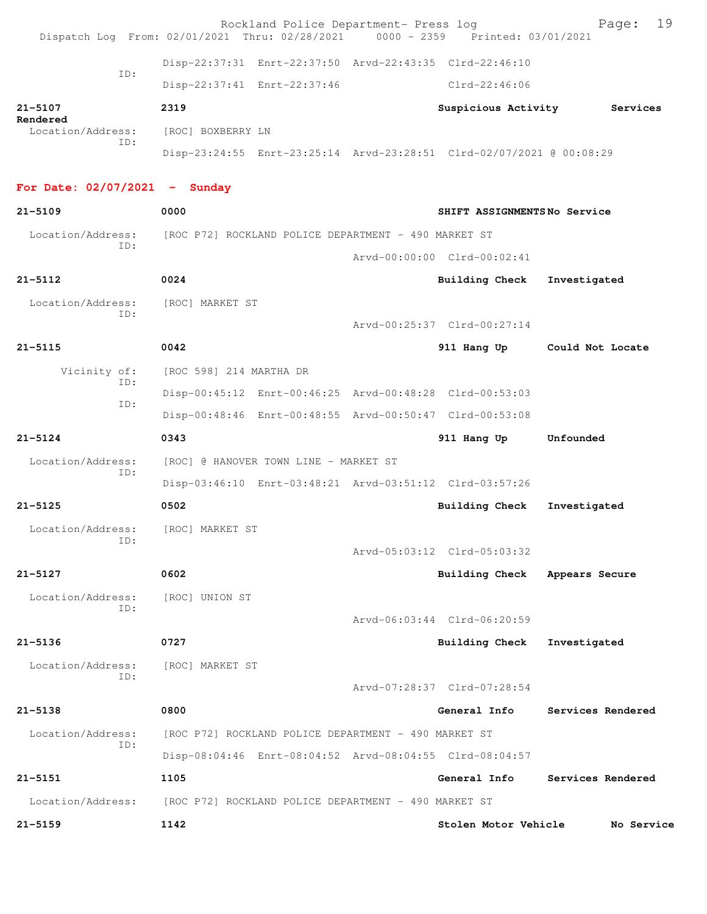Disp-22:37:31 Enrt-22:37:50 Arvd-22:43:35 Clrd-22:46:10
ID:
Disp-22:37:41 Enrt-22:37:46 Clrd-22:46:06

**21-5107** **2319** **Suspicious Activity** **Services Rendered**
Location/Address: [ROC] BOXBERRY LN
ID:
Disp-23:24:55 Enrt-23:25:14 Arvd-23:28:51 Clrd-02/07/2021 @ 00:08:29

**For Date: 02/07/2021 - Sunday**

**21-5109** **0000** **SHIFT ASSIGNMENTS** **No Service**
Location/Address: [ROC P72] ROCKLAND POLICE DEPARTMENT - 490 MARKET ST
ID:
Arvd-00:00:00 Clrd-00:02:41

**21-5112** **0024** **Building Check** **Investigated**
Location/Address: [ROC] MARKET ST
ID:
Arvd-00:25:37 Clrd-00:27:14

**21-5115** **0042** **911 Hang Up** **Could Not Locate**
Vicinity of: [ROC 598] 214 MARTHA DR
ID:
Disp-00:45:12 Enrt-00:46:25 Arvd-00:48:28 Clrd-00:53:03
ID:
Disp-00:48:46 Enrt-00:48:55 Arvd-00:50:47 Clrd-00:53:08

**21-5124** **0343** **911 Hang Up** **Unfounded**
Location/Address: [ROC] @ HANOVER TOWN LINE - MARKET ST
ID:
Disp-03:46:10 Enrt-03:48:21 Arvd-03:51:12 Clrd-03:57:26

**21-5125** **0502** **Building Check** **Investigated**
Location/Address: [ROC] MARKET ST
ID:
Arvd-05:03:12 Clrd-05:03:32

**21-5127** **0602** **Building Check** **Appears Secure**
Location/Address: [ROC] UNION ST
ID:
Arvd-06:03:44 Clrd-06:20:59

**21-5136** **0727** **Building Check** **Investigated**
Location/Address: [ROC] MARKET ST
ID:
Arvd-07:28:37 Clrd-07:28:54

**21-5138** **0800** **General Info** **Services Rendered**
Location/Address: [ROC P72] ROCKLAND POLICE DEPARTMENT - 490 MARKET ST
ID:
Disp-08:04:46 Enrt-08:04:52 Arvd-08:04:55 Clrd-08:04:57

**21-5151** **1105** **General Info** **Services Rendered**
Location/Address: [ROC P72] ROCKLAND POLICE DEPARTMENT - 490 MARKET ST

**21-5159** **1142** **Stolen Motor Vehicle** **No Service**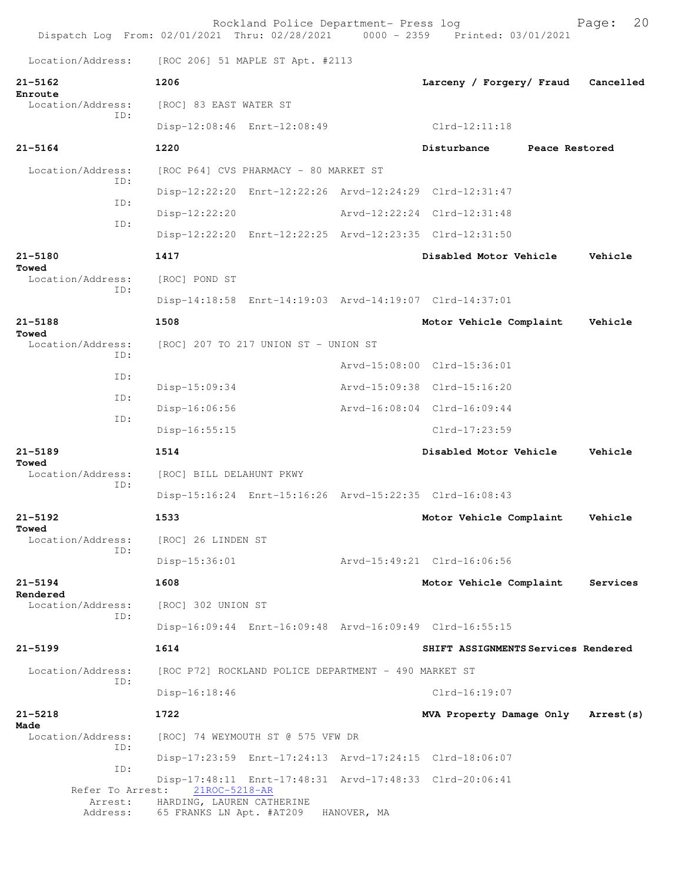Location/Address: [ROC 206] 51 MAPLE ST Apt. #2113

**21-5162** 1206 Larceny / Forgery/ Fraud Cancelled Enroute
Location/Address: [ROC] 83 EAST WATER ST
ID: Disp-12:08:46 Enrt-12:08:49 Clrd-12:11:18

**21-5164** 1220 Disturbance Peace Restored
Location/Address: [ROC P64] CVS PHARMACY - 80 MARKET ST
ID: Disp-12:22:20 Enrt-12:22:26 Arvd-12:24:29 Clrd-12:31:47
ID: Disp-12:22:20 Arvd-12:22:24 Clrd-12:31:48
ID: Disp-12:22:20 Enrt-12:22:25 Arvd-12:23:35 Clrd-12:31:50

**21-5180** 1417 Disabled Motor Vehicle Vehicle Towed
Location/Address: [ROC] POND ST
ID: Disp-14:18:58 Enrt-14:19:03 Arvd-14:19:07 Clrd-14:37:01

**21-5188** 1508 Motor Vehicle Complaint Vehicle Towed
Location/Address: [ROC] 207 TO 217 UNION ST - UNION ST
ID: Arvd-15:08:00 Clrd-15:36:01
ID: Disp-15:09:34 Arvd-15:09:38 Clrd-15:16:20
ID: Disp-16:06:56 Arvd-16:08:04 Clrd-16:09:44
ID: Disp-16:55:15 Clrd-17:23:59

**21-5189** 1514 Disabled Motor Vehicle Vehicle Towed
Location/Address: [ROC] BILL DELAHUNT PKWY
ID: Disp-15:16:24 Enrt-15:16:26 Arvd-15:22:35 Clrd-16:08:43

**21-5192** 1533 Motor Vehicle Complaint Vehicle Towed
Location/Address: [ROC] 26 LINDEN ST
ID: Disp-15:36:01 Arvd-15:49:21 Clrd-16:06:56

**21-5194** 1608 Motor Vehicle Complaint Services Rendered
Location/Address: [ROC] 302 UNION ST
ID: Disp-16:09:44 Enrt-16:09:48 Arvd-16:09:49 Clrd-16:55:15

**21-5199** 1614 SHIFT ASSIGNMENTS Services Rendered
Location/Address: [ROC P72] ROCKLAND POLICE DEPARTMENT - 490 MARKET ST
ID: Disp-16:18:46 Clrd-16:19:07

**21-5218** 1722 MVA Property Damage Only Arrest(s) Made
Location/Address: [ROC] 74 WEYMOUTH ST @ 575 VFW DR
ID: Disp-17:23:59 Enrt-17:24:13 Arvd-17:24:15 Clrd-18:06:07
ID: Disp-17:48:11 Enrt-17:48:31 Arvd-17:48:33 Clrd-20:06:41
Refer To Arrest: 21ROC-5218-AR
Arrest: HARDING, LAUREN CATHERINE
Address: 65 FRANKS LN Apt. #AT209 HANOVER, MA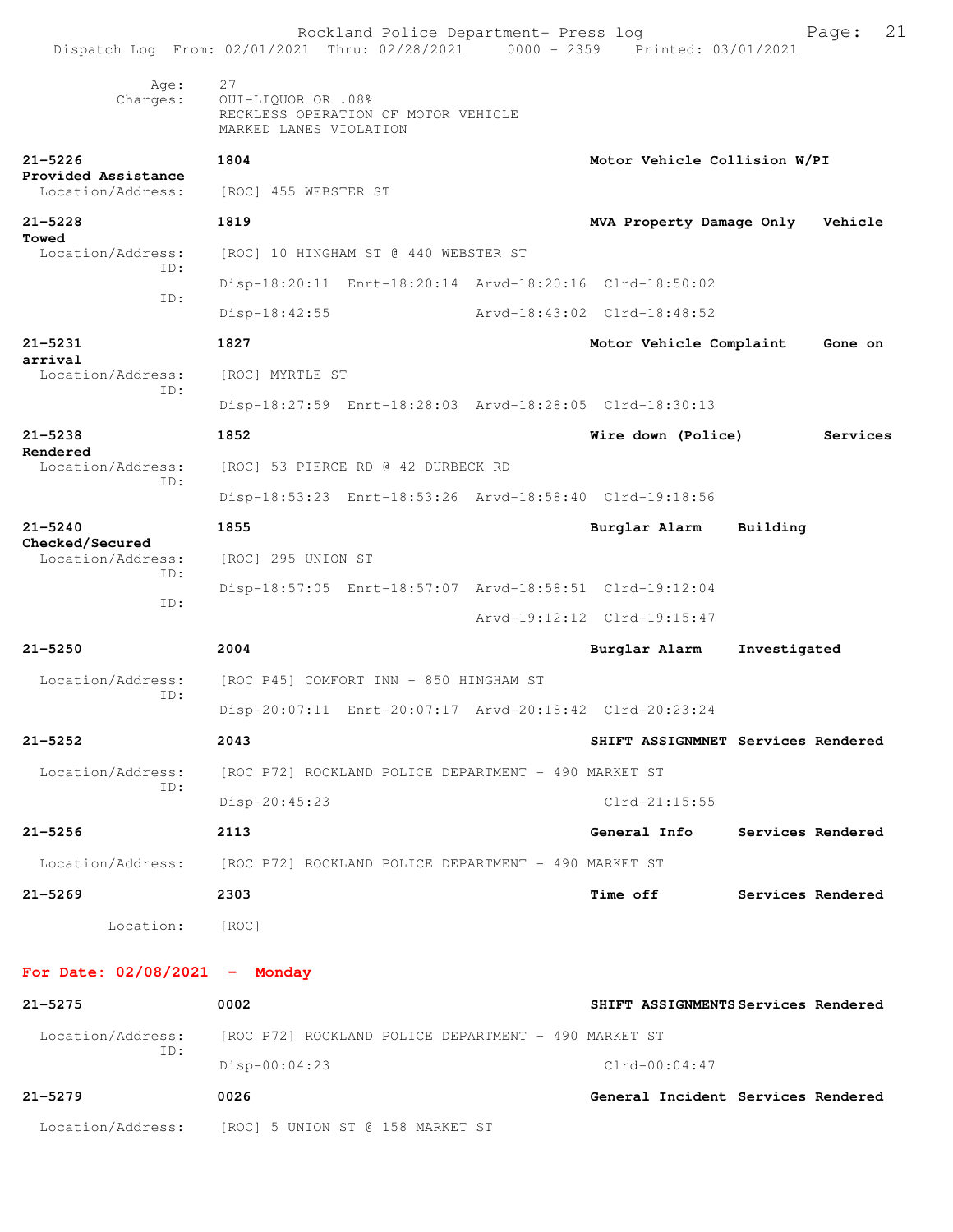```
      Age:    27
  Charges:    OUI-LIQUOR OR .08%
              RECKLESS OPERATION OF MOTOR VEHICLE
              MARKED LANES VIOLATION

21-5226         1804                                Motor Vehicle Collision W/PI
Provided Assistance
  Location/Address:   [ROC] 455 WEBSTER ST

21-5228         1819                                MVA Property Damage Only   Vehicle
Towed
  Location/Address:   [ROC] 10 HINGHAM ST @ 440 WEBSTER ST
        ID:
                Disp-18:20:11  Enrt-18:20:14  Arvd-18:20:16  Clrd-18:50:02
        ID:
                Disp-18:42:55                 Arvd-18:43:02  Clrd-18:48:52

21-5231         1827                                Motor Vehicle Complaint    Gone on
arrival
  Location/Address:   [ROC] MYRTLE ST
        ID:
                Disp-18:27:59  Enrt-18:28:03  Arvd-18:28:05  Clrd-18:30:13

21-5238         1852                                Wire down (Police)         Services
Rendered
  Location/Address:   [ROC] 53 PIERCE RD @ 42 DURBECK RD
        ID:
                Disp-18:53:23  Enrt-18:53:26  Arvd-18:58:40  Clrd-19:18:56

21-5240         1855                                Burglar Alarm    Building
Checked/Secured
  Location/Address:   [ROC] 295 UNION ST
        ID:
                Disp-18:57:05  Enrt-18:57:07  Arvd-18:58:51  Clrd-19:12:04
        ID:
                                              Arvd-19:12:12  Clrd-19:15:47

21-5250         2004                                Burglar Alarm    Investigated

  Location/Address:   [ROC P45] COMFORT INN - 850 HINGHAM ST
        ID:
                Disp-20:07:11  Enrt-20:07:17  Arvd-20:18:42  Clrd-20:23:24

21-5252         2043                                SHIFT ASSIGNMNET Services Rendered

  Location/Address:   [ROC P72] ROCKLAND POLICE DEPARTMENT - 490 MARKET ST
        ID:
                Disp-20:45:23                                Clrd-21:15:55

21-5256         2113                                General Info     Services Rendered

  Location/Address:   [ROC P72] ROCKLAND POLICE DEPARTMENT - 490 MARKET ST

21-5269         2303                                Time off         Services Rendered

         Location:    [ROC]
```

**For Date: 02/08/2021 - Monday**

```
21-5275         0002                                SHIFT ASSIGNMENTS Services Rendered

  Location/Address:   [ROC P72] ROCKLAND POLICE DEPARTMENT - 490 MARKET ST
        ID:
                Disp-00:04:23                                Clrd-00:04:47

21-5279         0026                                General Incident Services Rendered

  Location/Address:   [ROC] 5 UNION ST @ 158 MARKET ST
```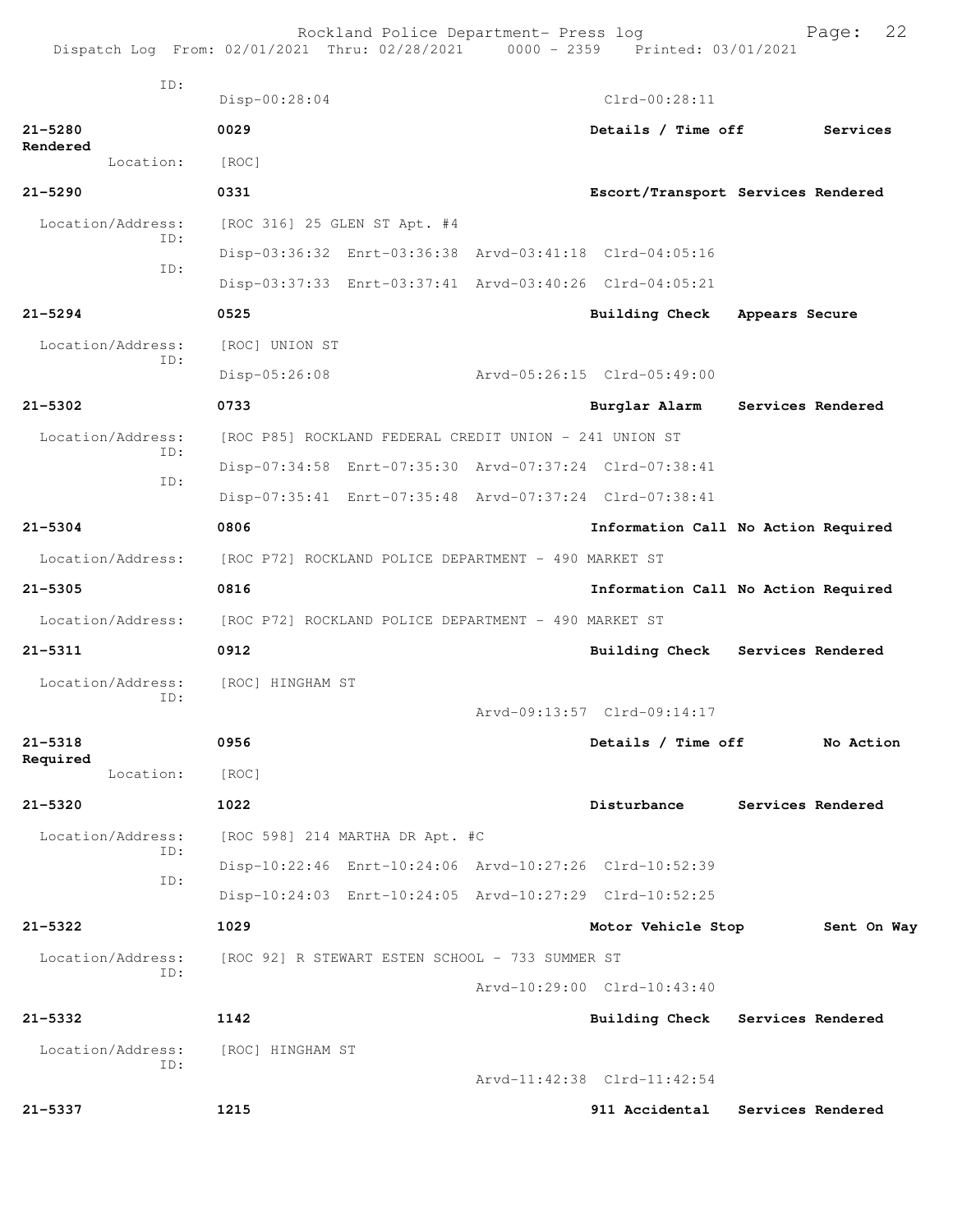ID:
Disp-00:28:04 Clrd-00:28:11

**21-5280** **0029** **Details / Time off** **Services Rendered**
Location: [ROC]

**21-5290** **0331** **Escort/Transport Services Rendered**
Location/Address: [ROC 316] 25 GLEN ST Apt. #4
ID:
Disp-03:36:32 Enrt-03:36:38 Arvd-03:41:18 Clrd-04:05:16
ID:
Disp-03:37:33 Enrt-03:37:41 Arvd-03:40:26 Clrd-04:05:21

**21-5294** **0525** **Building Check** **Appears Secure**
Location/Address: [ROC] UNION ST
ID:
Disp-05:26:08 Arvd-05:26:15 Clrd-05:49:00

**21-5302** **0733** **Burglar Alarm** **Services Rendered**
Location/Address: [ROC P85] ROCKLAND FEDERAL CREDIT UNION - 241 UNION ST
ID:
Disp-07:34:58 Enrt-07:35:30 Arvd-07:37:24 Clrd-07:38:41
ID:
Disp-07:35:41 Enrt-07:35:48 Arvd-07:37:24 Clrd-07:38:41

**21-5304** **0806** **Information Call No Action Required**
Location/Address: [ROC P72] ROCKLAND POLICE DEPARTMENT - 490 MARKET ST

**21-5305** **0816** **Information Call No Action Required**
Location/Address: [ROC P72] ROCKLAND POLICE DEPARTMENT - 490 MARKET ST

**21-5311** **0912** **Building Check** **Services Rendered**
Location/Address: [ROC] HINGHAM ST
ID:
Arvd-09:13:57 Clrd-09:14:17

**21-5318** **0956** **Details / Time off** **No Action Required**
Location: [ROC]

**21-5320** **1022** **Disturbance** **Services Rendered**
Location/Address: [ROC 598] 214 MARTHA DR Apt. #C
ID:
Disp-10:22:46 Enrt-10:24:06 Arvd-10:27:26 Clrd-10:52:39
ID:
Disp-10:24:03 Enrt-10:24:05 Arvd-10:27:29 Clrd-10:52:25

**21-5322** **1029** **Motor Vehicle Stop** **Sent On Way**
Location/Address: [ROC 92] R STEWART ESTEN SCHOOL - 733 SUMMER ST
ID:
Arvd-10:29:00 Clrd-10:43:40

**21-5332** **1142** **Building Check** **Services Rendered**
Location/Address: [ROC] HINGHAM ST
ID:
Arvd-11:42:38 Clrd-11:42:54

**21-5337** **1215** **911 Accidental** **Services Rendered**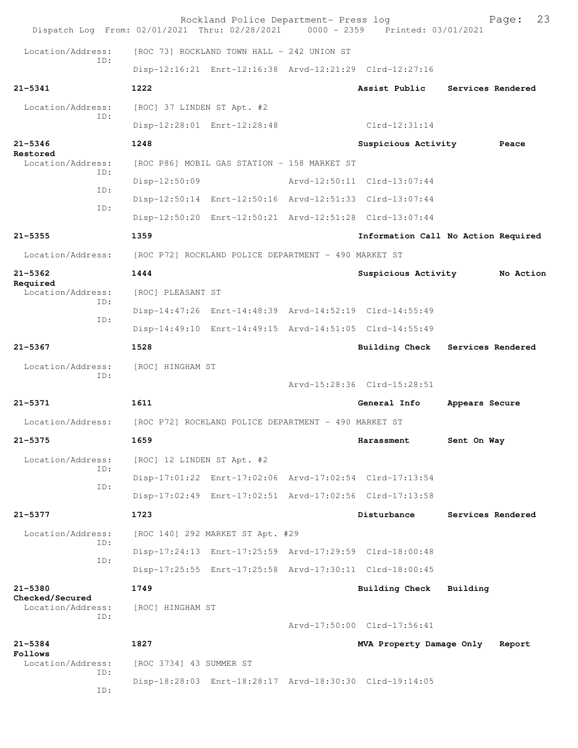Location/Address: [ROC 73] ROCKLAND TOWN HALL - 242 UNION ST
ID:
Disp-12:16:21 Enrt-12:16:38 Arvd-12:21:29 Clrd-12:27:16

**21-5341** 1222 **Assist Public** **Services Rendered**

Location/Address: [ROC] 37 LINDEN ST Apt. #2
ID:
Disp-12:28:01 Enrt-12:28:48 Clrd-12:31:14

**21-5346** 1248 **Suspicious Activity** **Peace Restored**

Location/Address: [ROC P86] MOBIL GAS STATION - 158 MARKET ST
ID:
Disp-12:50:09 Arvd-12:50:11 Clrd-13:07:44
ID:
Disp-12:50:14 Enrt-12:50:16 Arvd-12:51:33 Clrd-13:07:44
ID:
Disp-12:50:20 Enrt-12:50:21 Arvd-12:51:28 Clrd-13:07:44

**21-5355** 1359 **Information Call No Action Required**

Location/Address: [ROC P72] ROCKLAND POLICE DEPARTMENT - 490 MARKET ST

**21-5362** 1444 **Suspicious Activity** **No Action Required**

Location/Address: [ROC] PLEASANT ST
ID:
Disp-14:47:26 Enrt-14:48:39 Arvd-14:52:19 Clrd-14:55:49
ID:
Disp-14:49:10 Enrt-14:49:15 Arvd-14:51:05 Clrd-14:55:49

**21-5367** 1528 **Building Check** **Services Rendered**

Location/Address: [ROC] HINGHAM ST
ID:
Arvd-15:28:36 Clrd-15:28:51

**21-5371** 1611 **General Info** **Appears Secure**

Location/Address: [ROC P72] ROCKLAND POLICE DEPARTMENT - 490 MARKET ST

**21-5375** 1659 **Harassment** **Sent On Way**

Location/Address: [ROC] 12 LINDEN ST Apt. #2
ID:
Disp-17:01:22 Enrt-17:02:06 Arvd-17:02:54 Clrd-17:13:54
ID:
Disp-17:02:49 Enrt-17:02:51 Arvd-17:02:56 Clrd-17:13:58

**21-5377** 1723 **Disturbance** **Services Rendered**

Location/Address: [ROC 140] 292 MARKET ST Apt. #29
ID:
Disp-17:24:13 Enrt-17:25:59 Arvd-17:29:59 Clrd-18:00:48
ID:
Disp-17:25:55 Enrt-17:25:58 Arvd-17:30:11 Clrd-18:00:45

**21-5380** 1749 **Building Check** **Building Checked/Secured**

Location/Address: [ROC] HINGHAM ST
ID:
Arvd-17:50:00 Clrd-17:56:41

**21-5384** 1827 **MVA Property Damage Only** **Report Follows**

Location/Address: [ROC 3734] 43 SUMMER ST
ID:
Disp-18:28:03 Enrt-18:28:17 Arvd-18:30:30 Clrd-19:14:05
ID: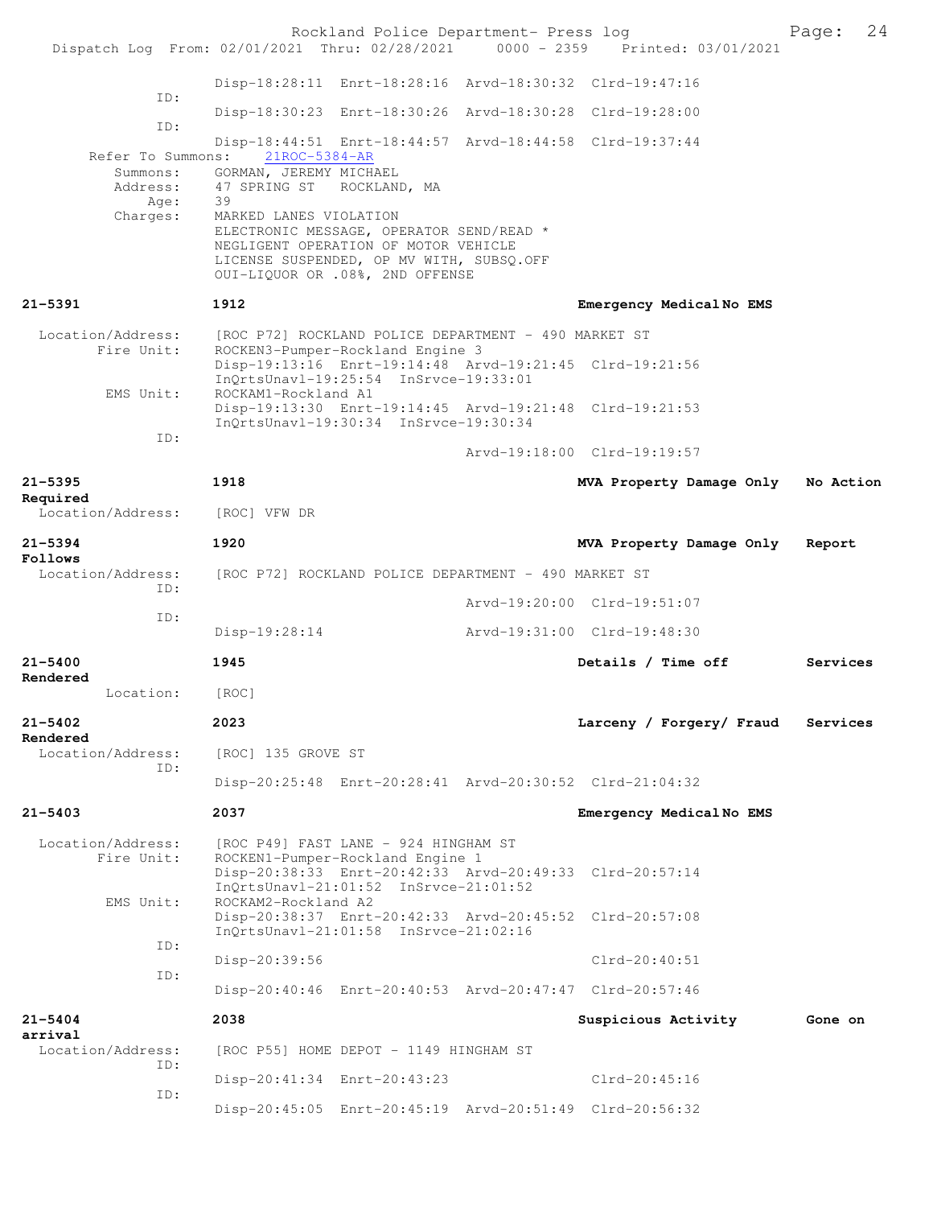```
                Disp-18:28:11  Enrt-18:28:16  Arvd-18:30:32  Clrd-19:47:16
          ID:
                Disp-18:30:23  Enrt-18:30:26  Arvd-18:30:28  Clrd-19:28:00
          ID:
                Disp-18:44:51  Enrt-18:44:57  Arvd-18:44:58  Clrd-19:37:44
   Refer To Summons:   21ROC-5384-AR
         Summons:   GORMAN, JEREMY MICHAEL
         Address:   47 SPRING ST   ROCKLAND, MA
             Age:   39
         Charges:   MARKED LANES VIOLATION
                    ELECTRONIC MESSAGE, OPERATOR SEND/READ *
                    NEGLIGENT OPERATION OF MOTOR VEHICLE
                    LICENSE SUSPENDED, OP MV WITH, SUBSQ.OFF
                    OUI-LIQUOR OR .08%, 2ND OFFENSE

21-5391         1912                                  Emergency Medical No EMS

  Location/Address:   [ROC P72] ROCKLAND POLICE DEPARTMENT - 490 MARKET ST
        Fire Unit:    ROCKEN3-Pumper-Rockland Engine 3
                      Disp-19:13:16  Enrt-19:14:48  Arvd-19:21:45  Clrd-19:21:56
                      InQrtsUnavl-19:25:54  InSrvce-19:33:01
         EMS Unit:    ROCKAM1-Rockland A1
                      Disp-19:13:30  Enrt-19:14:45  Arvd-19:21:48  Clrd-19:21:53
                      InQrtsUnavl-19:30:34  InSrvce-19:30:34
              ID:
                                                   Arvd-19:18:00  Clrd-19:19:57

21-5395         1918                                  MVA Property Damage Only   No Action
Required
  Location/Address:   [ROC] VFW DR

21-5394         1920                                  MVA Property Damage Only   Report
Follows
  Location/Address:   [ROC P72] ROCKLAND POLICE DEPARTMENT - 490 MARKET ST
              ID:
                                                   Arvd-19:20:00  Clrd-19:51:07
              ID:
                      Disp-19:28:14                Arvd-19:31:00  Clrd-19:48:30

21-5400         1945                                  Details / Time off        Services
Rendered
          Location:   [ROC]

21-5402         2023                                  Larceny / Forgery/ Fraud   Services
Rendered
  Location/Address:   [ROC] 135 GROVE ST
              ID:
                      Disp-20:25:48  Enrt-20:28:41  Arvd-20:30:52  Clrd-21:04:32

21-5403         2037                                  Emergency Medical No EMS

  Location/Address:   [ROC P49] FAST LANE - 924 HINGHAM ST
        Fire Unit:    ROCKEN1-Pumper-Rockland Engine 1
                      Disp-20:38:33  Enrt-20:42:33  Arvd-20:49:33  Clrd-20:57:14
                      InQrtsUnavl-21:01:52  InSrvce-21:01:52
         EMS Unit:    ROCKAM2-Rockland A2
                      Disp-20:38:37  Enrt-20:42:33  Arvd-20:45:52  Clrd-20:57:08
                      InQrtsUnavl-21:01:58  InSrvce-21:02:16
              ID:
                      Disp-20:39:56                               Clrd-20:40:51
              ID:
                      Disp-20:40:46  Enrt-20:40:53  Arvd-20:47:47  Clrd-20:57:46

21-5404         2038                                  Suspicious Activity        Gone on
arrival
  Location/Address:   [ROC P55] HOME DEPOT - 1149 HINGHAM ST
              ID:
                      Disp-20:41:34  Enrt-20:43:23                Clrd-20:45:16
              ID:
                      Disp-20:45:05  Enrt-20:45:19  Arvd-20:51:49  Clrd-20:56:32
```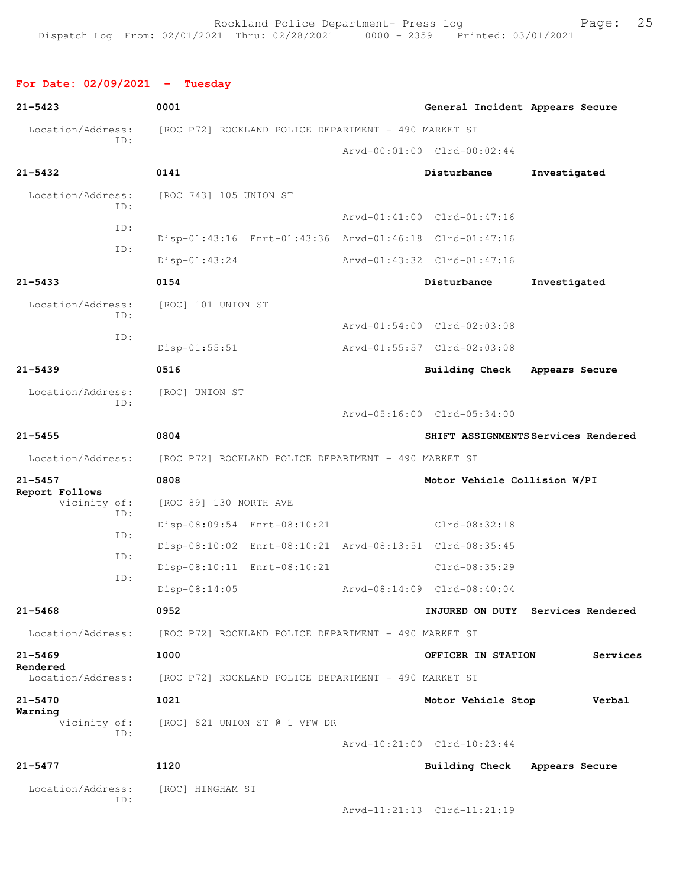Dispatch Log From: 02/01/2021 Thru: 02/28/2021 0000 - 2359 Printed: 03/01/2021

**For Date: 02/09/2021 - Tuesday**

**21-5423** **0001** **General Incident Appears Secure**
Location/Address: [ROC P72] ROCKLAND POLICE DEPARTMENT - 490 MARKET ST
ID: Arvd-00:01:00 Clrd-00:02:44

**21-5432** **0141** **Disturbance Investigated**
Location/Address: [ROC 743] 105 UNION ST
ID: Arvd-01:41:00 Clrd-01:47:16
ID: Disp-01:43:16 Enrt-01:43:36 Arvd-01:46:18 Clrd-01:47:16
ID: Disp-01:43:24 Arvd-01:43:32 Clrd-01:47:16

**21-5433** **0154** **Disturbance Investigated**
Location/Address: [ROC] 101 UNION ST
ID: Arvd-01:54:00 Clrd-02:03:08
ID: Disp-01:55:51 Arvd-01:55:57 Clrd-02:03:08

**21-5439** **0516** **Building Check Appears Secure**
Location/Address: [ROC] UNION ST
ID: Arvd-05:16:00 Clrd-05:34:00

**21-5455** **0804** **SHIFT ASSIGNMENTS Services Rendered**
Location/Address: [ROC P72] ROCKLAND POLICE DEPARTMENT - 490 MARKET ST

**21-5457** **0808** **Motor Vehicle Collision W/PI Report Follows**
Vicinity of: [ROC 89] 130 NORTH AVE
ID: Disp-08:09:54 Enrt-08:10:21 Clrd-08:32:18
ID: Disp-08:10:02 Enrt-08:10:21 Arvd-08:13:51 Clrd-08:35:45
ID: Disp-08:10:11 Enrt-08:10:21 Clrd-08:35:29
ID: Disp-08:14:05 Arvd-08:14:09 Clrd-08:40:04

**21-5468** **0952** **INJURED ON DUTY Services Rendered**
Location/Address: [ROC P72] ROCKLAND POLICE DEPARTMENT - 490 MARKET ST

**21-5469** **1000** **OFFICER IN STATION Services Rendered**
Location/Address: [ROC P72] ROCKLAND POLICE DEPARTMENT - 490 MARKET ST

**21-5470** **1021** **Motor Vehicle Stop Verbal Warning**
Vicinity of: [ROC] 821 UNION ST @ 1 VFW DR
ID: Arvd-10:21:00 Clrd-10:23:44

**21-5477** **1120** **Building Check Appears Secure**
Location/Address: [ROC] HINGHAM ST
ID: Arvd-11:21:13 Clrd-11:21:19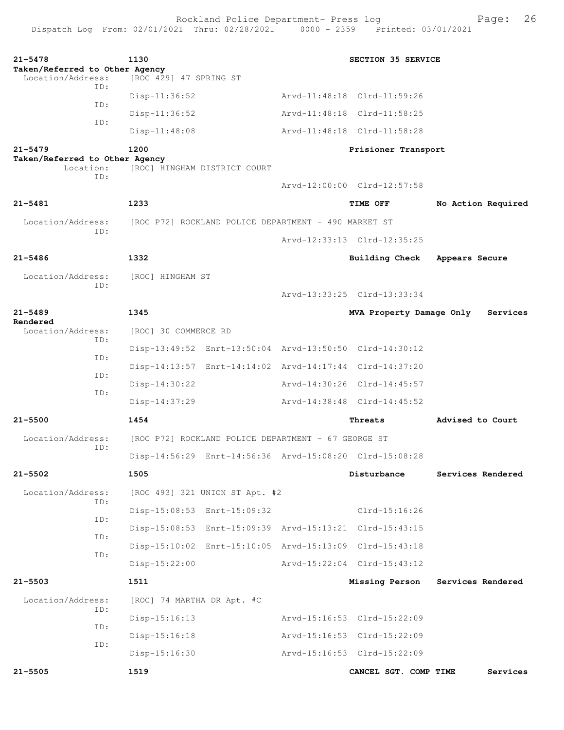| 21-5478 | 1130 | | | SECTION 35 SERVICE | |
|---|---|---|---|---|---|
| Taken/Referred to Other Agency | | | | | |
| Location/Address: | [ROC 429] 47 SPRING ST | | | | |
| ID: | Disp-11:36:52 | | Arvd-11:48:18 | Clrd-11:59:26 | |
| ID: | Disp-11:36:52 | | Arvd-11:48:18 | Clrd-11:58:25 | |
| ID: | Disp-11:48:08 | | Arvd-11:48:18 | Clrd-11:58:28 | |
| 21-5479 | 1200 | | | Prisioner Transport | |
| Taken/Referred to Other Agency | | | | | |
| Location: | [ROC] HINGHAM DISTRICT COURT | | | | |
| ID: | | | Arvd-12:00:00 | Clrd-12:57:58 | |
| 21-5481 | 1233 | | | TIME OFF | No Action Required |
| Location/Address: | [ROC P72] ROCKLAND POLICE DEPARTMENT - 490 MARKET ST | | | | |
| ID: | | | Arvd-12:33:13 | Clrd-12:35:25 | |
| 21-5486 | 1332 | | | Building Check | Appears Secure |
| Location/Address: | [ROC] HINGHAM ST | | | | |
| ID: | | | Arvd-13:33:25 | Clrd-13:33:34 | |
| 21-5489 | 1345 | | | MVA Property Damage Only | Services Rendered |
| Location/Address: | [ROC] 30 COMMERCE RD | | | | |
| ID: | Disp-13:49:52 | Enrt-13:50:04 | Arvd-13:50:50 | Clrd-14:30:12 | |
| ID: | Disp-14:13:57 | Enrt-14:14:02 | Arvd-14:17:44 | Clrd-14:37:20 | |
| ID: | Disp-14:30:22 | | Arvd-14:30:26 | Clrd-14:45:57 | |
| ID: | Disp-14:37:29 | | Arvd-14:38:48 | Clrd-14:45:52 | |
| 21-5500 | 1454 | | | Threats | Advised to Court |
| Location/Address: | [ROC P72] ROCKLAND POLICE DEPARTMENT - 67 GEORGE ST | | | | |
| ID: | Disp-14:56:29 | Enrt-14:56:36 | Arvd-15:08:20 | Clrd-15:08:28 | |
| 21-5502 | 1505 | | | Disturbance | Services Rendered |
| Location/Address: | [ROC 493] 321 UNION ST Apt. #2 | | | | |
| ID: | Disp-15:08:53 | Enrt-15:09:32 | | Clrd-15:16:26 | |
| ID: | Disp-15:08:53 | Enrt-15:09:39 | Arvd-15:13:21 | Clrd-15:43:15 | |
| ID: | Disp-15:10:02 | Enrt-15:10:05 | Arvd-15:13:09 | Clrd-15:43:18 | |
| ID: | Disp-15:22:00 | | Arvd-15:22:04 | Clrd-15:43:12 | |
| 21-5503 | 1511 | | | Missing Person | Services Rendered |
| Location/Address: | [ROC] 74 MARTHA DR Apt. #C | | | | |
| ID: | Disp-15:16:13 | | Arvd-15:16:53 | Clrd-15:22:09 | |
| ID: | Disp-15:16:18 | | Arvd-15:16:53 | Clrd-15:22:09 | |
| ID: | Disp-15:16:30 | | Arvd-15:16:53 | Clrd-15:22:09 | |
| 21-5505 | 1519 | | | CANCEL SGT. COMP TIME | Services |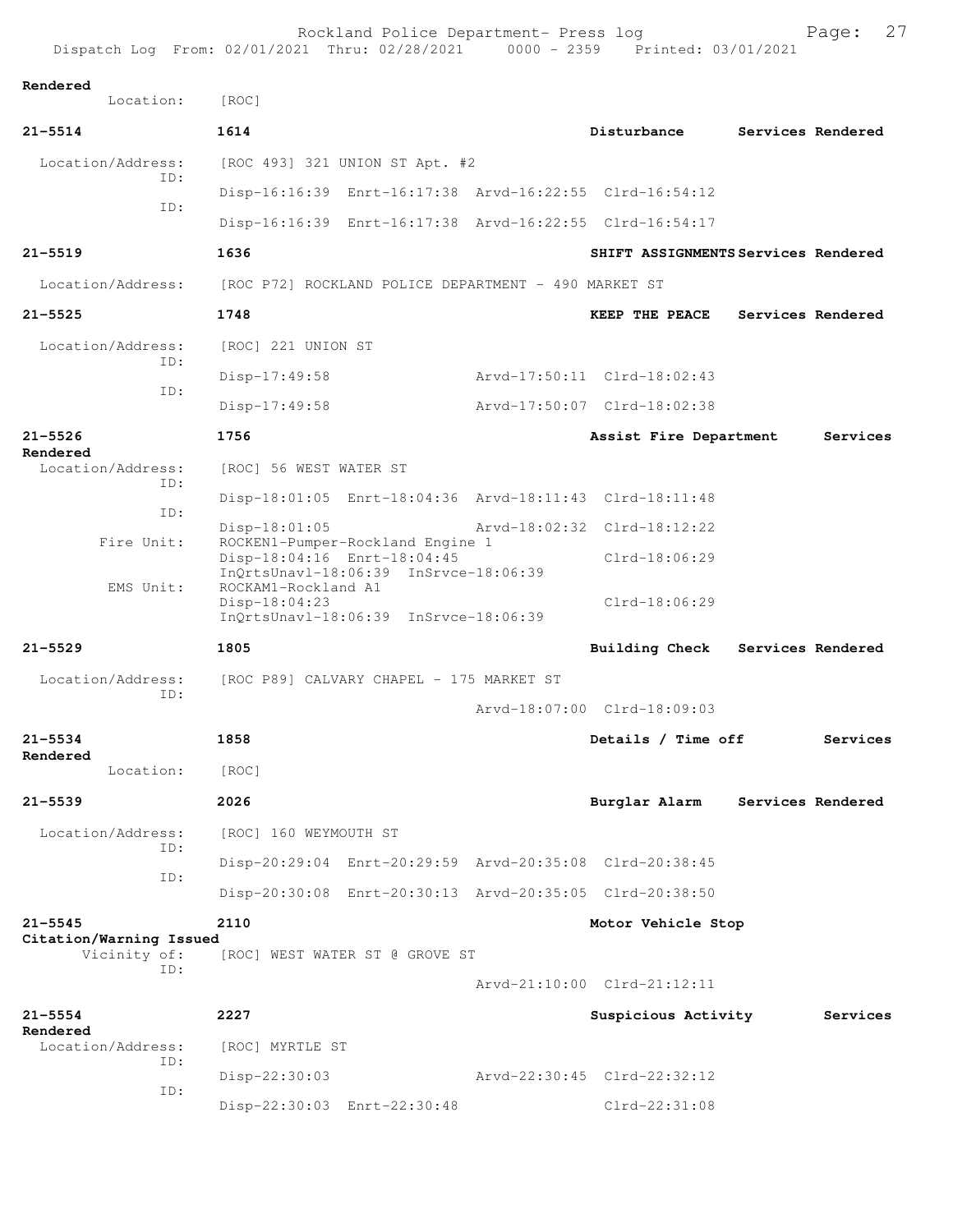**Rendered**
Location: [ROC]

**21-5514** **1614** **Disturbance** **Services Rendered**

Location/Address: [ROC 493] 321 UNION ST Apt. #2
ID:
Disp-16:16:39 Enrt-16:17:38 Arvd-16:22:55 Clrd-16:54:12
ID:
Disp-16:16:39 Enrt-16:17:38 Arvd-16:22:55 Clrd-16:54:17

**21-5519** **1636** **SHIFT ASSIGNMENTS Services Rendered**

Location/Address: [ROC P72] ROCKLAND POLICE DEPARTMENT - 490 MARKET ST

**21-5525** **1748** **KEEP THE PEACE** **Services Rendered**

Location/Address: [ROC] 221 UNION ST
ID:
Disp-17:49:58 Arvd-17:50:11 Clrd-18:02:43
ID:
Disp-17:49:58 Arvd-17:50:07 Clrd-18:02:38

**21-5526** **1756** **Assist Fire Department** **Services Rendered**

Location/Address: [ROC] 56 WEST WATER ST
ID:
Disp-18:01:05 Enrt-18:04:36 Arvd-18:11:43 Clrd-18:11:48
ID:
Disp-18:01:05 Arvd-18:02:32 Clrd-18:12:22
Fire Unit: ROCKEN1-Pumper-Rockland Engine 1
Disp-18:04:16 Enrt-18:04:45 Clrd-18:06:29
InQrtsUnavl-18:06:39 InSrvce-18:06:39
EMS Unit: ROCKAM1-Rockland A1
Disp-18:04:23 Clrd-18:06:29
InQrtsUnavl-18:06:39 InSrvce-18:06:39

**21-5529** **1805** **Building Check** **Services Rendered**

Location/Address: [ROC P89] CALVARY CHAPEL - 175 MARKET ST
ID:
Arvd-18:07:00 Clrd-18:09:03

**21-5534** **1858** **Details / Time off** **Services Rendered**

Location: [ROC]

**21-5539** **2026** **Burglar Alarm** **Services Rendered**

Location/Address: [ROC] 160 WEYMOUTH ST
ID:
Disp-20:29:04 Enrt-20:29:59 Arvd-20:35:08 Clrd-20:38:45
ID:
Disp-20:30:08 Enrt-20:30:13 Arvd-20:35:05 Clrd-20:38:50

**21-5545** **2110** **Motor Vehicle Stop** **Citation/Warning Issued**

Vicinity of: [ROC] WEST WATER ST @ GROVE ST
ID:
Arvd-21:10:00 Clrd-21:12:11

**21-5554** **2227** **Suspicious Activity** **Services Rendered**

Location/Address: [ROC] MYRTLE ST
ID:
Disp-22:30:03 Arvd-22:30:45 Clrd-22:32:12
ID:
Disp-22:30:03 Enrt-22:30:48 Clrd-22:31:08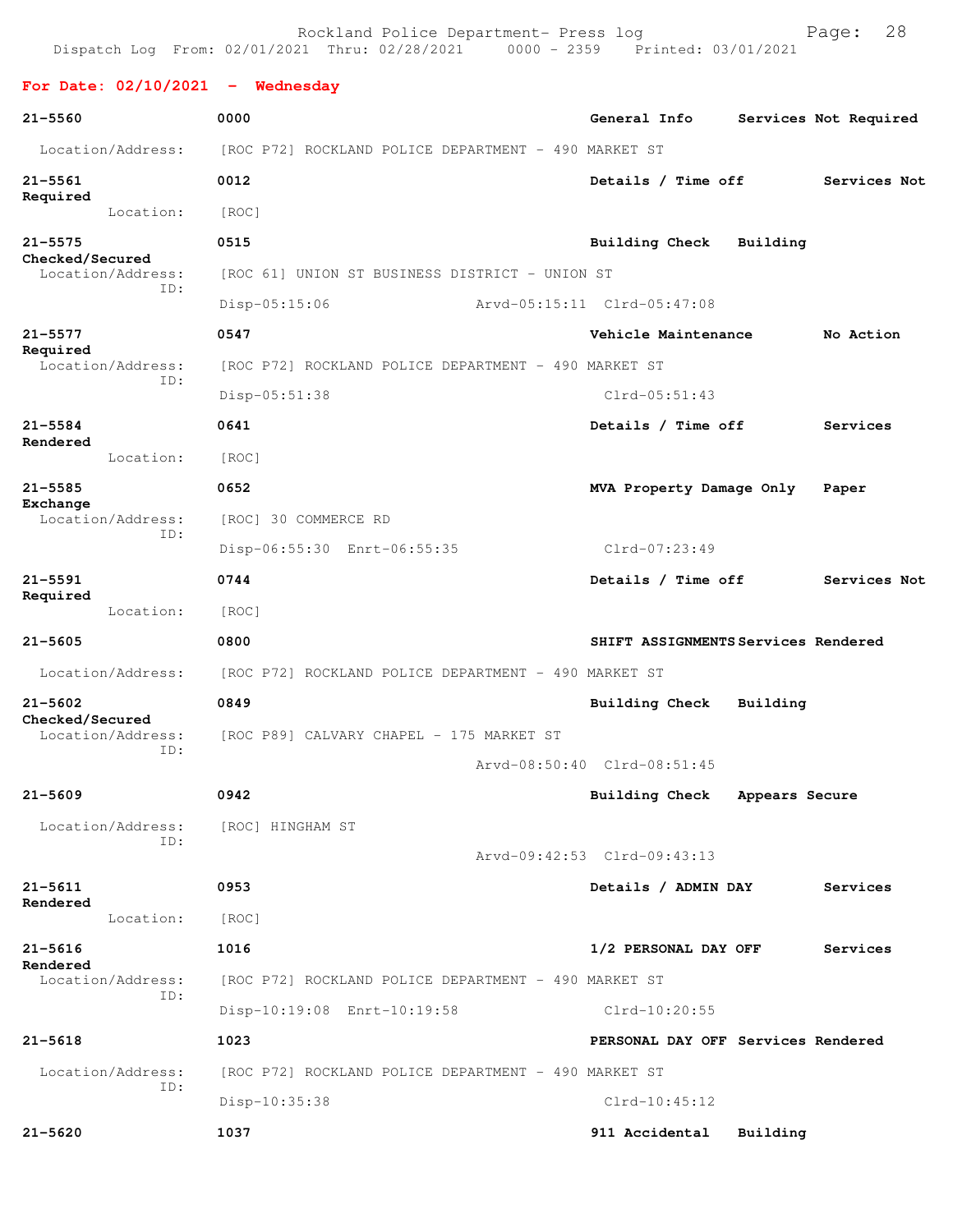**For Date: 02/10/2021 - Wednesday**

```
21-5560              0000                                       General Info     Services Not Required

  Location/Address:    [ROC P72] ROCKLAND POLICE DEPARTMENT - 490 MARKET ST

21-5561              0012                                       Details / Time off         Services Not
Required
        Location:    [ROC]

21-5575              0515                                       Building Check   Building
Checked/Secured
  Location/Address:    [ROC 61] UNION ST BUSINESS DISTRICT - UNION ST
              ID:
                     Disp-05:15:06              Arvd-05:15:11  Clrd-05:47:08

21-5577              0547                                       Vehicle Maintenance        No Action
Required
  Location/Address:    [ROC P72] ROCKLAND POLICE DEPARTMENT - 490 MARKET ST
              ID:
                     Disp-05:51:38                             Clrd-05:51:43

21-5584              0641                                       Details / Time off         Services
Rendered
        Location:    [ROC]

21-5585              0652                                       MVA Property Damage Only   Paper
Exchange
  Location/Address:    [ROC] 30 COMMERCE RD
              ID:
                     Disp-06:55:30  Enrt-06:55:35               Clrd-07:23:49

21-5591              0744                                       Details / Time off         Services Not
Required
        Location:    [ROC]

21-5605              0800                                       SHIFT ASSIGNMENTS Services Rendered

  Location/Address:    [ROC P72] ROCKLAND POLICE DEPARTMENT - 490 MARKET ST

21-5602              0849                                       Building Check   Building
Checked/Secured
  Location/Address:    [ROC P89] CALVARY CHAPEL - 175 MARKET ST
              ID:
                                                Arvd-08:50:40  Clrd-08:51:45

21-5609              0942                                       Building Check   Appears Secure

  Location/Address:    [ROC] HINGHAM ST
              ID:
                                                Arvd-09:42:53  Clrd-09:43:13

21-5611              0953                                       Details / ADMIN DAY        Services
Rendered
        Location:    [ROC]

21-5616              1016                                       1/2 PERSONAL DAY OFF       Services
Rendered
  Location/Address:    [ROC P72] ROCKLAND POLICE DEPARTMENT - 490 MARKET ST
              ID:
                     Disp-10:19:08  Enrt-10:19:58               Clrd-10:20:55

21-5618              1023                                       PERSONAL DAY OFF Services Rendered

  Location/Address:    [ROC P72] ROCKLAND POLICE DEPARTMENT - 490 MARKET ST
              ID:
                     Disp-10:35:38                             Clrd-10:45:12

21-5620              1037                                       911 Accidental   Building
```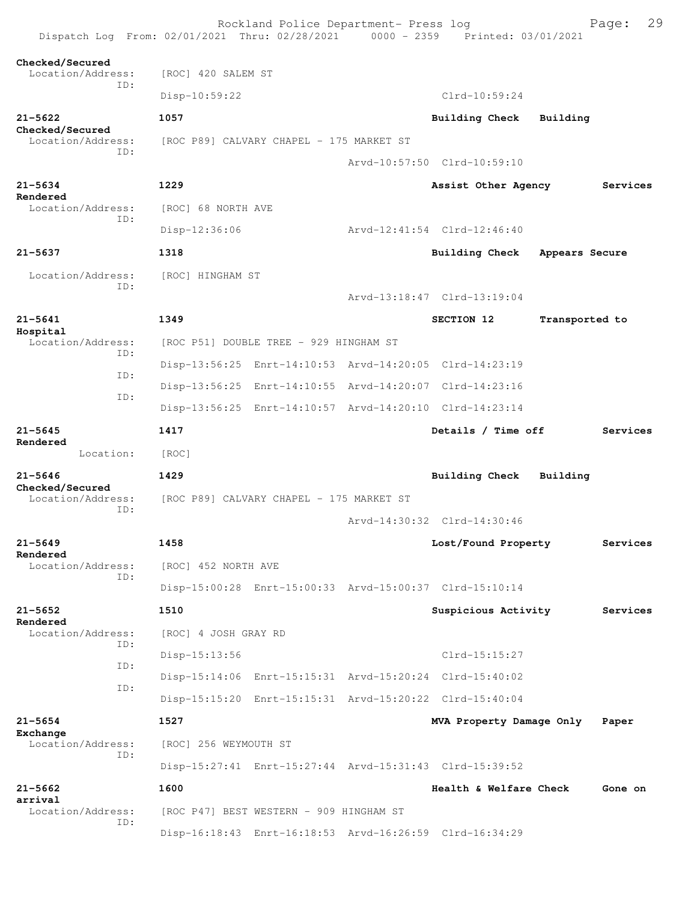Checked/Secured
  Location/Address:    [ROC] 420 SALEM ST
               ID:
                       Disp-10:59:22                              Clrd-10:59:24

**21-5622**          **1057**                          **Building Check   Building**
**Checked/Secured**
  Location/Address:    [ROC P89] CALVARY CHAPEL - 175 MARKET ST
               ID:
                                            Arvd-10:57:50  Clrd-10:59:10

**21-5634**          **1229**                          **Assist Other Agency        Services**
**Rendered**
  Location/Address:    [ROC] 68 NORTH AVE
               ID:
                       Disp-12:36:06                Arvd-12:41:54  Clrd-12:46:40

**21-5637**          **1318**                          **Building Check   Appears Secure**

  Location/Address:    [ROC] HINGHAM ST
               ID:
                                            Arvd-13:18:47  Clrd-13:19:04

**21-5641**          **1349**                          **SECTION 12       Transported to**
**Hospital**
  Location/Address:    [ROC P51] DOUBLE TREE - 929 HINGHAM ST
               ID:
                       Disp-13:56:25  Enrt-14:10:53  Arvd-14:20:05  Clrd-14:23:19
               ID:
                       Disp-13:56:25  Enrt-14:10:55  Arvd-14:20:07  Clrd-14:23:16
               ID:
                       Disp-13:56:25  Enrt-14:10:57  Arvd-14:20:10  Clrd-14:23:14

**21-5645**          **1417**                          **Details / Time off         Services**
**Rendered**
         Location:     [ROC]

**21-5646**          **1429**                          **Building Check   Building**
**Checked/Secured**
  Location/Address:    [ROC P89] CALVARY CHAPEL - 175 MARKET ST
               ID:
                                            Arvd-14:30:32  Clrd-14:30:46

**21-5649**          **1458**                          **Lost/Found Property        Services**
**Rendered**
  Location/Address:    [ROC] 452 NORTH AVE
               ID:
                       Disp-15:00:28  Enrt-15:00:33  Arvd-15:00:37  Clrd-15:10:14

**21-5652**          **1510**                          **Suspicious Activity        Services**
**Rendered**
  Location/Address:    [ROC] 4 JOSH GRAY RD
               ID:
                       Disp-15:13:56                              Clrd-15:15:27
               ID:
                       Disp-15:14:06  Enrt-15:15:31  Arvd-15:20:24  Clrd-15:40:02
               ID:
                       Disp-15:15:20  Enrt-15:15:31  Arvd-15:20:22  Clrd-15:40:04

**21-5654**          **1527**                          **MVA Property Damage Only   Paper**
**Exchange**
  Location/Address:    [ROC] 256 WEYMOUTH ST
               ID:
                       Disp-15:27:41  Enrt-15:27:44  Arvd-15:31:43  Clrd-15:39:52

**21-5662**          **1600**                          **Health & Welfare Check     Gone on**
**arrival**
  Location/Address:    [ROC P47] BEST WESTERN - 909 HINGHAM ST
               ID:
                       Disp-16:18:43  Enrt-16:18:53  Arvd-16:26:59  Clrd-16:34:29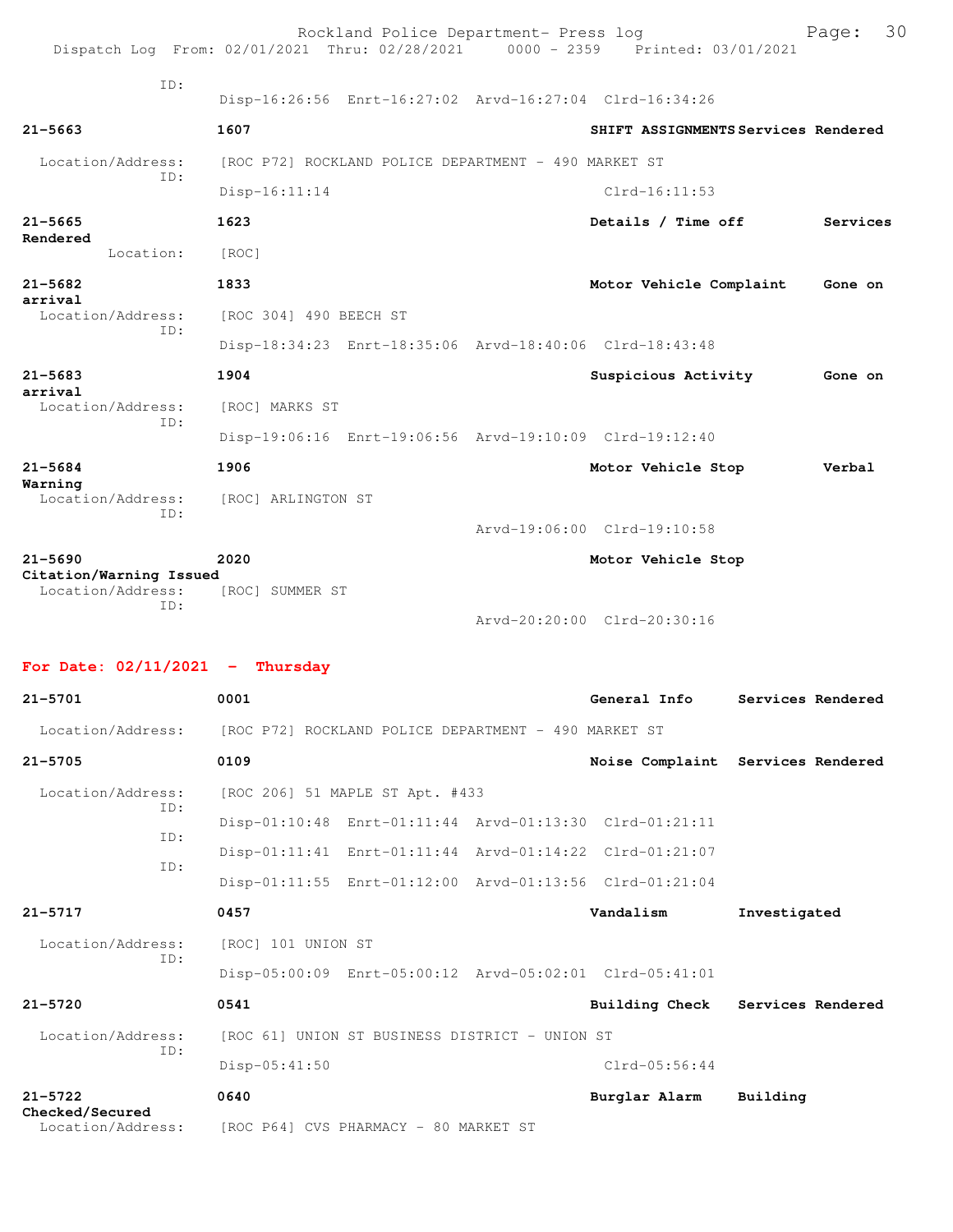ID:
Disp-16:26:56 Enrt-16:27:02 Arvd-16:27:04 Clrd-16:34:26

**21-5663** **1607** **SHIFT ASSIGNMENTS Services Rendered**
Location/Address: [ROC P72] ROCKLAND POLICE DEPARTMENT - 490 MARKET ST
ID:
Disp-16:11:14 Clrd-16:11:53

**21-5665** **1623** **Details / Time off** **Services Rendered**
Location: [ROC]

**21-5682** **1833** **Motor Vehicle Complaint** **Gone on arrival**
Location/Address: [ROC 304] 490 BEECH ST
ID:
Disp-18:34:23 Enrt-18:35:06 Arvd-18:40:06 Clrd-18:43:48

**21-5683** **1904** **Suspicious Activity** **Gone on arrival**
Location/Address: [ROC] MARKS ST
ID:
Disp-19:06:16 Enrt-19:06:56 Arvd-19:10:09 Clrd-19:12:40

**21-5684** **1906** **Motor Vehicle Stop** **Verbal Warning**
Location/Address: [ROC] ARLINGTON ST
ID:
Arvd-19:06:00 Clrd-19:10:58

**21-5690** **2020** **Motor Vehicle Stop** **Citation/Warning Issued**
Location/Address: [ROC] SUMMER ST
ID:
Arvd-20:20:00 Clrd-20:30:16

## For Date: 02/11/2021 - Thursday

**21-5701** **0001** **General Info** **Services Rendered**
Location/Address: [ROC P72] ROCKLAND POLICE DEPARTMENT - 490 MARKET ST

**21-5705** **0109** **Noise Complaint** **Services Rendered**
Location/Address: [ROC 206] 51 MAPLE ST Apt. #433
ID:
Disp-01:10:48 Enrt-01:11:44 Arvd-01:13:30 Clrd-01:21:11
ID:
Disp-01:11:41 Enrt-01:11:44 Arvd-01:14:22 Clrd-01:21:07
ID:
Disp-01:11:55 Enrt-01:12:00 Arvd-01:13:56 Clrd-01:21:04

**21-5717** **0457** **Vandalism** **Investigated**
Location/Address: [ROC] 101 UNION ST
ID:
Disp-05:00:09 Enrt-05:00:12 Arvd-05:02:01 Clrd-05:41:01

**21-5720** **0541** **Building Check** **Services Rendered**
Location/Address: [ROC 61] UNION ST BUSINESS DISTRICT - UNION ST
ID:
Disp-05:41:50 Clrd-05:56:44

**21-5722** **0640** **Burglar Alarm** **Building Checked/Secured**
Location/Address: [ROC P64] CVS PHARMACY - 80 MARKET ST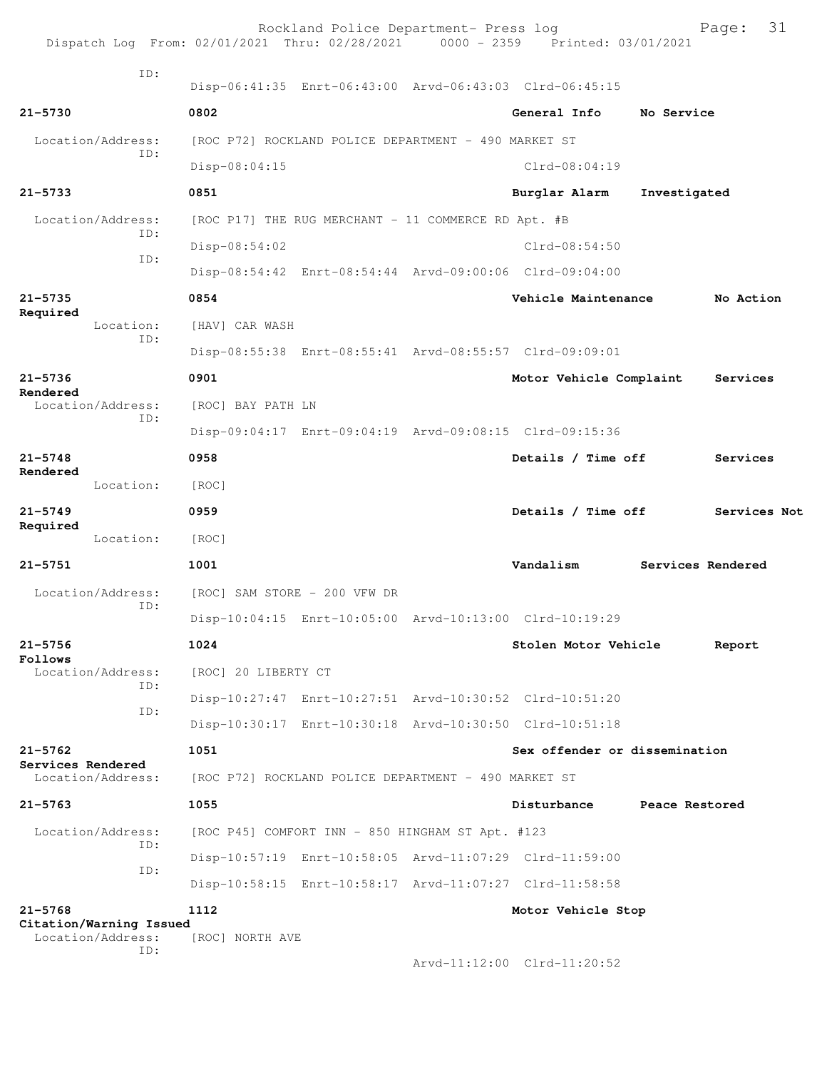```
            ID:
                   Disp-06:41:35  Enrt-06:43:00  Arvd-06:43:03  Clrd-06:45:15

21-5730            0802                                      General Info      No Service

  Location/Address:   [ROC P72] ROCKLAND POLICE DEPARTMENT - 490 MARKET ST
            ID:
                   Disp-08:04:15                               Clrd-08:04:19

21-5733            0851                                      Burglar Alarm     Investigated

  Location/Address:   [ROC P17] THE RUG MERCHANT - 11 COMMERCE RD Apt. #B
            ID:
                   Disp-08:54:02                               Clrd-08:54:50
            ID:
                   Disp-08:54:42  Enrt-08:54:44  Arvd-09:00:06  Clrd-09:04:00

21-5735            0854                                      Vehicle Maintenance        No Action
Required
        Location:    [HAV] CAR WASH
            ID:
                   Disp-08:55:38  Enrt-08:55:41  Arvd-08:55:57  Clrd-09:09:01

21-5736            0901                                      Motor Vehicle Complaint    Services
Rendered
  Location/Address:   [ROC] BAY PATH LN
            ID:
                   Disp-09:04:17  Enrt-09:04:19  Arvd-09:08:15  Clrd-09:15:36

21-5748            0958                                      Details / Time off         Services
Rendered
        Location:    [ROC]

21-5749            0959                                      Details / Time off         Services Not
Required
        Location:    [ROC]

21-5751            1001                                      Vandalism         Services Rendered

  Location/Address:   [ROC] SAM STORE - 200 VFW DR
            ID:
                   Disp-10:04:15  Enrt-10:05:00  Arvd-10:13:00  Clrd-10:19:29

21-5756            1024                                      Stolen Motor Vehicle       Report
Follows
  Location/Address:   [ROC] 20 LIBERTY CT
            ID:
                   Disp-10:27:47  Enrt-10:27:51  Arvd-10:30:52  Clrd-10:51:20
            ID:
                   Disp-10:30:17  Enrt-10:30:18  Arvd-10:30:50  Clrd-10:51:18

21-5762            1051                                      Sex offender or dissemination
Services Rendered
  Location/Address:   [ROC P72] ROCKLAND POLICE DEPARTMENT - 490 MARKET ST

21-5763            1055                                      Disturbance       Peace Restored

  Location/Address:   [ROC P45] COMFORT INN - 850 HINGHAM ST Apt. #123
            ID:
                   Disp-10:57:19  Enrt-10:58:05  Arvd-11:07:29  Clrd-11:59:00
            ID:
                   Disp-10:58:15  Enrt-10:58:17  Arvd-11:07:27  Clrd-11:58:58

21-5768            1112                                      Motor Vehicle Stop
Citation/Warning Issued
  Location/Address:   [ROC] NORTH AVE
            ID:
                                                Arvd-11:12:00  Clrd-11:20:52
```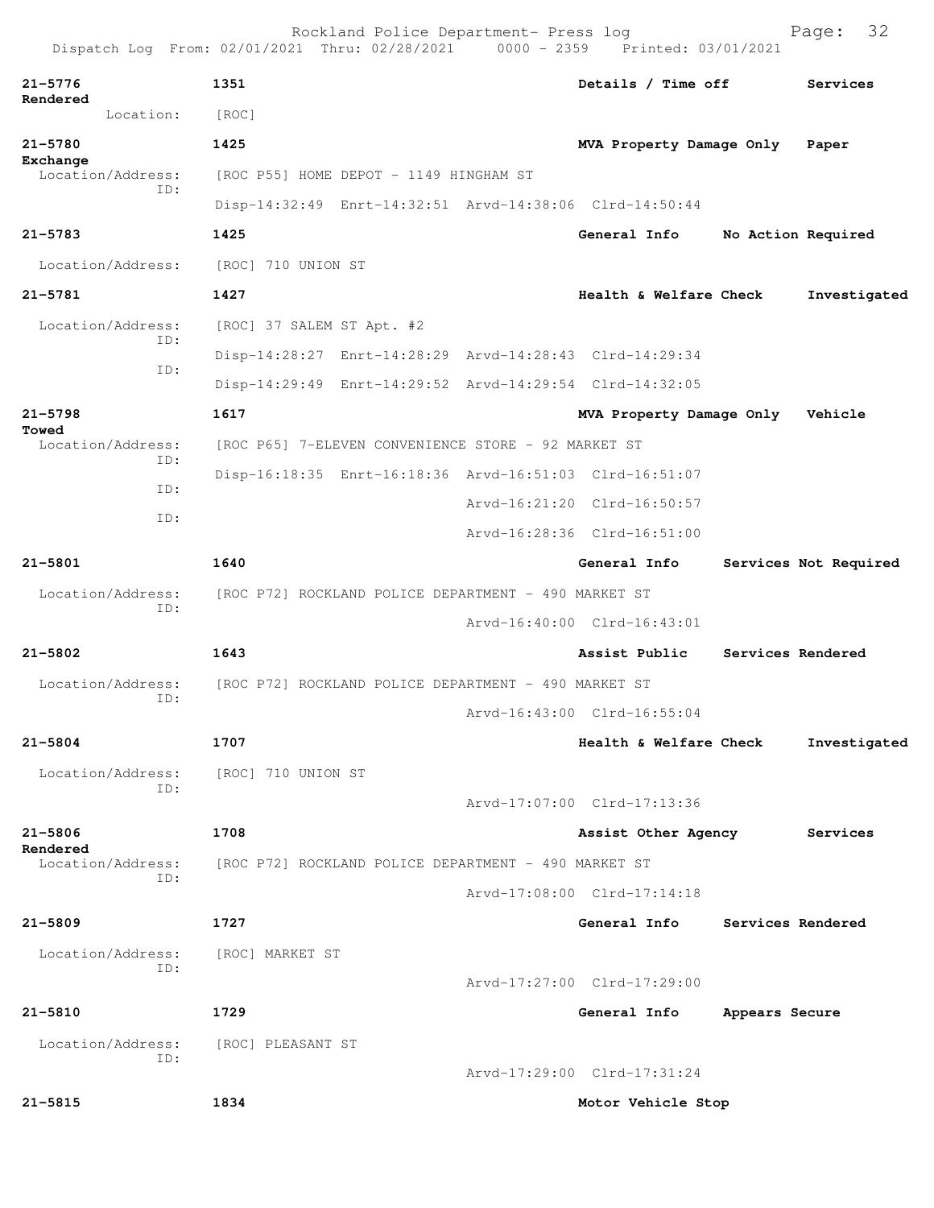| Call # | Time | Call Type | Disposition |
|---|---|---|---|
| 21-5776 | 1351 | Details / Time off | Services Rendered |

Location: [ROC]

| Call # | Time | Call Type | Disposition |
|---|---|---|---|
| 21-5780 | 1425 | MVA Property Damage Only | Paper Exchange |

Location/Address: [ROC P55] HOME DEPOT - 1149 HINGHAM ST
ID: Disp-14:32:49 Enrt-14:32:51 Arvd-14:38:06 Clrd-14:50:44

| Call # | Time | Call Type | Disposition |
|---|---|---|---|
| 21-5783 | 1425 | General Info | No Action Required |

Location/Address: [ROC] 710 UNION ST

| Call # | Time | Call Type | Disposition |
|---|---|---|---|
| 21-5781 | 1427 | Health & Welfare Check | Investigated |

Location/Address: [ROC] 37 SALEM ST Apt. #2
ID: Disp-14:28:27 Enrt-14:28:29 Arvd-14:28:43 Clrd-14:29:34
ID: Disp-14:29:49 Enrt-14:29:52 Arvd-14:29:54 Clrd-14:32:05

| Call # | Time | Call Type | Disposition |
|---|---|---|---|
| 21-5798 | 1617 | MVA Property Damage Only | Vehicle Towed |

Location/Address: [ROC P65] 7-ELEVEN CONVENIENCE STORE - 92 MARKET ST
ID: Disp-16:18:35 Enrt-16:18:36 Arvd-16:51:03 Clrd-16:51:07
ID: Arvd-16:21:20 Clrd-16:50:57
ID: Arvd-16:28:36 Clrd-16:51:00

| Call # | Time | Call Type | Disposition |
|---|---|---|---|
| 21-5801 | 1640 | General Info | Services Not Required |

Location/Address: [ROC P72] ROCKLAND POLICE DEPARTMENT - 490 MARKET ST
ID: Arvd-16:40:00 Clrd-16:43:01

| Call # | Time | Call Type | Disposition |
|---|---|---|---|
| 21-5802 | 1643 | Assist Public | Services Rendered |

Location/Address: [ROC P72] ROCKLAND POLICE DEPARTMENT - 490 MARKET ST
ID: Arvd-16:43:00 Clrd-16:55:04

| Call # | Time | Call Type | Disposition |
|---|---|---|---|
| 21-5804 | 1707 | Health & Welfare Check | Investigated |

Location/Address: [ROC] 710 UNION ST
ID: Arvd-17:07:00 Clrd-17:13:36

| Call # | Time | Call Type | Disposition |
|---|---|---|---|
| 21-5806 | 1708 | Assist Other Agency | Services Rendered |

Location/Address: [ROC P72] ROCKLAND POLICE DEPARTMENT - 490 MARKET ST
ID: Arvd-17:08:00 Clrd-17:14:18

| Call # | Time | Call Type | Disposition |
|---|---|---|---|
| 21-5809 | 1727 | General Info | Services Rendered |

Location/Address: [ROC] MARKET ST
ID: Arvd-17:27:00 Clrd-17:29:00

| Call # | Time | Call Type | Disposition |
|---|---|---|---|
| 21-5810 | 1729 | General Info | Appears Secure |

Location/Address: [ROC] PLEASANT ST
ID: Arvd-17:29:00 Clrd-17:31:24

| Call # | Time | Call Type | Disposition |
|---|---|---|---|
| 21-5815 | 1834 | Motor Vehicle Stop | |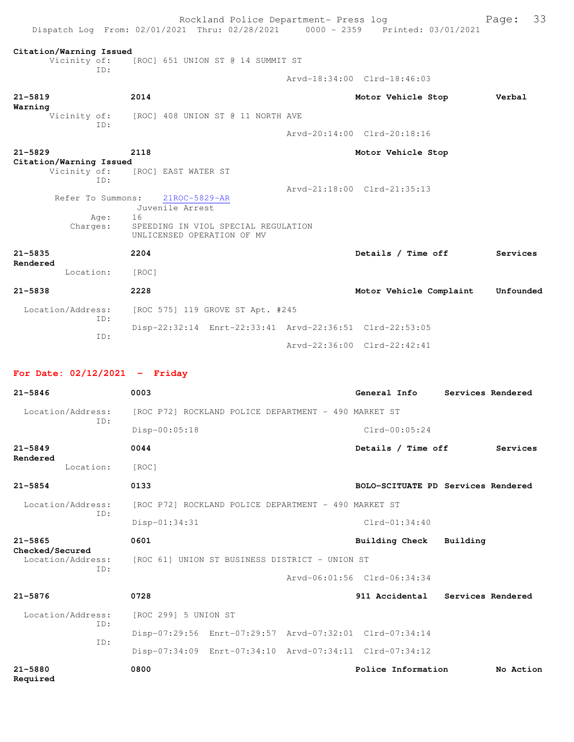**Citation/Warning Issued**
Vicinity of: [ROC] 651 UNION ST @ 14 SUMMIT ST
ID:
Arvd-18:34:00 Clrd-18:46:03

**21-5819** **2014** **Motor Vehicle Stop** **Verbal Warning**
Vicinity of: [ROC] 408 UNION ST @ 11 NORTH AVE
ID:
Arvd-20:14:00 Clrd-20:18:16

**21-5829** **2118** **Motor Vehicle Stop** **Citation/Warning Issued**
Vicinity of: [ROC] EAST WATER ST
ID:
Arvd-21:18:00 Clrd-21:35:13
Refer To Summons: 21ROC-5829-AR
Juvenile Arrest
Age: 16
Charges: SPEEDING IN VIOL SPECIAL REGULATION
UNLICENSED OPERATION OF MV

**21-5835** **2204** **Details / Time off** **Services Rendered**
Location: [ROC]

**21-5838** **2228** **Motor Vehicle Complaint** **Unfounded**
Location/Address: [ROC 575] 119 GROVE ST Apt. #245
ID:
Disp-22:32:14 Enrt-22:33:41 Arvd-22:36:51 Clrd-22:53:05
ID:
Arvd-22:36:00 Clrd-22:42:41

## For Date: 02/12/2021 - Friday

**21-5846** **0003** **General Info** **Services Rendered**
Location/Address: [ROC P72] ROCKLAND POLICE DEPARTMENT - 490 MARKET ST
ID:
Disp-00:05:18 Clrd-00:05:24

**21-5849** **0044** **Details / Time off** **Services Rendered**
Location: [ROC]

**21-5854** **0133** **BOLO-SCITUATE PD** **Services Rendered**
Location/Address: [ROC P72] ROCKLAND POLICE DEPARTMENT - 490 MARKET ST
ID:
Disp-01:34:31 Clrd-01:34:40

**21-5865** **0601** **Building Check** **Building Checked/Secured**
Location/Address: [ROC 61] UNION ST BUSINESS DISTRICT - UNION ST
ID:
Arvd-06:01:56 Clrd-06:34:34

**21-5876** **0728** **911 Accidental** **Services Rendered**
Location/Address: [ROC 299] 5 UNION ST
ID:
Disp-07:29:56 Enrt-07:29:57 Arvd-07:32:01 Clrd-07:34:14
ID:
Disp-07:34:09 Enrt-07:34:10 Arvd-07:34:11 Clrd-07:34:12

**21-5880** **0800** **Police Information** **No Action Required**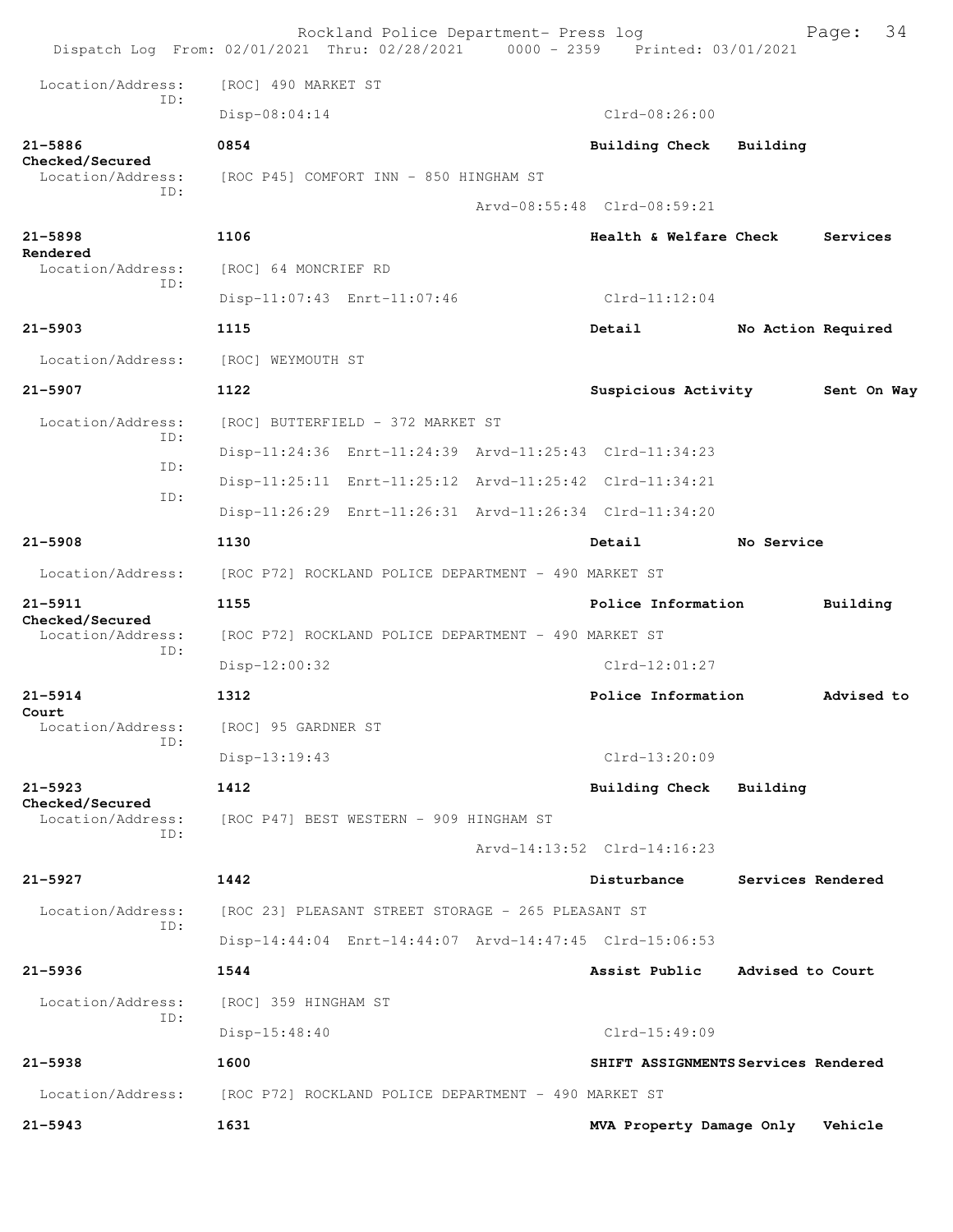Location/Address: [ROC] 490 MARKET ST
ID:
Disp-08:04:14 Clrd-08:26:00

**21-5886** **0854** **Building Check** **Building Checked/Secured**
Location/Address: [ROC P45] COMFORT INN - 850 HINGHAM ST
ID:
Arvd-08:55:48 Clrd-08:59:21

**21-5898** **1106** **Health & Welfare Check** **Services Rendered**
Location/Address: [ROC] 64 MONCRIEF RD
ID:
Disp-11:07:43 Enrt-11:07:46 Clrd-11:12:04

**21-5903** **1115** **Detail** **No Action Required**
Location/Address: [ROC] WEYMOUTH ST

**21-5907** **1122** **Suspicious Activity** **Sent On Way**
Location/Address: [ROC] BUTTERFIELD - 372 MARKET ST
ID:
Disp-11:24:36 Enrt-11:24:39 Arvd-11:25:43 Clrd-11:34:23
ID:
Disp-11:25:11 Enrt-11:25:12 Arvd-11:25:42 Clrd-11:34:21
ID:
Disp-11:26:29 Enrt-11:26:31 Arvd-11:26:34 Clrd-11:34:20

**21-5908** **1130** **Detail** **No Service**
Location/Address: [ROC P72] ROCKLAND POLICE DEPARTMENT - 490 MARKET ST

**21-5911** **1155** **Police Information** **Building Checked/Secured**
Location/Address: [ROC P72] ROCKLAND POLICE DEPARTMENT - 490 MARKET ST
ID:
Disp-12:00:32 Clrd-12:01:27

**21-5914** **1312** **Police Information** **Advised to Court**
Location/Address: [ROC] 95 GARDNER ST
ID:
Disp-13:19:43 Clrd-13:20:09

**21-5923** **1412** **Building Check** **Building Checked/Secured**
Location/Address: [ROC P47] BEST WESTERN - 909 HINGHAM ST
ID:
Arvd-14:13:52 Clrd-14:16:23

**21-5927** **1442** **Disturbance** **Services Rendered**
Location/Address: [ROC 23] PLEASANT STREET STORAGE - 265 PLEASANT ST
ID:
Disp-14:44:04 Enrt-14:44:07 Arvd-14:47:45 Clrd-15:06:53

**21-5936** **1544** **Assist Public** **Advised to Court**
Location/Address: [ROC] 359 HINGHAM ST
ID:
Disp-15:48:40 Clrd-15:49:09

**21-5938** **1600** **SHIFT ASSIGNMENTS** **Services Rendered**
Location/Address: [ROC P72] ROCKLAND POLICE DEPARTMENT - 490 MARKET ST

**21-5943** **1631** **MVA Property Damage Only** **Vehicle**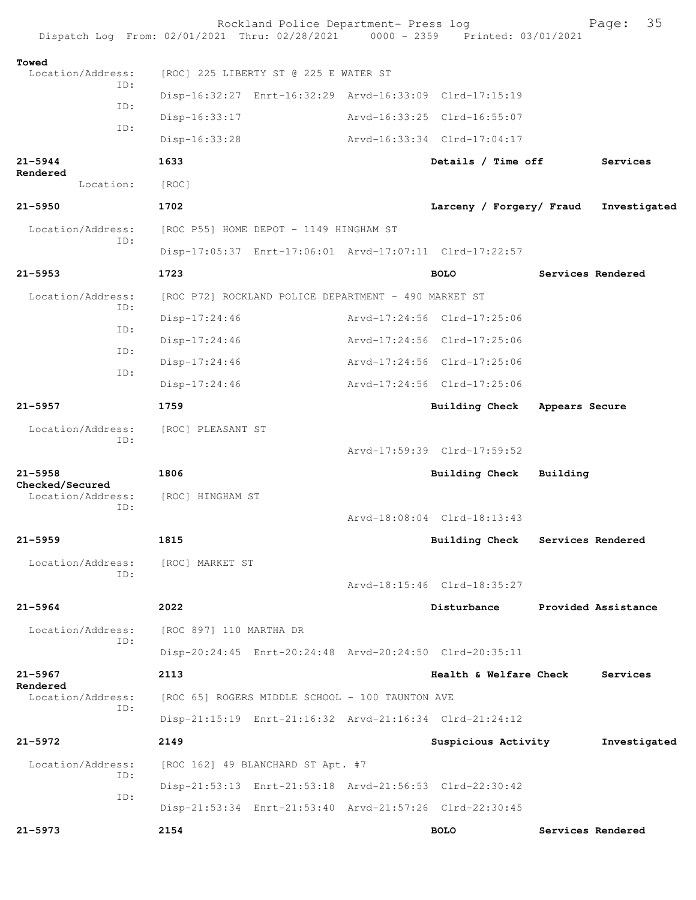**Towed**

Location/Address: [ROC] 225 LIBERTY ST @ 225 E WATER ST

ID: Disp-16:32:27 Enrt-16:32:29 Arvd-16:33:09 Clrd-17:15:19

ID: Disp-16:33:17 Arvd-16:33:25 Clrd-16:55:07

ID: Disp-16:33:28 Arvd-16:33:34 Clrd-17:04:17

**21-5944** **1633** **Details / Time off** **Services Rendered**

Location: [ROC]

**21-5950** **1702** **Larceny / Forgery/ Fraud** **Investigated**

Location/Address: [ROC P55] HOME DEPOT - 1149 HINGHAM ST

ID: Disp-17:05:37 Enrt-17:06:01 Arvd-17:07:11 Clrd-17:22:57

**21-5953** **1723** **BOLO** **Services Rendered**

Location/Address: [ROC P72] ROCKLAND POLICE DEPARTMENT - 490 MARKET ST

ID: Disp-17:24:46 Arvd-17:24:56 Clrd-17:25:06

ID: Disp-17:24:46 Arvd-17:24:56 Clrd-17:25:06

ID: Disp-17:24:46 Arvd-17:24:56 Clrd-17:25:06

ID: Disp-17:24:46 Arvd-17:24:56 Clrd-17:25:06

**21-5957** **1759** **Building Check** **Appears Secure**

Location/Address: [ROC] PLEASANT ST

ID: Arvd-17:59:39 Clrd-17:59:52

**21-5958** **1806** **Building Check** **Building Checked/Secured**

Location/Address: [ROC] HINGHAM ST

ID: Arvd-18:08:04 Clrd-18:13:43

**21-5959** **1815** **Building Check** **Services Rendered**

Location/Address: [ROC] MARKET ST

ID: Arvd-18:15:46 Clrd-18:35:27

**21-5964** **2022** **Disturbance** **Provided Assistance**

Location/Address: [ROC 897] 110 MARTHA DR

ID: Disp-20:24:45 Enrt-20:24:48 Arvd-20:24:50 Clrd-20:35:11

**21-5967** **2113** **Health & Welfare Check** **Services Rendered**

Location/Address: [ROC 65] ROGERS MIDDLE SCHOOL - 100 TAUNTON AVE

ID: Disp-21:15:19 Enrt-21:16:32 Arvd-21:16:34 Clrd-21:24:12

**21-5972** **2149** **Suspicious Activity** **Investigated**

Location/Address: [ROC 162] 49 BLANCHARD ST Apt. #7

ID: Disp-21:53:13 Enrt-21:53:18 Arvd-21:56:53 Clrd-22:30:42

ID: Disp-21:53:34 Enrt-21:53:40 Arvd-21:57:26 Clrd-22:30:45

**21-5973** **2154** **BOLO** **Services Rendered**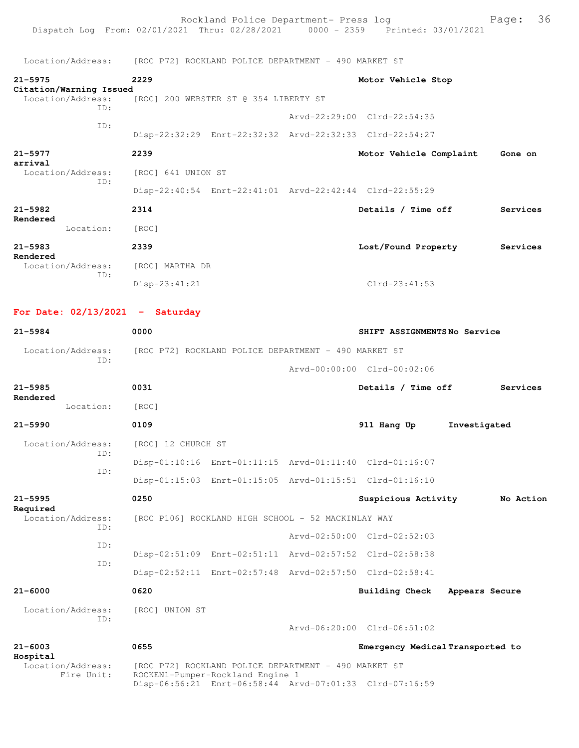Location/Address: [ROC P72] ROCKLAND POLICE DEPARTMENT - 490 MARKET ST

**21-5975** **2229** **Motor Vehicle Stop**
**Citation/Warning Issued**
Location/Address: [ROC] 200 WEBSTER ST @ 354 LIBERTY ST
ID:
Arvd-22:29:00 Clrd-22:54:35
ID:
Disp-22:32:29 Enrt-22:32:32 Arvd-22:32:33 Clrd-22:54:27

**21-5977** **2239** **Motor Vehicle Complaint** **Gone on arrival**
Location/Address: [ROC] 641 UNION ST
ID:
Disp-22:40:54 Enrt-22:41:01 Arvd-22:42:44 Clrd-22:55:29

**21-5982** **2314** **Details / Time off** **Services Rendered**
Location: [ROC]

**21-5983** **2339** **Lost/Found Property** **Services Rendered**
Location/Address: [ROC] MARTHA DR
ID:
Disp-23:41:21 Clrd-23:41:53

## For Date: 02/13/2021 - Saturday

**21-5984** **0000** **SHIFT ASSIGNMENTS** **No Service**
Location/Address: [ROC P72] ROCKLAND POLICE DEPARTMENT - 490 MARKET ST
ID:
Arvd-00:00:00 Clrd-00:02:06

**21-5985** **0031** **Details / Time off** **Services Rendered**
Location: [ROC]

**21-5990** **0109** **911 Hang Up** **Investigated**
Location/Address: [ROC] 12 CHURCH ST
ID:
Disp-01:10:16 Enrt-01:11:15 Arvd-01:11:40 Clrd-01:16:07
ID:
Disp-01:15:03 Enrt-01:15:05 Arvd-01:15:51 Clrd-01:16:10

**21-5995** **0250** **Suspicious Activity** **No Action Required**
Location/Address: [ROC P106] ROCKLAND HIGH SCHOOL - 52 MACKINLAY WAY
ID:
Arvd-02:50:00 Clrd-02:52:03
ID:
Disp-02:51:09 Enrt-02:51:11 Arvd-02:57:52 Clrd-02:58:38
ID:
Disp-02:52:11 Enrt-02:57:48 Arvd-02:57:50 Clrd-02:58:41

**21-6000** **0620** **Building Check** **Appears Secure**
Location/Address: [ROC] UNION ST
ID:
Arvd-06:20:00 Clrd-06:51:02

**21-6003** **0655** **Emergency Medical** **Transported to Hospital**
Location/Address: [ROC P72] ROCKLAND POLICE DEPARTMENT - 490 MARKET ST
Fire Unit: ROCKEN1-Pumper-Rockland Engine 1
Disp-06:56:21 Enrt-06:58:44 Arvd-07:01:33 Clrd-07:16:59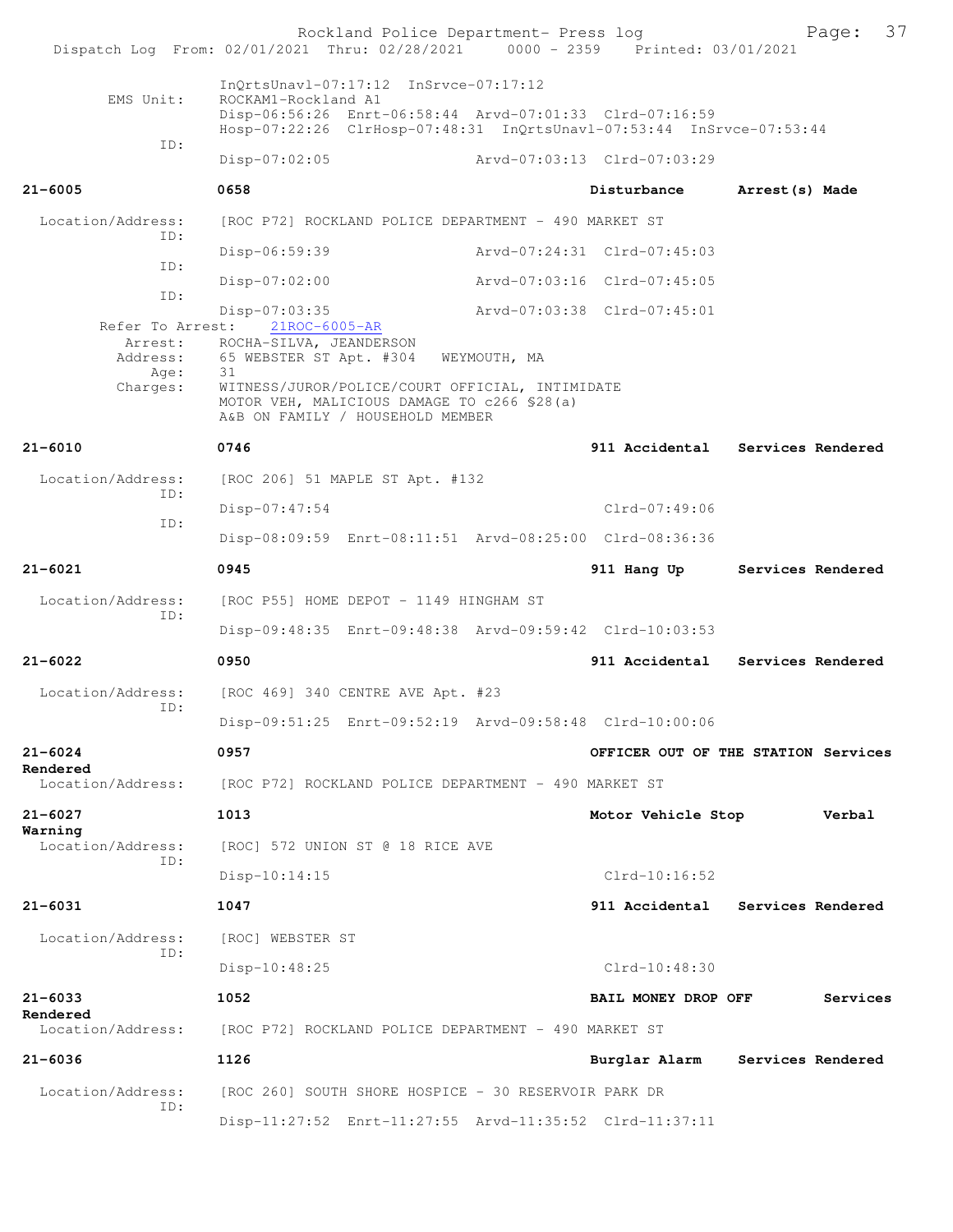```
         InQrtsUnavl-07:17:12  InSrvce-07:17:12
EMS Unit:  ROCKAM1-Rockland A1
         Disp-06:56:26  Enrt-06:58:44  Arvd-07:01:33  Clrd-07:16:59
         Hosp-07:22:26  ClrHosp-07:48:31  InQrtsUnavl-07:53:44  InSrvce-07:53:44
ID:
         Disp-07:02:05                 Arvd-07:03:13  Clrd-07:03:29

21-6005          0658                          Disturbance       Arrest(s) Made

 Location/Address:   [ROC P72] ROCKLAND POLICE DEPARTMENT - 490 MARKET ST
        ID:
         Disp-06:59:39                 Arvd-07:24:31  Clrd-07:45:03
        ID:
         Disp-07:02:00                 Arvd-07:03:16  Clrd-07:45:05
        ID:
         Disp-07:03:35                 Arvd-07:03:38  Clrd-07:45:01
    Refer To Arrest:   21ROC-6005-AR
        Arrest:   ROCHA-SILVA, JEANDERSON
       Address:   65 WEBSTER ST Apt. #304   WEYMOUTH, MA
          Age:   31
       Charges:   WITNESS/JUROR/POLICE/COURT OFFICIAL, INTIMIDATE
                  MOTOR VEH, MALICIOUS DAMAGE TO c266 §28(a)
                  A&B ON FAMILY / HOUSEHOLD MEMBER

21-6010          0746                          911 Accidental    Services Rendered

 Location/Address:   [ROC 206] 51 MAPLE ST Apt. #132
        ID:
         Disp-07:47:54                                Clrd-07:49:06
        ID:
         Disp-08:09:59  Enrt-08:11:51  Arvd-08:25:00  Clrd-08:36:36

21-6021          0945                          911 Hang Up       Services Rendered

 Location/Address:   [ROC P55] HOME DEPOT - 1149 HINGHAM ST
        ID:
         Disp-09:48:35  Enrt-09:48:38  Arvd-09:59:42  Clrd-10:03:53

21-6022          0950                          911 Accidental    Services Rendered

 Location/Address:   [ROC 469] 340 CENTRE AVE Apt. #23
        ID:
         Disp-09:51:25  Enrt-09:52:19  Arvd-09:58:48  Clrd-10:00:06

21-6024          0957                          OFFICER OUT OF THE STATION Services
Rendered
 Location/Address:   [ROC P72] ROCKLAND POLICE DEPARTMENT - 490 MARKET ST

21-6027          1013                          Motor Vehicle Stop          Verbal
Warning
 Location/Address:   [ROC] 572 UNION ST @ 18 RICE AVE
        ID:
         Disp-10:14:15                                Clrd-10:16:52

21-6031          1047                          911 Accidental    Services Rendered

 Location/Address:   [ROC] WEBSTER ST
        ID:
         Disp-10:48:25                                Clrd-10:48:30

21-6033          1052                          BAIL MONEY DROP OFF        Services
Rendered
 Location/Address:   [ROC P72] ROCKLAND POLICE DEPARTMENT - 490 MARKET ST

21-6036          1126                          Burglar Alarm     Services Rendered

 Location/Address:   [ROC 260] SOUTH SHORE HOSPICE - 30 RESERVOIR PARK DR
        ID:
         Disp-11:27:52  Enrt-11:27:55  Arvd-11:35:52  Clrd-11:37:11
```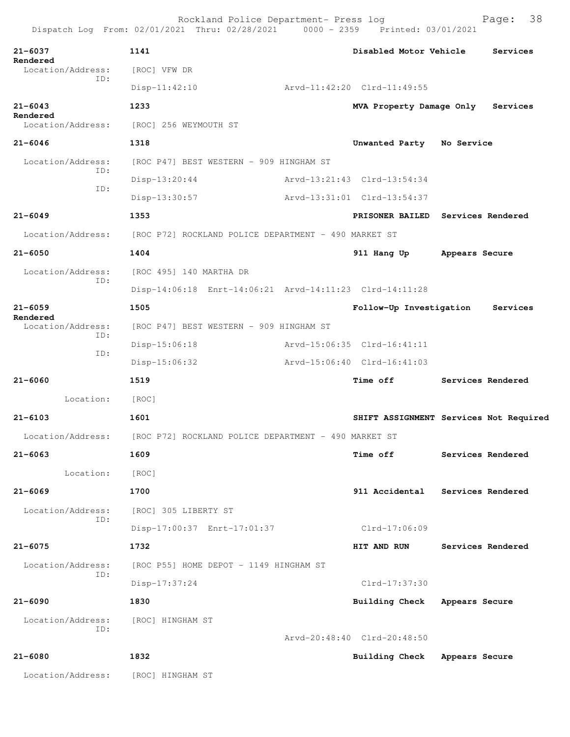Rockland Police Department- Press log
Dispatch Log From: 02/01/2021 Thru: 02/28/2021 0000 - 2359 Printed: 03/01/2021

**21-6037** **1141** **Disabled Motor Vehicle** **Services Rendered**
Location/Address: [ROC] VFW DR
ID:
Disp-11:42:10 Arvd-11:42:20 Clrd-11:49:55

**21-6043** **1233** **MVA Property Damage Only** **Services Rendered**
Location/Address: [ROC] 256 WEYMOUTH ST

**21-6046** **1318** **Unwanted Party** **No Service**
Location/Address: [ROC P47] BEST WESTERN - 909 HINGHAM ST
ID:
Disp-13:20:44 Arvd-13:21:43 Clrd-13:54:34
ID:
Disp-13:30:57 Arvd-13:31:01 Clrd-13:54:37

**21-6049** **1353** **PRISONER BAILED** **Services Rendered**
Location/Address: [ROC P72] ROCKLAND POLICE DEPARTMENT - 490 MARKET ST

**21-6050** **1404** **911 Hang Up** **Appears Secure**
Location/Address: [ROC 495] 140 MARTHA DR
ID:
Disp-14:06:18 Enrt-14:06:21 Arvd-14:11:23 Clrd-14:11:28

**21-6059** **1505** **Follow-Up Investigation** **Services Rendered**
Location/Address: [ROC P47] BEST WESTERN - 909 HINGHAM ST
ID:
Disp-15:06:18 Arvd-15:06:35 Clrd-16:41:11
ID:
Disp-15:06:32 Arvd-15:06:40 Clrd-16:41:03

**21-6060** **1519** **Time off** **Services Rendered**
Location: [ROC]

**21-6103** **1601** **SHIFT ASSIGNMENT** **Services Not Required**
Location/Address: [ROC P72] ROCKLAND POLICE DEPARTMENT - 490 MARKET ST

**21-6063** **1609** **Time off** **Services Rendered**
Location: [ROC]

**21-6069** **1700** **911 Accidental** **Services Rendered**
Location/Address: [ROC] 305 LIBERTY ST
ID:
Disp-17:00:37 Enrt-17:01:37 Clrd-17:06:09

**21-6075** **1732** **HIT AND RUN** **Services Rendered**
Location/Address: [ROC P55] HOME DEPOT - 1149 HINGHAM ST
ID:
Disp-17:37:24 Clrd-17:37:30

**21-6090** **1830** **Building Check** **Appears Secure**
Location/Address: [ROC] HINGHAM ST
ID:
Arvd-20:48:40 Clrd-20:48:50

**21-6080** **1832** **Building Check** **Appears Secure**
Location/Address: [ROC] HINGHAM ST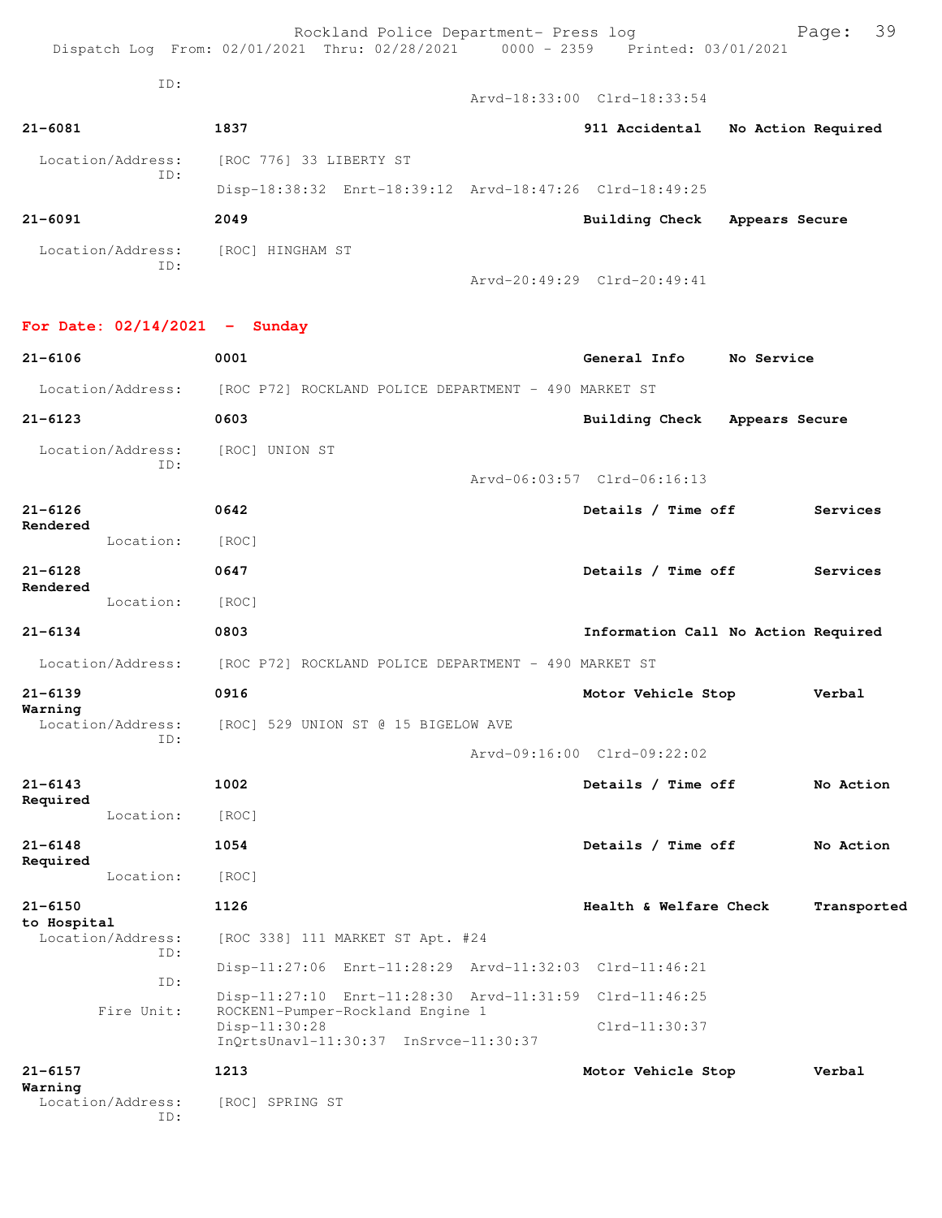ID:
Arvd-18:33:00 Clrd-18:33:54

**21-6081** 1837 911 Accidental No Action Required

Location/Address: [ROC 776] 33 LIBERTY ST
ID:
Disp-18:38:32 Enrt-18:39:12 Arvd-18:47:26 Clrd-18:49:25

**21-6091** 2049 Building Check Appears Secure

Location/Address: [ROC] HINGHAM ST
ID:
Arvd-20:49:29 Clrd-20:49:41

## For Date: 02/14/2021 - Sunday

**21-6106** 0001 General Info No Service

Location/Address: [ROC P72] ROCKLAND POLICE DEPARTMENT - 490 MARKET ST

**21-6123** 0603 Building Check Appears Secure

Location/Address: [ROC] UNION ST
ID:
Arvd-06:03:57 Clrd-06:16:13

**21-6126** 0642 Details / Time off Services Rendered

Location: [ROC]

**21-6128** 0647 Details / Time off Services Rendered

Location: [ROC]

**21-6134** 0803 Information Call No Action Required

Location/Address: [ROC P72] ROCKLAND POLICE DEPARTMENT - 490 MARKET ST

**21-6139** 0916 Motor Vehicle Stop Verbal Warning

Location/Address: [ROC] 529 UNION ST @ 15 BIGELOW AVE
ID:
Arvd-09:16:00 Clrd-09:22:02

**21-6143** 1002 Details / Time off No Action Required

Location: [ROC]

**21-6148** 1054 Details / Time off No Action Required

Location: [ROC]

**21-6150** 1126 Health & Welfare Check Transported to Hospital

Location/Address: [ROC 338] 111 MARKET ST Apt. #24
ID:
Disp-11:27:06 Enrt-11:28:29 Arvd-11:32:03 Clrd-11:46:21
ID:
Disp-11:27:10 Enrt-11:28:30 Arvd-11:31:59 Clrd-11:46:25
Fire Unit: ROCKEN1-Pumper-Rockland Engine 1
Disp-11:30:28 Clrd-11:30:37
InQrtsUnavl-11:30:37 InSrvce-11:30:37

**21-6157** 1213 Motor Vehicle Stop Verbal Warning

Location/Address: [ROC] SPRING ST
ID: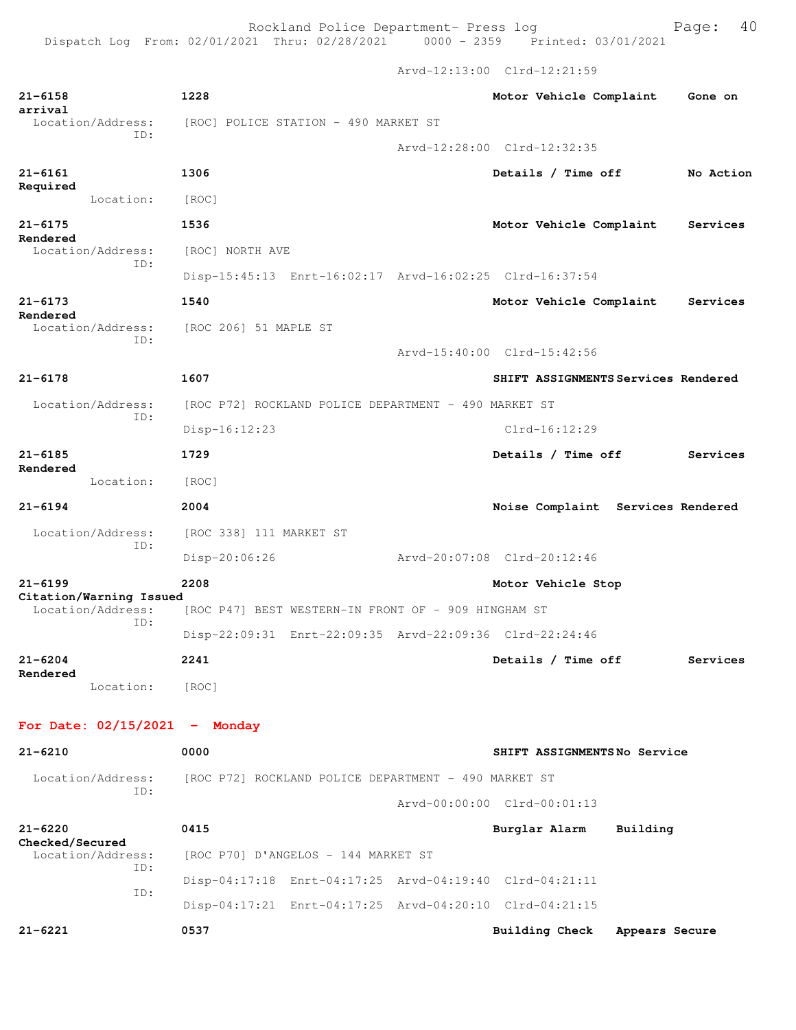Arvd-12:13:00 Clrd-12:21:59

**21-6158** **1228** **Motor Vehicle Complaint** **Gone on arrival**
Location/Address: [ROC] POLICE STATION - 490 MARKET ST
ID:
Arvd-12:28:00 Clrd-12:32:35

**21-6161** **1306** **Details / Time off** **No Action Required**
Location: [ROC]

**21-6175** **1536** **Motor Vehicle Complaint** **Services Rendered**
Location/Address: [ROC] NORTH AVE
ID:
Disp-15:45:13 Enrt-16:02:17 Arvd-16:02:25 Clrd-16:37:54

**21-6173** **1540** **Motor Vehicle Complaint** **Services Rendered**
Location/Address: [ROC 206] 51 MAPLE ST
ID:
Arvd-15:40:00 Clrd-15:42:56

**21-6178** **1607** **SHIFT ASSIGNMENTS Services Rendered**
Location/Address: [ROC P72] ROCKLAND POLICE DEPARTMENT - 490 MARKET ST
ID:
Disp-16:12:23 Clrd-16:12:29

**21-6185** **1729** **Details / Time off** **Services Rendered**
Location: [ROC]

**21-6194** **2004** **Noise Complaint Services Rendered**
Location/Address: [ROC 338] 111 MARKET ST
ID:
Disp-20:06:26 Arvd-20:07:08 Clrd-20:12:46

**21-6199** **2208** **Motor Vehicle Stop** **Citation/Warning Issued**
Location/Address: [ROC P47] BEST WESTERN-IN FRONT OF - 909 HINGHAM ST
ID:
Disp-22:09:31 Enrt-22:09:35 Arvd-22:09:36 Clrd-22:24:46

**21-6204** **2241** **Details / Time off** **Services Rendered**
Location: [ROC]

## For Date: 02/15/2021 - Monday

**21-6210** **0000** **SHIFT ASSIGNMENTS No Service**
Location/Address: [ROC P72] ROCKLAND POLICE DEPARTMENT - 490 MARKET ST
ID:
Arvd-00:00:00 Clrd-00:01:13

**21-6220** **0415** **Burglar Alarm** **Building Checked/Secured**
Location/Address: [ROC P70] D'ANGELOS - 144 MARKET ST
ID:
Disp-04:17:18 Enrt-04:17:25 Arvd-04:19:40 Clrd-04:21:11
ID:
Disp-04:17:21 Enrt-04:17:25 Arvd-04:20:10 Clrd-04:21:15

**21-6221** **0537** **Building Check** **Appears Secure**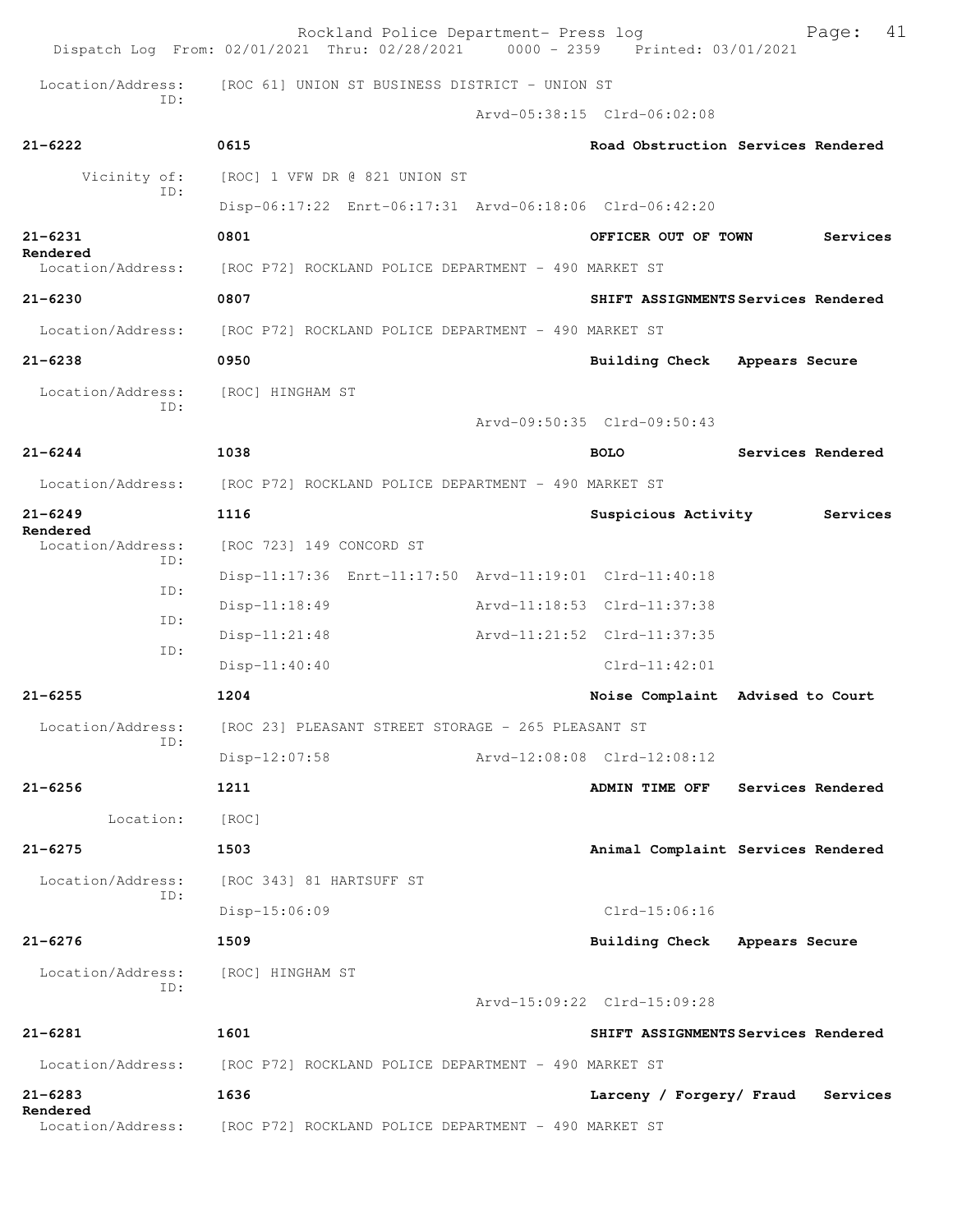Location/Address: [ROC 61] UNION ST BUSINESS DISTRICT - UNION ST
ID:
Arvd-05:38:15 Clrd-06:02:08

**21-6222** 0615 Road Obstruction Services Rendered

Vicinity of: [ROC] 1 VFW DR @ 821 UNION ST
ID:
Disp-06:17:22 Enrt-06:17:31 Arvd-06:18:06 Clrd-06:42:20

**21-6231** 0801 OFFICER OUT OF TOWN Services Rendered

Location/Address: [ROC P72] ROCKLAND POLICE DEPARTMENT - 490 MARKET ST

**21-6230** 0807 SHIFT ASSIGNMENTS Services Rendered

Location/Address: [ROC P72] ROCKLAND POLICE DEPARTMENT - 490 MARKET ST

**21-6238** 0950 Building Check Appears Secure

Location/Address: [ROC] HINGHAM ST
ID:
Arvd-09:50:35 Clrd-09:50:43

**21-6244** 1038 BOLO Services Rendered

Location/Address: [ROC P72] ROCKLAND POLICE DEPARTMENT - 490 MARKET ST

**21-6249** 1116 Suspicious Activity Services Rendered

Location/Address: [ROC 723] 149 CONCORD ST
ID:
Disp-11:17:36 Enrt-11:17:50 Arvd-11:19:01 Clrd-11:40:18
ID:
Disp-11:18:49 Arvd-11:18:53 Clrd-11:37:38
ID:
Disp-11:21:48 Arvd-11:21:52 Clrd-11:37:35
ID:
Disp-11:40:40 Clrd-11:42:01

**21-6255** 1204 Noise Complaint Advised to Court

Location/Address: [ROC 23] PLEASANT STREET STORAGE - 265 PLEASANT ST
ID:
Disp-12:07:58 Arvd-12:08:08 Clrd-12:08:12

**21-6256** 1211 ADMIN TIME OFF Services Rendered

Location: [ROC]

**21-6275** 1503 Animal Complaint Services Rendered

Location/Address: [ROC 343] 81 HARTSUFF ST
ID:
Disp-15:06:09 Clrd-15:06:16

**21-6276** 1509 Building Check Appears Secure

Location/Address: [ROC] HINGHAM ST
ID:
Arvd-15:09:22 Clrd-15:09:28

**21-6281** 1601 SHIFT ASSIGNMENTS Services Rendered

Location/Address: [ROC P72] ROCKLAND POLICE DEPARTMENT - 490 MARKET ST

**21-6283** 1636 Larceny / Forgery/ Fraud Services Rendered

Location/Address: [ROC P72] ROCKLAND POLICE DEPARTMENT - 490 MARKET ST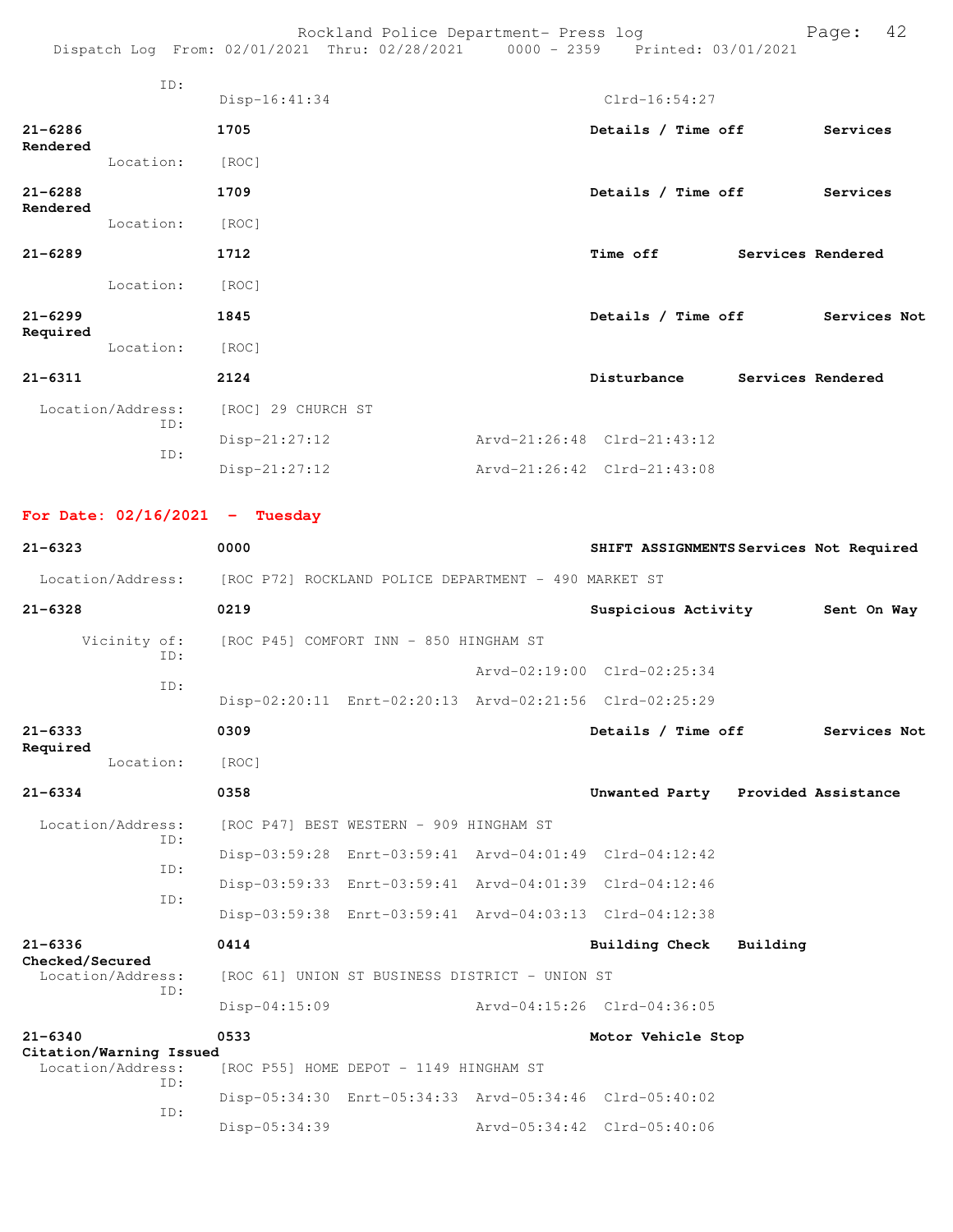ID:
Disp-16:41:34 Clrd-16:54:27

**21-6286** **1705** **Details / Time off** **Services Rendered**
Location: [ROC]

**21-6288** **1709** **Details / Time off** **Services Rendered**
Location: [ROC]

**21-6289** **1712** **Time off** **Services Rendered**
Location: [ROC]

**21-6299** **1845** **Details / Time off** **Services Not Required**
Location: [ROC]

**21-6311** **2124** **Disturbance** **Services Rendered**
Location/Address: [ROC] 29 CHURCH ST
ID:
Disp-21:27:12 Arvd-21:26:48 Clrd-21:43:12
ID:
Disp-21:27:12 Arvd-21:26:42 Clrd-21:43:08

## For Date: 02/16/2021 - Tuesday

**21-6323** **0000** **SHIFT ASSIGNMENTS** **Services Not Required**
Location/Address: [ROC P72] ROCKLAND POLICE DEPARTMENT - 490 MARKET ST

**21-6328** **0219** **Suspicious Activity** **Sent On Way**
Vicinity of: [ROC P45] COMFORT INN - 850 HINGHAM ST
ID:
Arvd-02:19:00 Clrd-02:25:34
ID:
Disp-02:20:11 Enrt-02:20:13 Arvd-02:21:56 Clrd-02:25:29

**21-6333** **0309** **Details / Time off** **Services Not Required**
Location: [ROC]

**21-6334** **0358** **Unwanted Party** **Provided Assistance**
Location/Address: [ROC P47] BEST WESTERN - 909 HINGHAM ST
ID:
Disp-03:59:28 Enrt-03:59:41 Arvd-04:01:49 Clrd-04:12:42
ID:
Disp-03:59:33 Enrt-03:59:41 Arvd-04:01:39 Clrd-04:12:46
ID:
Disp-03:59:38 Enrt-03:59:41 Arvd-04:03:13 Clrd-04:12:38

**21-6336** **0414** **Building Check** **Building Checked/Secured**
Location/Address: [ROC 61] UNION ST BUSINESS DISTRICT - UNION ST
ID:
Disp-04:15:09 Arvd-04:15:26 Clrd-04:36:05

**21-6340** **0533** **Motor Vehicle Stop** **Citation/Warning Issued**
Location/Address: [ROC P55] HOME DEPOT - 1149 HINGHAM ST
ID:
Disp-05:34:30 Enrt-05:34:33 Arvd-05:34:46 Clrd-05:40:02
ID:
Disp-05:34:39 Arvd-05:34:42 Clrd-05:40:06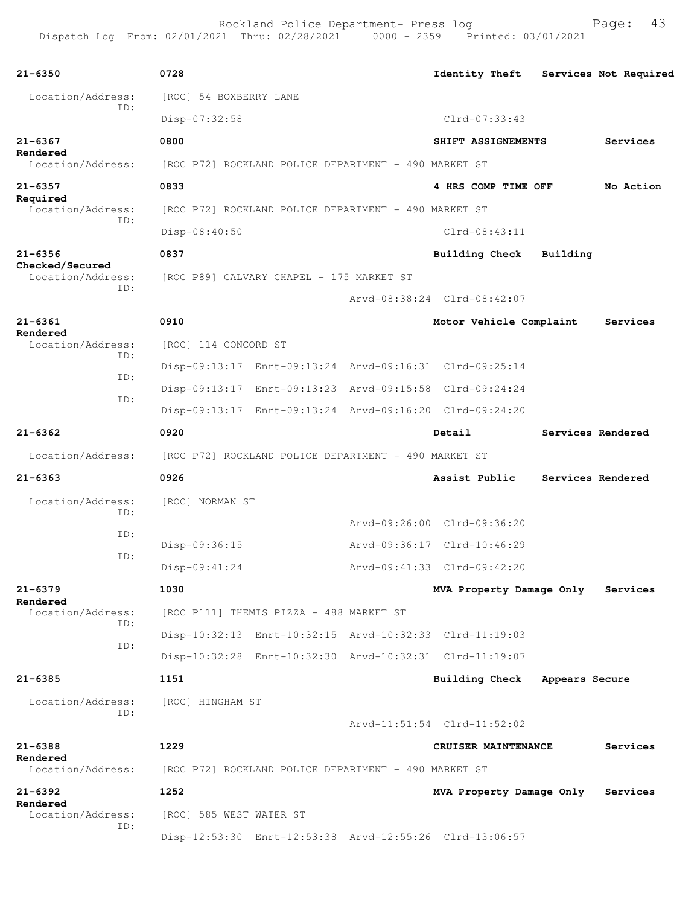| Call # | Time | Call Reason | Action |
|---|---|---|---|
| 21-6350 | 0728 | Identity Theft | Services Not Required |

Location/Address: [ROC] 54 BOXBERRY LANE
ID: Disp-07:32:58 Clrd-07:33:43

| Call # | Time | Call Reason | Action |
|---|---|---|---|
| 21-6367 | 0800 | SHIFT ASSIGNEMENTS | Services Rendered |

Location/Address: [ROC P72] ROCKLAND POLICE DEPARTMENT - 490 MARKET ST

| Call # | Time | Call Reason | Action |
|---|---|---|---|
| 21-6357 | 0833 | 4 HRS COMP TIME OFF | No Action Required |

Location/Address: [ROC P72] ROCKLAND POLICE DEPARTMENT - 490 MARKET ST
ID: Disp-08:40:50 Clrd-08:43:11

| Call # | Time | Call Reason | Action |
|---|---|---|---|
| 21-6356 | 0837 | Building Check | Building Checked/Secured |

Location/Address: [ROC P89] CALVARY CHAPEL - 175 MARKET ST
ID: Arvd-08:38:24 Clrd-08:42:07

| Call # | Time | Call Reason | Action |
|---|---|---|---|
| 21-6361 | 0910 | Motor Vehicle Complaint | Services Rendered |

Location/Address: [ROC] 114 CONCORD ST
ID: Disp-09:13:17 Enrt-09:13:24 Arvd-09:16:31 Clrd-09:25:14
ID: Disp-09:13:17 Enrt-09:13:23 Arvd-09:15:58 Clrd-09:24:24
ID: Disp-09:13:17 Enrt-09:13:24 Arvd-09:16:20 Clrd-09:24:20

| Call # | Time | Call Reason | Action |
|---|---|---|---|
| 21-6362 | 0920 | Detail | Services Rendered |

Location/Address: [ROC P72] ROCKLAND POLICE DEPARTMENT - 490 MARKET ST

| Call # | Time | Call Reason | Action |
|---|---|---|---|
| 21-6363 | 0926 | Assist Public | Services Rendered |

Location/Address: [ROC] NORMAN ST
ID: Arvd-09:26:00 Clrd-09:36:20
ID: Disp-09:36:15 Arvd-09:36:17 Clrd-10:46:29
ID: Disp-09:41:24 Arvd-09:41:33 Clrd-09:42:20

| Call # | Time | Call Reason | Action |
|---|---|---|---|
| 21-6379 | 1030 | MVA Property Damage Only | Services Rendered |

Location/Address: [ROC P111] THEMIS PIZZA - 488 MARKET ST
ID: Disp-10:32:13 Enrt-10:32:15 Arvd-10:32:33 Clrd-11:19:03
ID: Disp-10:32:28 Enrt-10:32:30 Arvd-10:32:31 Clrd-11:19:07

| Call # | Time | Call Reason | Action |
|---|---|---|---|
| 21-6385 | 1151 | Building Check | Appears Secure |

Location/Address: [ROC] HINGHAM ST
ID: Arvd-11:51:54 Clrd-11:52:02

| Call # | Time | Call Reason | Action |
|---|---|---|---|
| 21-6388 | 1229 | CRUISER MAINTENANCE | Services Rendered |

Location/Address: [ROC P72] ROCKLAND POLICE DEPARTMENT - 490 MARKET ST

| Call # | Time | Call Reason | Action |
|---|---|---|---|
| 21-6392 | 1252 | MVA Property Damage Only | Services Rendered |

Location/Address: [ROC] 585 WEST WATER ST
ID: Disp-12:53:30 Enrt-12:53:38 Arvd-12:55:26 Clrd-13:06:57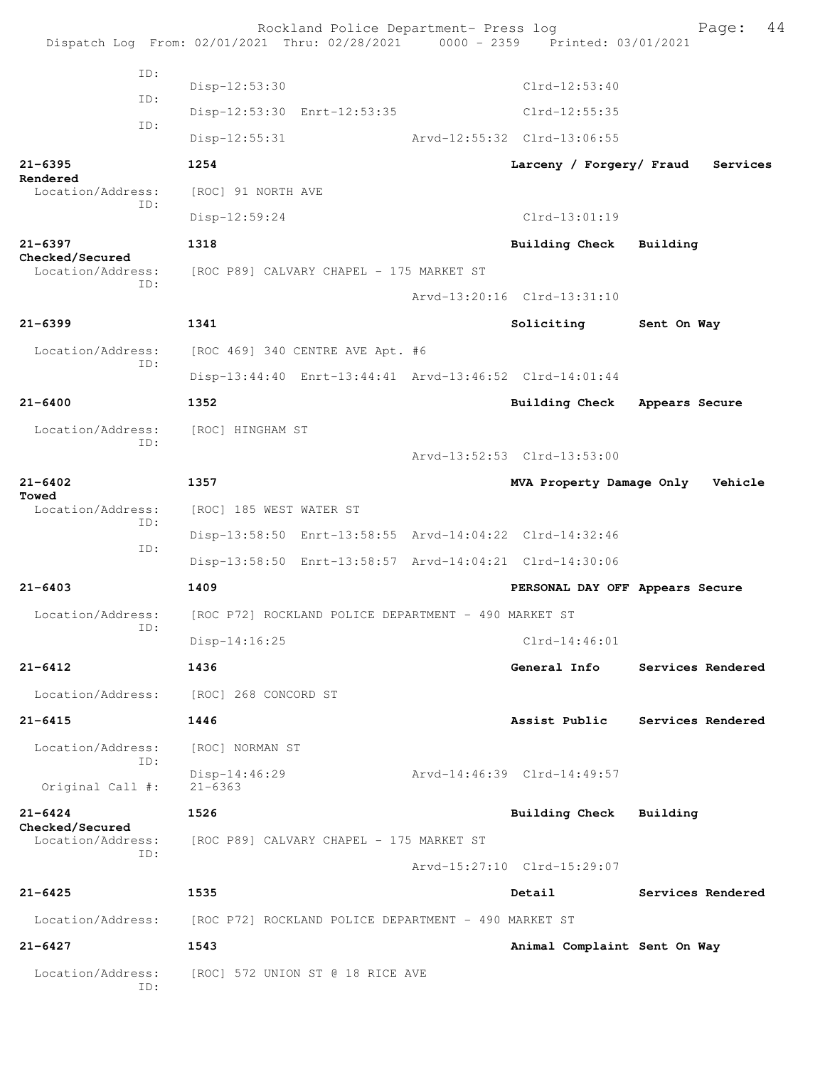```
              ID:
                    Disp-12:53:30                              Clrd-12:53:40
              ID:
                    Disp-12:53:30  Enrt-12:53:35               Clrd-12:55:35
              ID:
                    Disp-12:55:31               Arvd-12:55:32  Clrd-13:06:55

21-6395             1254                                Larceny / Forgery/ Fraud   Services
Rendered
  Location/Address:   [ROC] 91 NORTH AVE
              ID:
                    Disp-12:59:24                              Clrd-13:01:19

21-6397             1318                                Building Check   Building
Checked/Secured
  Location/Address:   [ROC P89] CALVARY CHAPEL - 175 MARKET ST
              ID:
                                                Arvd-13:20:16  Clrd-13:31:10

21-6399             1341                                Soliciting       Sent On Way

  Location/Address:   [ROC 469] 340 CENTRE AVE Apt. #6
              ID:
                    Disp-13:44:40  Enrt-13:44:41  Arvd-13:46:52  Clrd-14:01:44

21-6400             1352                                Building Check   Appears Secure

  Location/Address:   [ROC] HINGHAM ST
              ID:
                                                Arvd-13:52:53  Clrd-13:53:00

21-6402             1357                                MVA Property Damage Only   Vehicle
Towed
  Location/Address:   [ROC] 185 WEST WATER ST
              ID:
                    Disp-13:58:50  Enrt-13:58:55  Arvd-14:04:22  Clrd-14:32:46
              ID:
                    Disp-13:58:50  Enrt-13:58:57  Arvd-14:04:21  Clrd-14:30:06

21-6403             1409                                PERSONAL DAY OFF Appears Secure

  Location/Address:   [ROC P72] ROCKLAND POLICE DEPARTMENT - 490 MARKET ST
              ID:
                    Disp-14:16:25                              Clrd-14:46:01

21-6412             1436                                General Info     Services Rendered

  Location/Address:   [ROC] 268 CONCORD ST

21-6415             1446                                Assist Public    Services Rendered

  Location/Address:   [ROC] NORMAN ST
              ID:
                    Disp-14:46:29               Arvd-14:46:39  Clrd-14:49:57
   Original Call #:   21-6363

21-6424             1526                                Building Check   Building
Checked/Secured
  Location/Address:   [ROC P89] CALVARY CHAPEL - 175 MARKET ST
              ID:
                                                Arvd-15:27:10  Clrd-15:29:07

21-6425             1535                                Detail           Services Rendered

  Location/Address:   [ROC P72] ROCKLAND POLICE DEPARTMENT - 490 MARKET ST

21-6427             1543                                Animal Complaint Sent On Way

  Location/Address:   [ROC] 572 UNION ST @ 18 RICE AVE
              ID:
```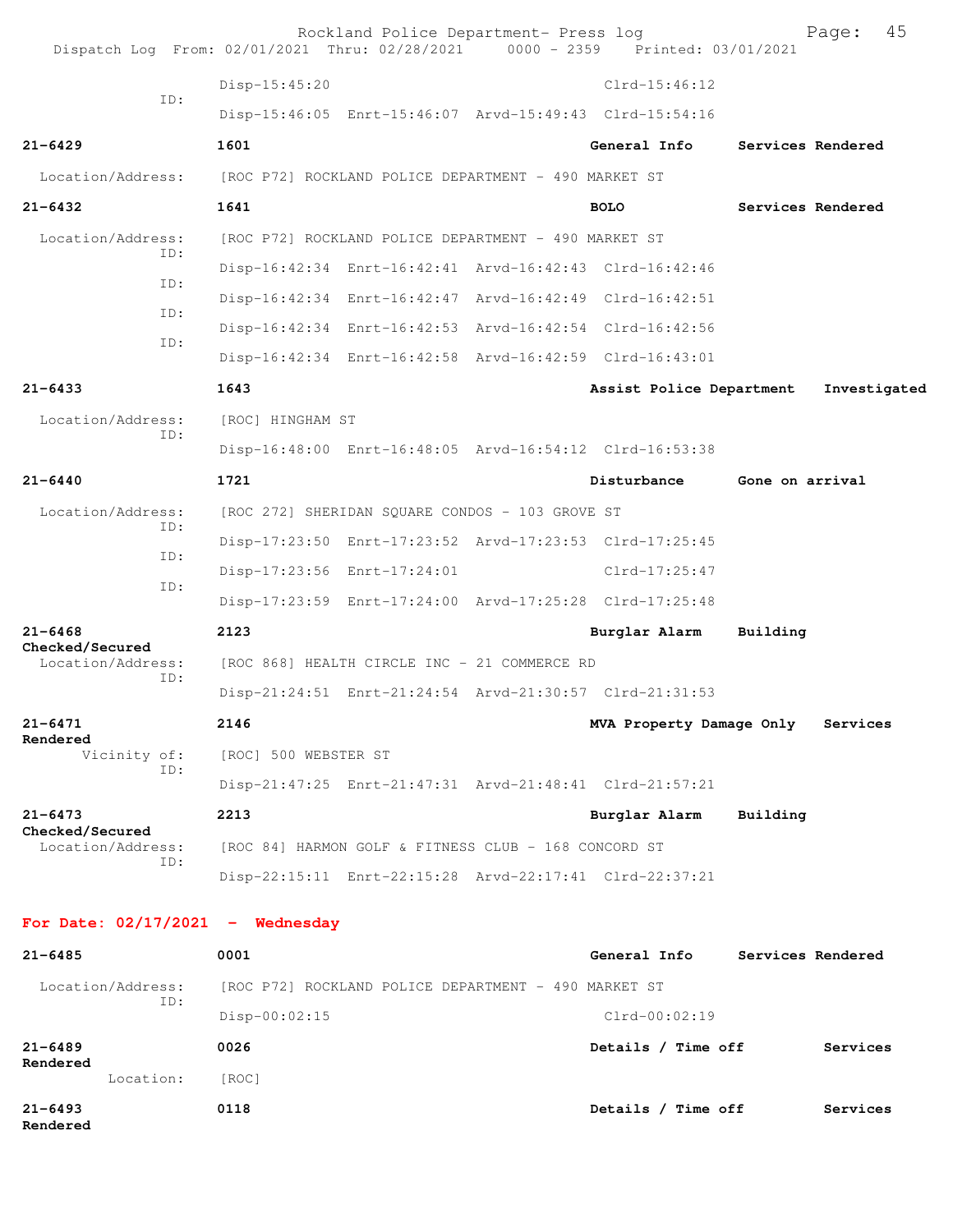Disp-15:45:20 Clrd-15:46:12

ID: Disp-15:46:05 Enrt-15:46:07 Arvd-15:49:43 Clrd-15:54:16

**21-6429** **1601** **General Info** **Services Rendered**

Location/Address: [ROC P72] ROCKLAND POLICE DEPARTMENT - 490 MARKET ST

**21-6432** **1641** **BOLO** **Services Rendered**

Location/Address: [ROC P72] ROCKLAND POLICE DEPARTMENT - 490 MARKET ST

ID: Disp-16:42:34 Enrt-16:42:41 Arvd-16:42:43 Clrd-16:42:46

ID: Disp-16:42:34 Enrt-16:42:47 Arvd-16:42:49 Clrd-16:42:51

ID: Disp-16:42:34 Enrt-16:42:53 Arvd-16:42:54 Clrd-16:42:56

ID: Disp-16:42:34 Enrt-16:42:58 Arvd-16:42:59 Clrd-16:43:01

**21-6433** **1643** **Assist Police Department** **Investigated**

Location/Address: [ROC] HINGHAM ST

ID: Disp-16:48:00 Enrt-16:48:05 Arvd-16:54:12 Clrd-16:53:38

**21-6440** **1721** **Disturbance** **Gone on arrival**

Location/Address: [ROC 272] SHERIDAN SQUARE CONDOS - 103 GROVE ST

ID: Disp-17:23:50 Enrt-17:23:52 Arvd-17:23:53 Clrd-17:25:45

ID: Disp-17:23:56 Enrt-17:24:01 Clrd-17:25:47

ID: Disp-17:23:59 Enrt-17:24:00 Arvd-17:25:28 Clrd-17:25:48

**21-6468** **2123** **Burglar Alarm** **Building Checked/Secured**

Location/Address: [ROC 868] HEALTH CIRCLE INC - 21 COMMERCE RD

ID: Disp-21:24:51 Enrt-21:24:54 Arvd-21:30:57 Clrd-21:31:53

**21-6471** **2146** **MVA Property Damage Only** **Services Rendered**

Vicinity of: [ROC] 500 WEBSTER ST

ID: Disp-21:47:25 Enrt-21:47:31 Arvd-21:48:41 Clrd-21:57:21

**21-6473** **2213** **Burglar Alarm** **Building Checked/Secured**

Location/Address: [ROC 84] HARMON GOLF & FITNESS CLUB - 168 CONCORD ST

ID: Disp-22:15:11 Enrt-22:15:28 Arvd-22:17:41 Clrd-22:37:21

## For Date: 02/17/2021 - Wednesday

**21-6485** **0001** **General Info** **Services Rendered**

Location/Address: [ROC P72] ROCKLAND POLICE DEPARTMENT - 490 MARKET ST

ID: Disp-00:02:15 Clrd-00:02:19

**21-6489** **0026** **Details / Time off** **Services Rendered**

Location: [ROC]

**21-6493** **0118** **Details / Time off** **Services Rendered**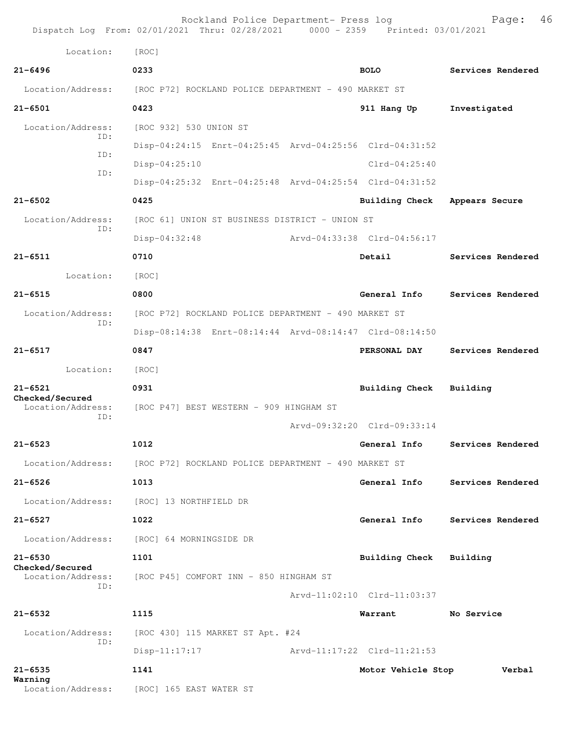Location: [ROC]

21-6496 0233 BOLO Services Rendered
Location/Address: [ROC P72] ROCKLAND POLICE DEPARTMENT - 490 MARKET ST

21-6501 0423 911 Hang Up Investigated
Location/Address: [ROC 932] 530 UNION ST
ID: Disp-04:24:15 Enrt-04:25:45 Arvd-04:25:56 Clrd-04:31:52
ID: Disp-04:25:10 Clrd-04:25:40
ID: Disp-04:25:32 Enrt-04:25:48 Arvd-04:25:54 Clrd-04:31:52

21-6502 0425 Building Check Appears Secure
Location/Address: [ROC 61] UNION ST BUSINESS DISTRICT - UNION ST
ID: Disp-04:32:48 Arvd-04:33:38 Clrd-04:56:17

21-6511 0710 Detail Services Rendered
Location: [ROC]

21-6515 0800 General Info Services Rendered
Location/Address: [ROC P72] ROCKLAND POLICE DEPARTMENT - 490 MARKET ST
ID: Disp-08:14:38 Enrt-08:14:44 Arvd-08:14:47 Clrd-08:14:50

21-6517 0847 PERSONAL DAY Services Rendered
Location: [ROC]

21-6521 0931 Building Check Building Checked/Secured
Location/Address: [ROC P47] BEST WESTERN - 909 HINGHAM ST
ID: Arvd-09:32:20 Clrd-09:33:14

21-6523 1012 General Info Services Rendered
Location/Address: [ROC P72] ROCKLAND POLICE DEPARTMENT - 490 MARKET ST

21-6526 1013 General Info Services Rendered
Location/Address: [ROC] 13 NORTHFIELD DR

21-6527 1022 General Info Services Rendered
Location/Address: [ROC] 64 MORNINGSIDE DR

21-6530 1101 Building Check Building Checked/Secured
Location/Address: [ROC P45] COMFORT INN - 850 HINGHAM ST
ID: Arvd-11:02:10 Clrd-11:03:37

21-6532 1115 Warrant No Service
Location/Address: [ROC 430] 115 MARKET ST Apt. #24
ID: Disp-11:17:17 Arvd-11:17:22 Clrd-11:21:53

21-6535 1141 Motor Vehicle Stop Verbal Warning
Location/Address: [ROC] 165 EAST WATER ST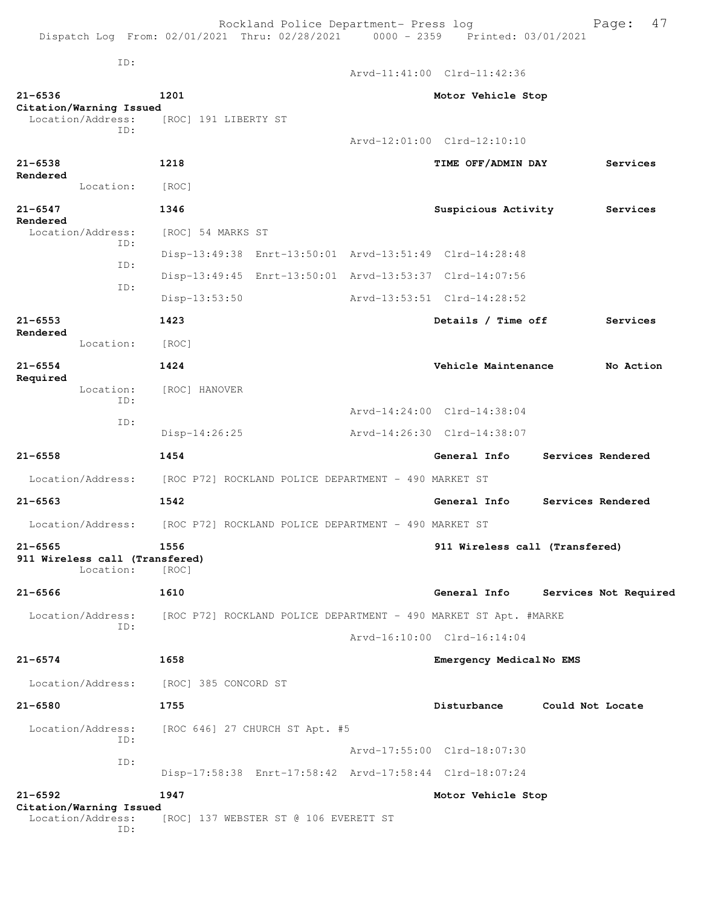ID:
Arvd-11:41:00 Clrd-11:42:36

**21-6536** 1201 Motor Vehicle Stop
**Citation/Warning Issued**
Location/Address: [ROC] 191 LIBERTY ST
ID:
Arvd-12:01:00 Clrd-12:10:10

**21-6538** 1218 TIME OFF/ADMIN DAY Services Rendered
Location: [ROC]

**21-6547** 1346 Suspicious Activity Services Rendered
Location/Address: [ROC] 54 MARKS ST
ID:
Disp-13:49:38 Enrt-13:50:01 Arvd-13:51:49 Clrd-14:28:48
ID:
Disp-13:49:45 Enrt-13:50:01 Arvd-13:53:37 Clrd-14:07:56
ID:
Disp-13:53:50 Arvd-13:53:51 Clrd-14:28:52

**21-6553** 1423 Details / Time off Services Rendered
Location: [ROC]

**21-6554** 1424 Vehicle Maintenance No Action Required
Location: [ROC] HANOVER
ID:
Arvd-14:24:00 Clrd-14:38:04
ID:
Disp-14:26:25 Arvd-14:26:30 Clrd-14:38:07

**21-6558** 1454 General Info Services Rendered
Location/Address: [ROC P72] ROCKLAND POLICE DEPARTMENT - 490 MARKET ST

**21-6563** 1542 General Info Services Rendered
Location/Address: [ROC P72] ROCKLAND POLICE DEPARTMENT - 490 MARKET ST

**21-6565** 1556 911 Wireless call (Transfered)
**911 Wireless call (Transfered)**
Location: [ROC]

**21-6566** 1610 General Info Services Not Required
Location/Address: [ROC P72] ROCKLAND POLICE DEPARTMENT - 490 MARKET ST Apt. #MARKE
ID:
Arvd-16:10:00 Clrd-16:14:04

**21-6574** 1658 Emergency Medical No EMS
Location/Address: [ROC] 385 CONCORD ST

**21-6580** 1755 Disturbance Could Not Locate
Location/Address: [ROC 646] 27 CHURCH ST Apt. #5
ID:
Arvd-17:55:00 Clrd-18:07:30
ID:
Disp-17:58:38 Enrt-17:58:42 Arvd-17:58:44 Clrd-18:07:24

**21-6592** 1947 Motor Vehicle Stop
**Citation/Warning Issued**
Location/Address: [ROC] 137 WEBSTER ST @ 106 EVERETT ST
ID: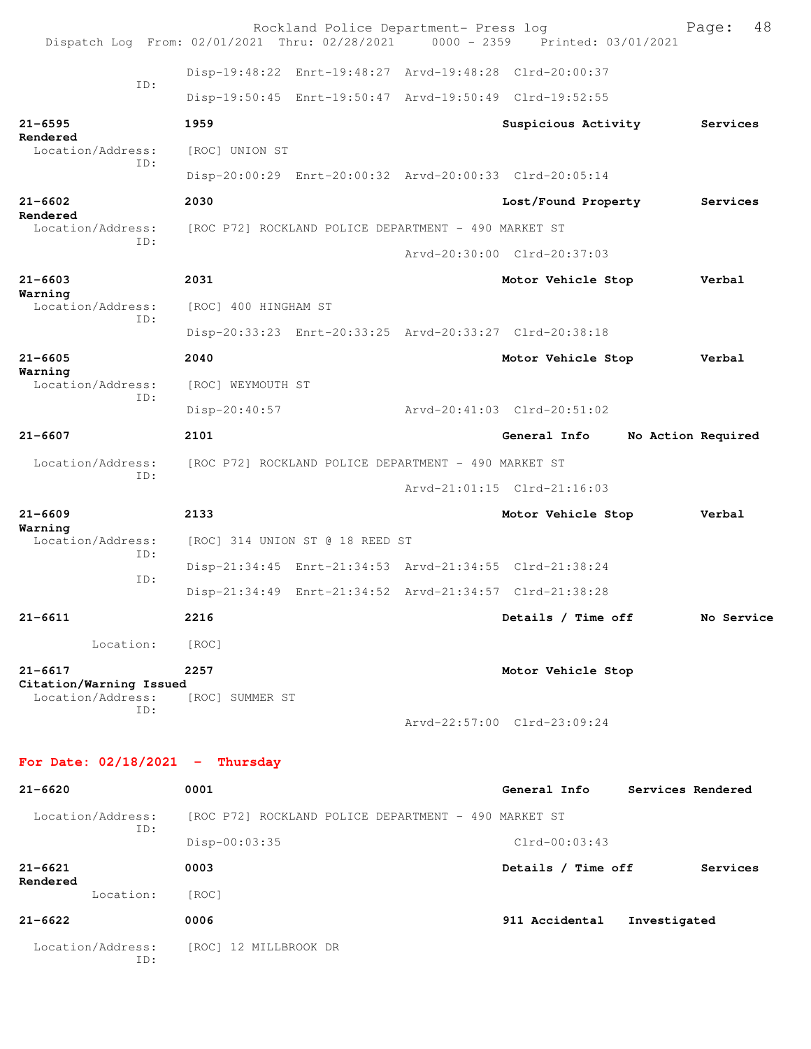```
          Disp-19:48:22  Enrt-19:48:27  Arvd-19:48:28  Clrd-20:00:37
     ID:
          Disp-19:50:45  Enrt-19:50:47  Arvd-19:50:49  Clrd-19:52:55
```

**21-6595** **1959** **Suspicious Activity** **Services Rendered**

```
  Location/Address:    [ROC] UNION ST
     ID:
          Disp-20:00:29  Enrt-20:00:32  Arvd-20:00:33  Clrd-20:05:14
```

**21-6602** **2030** **Lost/Found Property** **Services Rendered**

```
  Location/Address:    [ROC P72] ROCKLAND POLICE DEPARTMENT - 490 MARKET ST
     ID:
                                        Arvd-20:30:00  Clrd-20:37:03
```

**21-6603** **2031** **Motor Vehicle Stop** **Verbal Warning**

```
  Location/Address:    [ROC] 400 HINGHAM ST
     ID:
          Disp-20:33:23  Enrt-20:33:25  Arvd-20:33:27  Clrd-20:38:18
```

**21-6605** **2040** **Motor Vehicle Stop** **Verbal Warning**

```
  Location/Address:    [ROC] WEYMOUTH ST
     ID:
          Disp-20:40:57                 Arvd-20:41:03  Clrd-20:51:02
```

**21-6607** **2101** **General Info** **No Action Required**

```
  Location/Address:    [ROC P72] ROCKLAND POLICE DEPARTMENT - 490 MARKET ST
     ID:
                                        Arvd-21:01:15  Clrd-21:16:03
```

**21-6609** **2133** **Motor Vehicle Stop** **Verbal Warning**

```
  Location/Address:    [ROC] 314 UNION ST @ 18 REED ST
     ID:
          Disp-21:34:45  Enrt-21:34:53  Arvd-21:34:55  Clrd-21:38:24
     ID:
          Disp-21:34:49  Enrt-21:34:52  Arvd-21:34:57  Clrd-21:38:28
```

**21-6611** **2216** **Details / Time off** **No Service**

```
          Location:    [ROC]
```

**21-6617** **2257** **Motor Vehicle Stop** **Citation/Warning Issued**

```
  Location/Address:    [ROC] SUMMER ST
     ID:
                                        Arvd-22:57:00  Clrd-23:09:24
```

## For Date: 02/18/2021 - Thursday

**21-6620** **0001** **General Info** **Services Rendered**

```
  Location/Address:    [ROC P72] ROCKLAND POLICE DEPARTMENT - 490 MARKET ST
     ID:
          Disp-00:03:35                                Clrd-00:03:43
```

**21-6621** **0003** **Details / Time off** **Services Rendered**

```
          Location:    [ROC]
```

**21-6622** **0006** **911 Accidental** **Investigated**

```
  Location/Address:    [ROC] 12 MILLBROOK DR
     ID:
```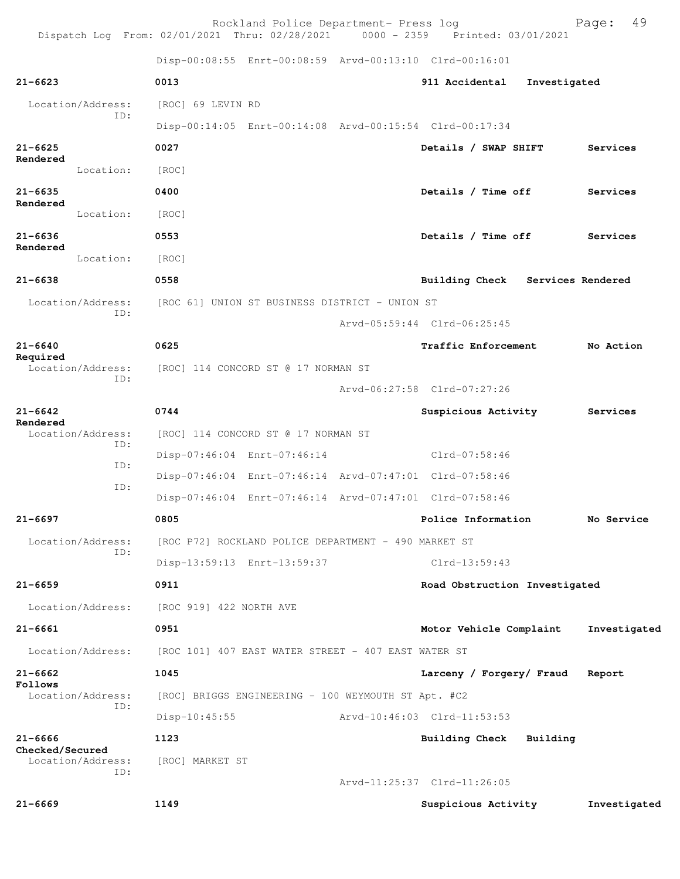Disp-00:08:55 Enrt-00:08:59 Arvd-00:13:10 Clrd-00:16:01

**21-6623** **0013** **911 Accidental Investigated**

Location/Address: [ROC] 69 LEVIN RD
ID:
Disp-00:14:05 Enrt-00:14:08 Arvd-00:15:54 Clrd-00:17:34

**21-6625** **0027** **Details / SWAP SHIFT Services Rendered**

Location: [ROC]

**21-6635** **0400** **Details / Time off Services Rendered**

Location: [ROC]

**21-6636** **0553** **Details / Time off Services Rendered**

Location: [ROC]

**21-6638** **0558** **Building Check Services Rendered**

Location/Address: [ROC 61] UNION ST BUSINESS DISTRICT - UNION ST
ID:
Arvd-05:59:44 Clrd-06:25:45

**21-6640** **0625** **Traffic Enforcement No Action Required**

Location/Address: [ROC] 114 CONCORD ST @ 17 NORMAN ST
ID:
Arvd-06:27:58 Clrd-07:27:26

**21-6642** **0744** **Suspicious Activity Services Rendered**

Location/Address: [ROC] 114 CONCORD ST @ 17 NORMAN ST
ID:
Disp-07:46:04 Enrt-07:46:14 Clrd-07:58:46
ID:
Disp-07:46:04 Enrt-07:46:14 Arvd-07:47:01 Clrd-07:58:46
ID:
Disp-07:46:04 Enrt-07:46:14 Arvd-07:47:01 Clrd-07:58:46

**21-6697** **0805** **Police Information No Service**

Location/Address: [ROC P72] ROCKLAND POLICE DEPARTMENT - 490 MARKET ST
ID:
Disp-13:59:13 Enrt-13:59:37 Clrd-13:59:43

**21-6659** **0911** **Road Obstruction Investigated**

Location/Address: [ROC 919] 422 NORTH AVE

**21-6661** **0951** **Motor Vehicle Complaint Investigated**

Location/Address: [ROC 101] 407 EAST WATER STREET - 407 EAST WATER ST

**21-6662** **1045** **Larceny / Forgery/ Fraud Report Follows**

Location/Address: [ROC] BRIGGS ENGINEERING - 100 WEYMOUTH ST Apt. #C2
ID:
Disp-10:45:55 Arvd-10:46:03 Clrd-11:53:53

**21-6666** **1123** **Building Check Building Checked/Secured**

Location/Address: [ROC] MARKET ST
ID:
Arvd-11:25:37 Clrd-11:26:05

**21-6669** **1149** **Suspicious Activity Investigated**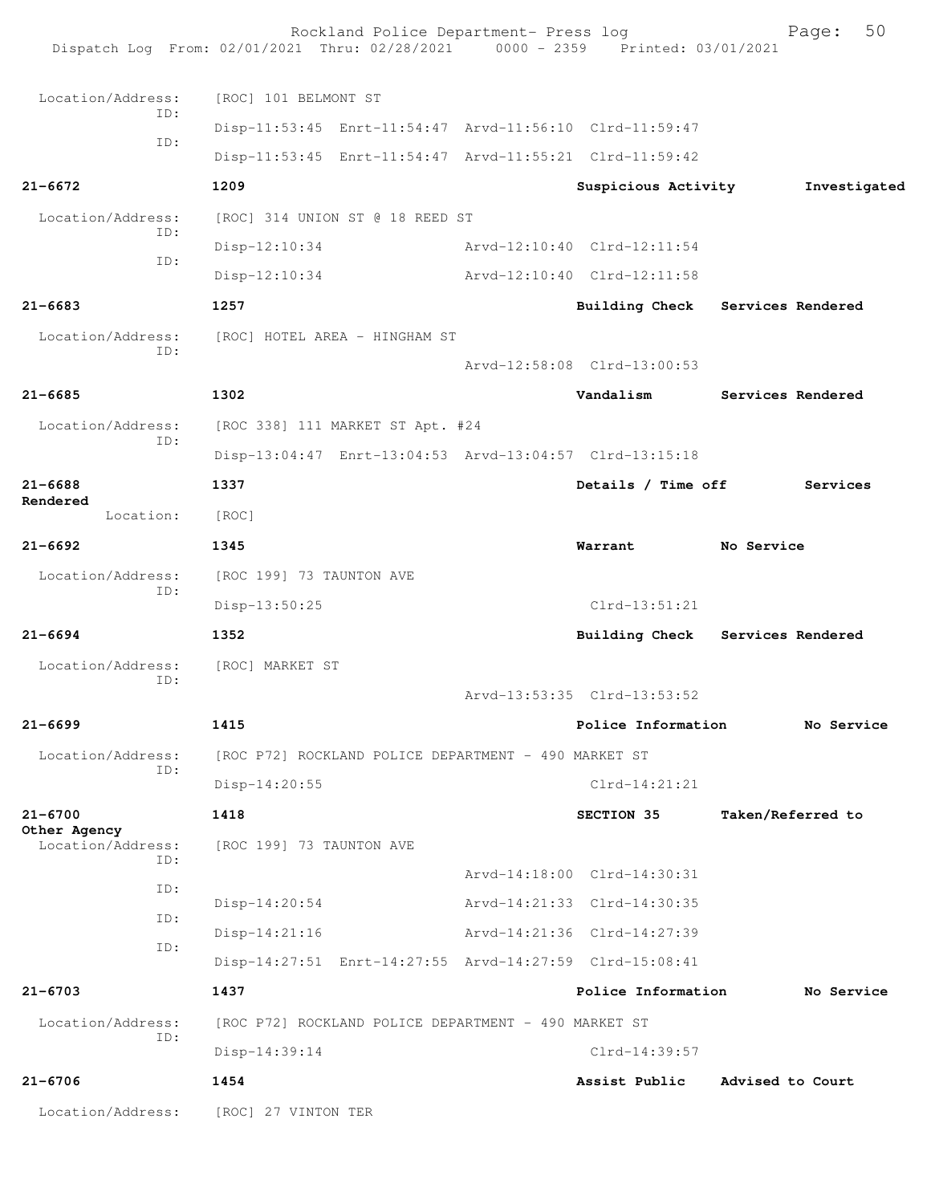Location/Address: [ROC] 101 BELMONT ST
ID:
Disp-11:53:45 Enrt-11:54:47 Arvd-11:56:10 Clrd-11:59:47
ID:
Disp-11:53:45 Enrt-11:54:47 Arvd-11:55:21 Clrd-11:59:42

**21-6672** 1209 **Suspicious Activity** **Investigated**

Location/Address: [ROC] 314 UNION ST @ 18 REED ST
ID:
Disp-12:10:34 Arvd-12:10:40 Clrd-12:11:54
ID:
Disp-12:10:34 Arvd-12:10:40 Clrd-12:11:58

**21-6683** 1257 **Building Check** **Services Rendered**

Location/Address: [ROC] HOTEL AREA - HINGHAM ST
ID:
Arvd-12:58:08 Clrd-13:00:53

**21-6685** 1302 **Vandalism** **Services Rendered**

Location/Address: [ROC 338] 111 MARKET ST Apt. #24
ID:
Disp-13:04:47 Enrt-13:04:53 Arvd-13:04:57 Clrd-13:15:18

**21-6688** 1337 **Details / Time off** **Services Rendered**

Location: [ROC]

**21-6692** 1345 **Warrant** **No Service**

Location/Address: [ROC 199] 73 TAUNTON AVE
ID:
Disp-13:50:25 Clrd-13:51:21

**21-6694** 1352 **Building Check** **Services Rendered**

Location/Address: [ROC] MARKET ST
ID:
Arvd-13:53:35 Clrd-13:53:52

**21-6699** 1415 **Police Information** **No Service**

Location/Address: [ROC P72] ROCKLAND POLICE DEPARTMENT - 490 MARKET ST
ID:
Disp-14:20:55 Clrd-14:21:21

**21-6700** 1418 **SECTION 35** **Taken/Referred to Other Agency**

Location/Address: [ROC 199] 73 TAUNTON AVE
ID:
Arvd-14:18:00 Clrd-14:30:31
ID:
Disp-14:20:54 Arvd-14:21:33 Clrd-14:30:35
ID:
Disp-14:21:16 Arvd-14:21:36 Clrd-14:27:39
ID:
Disp-14:27:51 Enrt-14:27:55 Arvd-14:27:59 Clrd-15:08:41

**21-6703** 1437 **Police Information** **No Service**

Location/Address: [ROC P72] ROCKLAND POLICE DEPARTMENT - 490 MARKET ST
ID:
Disp-14:39:14 Clrd-14:39:57

**21-6706** 1454 **Assist Public** **Advised to Court**

Location/Address: [ROC] 27 VINTON TER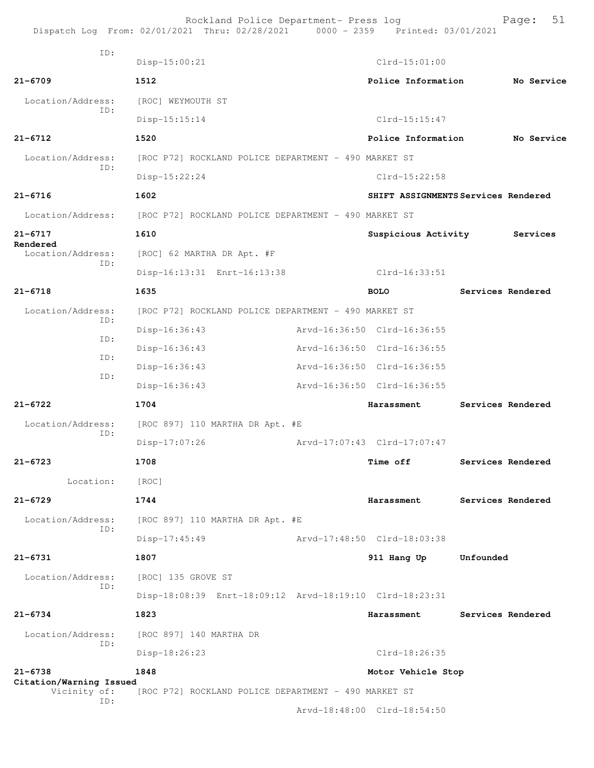```
           ID:
                    Disp-15:00:21                             Clrd-15:01:00

21-6709             1512                                      Police Information       No Service

 Location/Address:  [ROC] WEYMOUTH ST
           ID:
                    Disp-15:15:14                             Clrd-15:15:47

21-6712             1520                                      Police Information       No Service

 Location/Address:  [ROC P72] ROCKLAND POLICE DEPARTMENT - 490 MARKET ST
           ID:
                    Disp-15:22:24                             Clrd-15:22:58

21-6716             1602                                      SHIFT ASSIGNMENTS Services Rendered

 Location/Address:  [ROC P72] ROCKLAND POLICE DEPARTMENT - 490 MARKET ST

21-6717             1610                                      Suspicious Activity      Services
Rendered
 Location/Address:  [ROC] 62 MARTHA DR Apt. #F
           ID:
                    Disp-16:13:31  Enrt-16:13:38              Clrd-16:33:51

21-6718             1635                                      BOLO                Services Rendered

 Location/Address:  [ROC P72] ROCKLAND POLICE DEPARTMENT - 490 MARKET ST
           ID:
                    Disp-16:36:43                Arvd-16:36:50  Clrd-16:36:55
           ID:
                    Disp-16:36:43                Arvd-16:36:50  Clrd-16:36:55
           ID:
                    Disp-16:36:43                Arvd-16:36:50  Clrd-16:36:55
           ID:
                    Disp-16:36:43                Arvd-16:36:50  Clrd-16:36:55

21-6722             1704                                      Harassment          Services Rendered

 Location/Address:  [ROC 897] 110 MARTHA DR Apt. #E
           ID:
                    Disp-17:07:26                Arvd-17:07:43  Clrd-17:07:47

21-6723             1708                                      Time off            Services Rendered

         Location:  [ROC]

21-6729             1744                                      Harassment          Services Rendered

 Location/Address:  [ROC 897] 110 MARTHA DR Apt. #E
           ID:
                    Disp-17:45:49                Arvd-17:48:50  Clrd-18:03:38

21-6731             1807                                      911 Hang Up         Unfounded

 Location/Address:  [ROC] 135 GROVE ST
           ID:
                    Disp-18:08:39  Enrt-18:09:12  Arvd-18:19:10  Clrd-18:23:31

21-6734             1823                                      Harassment          Services Rendered

 Location/Address:  [ROC 897] 140 MARTHA DR
           ID:
                    Disp-18:26:23                             Clrd-18:26:35

21-6738             1848                                      Motor Vehicle Stop
Citation/Warning Issued
      Vicinity of:  [ROC P72] ROCKLAND POLICE DEPARTMENT - 490 MARKET ST
           ID:
                                                 Arvd-18:48:00  Clrd-18:54:50
```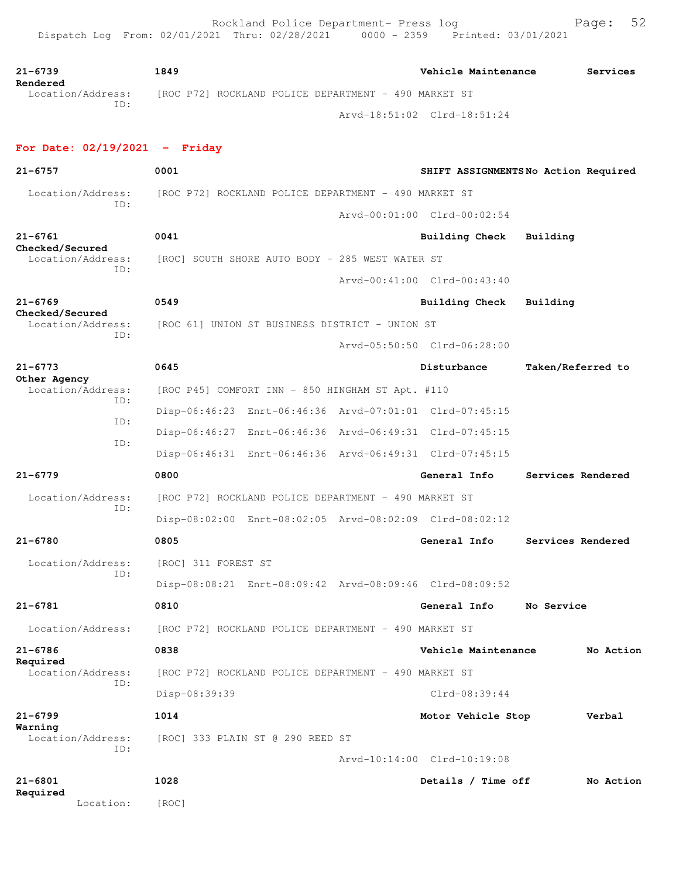21-6739 1849 Vehicle Maintenance Services Rendered
Location/Address: [ROC P72] ROCKLAND POLICE DEPARTMENT - 490 MARKET ST
ID:
Arvd-18:51:02 Clrd-18:51:24

## For Date: 02/19/2021 - Friday

21-6757 0001 SHIFT ASSIGNMENTS No Action Required
Location/Address: [ROC P72] ROCKLAND POLICE DEPARTMENT - 490 MARKET ST
ID:
Arvd-00:01:00 Clrd-00:02:54

21-6761 0041 Building Check Building Checked/Secured
Location/Address: [ROC] SOUTH SHORE AUTO BODY - 285 WEST WATER ST
ID:
Arvd-00:41:00 Clrd-00:43:40

21-6769 0549 Building Check Building Checked/Secured
Location/Address: [ROC 61] UNION ST BUSINESS DISTRICT - UNION ST
ID:
Arvd-05:50:50 Clrd-06:28:00

21-6773 0645 Disturbance Taken/Referred to Other Agency
Location/Address: [ROC P45] COMFORT INN - 850 HINGHAM ST Apt. #110
ID:
Disp-06:46:23 Enrt-06:46:36 Arvd-07:01:01 Clrd-07:45:15
ID:
Disp-06:46:27 Enrt-06:46:36 Arvd-06:49:31 Clrd-07:45:15
ID:
Disp-06:46:31 Enrt-06:46:36 Arvd-06:49:31 Clrd-07:45:15

21-6779 0800 General Info Services Rendered
Location/Address: [ROC P72] ROCKLAND POLICE DEPARTMENT - 490 MARKET ST
ID:
Disp-08:02:00 Enrt-08:02:05 Arvd-08:02:09 Clrd-08:02:12

21-6780 0805 General Info Services Rendered
Location/Address: [ROC] 311 FOREST ST
ID:
Disp-08:08:21 Enrt-08:09:42 Arvd-08:09:46 Clrd-08:09:52

21-6781 0810 General Info No Service
Location/Address: [ROC P72] ROCKLAND POLICE DEPARTMENT - 490 MARKET ST

21-6786 0838 Vehicle Maintenance No Action Required
Location/Address: [ROC P72] ROCKLAND POLICE DEPARTMENT - 490 MARKET ST
ID:
Disp-08:39:39 Clrd-08:39:44

21-6799 1014 Motor Vehicle Stop Verbal Warning
Location/Address: [ROC] 333 PLAIN ST @ 290 REED ST
ID:
Arvd-10:14:00 Clrd-10:19:08

21-6801 1028 Details / Time off No Action Required
Location: [ROC]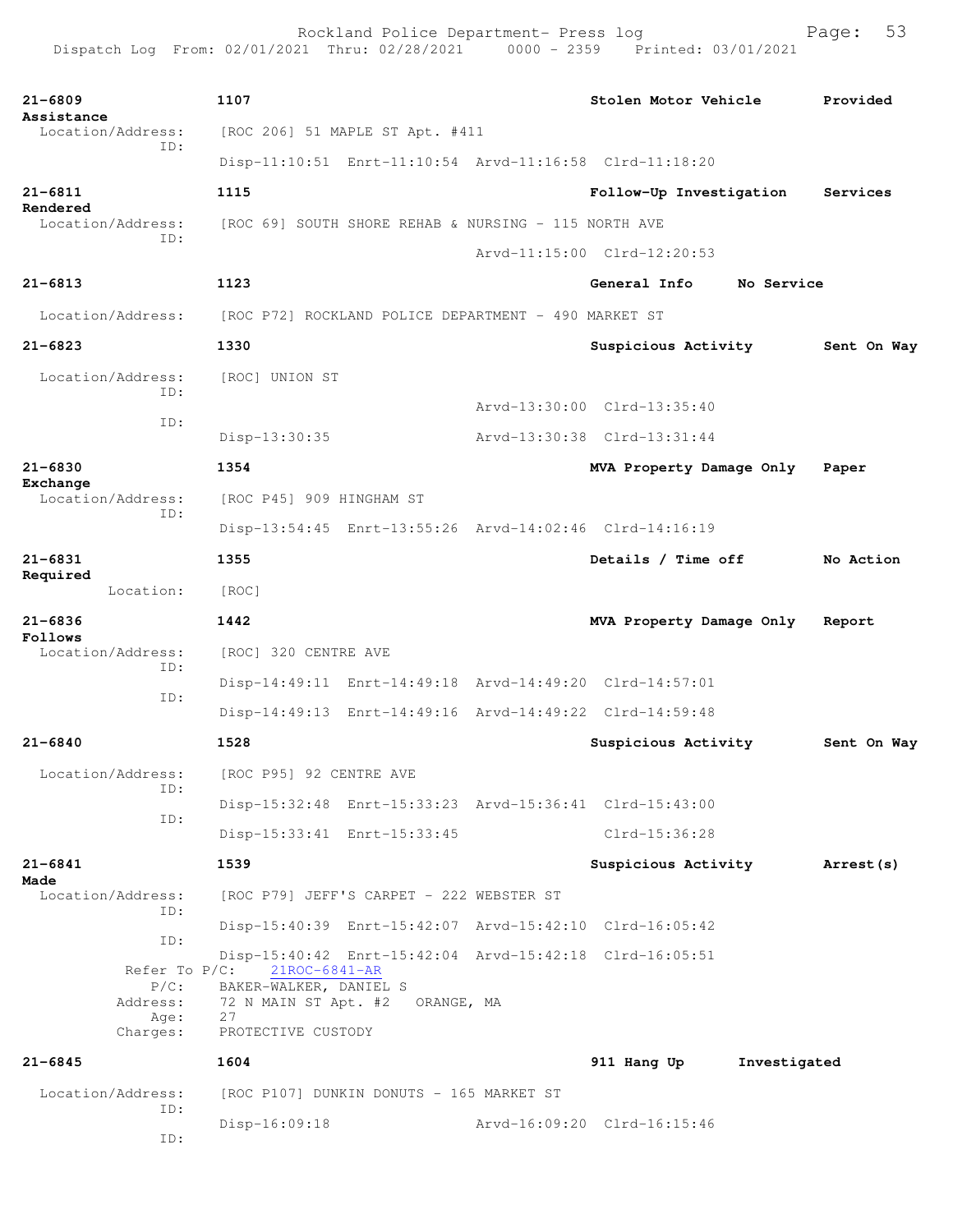21-6809 1107 Stolen Motor Vehicle Provided Assistance
Location/Address: [ROC 206] 51 MAPLE ST Apt. #411
ID:
Disp-11:10:51 Enrt-11:10:54 Arvd-11:16:58 Clrd-11:18:20

21-6811 1115 Follow-Up Investigation Services Rendered
Location/Address: [ROC 69] SOUTH SHORE REHAB & NURSING - 115 NORTH AVE
ID:
Arvd-11:15:00 Clrd-12:20:53

21-6813 1123 General Info No Service
Location/Address: [ROC P72] ROCKLAND POLICE DEPARTMENT - 490 MARKET ST

21-6823 1330 Suspicious Activity Sent On Way
Location/Address: [ROC] UNION ST
ID:
Arvd-13:30:00 Clrd-13:35:40
ID:
Disp-13:30:35 Arvd-13:30:38 Clrd-13:31:44

21-6830 1354 MVA Property Damage Only Paper Exchange
Location/Address: [ROC P45] 909 HINGHAM ST
ID:
Disp-13:54:45 Enrt-13:55:26 Arvd-14:02:46 Clrd-14:16:19

21-6831 1355 Details / Time off No Action Required
Location: [ROC]

21-6836 1442 MVA Property Damage Only Report Follows
Location/Address: [ROC] 320 CENTRE AVE
ID:
Disp-14:49:11 Enrt-14:49:18 Arvd-14:49:20 Clrd-14:57:01
ID:
Disp-14:49:13 Enrt-14:49:16 Arvd-14:49:22 Clrd-14:59:48

21-6840 1528 Suspicious Activity Sent On Way
Location/Address: [ROC P95] 92 CENTRE AVE
ID:
Disp-15:32:48 Enrt-15:33:23 Arvd-15:36:41 Clrd-15:43:00
ID:
Disp-15:33:41 Enrt-15:33:45 Clrd-15:36:28

21-6841 1539 Suspicious Activity Arrest(s) Made
Location/Address: [ROC P79] JEFF'S CARPET - 222 WEBSTER ST
ID:
Disp-15:40:39 Enrt-15:42:07 Arvd-15:42:10 Clrd-16:05:42
ID:
Disp-15:40:42 Enrt-15:42:04 Arvd-15:42:18 Clrd-16:05:51
Refer To P/C: 21ROC-6841-AR
P/C: BAKER-WALKER, DANIEL S
Address: 72 N MAIN ST Apt. #2 ORANGE, MA
Age: 27
Charges: PROTECTIVE CUSTODY

21-6845 1604 911 Hang Up Investigated
Location/Address: [ROC P107] DUNKIN DONUTS - 165 MARKET ST
ID:
Disp-16:09:18 Arvd-16:09:20 Clrd-16:15:46
ID: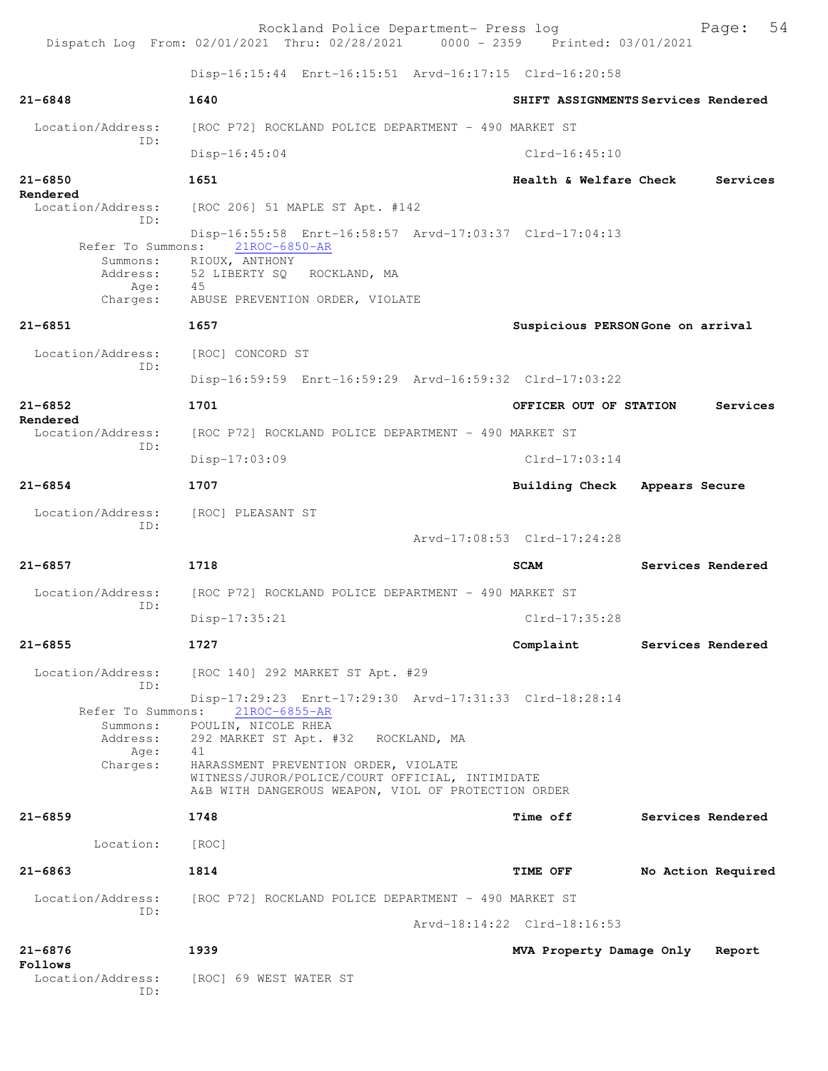Disp-16:15:44 Enrt-16:15:51 Arvd-16:17:15 Clrd-16:20:58

**21-6848** **1640** **SHIFT ASSIGNMENTS** **Services Rendered**

Location/Address: [ROC P72] ROCKLAND POLICE DEPARTMENT - 490 MARKET ST
ID:
Disp-16:45:04 Clrd-16:45:10

**21-6850** **1651** **Health & Welfare Check** **Services Rendered**

Location/Address: [ROC 206] 51 MAPLE ST Apt. #142
ID:
Disp-16:55:58 Enrt-16:58:57 Arvd-17:03:37 Clrd-17:04:13
Refer To Summons: 21ROC-6850-AR
Summons: RIOUX, ANTHONY
Address: 52 LIBERTY SQ ROCKLAND, MA
Age: 45
Charges: ABUSE PREVENTION ORDER, VIOLATE

**21-6851** **1657** **Suspicious PERSON** **Gone on arrival**

Location/Address: [ROC] CONCORD ST
ID:
Disp-16:59:59 Enrt-16:59:29 Arvd-16:59:32 Clrd-17:03:22

**21-6852** **1701** **OFFICER OUT OF STATION** **Services Rendered**

Location/Address: [ROC P72] ROCKLAND POLICE DEPARTMENT - 490 MARKET ST
ID:
Disp-17:03:09 Clrd-17:03:14

**21-6854** **1707** **Building Check** **Appears Secure**

Location/Address: [ROC] PLEASANT ST
ID:
Arvd-17:08:53 Clrd-17:24:28

**21-6857** **1718** **SCAM** **Services Rendered**

Location/Address: [ROC P72] ROCKLAND POLICE DEPARTMENT - 490 MARKET ST
ID:
Disp-17:35:21 Clrd-17:35:28

**21-6855** **1727** **Complaint** **Services Rendered**

Location/Address: [ROC 140] 292 MARKET ST Apt. #29
ID:
Disp-17:29:23 Enrt-17:29:30 Arvd-17:31:33 Clrd-18:28:14
Refer To Summons: 21ROC-6855-AR
Summons: POULIN, NICOLE RHEA
Address: 292 MARKET ST Apt. #32 ROCKLAND, MA
Age: 41
Charges: HARASSMENT PREVENTION ORDER, VIOLATE
WITNESS/JUROR/POLICE/COURT OFFICIAL, INTIMIDATE
A&B WITH DANGEROUS WEAPON, VIOL OF PROTECTION ORDER

**21-6859** **1748** **Time off** **Services Rendered**

Location: [ROC]

**21-6863** **1814** **TIME OFF** **No Action Required**

Location/Address: [ROC P72] ROCKLAND POLICE DEPARTMENT - 490 MARKET ST
ID:
Arvd-18:14:22 Clrd-18:16:53

**21-6876** **1939** **MVA Property Damage Only** **Report Follows**

Location/Address: [ROC] 69 WEST WATER ST
ID: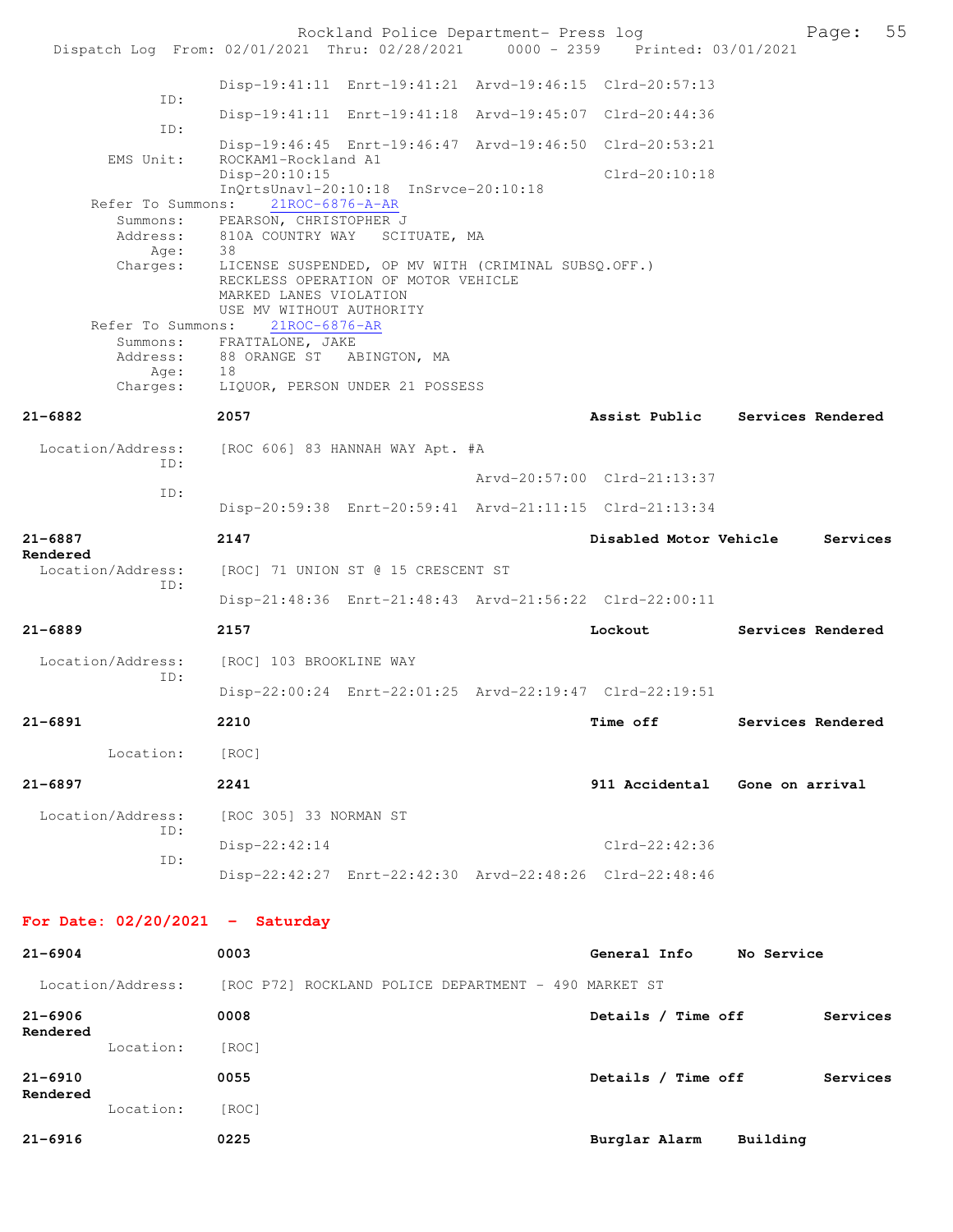```
                Disp-19:41:11  Enrt-19:41:21  Arvd-19:46:15  Clrd-20:57:13
          ID:
                Disp-19:41:11  Enrt-19:41:18  Arvd-19:45:07  Clrd-20:44:36
          ID:
                Disp-19:46:45  Enrt-19:46:47  Arvd-19:46:50  Clrd-20:53:21
   EMS Unit:    ROCKAM1-Rockland A1
                Disp-20:10:15                                Clrd-20:10:18
                InQrtsUnavl-20:10:18  InSrvce-20:10:18
  Refer To Summons:    21ROC-6876-A-AR
     Summons:   PEARSON, CHRISTOPHER J
     Address:   810A COUNTRY WAY   SCITUATE, MA
         Age:   38
     Charges:   LICENSE SUSPENDED, OP MV WITH (CRIMINAL SUBSQ.OFF.)
                RECKLESS OPERATION OF MOTOR VEHICLE
                MARKED LANES VIOLATION
                USE MV WITHOUT AUTHORITY
  Refer To Summons:    21ROC-6876-AR
     Summons:   FRATTALONE, JAKE
     Address:   88 ORANGE ST   ABINGTON, MA
         Age:   18
     Charges:   LIQUOR, PERSON UNDER 21 POSSESS
```

**21-6882** **2057** **Assist Public** **Services Rendered**

```
 Location/Address:    [ROC 606] 83 HANNAH WAY Apt. #A
          ID:
                                              Arvd-20:57:00  Clrd-21:13:37
          ID:
                Disp-20:59:38  Enrt-20:59:41  Arvd-21:11:15  Clrd-21:13:34
```

**21-6887** **2147** **Disabled Motor Vehicle** **Services Rendered**

```
 Location/Address:    [ROC] 71 UNION ST @ 15 CRESCENT ST
          ID:
                Disp-21:48:36  Enrt-21:48:43  Arvd-21:56:22  Clrd-22:00:11
```

**21-6889** **2157** **Lockout** **Services Rendered**

```
 Location/Address:    [ROC] 103 BROOKLINE WAY
          ID:
                Disp-22:00:24  Enrt-22:01:25  Arvd-22:19:47  Clrd-22:19:51
```

**21-6891** **2210** **Time off** **Services Rendered**

```
        Location:    [ROC]
```

**21-6897** **2241** **911 Accidental** **Gone on arrival**

```
 Location/Address:    [ROC 305] 33 NORMAN ST
          ID:
                Disp-22:42:14                                Clrd-22:42:36
          ID:
                Disp-22:42:27  Enrt-22:42:30  Arvd-22:48:26  Clrd-22:48:46
```

**For Date: 02/20/2021 - Saturday**

**21-6904** **0003** **General Info** **No Service**

```
 Location/Address:    [ROC P72] ROCKLAND POLICE DEPARTMENT - 490 MARKET ST
```

**21-6906** **0008** **Details / Time off** **Services Rendered**

```
        Location:    [ROC]
```

**21-6910** **0055** **Details / Time off** **Services Rendered**

```
        Location:    [ROC]
```

**21-6916** **0225** **Burglar Alarm** **Building**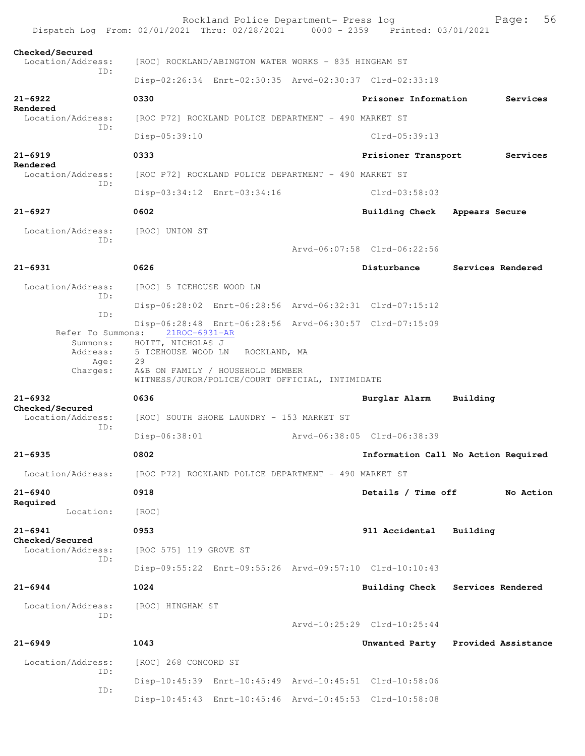Checked/Secured
  Location/Address:    [ROC] ROCKLAND/ABINGTON WATER WORKS - 835 HINGHAM ST
  ID:
                       Disp-02:26:34  Enrt-02:30:35  Arvd-02:30:37  Clrd-02:33:19

**21-6922**    0330    Prisoner Information    Services Rendered
  Location/Address:    [ROC P72] ROCKLAND POLICE DEPARTMENT - 490 MARKET ST
  ID:
                       Disp-05:39:10    Clrd-05:39:13

**21-6919**    0333    Prisioner Transport    Services Rendered
  Location/Address:    [ROC P72] ROCKLAND POLICE DEPARTMENT - 490 MARKET ST
  ID:
                       Disp-03:34:12  Enrt-03:34:16    Clrd-03:58:03

**21-6927**    0602    Building Check    Appears Secure
  Location/Address:    [ROC] UNION ST
  ID:
                       Arvd-06:07:58  Clrd-06:22:56

**21-6931**    0626    Disturbance    Services Rendered
  Location/Address:    [ROC] 5 ICEHOUSE WOOD LN
  ID:
                       Disp-06:28:02  Enrt-06:28:56  Arvd-06:32:31  Clrd-07:15:12
  ID:
                       Disp-06:28:48  Enrt-06:28:56  Arvd-06:30:57  Clrd-07:15:09
  Refer To Summons:    21ROC-6931-AR
  Summons:    HOITT, NICHOLAS J
  Address:    5 ICEHOUSE WOOD LN   ROCKLAND, MA
  Age:    29
  Charges:    A&B ON FAMILY / HOUSEHOLD MEMBER
              WITNESS/JUROR/POLICE/COURT OFFICIAL, INTIMIDATE

**21-6932**    0636    Burglar Alarm    Building Checked/Secured
  Location/Address:    [ROC] SOUTH SHORE LAUNDRY - 153 MARKET ST
  ID:
                       Disp-06:38:01    Arvd-06:38:05  Clrd-06:38:39

**21-6935**    0802    Information Call No Action Required
  Location/Address:    [ROC P72] ROCKLAND POLICE DEPARTMENT - 490 MARKET ST

**21-6940**    0918    Details / Time off    No Action Required
  Location:    [ROC]

**21-6941**    0953    911 Accidental    Building Checked/Secured
  Location/Address:    [ROC 575] 119 GROVE ST
  ID:
                       Disp-09:55:22  Enrt-09:55:26  Arvd-09:57:10  Clrd-10:10:43

**21-6944**    1024    Building Check    Services Rendered
  Location/Address:    [ROC] HINGHAM ST
  ID:
                       Arvd-10:25:29  Clrd-10:25:44

**21-6949**    1043    Unwanted Party    Provided Assistance
  Location/Address:    [ROC] 268 CONCORD ST
  ID:
                       Disp-10:45:39  Enrt-10:45:49  Arvd-10:45:51  Clrd-10:58:06
  ID:
                       Disp-10:45:43  Enrt-10:45:46  Arvd-10:45:53  Clrd-10:58:08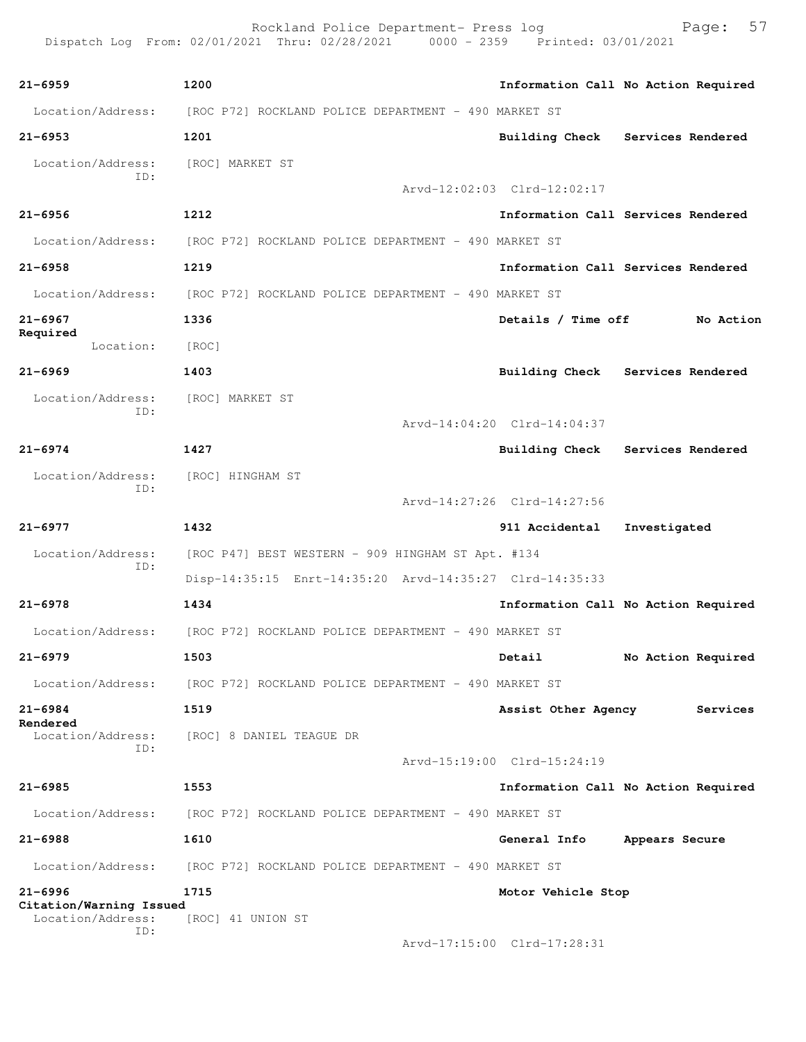21-6959 1200 Information Call No Action Required

Location/Address: [ROC P72] ROCKLAND POLICE DEPARTMENT - 490 MARKET ST

21-6953 1201 Building Check Services Rendered

Location/Address: [ROC] MARKET ST
ID:
Arvd-12:02:03 Clrd-12:02:17

21-6956 1212 Information Call Services Rendered

Location/Address: [ROC P72] ROCKLAND POLICE DEPARTMENT - 490 MARKET ST

21-6958 1219 Information Call Services Rendered

Location/Address: [ROC P72] ROCKLAND POLICE DEPARTMENT - 490 MARKET ST

21-6967 1336 Details / Time off No Action Required

Location: [ROC]

21-6969 1403 Building Check Services Rendered

Location/Address: [ROC] MARKET ST
ID:
Arvd-14:04:20 Clrd-14:04:37

21-6974 1427 Building Check Services Rendered

Location/Address: [ROC] HINGHAM ST
ID:
Arvd-14:27:26 Clrd-14:27:56

21-6977 1432 911 Accidental Investigated

Location/Address: [ROC P47] BEST WESTERN - 909 HINGHAM ST Apt. #134
ID:
Disp-14:35:15 Enrt-14:35:20 Arvd-14:35:27 Clrd-14:35:33

21-6978 1434 Information Call No Action Required

Location/Address: [ROC P72] ROCKLAND POLICE DEPARTMENT - 490 MARKET ST

21-6979 1503 Detail No Action Required

Location/Address: [ROC P72] ROCKLAND POLICE DEPARTMENT - 490 MARKET ST

21-6984 1519 Assist Other Agency Services Rendered

Location/Address: [ROC] 8 DANIEL TEAGUE DR
ID:
Arvd-15:19:00 Clrd-15:24:19

21-6985 1553 Information Call No Action Required

Location/Address: [ROC P72] ROCKLAND POLICE DEPARTMENT - 490 MARKET ST

21-6988 1610 General Info Appears Secure

Location/Address: [ROC P72] ROCKLAND POLICE DEPARTMENT - 490 MARKET ST

21-6996 1715 Motor Vehicle Stop Citation/Warning Issued

Location/Address: [ROC] 41 UNION ST
ID:
Arvd-17:15:00 Clrd-17:28:31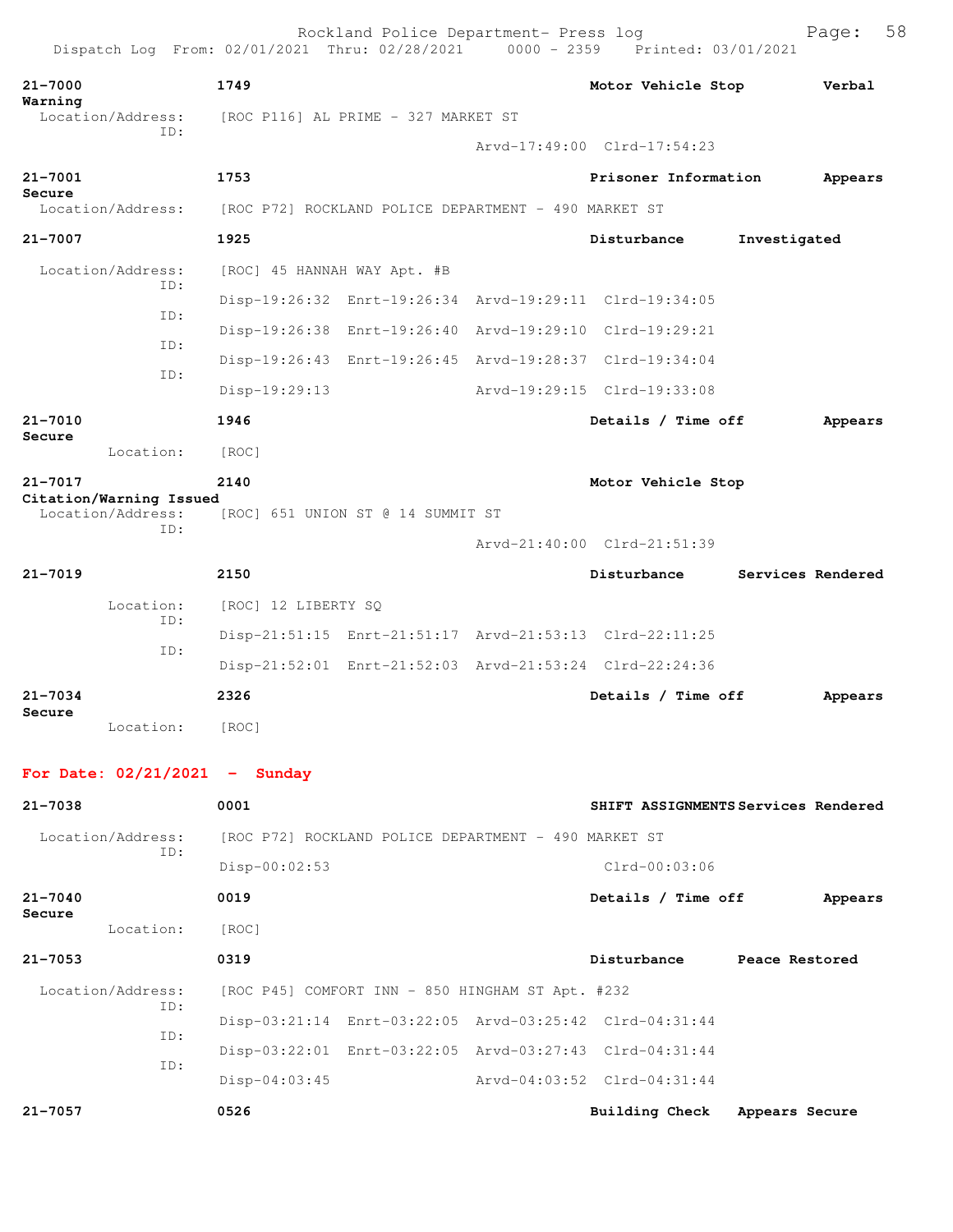**21-7000** 1749 **Motor Vehicle Stop** **Verbal Warning**
Location/Address: [ROC P116] AL PRIME - 327 MARKET ST
ID:
Arvd-17:49:00 Clrd-17:54:23

**21-7001** 1753 **Prisoner Information** **Appears Secure**
Location/Address: [ROC P72] ROCKLAND POLICE DEPARTMENT - 490 MARKET ST

**21-7007** 1925 **Disturbance** **Investigated**
Location/Address: [ROC] 45 HANNAH WAY Apt. #B
ID: Disp-19:26:32 Enrt-19:26:34 Arvd-19:29:11 Clrd-19:34:05
ID: Disp-19:26:38 Enrt-19:26:40 Arvd-19:29:10 Clrd-19:29:21
ID: Disp-19:26:43 Enrt-19:26:45 Arvd-19:28:37 Clrd-19:34:04
ID: Disp-19:29:13 Arvd-19:29:15 Clrd-19:33:08

**21-7010** 1946 **Details / Time off** **Appears Secure**
Location: [ROC]

**21-7017** 2140 **Motor Vehicle Stop** **Citation/Warning Issued**
Location/Address: [ROC] 651 UNION ST @ 14 SUMMIT ST
ID:
Arvd-21:40:00 Clrd-21:51:39

**21-7019** 2150 **Disturbance** **Services Rendered**
Location: [ROC] 12 LIBERTY SQ
ID: Disp-21:51:15 Enrt-21:51:17 Arvd-21:53:13 Clrd-22:11:25
ID: Disp-21:52:01 Enrt-21:52:03 Arvd-21:53:24 Clrd-22:24:36

**21-7034** 2326 **Details / Time off** **Appears Secure**
Location: [ROC]

## For Date: 02/21/2021 - Sunday

**21-7038** 0001 **SHIFT ASSIGNMENTS** **Services Rendered**
Location/Address: [ROC P72] ROCKLAND POLICE DEPARTMENT - 490 MARKET ST
ID: Disp-00:02:53 Clrd-00:03:06

**21-7040** 0019 **Details / Time off** **Appears Secure**
Location: [ROC]

**21-7053** 0319 **Disturbance** **Peace Restored**
Location/Address: [ROC P45] COMFORT INN - 850 HINGHAM ST Apt. #232
ID: Disp-03:21:14 Enrt-03:22:05 Arvd-03:25:42 Clrd-04:31:44
ID: Disp-03:22:01 Enrt-03:22:05 Arvd-03:27:43 Clrd-04:31:44
ID: Disp-04:03:45 Arvd-04:03:52 Clrd-04:31:44

**21-7057** 0526 **Building Check** **Appears Secure**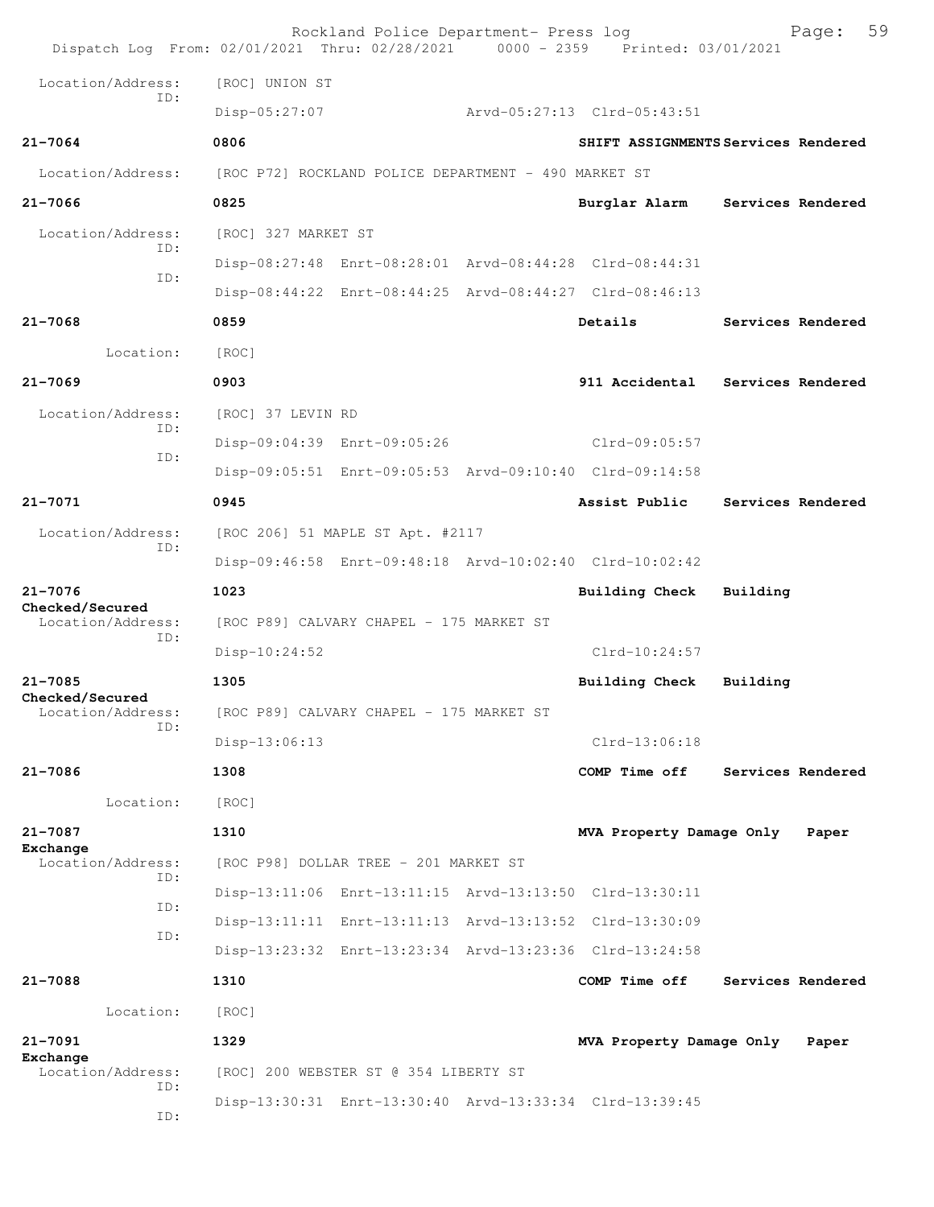Rockland Police Department- Press log
Dispatch Log From: 02/01/2021 Thru: 02/28/2021 0000 - 2359 Printed: 03/01/2021

Location/Address: [ROC] UNION ST
ID:
Disp-05:27:07 Arvd-05:27:13 Clrd-05:43:51

**21-7064** **0806** **SHIFT ASSIGNMENTS Services Rendered**

Location/Address: [ROC P72] ROCKLAND POLICE DEPARTMENT - 490 MARKET ST

**21-7066** **0825** **Burglar Alarm Services Rendered**

Location/Address: [ROC] 327 MARKET ST
ID:
Disp-08:27:48 Enrt-08:28:01 Arvd-08:44:28 Clrd-08:44:31
ID:
Disp-08:44:22 Enrt-08:44:25 Arvd-08:44:27 Clrd-08:46:13

**21-7068** **0859** **Details Services Rendered**

Location: [ROC]

**21-7069** **0903** **911 Accidental Services Rendered**

Location/Address: [ROC] 37 LEVIN RD
ID:
Disp-09:04:39 Enrt-09:05:26 Clrd-09:05:57
ID:
Disp-09:05:51 Enrt-09:05:53 Arvd-09:10:40 Clrd-09:14:58

**21-7071** **0945** **Assist Public Services Rendered**

Location/Address: [ROC 206] 51 MAPLE ST Apt. #2117
ID:
Disp-09:46:58 Enrt-09:48:18 Arvd-10:02:40 Clrd-10:02:42

**21-7076** **1023** **Building Check Building Checked/Secured**

Location/Address: [ROC P89] CALVARY CHAPEL - 175 MARKET ST
ID:
Disp-10:24:52 Clrd-10:24:57

**21-7085** **1305** **Building Check Building Checked/Secured**

Location/Address: [ROC P89] CALVARY CHAPEL - 175 MARKET ST
ID:
Disp-13:06:13 Clrd-13:06:18

**21-7086** **1308** **COMP Time off Services Rendered**

Location: [ROC]

**21-7087** **1310** **MVA Property Damage Only Paper Exchange**

Location/Address: [ROC P98] DOLLAR TREE - 201 MARKET ST
ID:
Disp-13:11:06 Enrt-13:11:15 Arvd-13:13:50 Clrd-13:30:11
ID:
Disp-13:11:11 Enrt-13:11:13 Arvd-13:13:52 Clrd-13:30:09
ID:
Disp-13:23:32 Enrt-13:23:34 Arvd-13:23:36 Clrd-13:24:58

**21-7088** **1310** **COMP Time off Services Rendered**

Location: [ROC]

**21-7091** **1329** **MVA Property Damage Only Paper Exchange**

Location/Address: [ROC] 200 WEBSTER ST @ 354 LIBERTY ST
ID:
Disp-13:30:31 Enrt-13:30:40 Arvd-13:33:34 Clrd-13:39:45
ID: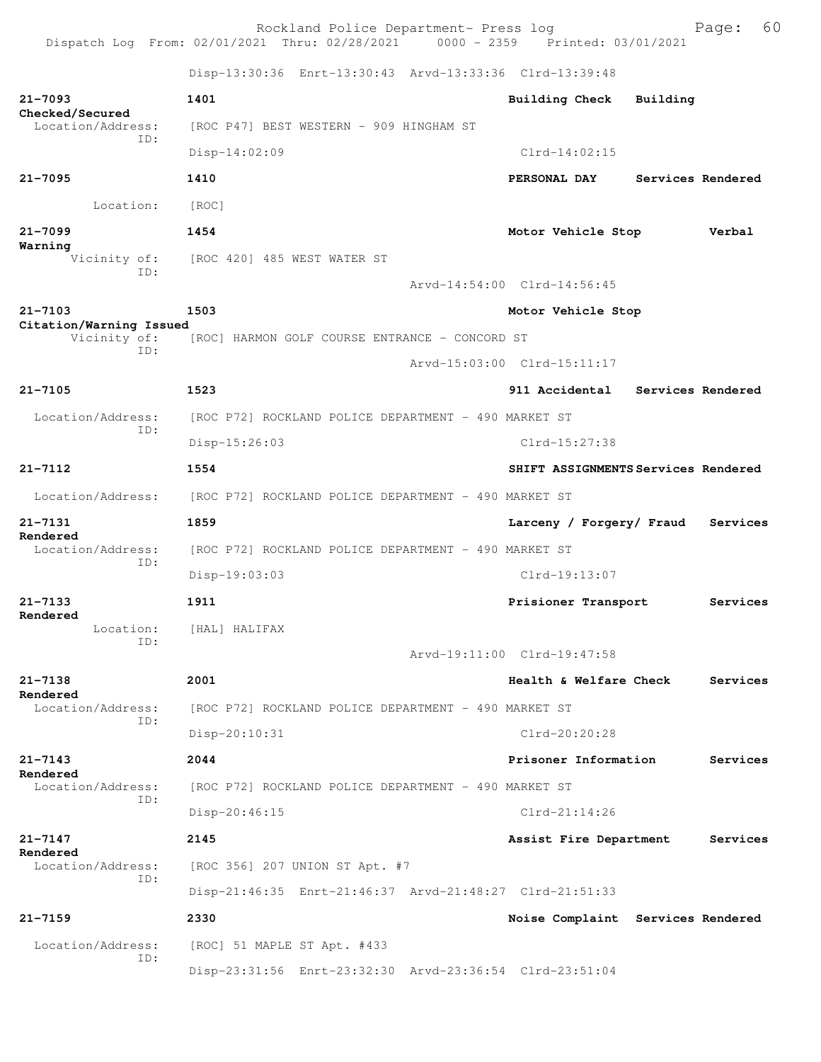Disp-13:30:36 Enrt-13:30:43 Arvd-13:33:36 Clrd-13:39:48

**21-7093** **1401** **Building Check** **Building Checked/Secured**
Location/Address: [ROC P47] BEST WESTERN - 909 HINGHAM ST
ID:
Disp-14:02:09 Clrd-14:02:15

**21-7095** **1410** **PERSONAL DAY** **Services Rendered**
Location: [ROC]

**21-7099** **1454** **Motor Vehicle Stop** **Verbal Warning**
Vicinity of: [ROC 420] 485 WEST WATER ST
ID:
Arvd-14:54:00 Clrd-14:56:45

**21-7103** **1503** **Motor Vehicle Stop** **Citation/Warning Issued**
Vicinity of: [ROC] HARMON GOLF COURSE ENTRANCE - CONCORD ST
ID:
Arvd-15:03:00 Clrd-15:11:17

**21-7105** **1523** **911 Accidental** **Services Rendered**
Location/Address: [ROC P72] ROCKLAND POLICE DEPARTMENT - 490 MARKET ST
ID:
Disp-15:26:03 Clrd-15:27:38

**21-7112** **1554** **SHIFT ASSIGNMENTS** **Services Rendered**
Location/Address: [ROC P72] ROCKLAND POLICE DEPARTMENT - 490 MARKET ST

**21-7131** **1859** **Larceny / Forgery/ Fraud** **Services Rendered**
Location/Address: [ROC P72] ROCKLAND POLICE DEPARTMENT - 490 MARKET ST
ID:
Disp-19:03:03 Clrd-19:13:07

**21-7133** **1911** **Prisioner Transport** **Services Rendered**
Location: [HAL] HALIFAX
ID:
Arvd-19:11:00 Clrd-19:47:58

**21-7138** **2001** **Health & Welfare Check** **Services Rendered**
Location/Address: [ROC P72] ROCKLAND POLICE DEPARTMENT - 490 MARKET ST
ID:
Disp-20:10:31 Clrd-20:20:28

**21-7143** **2044** **Prisoner Information** **Services Rendered**
Location/Address: [ROC P72] ROCKLAND POLICE DEPARTMENT - 490 MARKET ST
ID:
Disp-20:46:15 Clrd-21:14:26

**21-7147** **2145** **Assist Fire Department** **Services Rendered**
Location/Address: [ROC 356] 207 UNION ST Apt. #7
ID:
Disp-21:46:35 Enrt-21:46:37 Arvd-21:48:27 Clrd-21:51:33

**21-7159** **2330** **Noise Complaint** **Services Rendered**
Location/Address: [ROC] 51 MAPLE ST Apt. #433
ID:
Disp-23:31:56 Enrt-23:32:30 Arvd-23:36:54 Clrd-23:51:04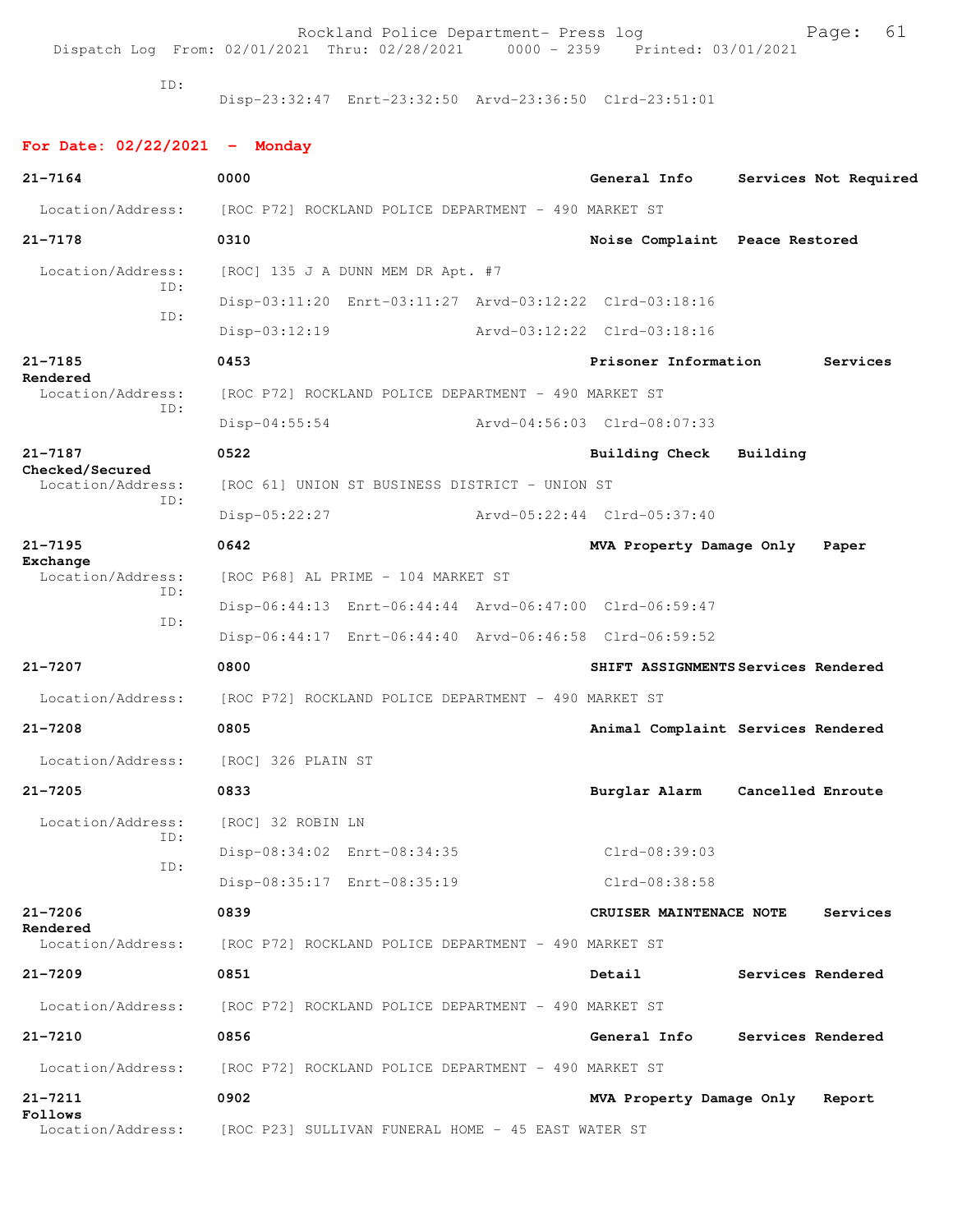ID:
Disp-23:32:47 Enrt-23:32:50 Arvd-23:36:50 Clrd-23:51:01

**For Date: 02/22/2021 - Monday**

**21-7164** **0000** **General Info** **Services Not Required**
Location/Address: [ROC P72] ROCKLAND POLICE DEPARTMENT - 490 MARKET ST

**21-7178** **0310** **Noise Complaint** **Peace Restored**
Location/Address: [ROC] 135 J A DUNN MEM DR Apt. #7
ID: Disp-03:11:20 Enrt-03:11:27 Arvd-03:12:22 Clrd-03:18:16
ID: Disp-03:12:19 Arvd-03:12:22 Clrd-03:18:16

**21-7185** **0453** **Prisoner Information** **Services Rendered**
Location/Address: [ROC P72] ROCKLAND POLICE DEPARTMENT - 490 MARKET ST
ID: Disp-04:55:54 Arvd-04:56:03 Clrd-08:07:33

**21-7187** **0522** **Building Check** **Building Checked/Secured**
Location/Address: [ROC 61] UNION ST BUSINESS DISTRICT - UNION ST
ID: Disp-05:22:27 Arvd-05:22:44 Clrd-05:37:40

**21-7195** **0642** **MVA Property Damage Only** **Paper Exchange**
Location/Address: [ROC P68] AL PRIME - 104 MARKET ST
ID: Disp-06:44:13 Enrt-06:44:44 Arvd-06:47:00 Clrd-06:59:47
ID: Disp-06:44:17 Enrt-06:44:40 Arvd-06:46:58 Clrd-06:59:52

**21-7207** **0800** **SHIFT ASSIGNMENTS** **Services Rendered**
Location/Address: [ROC P72] ROCKLAND POLICE DEPARTMENT - 490 MARKET ST

**21-7208** **0805** **Animal Complaint** **Services Rendered**
Location/Address: [ROC] 326 PLAIN ST

**21-7205** **0833** **Burglar Alarm** **Cancelled Enroute**
Location/Address: [ROC] 32 ROBIN LN
ID: Disp-08:34:02 Enrt-08:34:35 Clrd-08:39:03
ID: Disp-08:35:17 Enrt-08:35:19 Clrd-08:38:58

**21-7206** **0839** **CRUISER MAINTENACE NOTE** **Services Rendered**
Location/Address: [ROC P72] ROCKLAND POLICE DEPARTMENT - 490 MARKET ST

**21-7209** **0851** **Detail** **Services Rendered**
Location/Address: [ROC P72] ROCKLAND POLICE DEPARTMENT - 490 MARKET ST

**21-7210** **0856** **General Info** **Services Rendered**
Location/Address: [ROC P72] ROCKLAND POLICE DEPARTMENT - 490 MARKET ST

**21-7211** **0902** **MVA Property Damage Only** **Report Follows**
Location/Address: [ROC P23] SULLIVAN FUNERAL HOME - 45 EAST WATER ST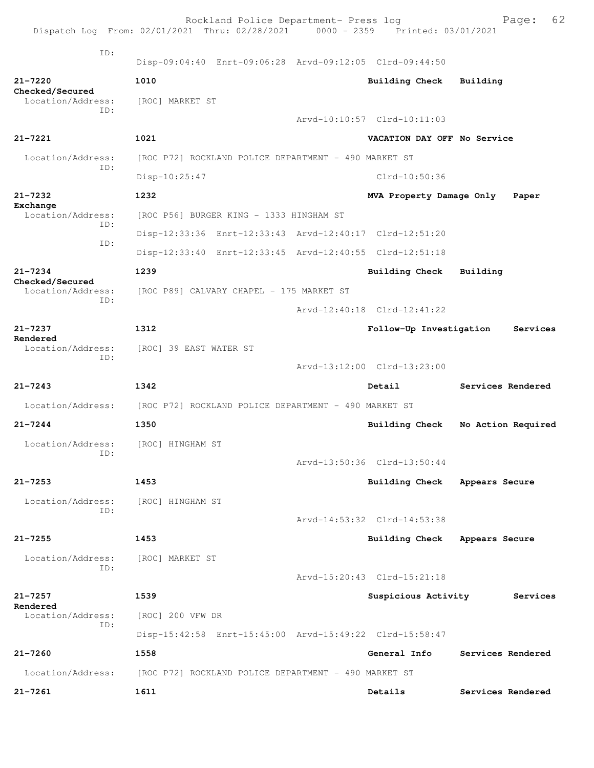ID:
Disp-09:04:40 Enrt-09:06:28 Arvd-09:12:05 Clrd-09:44:50

**21-7220** 1010 Building Check Building Checked/Secured
Location/Address: [ROC] MARKET ST
ID:
Arvd-10:10:57 Clrd-10:11:03

**21-7221** 1021 VACATION DAY OFF No Service
Location/Address: [ROC P72] ROCKLAND POLICE DEPARTMENT - 490 MARKET ST
ID:
Disp-10:25:47 Clrd-10:50:36

**21-7232** 1232 MVA Property Damage Only Paper Exchange
Location/Address: [ROC P56] BURGER KING - 1333 HINGHAM ST
ID:
Disp-12:33:36 Enrt-12:33:43 Arvd-12:40:17 Clrd-12:51:20
ID:
Disp-12:33:40 Enrt-12:33:45 Arvd-12:40:55 Clrd-12:51:18

**21-7234** 1239 Building Check Building Checked/Secured
Location/Address: [ROC P89] CALVARY CHAPEL - 175 MARKET ST
ID:
Arvd-12:40:18 Clrd-12:41:22

**21-7237** 1312 Follow-Up Investigation Services Rendered
Location/Address: [ROC] 39 EAST WATER ST
ID:
Arvd-13:12:00 Clrd-13:23:00

**21-7243** 1342 Detail Services Rendered
Location/Address: [ROC P72] ROCKLAND POLICE DEPARTMENT - 490 MARKET ST

**21-7244** 1350 Building Check No Action Required
Location/Address: [ROC] HINGHAM ST
ID:
Arvd-13:50:36 Clrd-13:50:44

**21-7253** 1453 Building Check Appears Secure
Location/Address: [ROC] HINGHAM ST
ID:
Arvd-14:53:32 Clrd-14:53:38

**21-7255** 1453 Building Check Appears Secure
Location/Address: [ROC] MARKET ST
ID:
Arvd-15:20:43 Clrd-15:21:18

**21-7257** 1539 Suspicious Activity Services Rendered
Location/Address: [ROC] 200 VFW DR
ID:
Disp-15:42:58 Enrt-15:45:00 Arvd-15:49:22 Clrd-15:58:47

**21-7260** 1558 General Info Services Rendered
Location/Address: [ROC P72] ROCKLAND POLICE DEPARTMENT - 490 MARKET ST

**21-7261** 1611 Details Services Rendered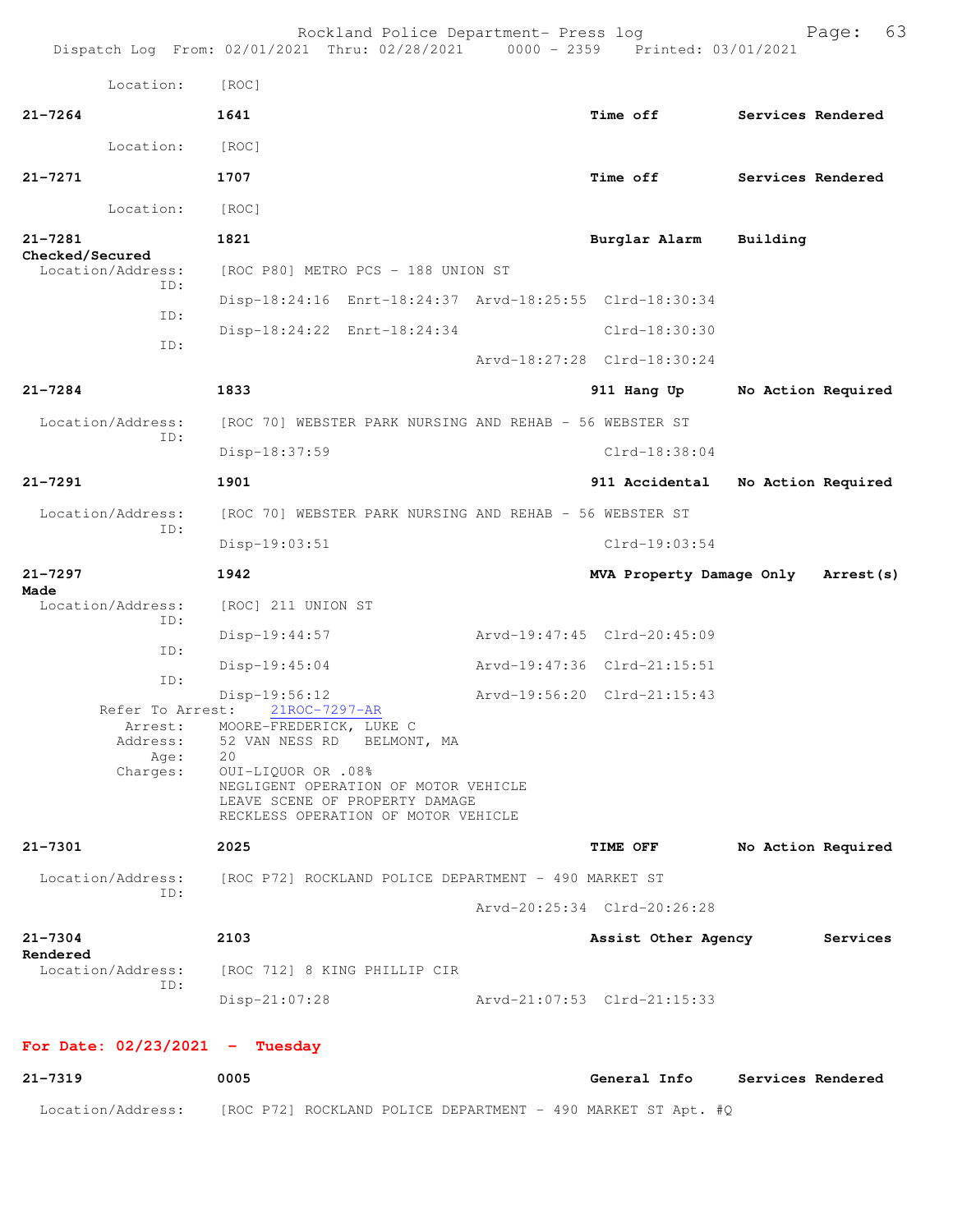Location: [ROC]

**21-7264** **1641** **Time off** **Services Rendered**

Location: [ROC]

**21-7271** **1707** **Time off** **Services Rendered**

Location: [ROC]

**21-7281** **1821** **Burglar Alarm** **Building Checked/Secured**

Location/Address: [ROC P80] METRO PCS - 188 UNION ST

ID: Disp-18:24:16 Enrt-18:24:37 Arvd-18:25:55 Clrd-18:30:34

ID: Disp-18:24:22 Enrt-18:24:34 Clrd-18:30:30

ID: Arvd-18:27:28 Clrd-18:30:24

**21-7284** **1833** **911 Hang Up** **No Action Required**

Location/Address: [ROC 70] WEBSTER PARK NURSING AND REHAB - 56 WEBSTER ST

ID: Disp-18:37:59 Clrd-18:38:04

**21-7291** **1901** **911 Accidental** **No Action Required**

Location/Address: [ROC 70] WEBSTER PARK NURSING AND REHAB - 56 WEBSTER ST

ID: Disp-19:03:51 Clrd-19:03:54

**21-7297** **1942** **MVA Property Damage Only** **Arrest(s) Made**

Location/Address: [ROC] 211 UNION ST

ID: Disp-19:44:57 Arvd-19:47:45 Clrd-20:45:09

ID: Disp-19:45:04 Arvd-19:47:36 Clrd-21:15:51

ID: Disp-19:56:12 Arvd-19:56:20 Clrd-21:15:43

Refer To Arrest: 21ROC-7297-AR

Arrest: MOORE-FREDERICK, LUKE C

Address: 52 VAN NESS RD BELMONT, MA

Age: 20

Charges: OUI-LIQUOR OR .08%
NEGLIGENT OPERATION OF MOTOR VEHICLE
LEAVE SCENE OF PROPERTY DAMAGE
RECKLESS OPERATION OF MOTOR VEHICLE

**21-7301** **2025** **TIME OFF** **No Action Required**

Location/Address: [ROC P72] ROCKLAND POLICE DEPARTMENT - 490 MARKET ST

ID: Arvd-20:25:34 Clrd-20:26:28

**21-7304** **2103** **Assist Other Agency** **Services Rendered**

Location/Address: [ROC 712] 8 KING PHILLIP CIR

ID: Disp-21:07:28 Arvd-21:07:53 Clrd-21:15:33

## For Date: 02/23/2021 - Tuesday

**21-7319** **0005** **General Info** **Services Rendered**

Location/Address: [ROC P72] ROCKLAND POLICE DEPARTMENT - 490 MARKET ST Apt. #Q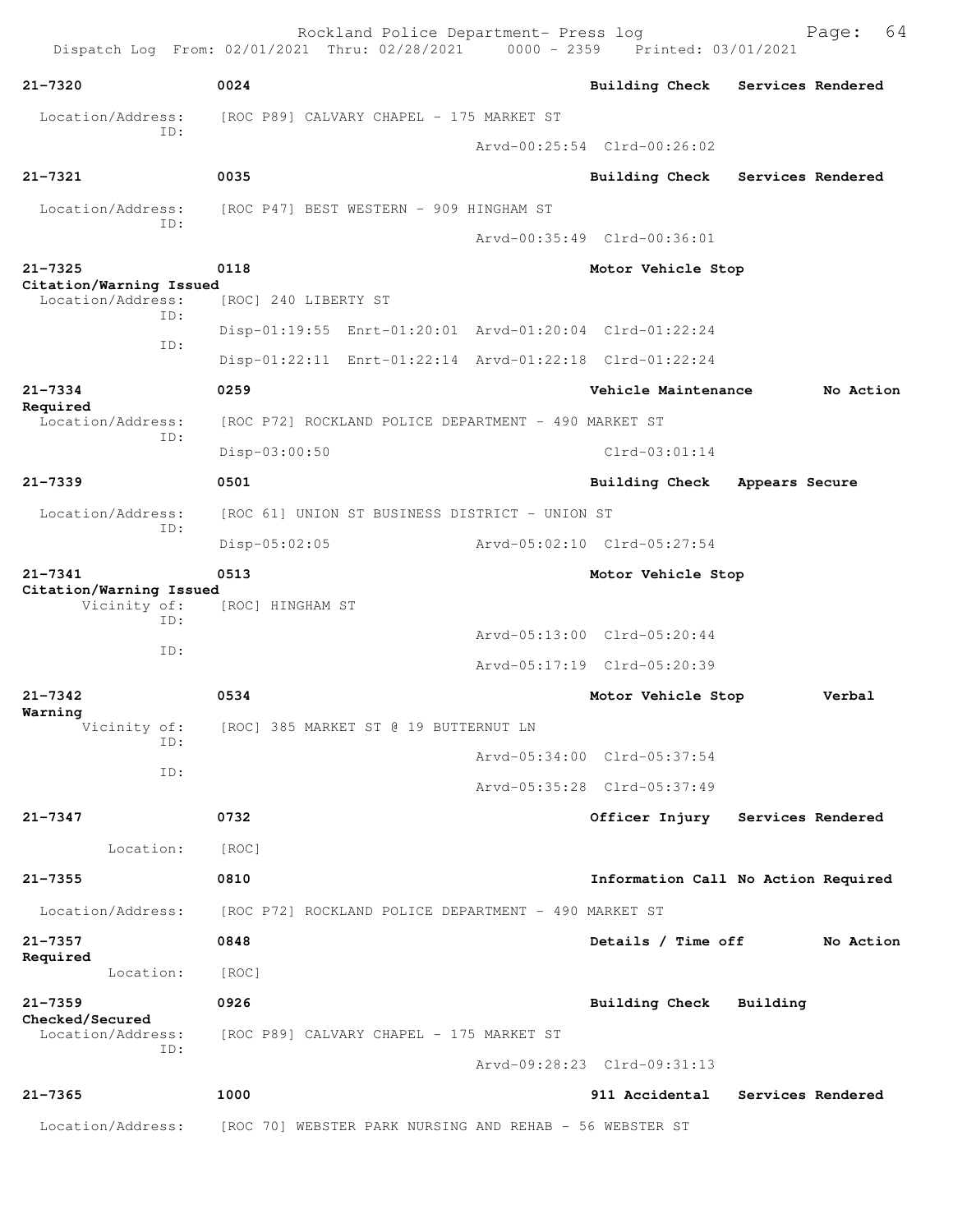Rockland Police Department- Press log
Dispatch Log From: 02/01/2021 Thru: 02/28/2021 0000 - 2359 Printed: 03/01/2021

**21-7320** 0024 **Building Check** **Services Rendered**
Location/Address: [ROC P89] CALVARY CHAPEL - 175 MARKET ST
ID:
Arvd-00:25:54 Clrd-00:26:02

**21-7321** 0035 **Building Check** **Services Rendered**
Location/Address: [ROC P47] BEST WESTERN - 909 HINGHAM ST
ID:
Arvd-00:35:49 Clrd-00:36:01

**21-7325** 0118 **Motor Vehicle Stop**
**Citation/Warning Issued**
Location/Address: [ROC] 240 LIBERTY ST
ID:
Disp-01:19:55 Enrt-01:20:01 Arvd-01:20:04 Clrd-01:22:24
ID:
Disp-01:22:11 Enrt-01:22:14 Arvd-01:22:18 Clrd-01:22:24

**21-7334** 0259 **Vehicle Maintenance** **No Action Required**
Location/Address: [ROC P72] ROCKLAND POLICE DEPARTMENT - 490 MARKET ST
ID:
Disp-03:00:50 Clrd-03:01:14

**21-7339** 0501 **Building Check** **Appears Secure**
Location/Address: [ROC 61] UNION ST BUSINESS DISTRICT - UNION ST
ID:
Disp-05:02:05 Arvd-05:02:10 Clrd-05:27:54

**21-7341** 0513 **Motor Vehicle Stop**
**Citation/Warning Issued**
Vicinity of: [ROC] HINGHAM ST
ID:
Arvd-05:13:00 Clrd-05:20:44
ID:
Arvd-05:17:19 Clrd-05:20:39

**21-7342** 0534 **Motor Vehicle Stop** **Verbal Warning**
Vicinity of: [ROC] 385 MARKET ST @ 19 BUTTERNUT LN
ID:
Arvd-05:34:00 Clrd-05:37:54
ID:
Arvd-05:35:28 Clrd-05:37:49

**21-7347** 0732 **Officer Injury** **Services Rendered**
Location: [ROC]

**21-7355** 0810 **Information Call** **No Action Required**
Location/Address: [ROC P72] ROCKLAND POLICE DEPARTMENT - 490 MARKET ST

**21-7357** 0848 **Details / Time off** **No Action Required**
Location: [ROC]

**21-7359** 0926 **Building Check** **Building Checked/Secured**
Location/Address: [ROC P89] CALVARY CHAPEL - 175 MARKET ST
ID:
Arvd-09:28:23 Clrd-09:31:13

**21-7365** 1000 **911 Accidental** **Services Rendered**
Location/Address: [ROC 70] WEBSTER PARK NURSING AND REHAB - 56 WEBSTER ST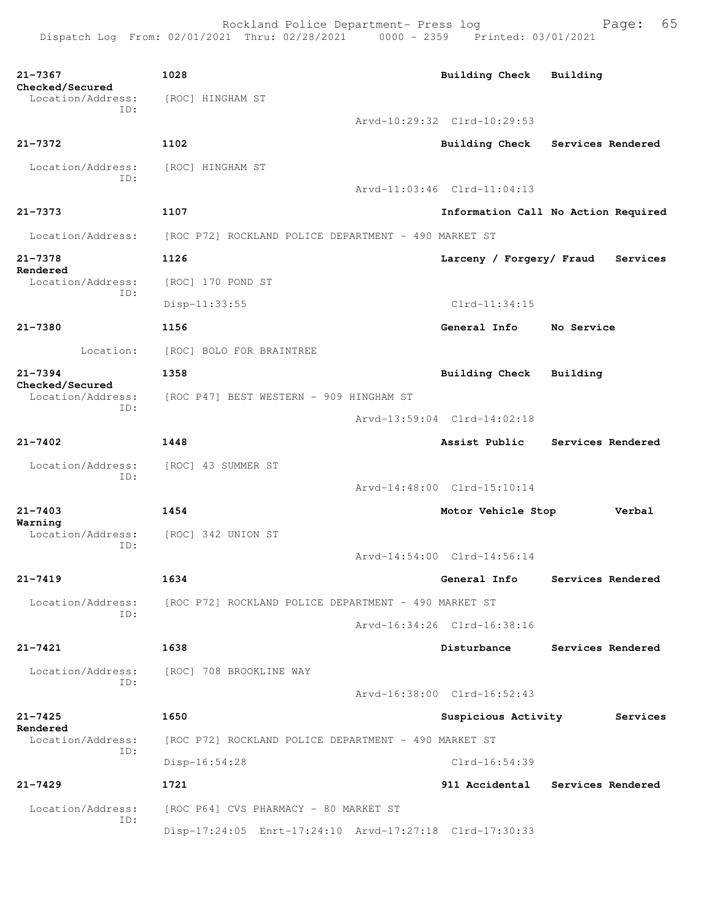21-7367 | 1028 | Building Check | Building Checked/Secured
Location/Address: [ROC] HINGHAM ST
ID:
Arvd-10:29:32 Clrd-10:29:53

21-7372 | 1102 | Building Check | Services Rendered
Location/Address: [ROC] HINGHAM ST
ID:
Arvd-11:03:46 Clrd-11:04:13

21-7373 | 1107 | Information Call | No Action Required
Location/Address: [ROC P72] ROCKLAND POLICE DEPARTMENT - 490 MARKET ST

21-7378 | 1126 | Larceny / Forgery/ Fraud | Services Rendered
Location/Address: [ROC] 170 POND ST
ID:
Disp-11:33:55 Clrd-11:34:15

21-7380 | 1156 | General Info | No Service
Location: [ROC] BOLO FOR BRAINTREE

21-7394 | 1358 | Building Check | Building Checked/Secured
Location/Address: [ROC P47] BEST WESTERN - 909 HINGHAM ST
ID:
Arvd-13:59:04 Clrd-14:02:18

21-7402 | 1448 | Assist Public | Services Rendered
Location/Address: [ROC] 43 SUMMER ST
ID:
Arvd-14:48:00 Clrd-15:10:14

21-7403 | 1454 | Motor Vehicle Stop | Verbal Warning
Location/Address: [ROC] 342 UNION ST
ID:
Arvd-14:54:00 Clrd-14:56:14

21-7419 | 1634 | General Info | Services Rendered
Location/Address: [ROC P72] ROCKLAND POLICE DEPARTMENT - 490 MARKET ST
ID:
Arvd-16:34:26 Clrd-16:38:16

21-7421 | 1638 | Disturbance | Services Rendered
Location/Address: [ROC] 708 BROOKLINE WAY
ID:
Arvd-16:38:00 Clrd-16:52:43

21-7425 | 1650 | Suspicious Activity | Services Rendered
Location/Address: [ROC P72] ROCKLAND POLICE DEPARTMENT - 490 MARKET ST
ID:
Disp-16:54:28 Clrd-16:54:39

21-7429 | 1721 | 911 Accidental | Services Rendered
Location/Address: [ROC P64] CVS PHARMACY - 80 MARKET ST
ID:
Disp-17:24:05 Enrt-17:24:10 Arvd-17:27:18 Clrd-17:30:33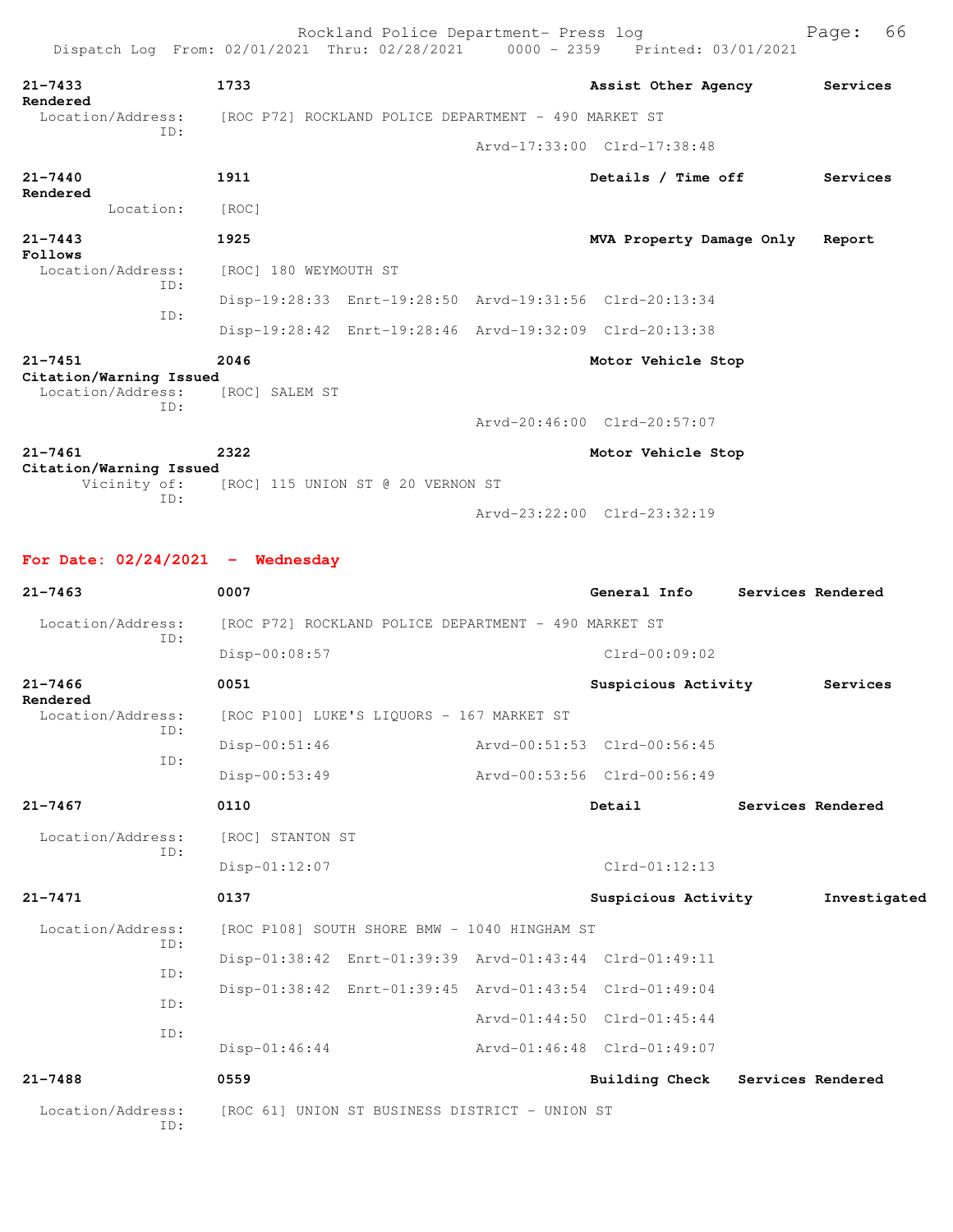**21-7433** 1733 **Assist Other Agency** **Services Rendered**
Location/Address: [ROC P72] ROCKLAND POLICE DEPARTMENT - 490 MARKET ST
ID:
Arvd-17:33:00 Clrd-17:38:48

**21-7440** 1911 **Details / Time off** **Services Rendered**
Location: [ROC]

**21-7443** 1925 **MVA Property Damage Only** **Report Follows**
Location/Address: [ROC] 180 WEYMOUTH ST
ID:
Disp-19:28:33 Enrt-19:28:50 Arvd-19:31:56 Clrd-20:13:34
ID:
Disp-19:28:42 Enrt-19:28:46 Arvd-19:32:09 Clrd-20:13:38

**21-7451** 2046 **Motor Vehicle Stop** **Citation/Warning Issued**
Location/Address: [ROC] SALEM ST
ID:
Arvd-20:46:00 Clrd-20:57:07

**21-7461** 2322 **Motor Vehicle Stop** **Citation/Warning Issued**
Vicinity of: [ROC] 115 UNION ST @ 20 VERNON ST
ID:
Arvd-23:22:00 Clrd-23:32:19

## For Date: 02/24/2021 - Wednesday

**21-7463** 0007 **General Info** **Services Rendered**
Location/Address: [ROC P72] ROCKLAND POLICE DEPARTMENT - 490 MARKET ST
ID:
Disp-00:08:57 Clrd-00:09:02

**21-7466** 0051 **Suspicious Activity** **Services Rendered**
Location/Address: [ROC P100] LUKE'S LIQUORS - 167 MARKET ST
ID:
Disp-00:51:46 Arvd-00:51:53 Clrd-00:56:45
ID:
Disp-00:53:49 Arvd-00:53:56 Clrd-00:56:49

**21-7467** 0110 **Detail** **Services Rendered**
Location/Address: [ROC] STANTON ST
ID:
Disp-01:12:07 Clrd-01:12:13

**21-7471** 0137 **Suspicious Activity** **Investigated**
Location/Address: [ROC P108] SOUTH SHORE BMW - 1040 HINGHAM ST
ID:
Disp-01:38:42 Enrt-01:39:39 Arvd-01:43:44 Clrd-01:49:11
ID:
Disp-01:38:42 Enrt-01:39:45 Arvd-01:43:54 Clrd-01:49:04
ID:
Arvd-01:44:50 Clrd-01:45:44
ID:
Disp-01:46:44 Arvd-01:46:48 Clrd-01:49:07

**21-7488** 0559 **Building Check** **Services Rendered**
Location/Address: [ROC 61] UNION ST BUSINESS DISTRICT - UNION ST
ID: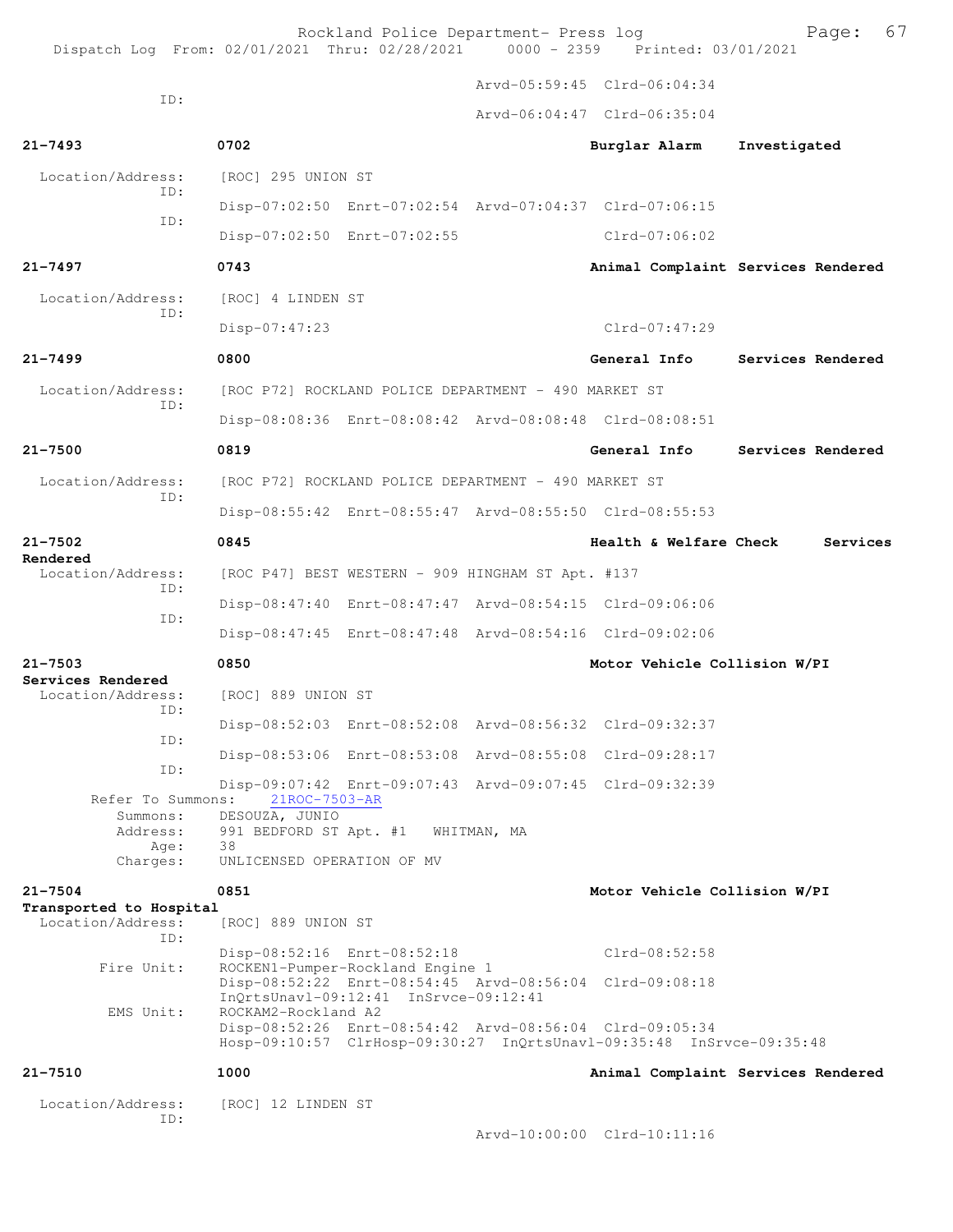Arvd-05:59:45 Clrd-06:04:34
ID:
Arvd-06:04:47 Clrd-06:35:04

**21-7493** 0702 **Burglar Alarm** **Investigated**

Location/Address: [ROC] 295 UNION ST
ID:
Disp-07:02:50 Enrt-07:02:54 Arvd-07:04:37 Clrd-07:06:15
ID:
Disp-07:02:50 Enrt-07:02:55 Clrd-07:06:02

**21-7497** 0743 **Animal Complaint Services Rendered**

Location/Address: [ROC] 4 LINDEN ST
ID:
Disp-07:47:23 Clrd-07:47:29

**21-7499** 0800 **General Info** **Services Rendered**

Location/Address: [ROC P72] ROCKLAND POLICE DEPARTMENT - 490 MARKET ST
ID:
Disp-08:08:36 Enrt-08:08:42 Arvd-08:08:48 Clrd-08:08:51

**21-7500** 0819 **General Info** **Services Rendered**

Location/Address: [ROC P72] ROCKLAND POLICE DEPARTMENT - 490 MARKET ST
ID:
Disp-08:55:42 Enrt-08:55:47 Arvd-08:55:50 Clrd-08:55:53

**21-7502** 0845 **Health & Welfare Check** **Services Rendered**

Location/Address: [ROC P47] BEST WESTERN - 909 HINGHAM ST Apt. #137
ID:
Disp-08:47:40 Enrt-08:47:47 Arvd-08:54:15 Clrd-09:06:06
ID:
Disp-08:47:45 Enrt-08:47:48 Arvd-08:54:16 Clrd-09:02:06

**21-7503** 0850 **Motor Vehicle Collision W/PI** **Services Rendered**

Location/Address: [ROC] 889 UNION ST
ID:
Disp-08:52:03 Enrt-08:52:08 Arvd-08:56:32 Clrd-09:32:37
ID:
Disp-08:53:06 Enrt-08:53:08 Arvd-08:55:08 Clrd-09:28:17
ID:
Disp-09:07:42 Enrt-09:07:43 Arvd-09:07:45 Clrd-09:32:39
Refer To Summons: 21ROC-7503-AR
Summons: DESOUZA, JUNIO
Address: 991 BEDFORD ST Apt. #1 WHITMAN, MA
Age: 38
Charges: UNLICENSED OPERATION OF MV

**21-7504** 0851 **Motor Vehicle Collision W/PI** **Transported to Hospital**

Location/Address: [ROC] 889 UNION ST
ID:
Disp-08:52:16 Enrt-08:52:18 Clrd-08:52:58
Fire Unit: ROCKEN1-Pumper-Rockland Engine 1
Disp-08:52:22 Enrt-08:54:45 Arvd-08:56:04 Clrd-09:08:18
InQrtsUnavl-09:12:41 InSrvce-09:12:41
EMS Unit: ROCKAM2-Rockland A2
Disp-08:52:26 Enrt-08:54:42 Arvd-08:56:04 Clrd-09:05:34
Hosp-09:10:57 ClrHosp-09:30:27 InQrtsUnavl-09:35:48 InSrvce-09:35:48

**21-7510** 1000 **Animal Complaint Services Rendered**

Location/Address: [ROC] 12 LINDEN ST
ID:
Arvd-10:00:00 Clrd-10:11:16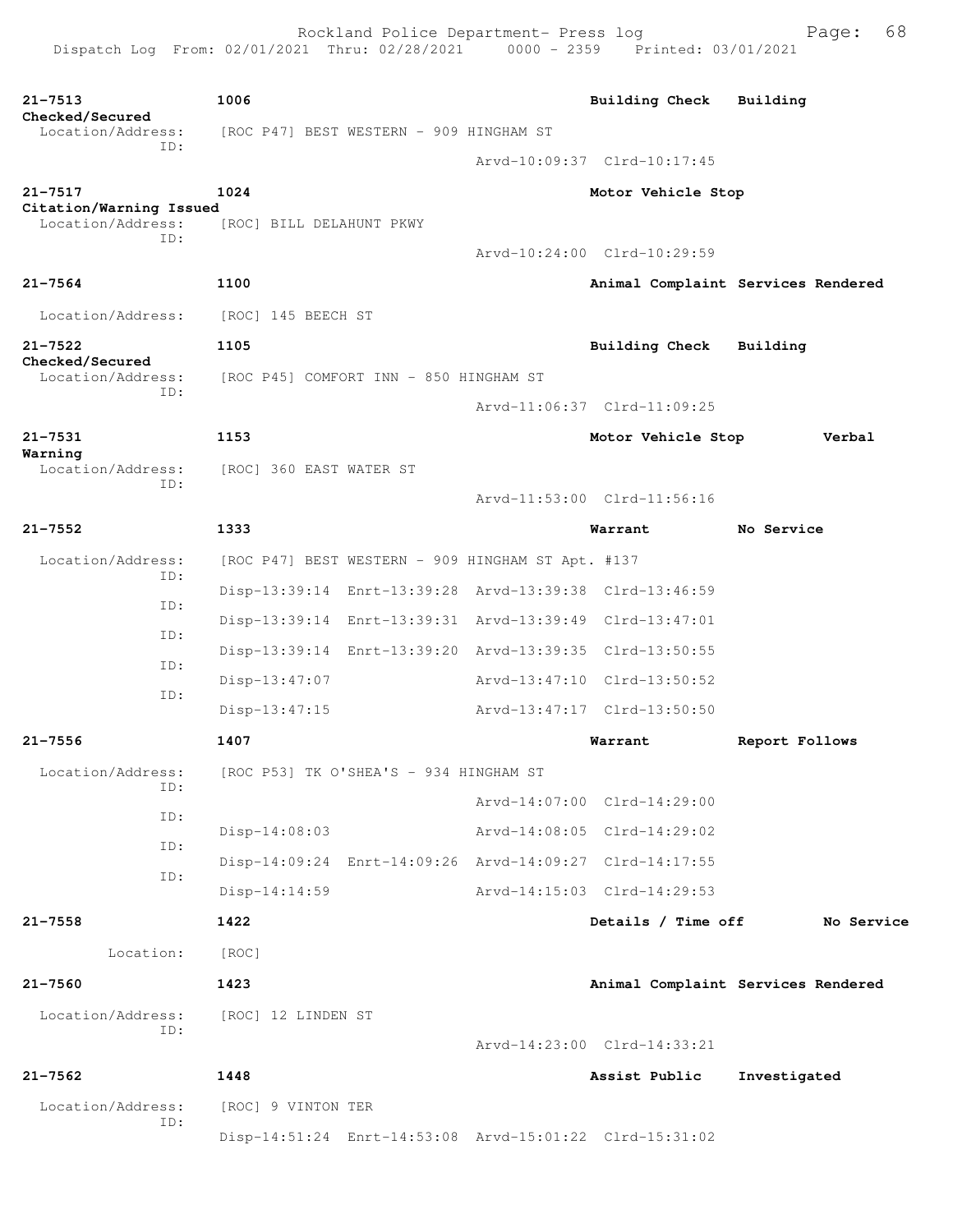21-7513 1006 Building Check Building Checked/Secured
Location/Address: [ROC P47] BEST WESTERN - 909 HINGHAM ST
ID:
Arvd-10:09:37 Clrd-10:17:45

21-7517 1024 Motor Vehicle Stop Citation/Warning Issued
Location/Address: [ROC] BILL DELAHUNT PKWY
ID:
Arvd-10:24:00 Clrd-10:29:59

21-7564 1100 Animal Complaint Services Rendered
Location/Address: [ROC] 145 BEECH ST

21-7522 1105 Building Check Building Checked/Secured
Location/Address: [ROC P45] COMFORT INN - 850 HINGHAM ST
ID:
Arvd-11:06:37 Clrd-11:09:25

21-7531 1153 Motor Vehicle Stop Verbal Warning
Location/Address: [ROC] 360 EAST WATER ST
ID:
Arvd-11:53:00 Clrd-11:56:16

21-7552 1333 Warrant No Service
Location/Address: [ROC P47] BEST WESTERN - 909 HINGHAM ST Apt. #137
ID: Disp-13:39:14 Enrt-13:39:28 Arvd-13:39:38 Clrd-13:46:59
ID: Disp-13:39:14 Enrt-13:39:31 Arvd-13:39:49 Clrd-13:47:01
ID: Disp-13:39:14 Enrt-13:39:20 Arvd-13:39:35 Clrd-13:50:55
ID: Disp-13:47:07 Arvd-13:47:10 Clrd-13:50:52
ID: Disp-13:47:15 Arvd-13:47:17 Clrd-13:50:50

21-7556 1407 Warrant Report Follows
Location/Address: [ROC P53] TK O'SHEA'S - 934 HINGHAM ST
ID: Arvd-14:07:00 Clrd-14:29:00
ID: Disp-14:08:03 Arvd-14:08:05 Clrd-14:29:02
ID: Disp-14:09:24 Enrt-14:09:26 Arvd-14:09:27 Clrd-14:17:55
ID: Disp-14:14:59 Arvd-14:15:03 Clrd-14:29:53

21-7558 1422 Details / Time off No Service
Location: [ROC]

21-7560 1423 Animal Complaint Services Rendered
Location/Address: [ROC] 12 LINDEN ST
ID:
Arvd-14:23:00 Clrd-14:33:21

21-7562 1448 Assist Public Investigated
Location/Address: [ROC] 9 VINTON TER
ID:
Disp-14:51:24 Enrt-14:53:08 Arvd-15:01:22 Clrd-15:31:02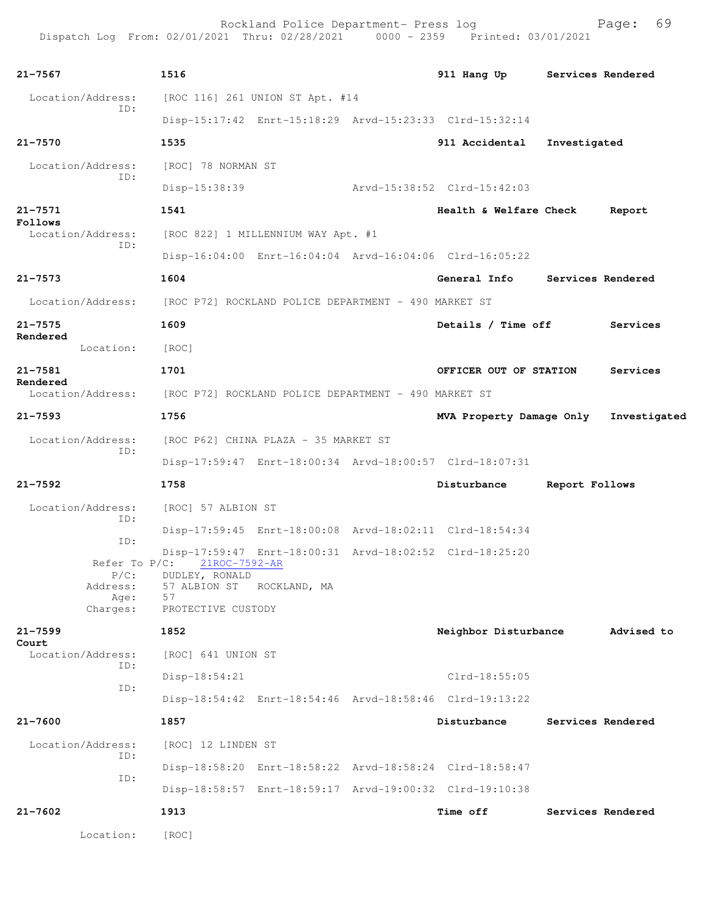Rockland Police Department- Press log
Dispatch Log From: 02/01/2021 Thru: 02/28/2021 0000 - 2359 Printed: 03/01/2021

**21-7567** **1516** **911 Hang Up** **Services Rendered**

Location/Address: [ROC 116] 261 UNION ST Apt. #14
ID:
Disp-15:17:42 Enrt-15:18:29 Arvd-15:23:33 Clrd-15:32:14

**21-7570** **1535** **911 Accidental** **Investigated**

Location/Address: [ROC] 78 NORMAN ST
ID:
Disp-15:38:39 Arvd-15:38:52 Clrd-15:42:03

**21-7571** **1541** **Health & Welfare Check** **Report Follows**

Location/Address: [ROC 822] 1 MILLENNIUM WAY Apt. #1
ID:
Disp-16:04:00 Enrt-16:04:04 Arvd-16:04:06 Clrd-16:05:22

**21-7573** **1604** **General Info** **Services Rendered**

Location/Address: [ROC P72] ROCKLAND POLICE DEPARTMENT - 490 MARKET ST

**21-7575** **1609** **Details / Time off** **Services Rendered**

Location: [ROC]

**21-7581** **1701** **OFFICER OUT OF STATION** **Services Rendered**

Location/Address: [ROC P72] ROCKLAND POLICE DEPARTMENT - 490 MARKET ST

**21-7593** **1756** **MVA Property Damage Only** **Investigated**

Location/Address: [ROC P62] CHINA PLAZA - 35 MARKET ST
ID:
Disp-17:59:47 Enrt-18:00:34 Arvd-18:00:57 Clrd-18:07:31

**21-7592** **1758** **Disturbance** **Report Follows**

Location/Address: [ROC] 57 ALBION ST
ID:
Disp-17:59:45 Enrt-18:00:08 Arvd-18:02:11 Clrd-18:54:34
ID:
Disp-17:59:47 Enrt-18:00:31 Arvd-18:02:52 Clrd-18:25:20
Refer To P/C: 21ROC-7592-AR
P/C: DUDLEY, RONALD
Address: 57 ALBION ST ROCKLAND, MA
Age: 57
Charges: PROTECTIVE CUSTODY

**21-7599** **1852** **Neighbor Disturbance** **Advised to Court**

Location/Address: [ROC] 641 UNION ST
ID:
Disp-18:54:21 Clrd-18:55:05
ID:
Disp-18:54:42 Enrt-18:54:46 Arvd-18:58:46 Clrd-19:13:22

**21-7600** **1857** **Disturbance** **Services Rendered**

Location/Address: [ROC] 12 LINDEN ST
ID:
Disp-18:58:20 Enrt-18:58:22 Arvd-18:58:24 Clrd-18:58:47
ID:
Disp-18:58:57 Enrt-18:59:17 Arvd-19:00:32 Clrd-19:10:38

**21-7602** **1913** **Time off** **Services Rendered**

Location: [ROC]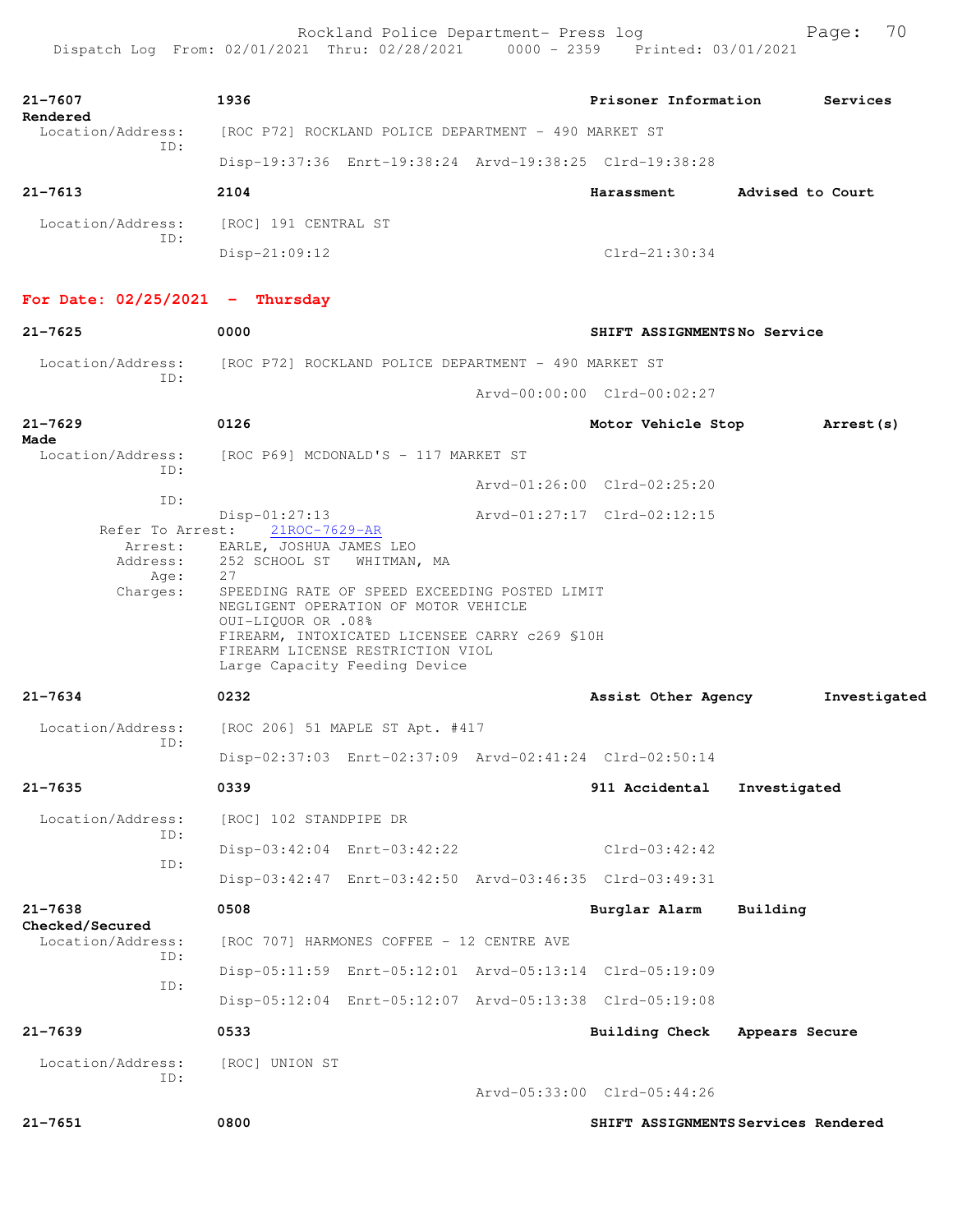21-7607 1936 Prisoner Information Services Rendered
Location/Address: [ROC P72] ROCKLAND POLICE DEPARTMENT - 490 MARKET ST
ID:
Disp-19:37:36 Enrt-19:38:24 Arvd-19:38:25 Clrd-19:38:28

21-7613 2104 Harassment Advised to Court
Location/Address: [ROC] 191 CENTRAL ST
ID:
Disp-21:09:12 Clrd-21:30:34

## For Date: 02/25/2021 - Thursday

21-7625 0000 SHIFT ASSIGNMENTS No Service
Location/Address: [ROC P72] ROCKLAND POLICE DEPARTMENT - 490 MARKET ST
ID:
Arvd-00:00:00 Clrd-00:02:27

21-7629 0126 Motor Vehicle Stop Arrest(s) Made
Location/Address: [ROC P69] MCDONALD'S - 117 MARKET ST
ID:
Arvd-01:26:00 Clrd-02:25:20
ID:
Disp-01:27:13 Arvd-01:27:17 Clrd-02:12:15
Refer To Arrest: 21ROC-7629-AR
Arrest: EARLE, JOSHUA JAMES LEO
Address: 252 SCHOOL ST WHITMAN, MA
Age: 27
Charges: SPEEDING RATE OF SPEED EXCEEDING POSTED LIMIT
NEGLIGENT OPERATION OF MOTOR VEHICLE
OUI-LIQUOR OR .08%
FIREARM, INTOXICATED LICENSEE CARRY c269 §10H
FIREARM LICENSE RESTRICTION VIOL
Large Capacity Feeding Device

21-7634 0232 Assist Other Agency Investigated
Location/Address: [ROC 206] 51 MAPLE ST Apt. #417
ID:
Disp-02:37:03 Enrt-02:37:09 Arvd-02:41:24 Clrd-02:50:14

21-7635 0339 911 Accidental Investigated
Location/Address: [ROC] 102 STANDPIPE DR
ID:
Disp-03:42:04 Enrt-03:42:22 Clrd-03:42:42
ID:
Disp-03:42:47 Enrt-03:42:50 Arvd-03:46:35 Clrd-03:49:31

21-7638 0508 Burglar Alarm Building Checked/Secured
Location/Address: [ROC 707] HARMONES COFFEE - 12 CENTRE AVE
ID:
Disp-05:11:59 Enrt-05:12:01 Arvd-05:13:14 Clrd-05:19:09
ID:
Disp-05:12:04 Enrt-05:12:07 Arvd-05:13:38 Clrd-05:19:08

21-7639 0533 Building Check Appears Secure
Location/Address: [ROC] UNION ST
ID:
Arvd-05:33:00 Clrd-05:44:26

21-7651 0800 SHIFT ASSIGNMENTS Services Rendered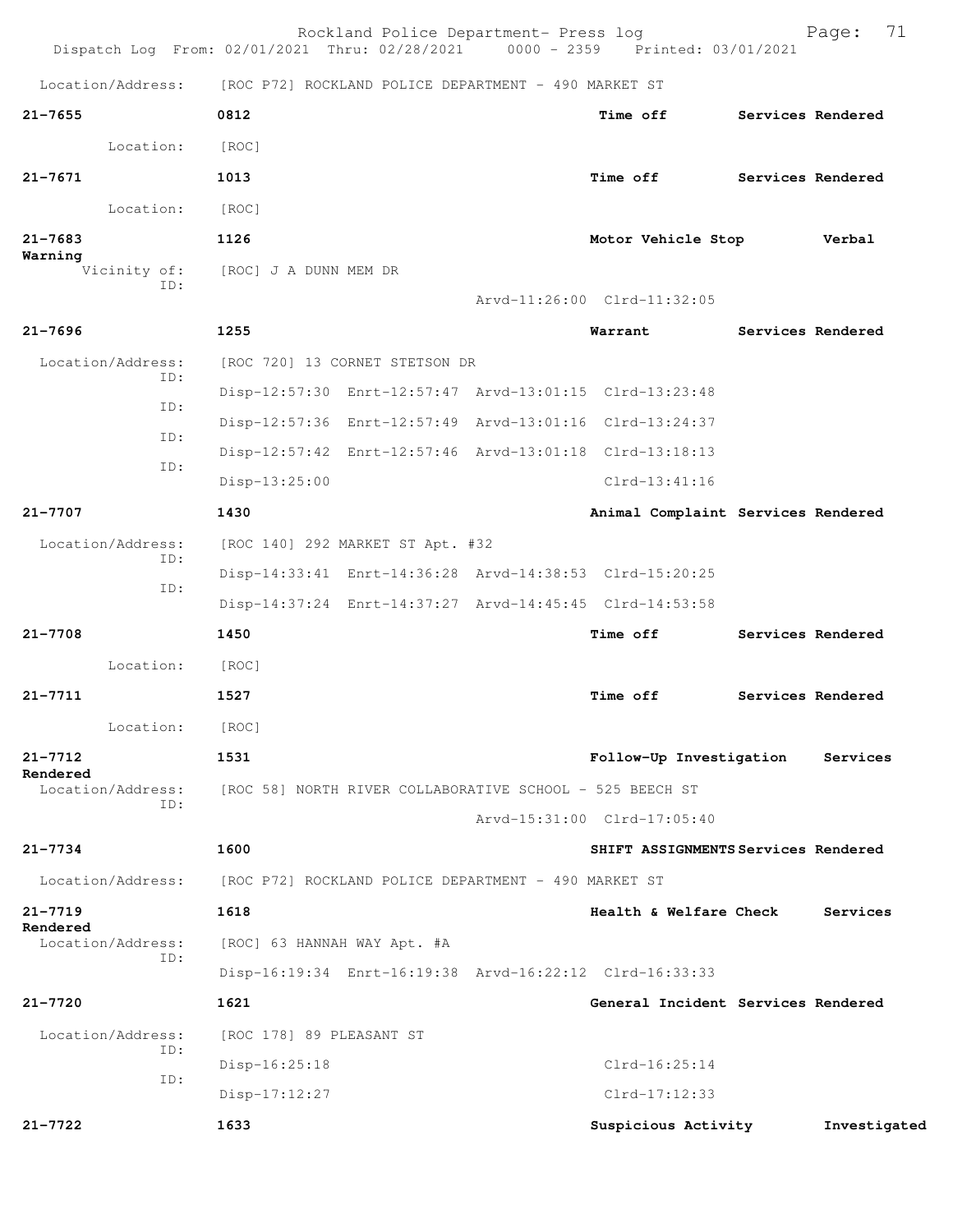Location/Address: [ROC P72] ROCKLAND POLICE DEPARTMENT - 490 MARKET ST

**21-7655** 0812 **Time off** **Services Rendered**

Location: [ROC]

**21-7671** 1013 **Time off** **Services Rendered**

Location: [ROC]

**21-7683** 1126 **Motor Vehicle Stop** **Verbal Warning**

Vicinity of: [ROC] J A DUNN MEM DR
ID:
Arvd-11:26:00 Clrd-11:32:05

**21-7696** 1255 **Warrant** **Services Rendered**

Location/Address: [ROC 720] 13 CORNET STETSON DR
ID: Disp-12:57:30 Enrt-12:57:47 Arvd-13:01:15 Clrd-13:23:48
ID: Disp-12:57:36 Enrt-12:57:49 Arvd-13:01:16 Clrd-13:24:37
ID: Disp-12:57:42 Enrt-12:57:46 Arvd-13:01:18 Clrd-13:18:13
ID: Disp-13:25:00 Clrd-13:41:16

**21-7707** 1430 **Animal Complaint** **Services Rendered**

Location/Address: [ROC 140] 292 MARKET ST Apt. #32
ID: Disp-14:33:41 Enrt-14:36:28 Arvd-14:38:53 Clrd-15:20:25
ID: Disp-14:37:24 Enrt-14:37:27 Arvd-14:45:45 Clrd-14:53:58

**21-7708** 1450 **Time off** **Services Rendered**

Location: [ROC]

**21-7711** 1527 **Time off** **Services Rendered**

Location: [ROC]

**21-7712** 1531 **Follow-Up Investigation** **Services Rendered**

Location/Address: [ROC 58] NORTH RIVER COLLABORATIVE SCHOOL - 525 BEECH ST
ID:
Arvd-15:31:00 Clrd-17:05:40

**21-7734** 1600 **SHIFT ASSIGNMENTS** **Services Rendered**

Location/Address: [ROC P72] ROCKLAND POLICE DEPARTMENT - 490 MARKET ST

**21-7719** 1618 **Health & Welfare Check** **Services Rendered**

Location/Address: [ROC] 63 HANNAH WAY Apt. #A
ID: Disp-16:19:34 Enrt-16:19:38 Arvd-16:22:12 Clrd-16:33:33

**21-7720** 1621 **General Incident** **Services Rendered**

Location/Address: [ROC 178] 89 PLEASANT ST
ID: Disp-16:25:18 Clrd-16:25:14
ID: Disp-17:12:27 Clrd-17:12:33

**21-7722** 1633 **Suspicious Activity** **Investigated**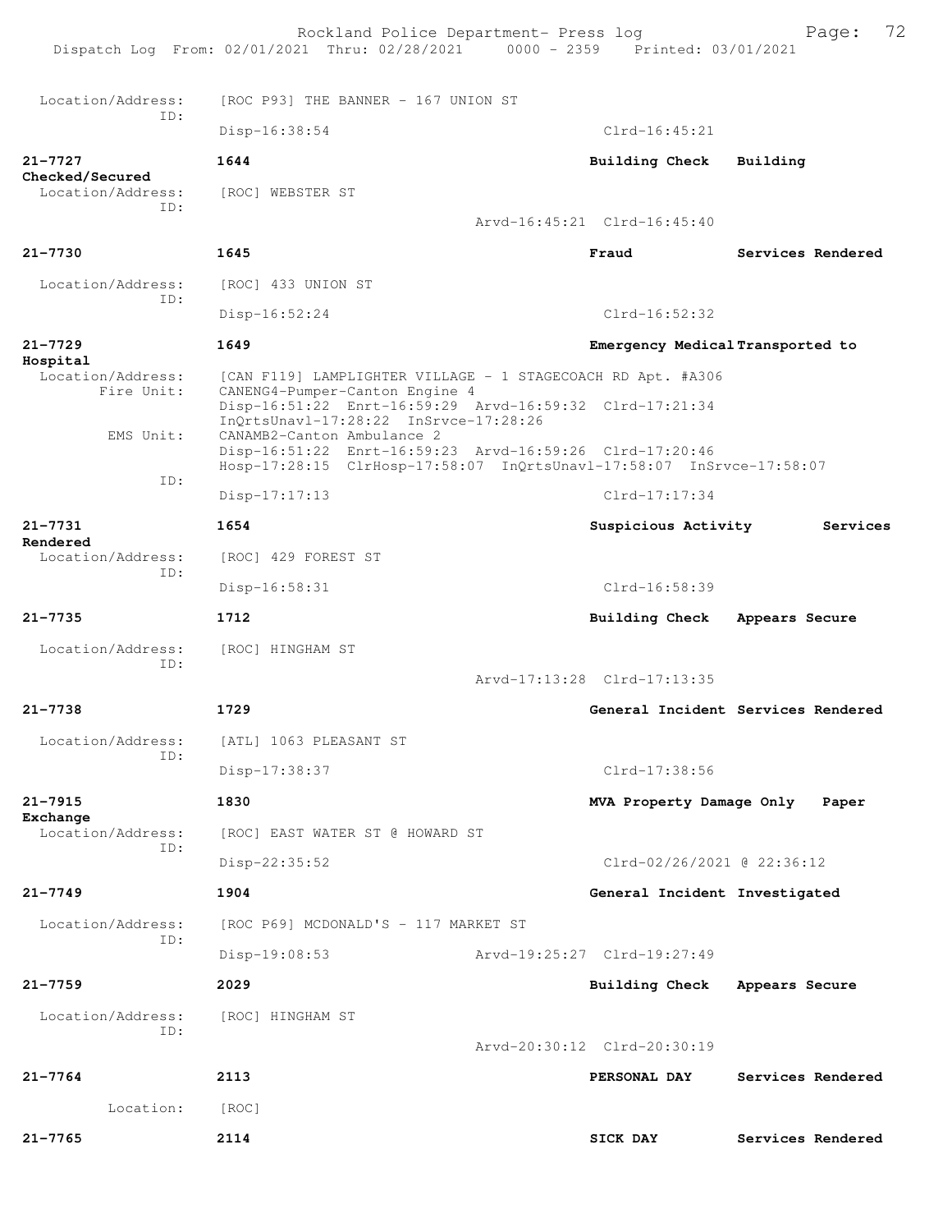Location/Address: [ROC P93] THE BANNER - 167 UNION ST
ID:
Disp-16:38:54 Clrd-16:45:21

**21-7727** **1644** **Building Check** **Building Checked/Secured**
Location/Address: [ROC] WEBSTER ST
ID:
Arvd-16:45:21 Clrd-16:45:40

**21-7730** **1645** **Fraud** **Services Rendered**
Location/Address: [ROC] 433 UNION ST
ID:
Disp-16:52:24 Clrd-16:52:32

**21-7729** **1649** **Emergency Medical Transported to Hospital**
Location/Address: [CAN F119] LAMPLIGHTER VILLAGE - 1 STAGECOACH RD Apt. #A306
Fire Unit: CANENG4-Pumper-Canton Engine 4
Disp-16:51:22 Enrt-16:59:29 Arvd-16:59:32 Clrd-17:21:34
InQrtsUnavl-17:28:22 InSrvce-17:28:26
EMS Unit: CANAMB2-Canton Ambulance 2
Disp-16:51:22 Enrt-16:59:23 Arvd-16:59:26 Clrd-17:20:46
Hosp-17:28:15 ClrHosp-17:58:07 InQrtsUnavl-17:58:07 InSrvce-17:58:07
ID:
Disp-17:17:13 Clrd-17:17:34

**21-7731** **1654** **Suspicious Activity** **Services Rendered**
Location/Address: [ROC] 429 FOREST ST
ID:
Disp-16:58:31 Clrd-16:58:39

**21-7735** **1712** **Building Check** **Appears Secure**
Location/Address: [ROC] HINGHAM ST
ID:
Arvd-17:13:28 Clrd-17:13:35

**21-7738** **1729** **General Incident** **Services Rendered**
Location/Address: [ATL] 1063 PLEASANT ST
ID:
Disp-17:38:37 Clrd-17:38:56

**21-7915** **1830** **MVA Property Damage Only** **Paper Exchange**
Location/Address: [ROC] EAST WATER ST @ HOWARD ST
ID:
Disp-22:35:52 Clrd-02/26/2021 @ 22:36:12

**21-7749** **1904** **General Incident** **Investigated**
Location/Address: [ROC P69] MCDONALD'S - 117 MARKET ST
ID:
Disp-19:08:53 Arvd-19:25:27 Clrd-19:27:49

**21-7759** **2029** **Building Check** **Appears Secure**
Location/Address: [ROC] HINGHAM ST
ID:
Arvd-20:30:12 Clrd-20:30:19

**21-7764** **2113** **PERSONAL DAY** **Services Rendered**
Location: [ROC]

**21-7765** **2114** **SICK DAY** **Services Rendered**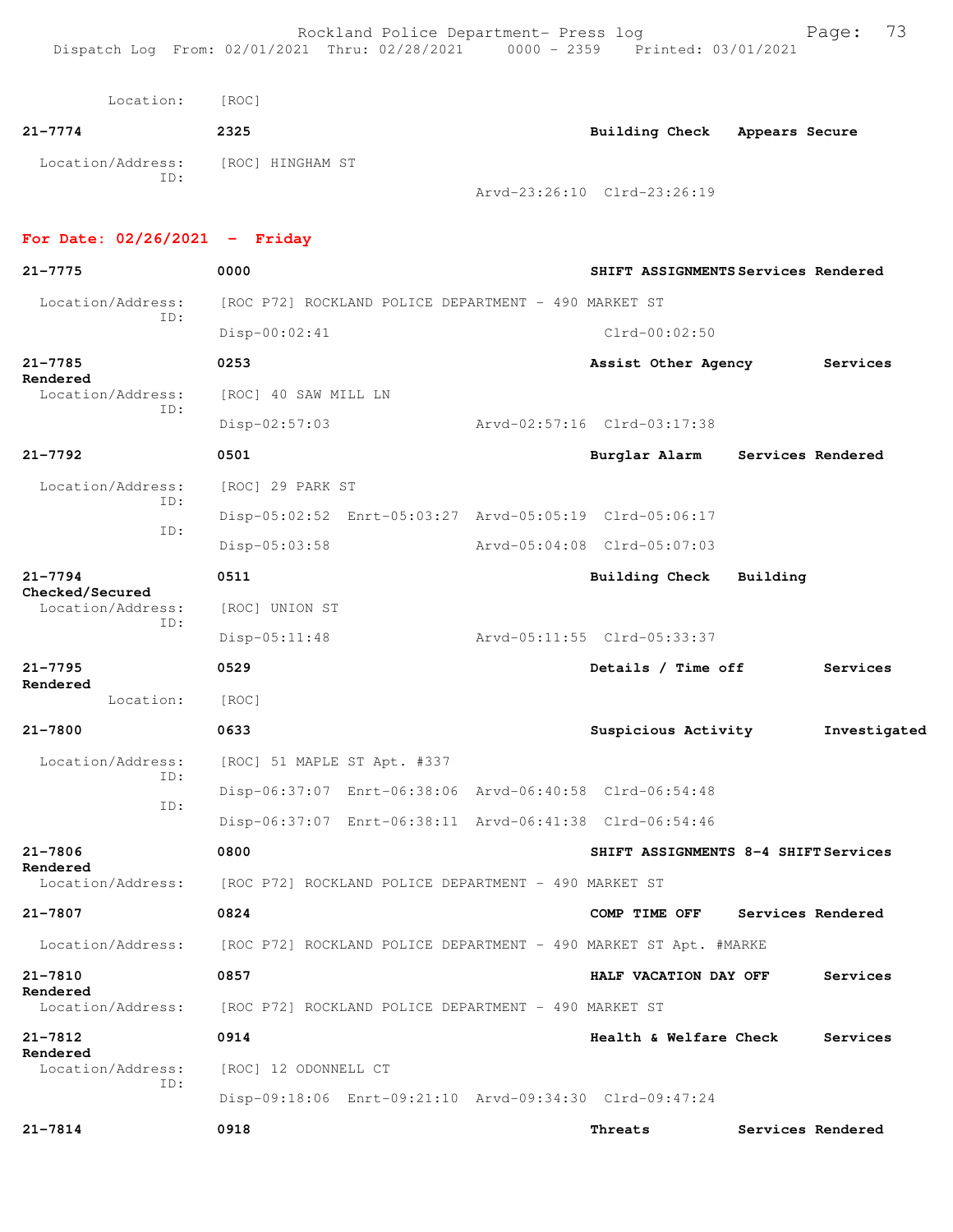Location: [ROC]

**21-7774** 2325 **Building Check** **Appears Secure**

Location/Address: [ROC] HINGHAM ST
ID:
Arvd-23:26:10 Clrd-23:26:19

## For Date: 02/26/2021 - Friday

**21-7775** 0000 **SHIFT ASSIGNMENTS** **Services Rendered**

Location/Address: [ROC P72] ROCKLAND POLICE DEPARTMENT - 490 MARKET ST
ID:
Disp-00:02:41 Clrd-00:02:50

**21-7785** 0253 **Assist Other Agency** **Services Rendered**

Location/Address: [ROC] 40 SAW MILL LN
ID:
Disp-02:57:03 Arvd-02:57:16 Clrd-03:17:38

**21-7792** 0501 **Burglar Alarm** **Services Rendered**

Location/Address: [ROC] 29 PARK ST
ID:
Disp-05:02:52 Enrt-05:03:27 Arvd-05:05:19 Clrd-05:06:17
ID:
Disp-05:03:58 Arvd-05:04:08 Clrd-05:07:03

**21-7794** 0511 **Building Check** **Building Checked/Secured**

Location/Address: [ROC] UNION ST
ID:
Disp-05:11:48 Arvd-05:11:55 Clrd-05:33:37

**21-7795** 0529 **Details / Time off** **Services Rendered**

Location: [ROC]

**21-7800** 0633 **Suspicious Activity** **Investigated**

Location/Address: [ROC] 51 MAPLE ST Apt. #337
ID:
Disp-06:37:07 Enrt-06:38:06 Arvd-06:40:58 Clrd-06:54:48
ID:
Disp-06:37:07 Enrt-06:38:11 Arvd-06:41:38 Clrd-06:54:46

**21-7806** 0800 **SHIFT ASSIGNMENTS 8-4 SHIFT** **Services Rendered**

Location/Address: [ROC P72] ROCKLAND POLICE DEPARTMENT - 490 MARKET ST

**21-7807** 0824 **COMP TIME OFF** **Services Rendered**

Location/Address: [ROC P72] ROCKLAND POLICE DEPARTMENT - 490 MARKET ST Apt. #MARKE

**21-7810** 0857 **HALF VACATION DAY OFF** **Services Rendered**

Location/Address: [ROC P72] ROCKLAND POLICE DEPARTMENT - 490 MARKET ST

**21-7812** 0914 **Health & Welfare Check** **Services Rendered**

Location/Address: [ROC] 12 ODONNELL CT
ID:
Disp-09:18:06 Enrt-09:21:10 Arvd-09:34:30 Clrd-09:47:24

**21-7814** 0918 **Threats** **Services Rendered**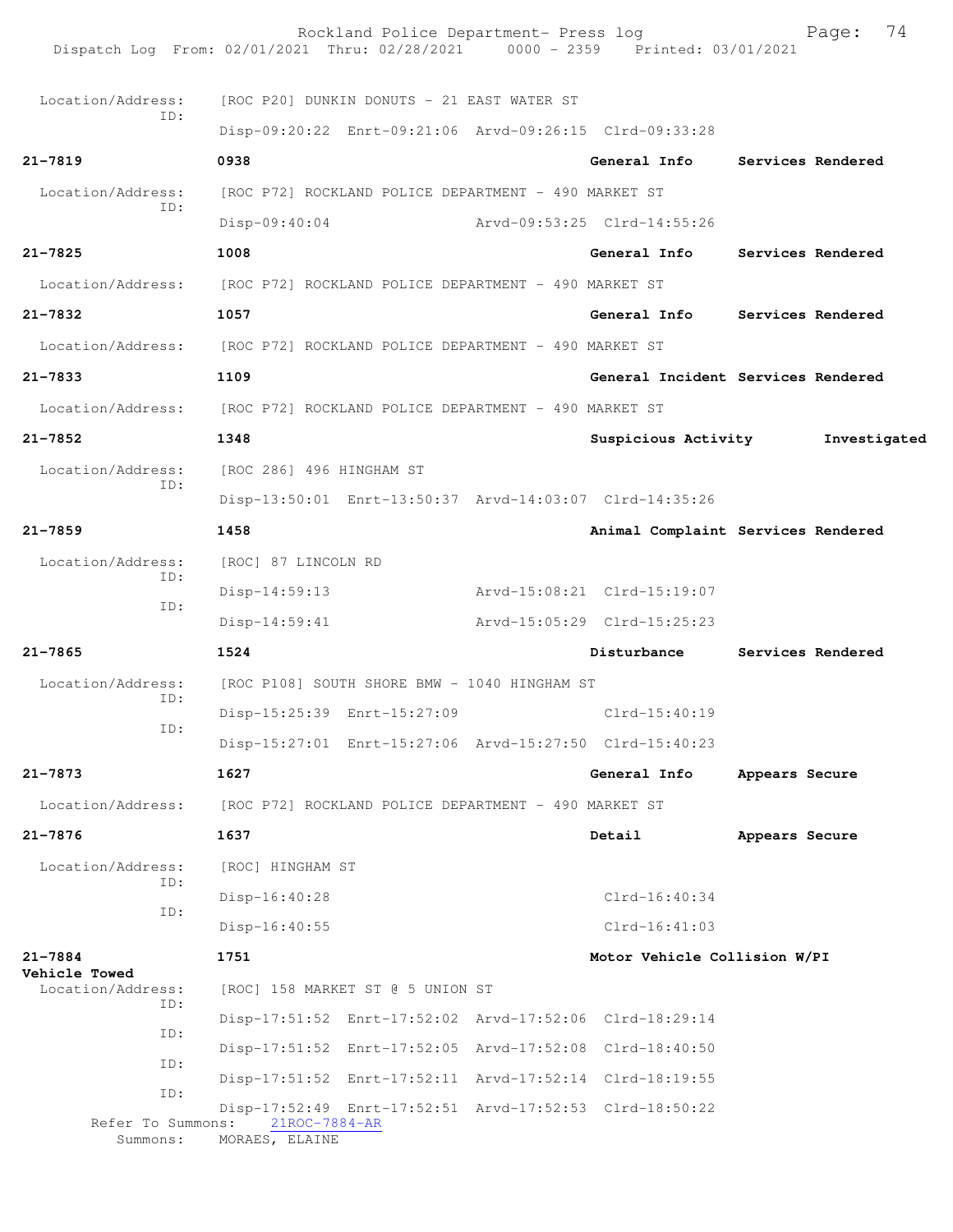Location/Address: [ROC P20] DUNKIN DONUTS - 21 EAST WATER ST
ID:
Disp-09:20:22 Enrt-09:21:06 Arvd-09:26:15 Clrd-09:33:28

**21-7819** **0938** **General Info** **Services Rendered**

Location/Address: [ROC P72] ROCKLAND POLICE DEPARTMENT - 490 MARKET ST
ID:
Disp-09:40:04 Arvd-09:53:25 Clrd-14:55:26

**21-7825** **1008** **General Info** **Services Rendered**

Location/Address: [ROC P72] ROCKLAND POLICE DEPARTMENT - 490 MARKET ST

**21-7832** **1057** **General Info** **Services Rendered**

Location/Address: [ROC P72] ROCKLAND POLICE DEPARTMENT - 490 MARKET ST

**21-7833** **1109** **General Incident Services Rendered**

Location/Address: [ROC P72] ROCKLAND POLICE DEPARTMENT - 490 MARKET ST

**21-7852** **1348** **Suspicious Activity** **Investigated**

Location/Address: [ROC 286] 496 HINGHAM ST
ID:
Disp-13:50:01 Enrt-13:50:37 Arvd-14:03:07 Clrd-14:35:26

**21-7859** **1458** **Animal Complaint Services Rendered**

Location/Address: [ROC] 87 LINCOLN RD
ID:
Disp-14:59:13 Arvd-15:08:21 Clrd-15:19:07
ID:
Disp-14:59:41 Arvd-15:05:29 Clrd-15:25:23

**21-7865** **1524** **Disturbance** **Services Rendered**

Location/Address: [ROC P108] SOUTH SHORE BMW - 1040 HINGHAM ST
ID:
Disp-15:25:39 Enrt-15:27:09 Clrd-15:40:19
ID:
Disp-15:27:01 Enrt-15:27:06 Arvd-15:27:50 Clrd-15:40:23

**21-7873** **1627** **General Info** **Appears Secure**

Location/Address: [ROC P72] ROCKLAND POLICE DEPARTMENT - 490 MARKET ST

**21-7876** **1637** **Detail** **Appears Secure**

Location/Address: [ROC] HINGHAM ST
ID:
Disp-16:40:28 Clrd-16:40:34
ID:
Disp-16:40:55 Clrd-16:41:03

**21-7884** **1751** **Motor Vehicle Collision W/PI**
**Vehicle Towed**

Location/Address: [ROC] 158 MARKET ST @ 5 UNION ST
ID:
Disp-17:51:52 Enrt-17:52:02 Arvd-17:52:06 Clrd-18:29:14
ID:
Disp-17:51:52 Enrt-17:52:05 Arvd-17:52:08 Clrd-18:40:50
ID:
Disp-17:51:52 Enrt-17:52:11 Arvd-17:52:14 Clrd-18:19:55
ID:
Disp-17:52:49 Enrt-17:52:51 Arvd-17:52:53 Clrd-18:50:22

Refer To Summons: 21ROC-7884-AR
Summons: MORAES, ELAINE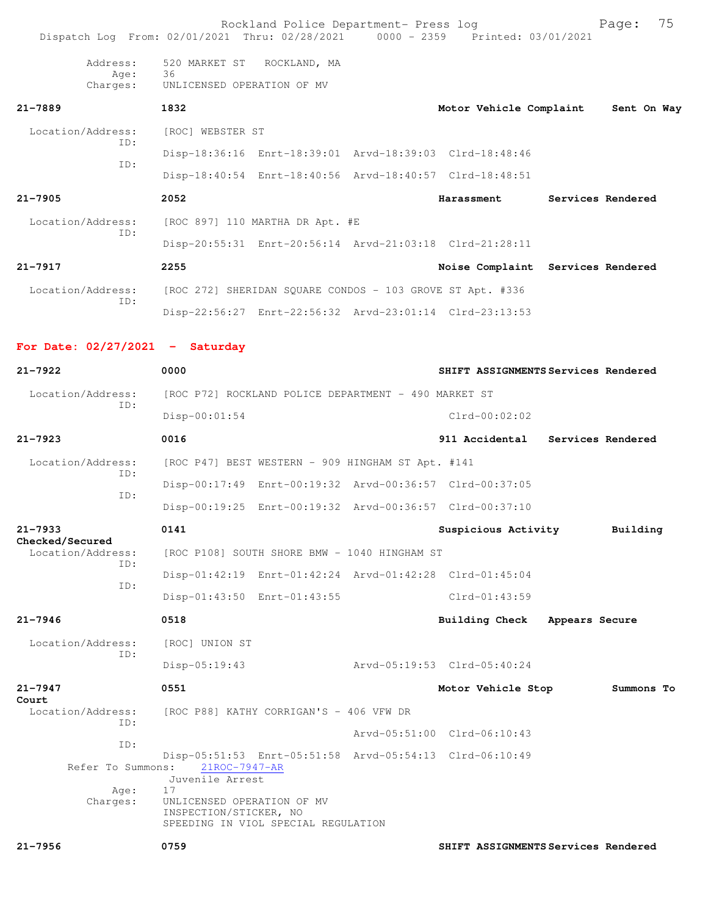Address: 520 MARKET ST ROCKLAND, MA
Age: 36
Charges: UNLICENSED OPERATION OF MV

**21-7889** 1832 Motor Vehicle Complaint Sent On Way

Location/Address: [ROC] WEBSTER ST
ID: Disp-18:36:16 Enrt-18:39:01 Arvd-18:39:03 Clrd-18:48:46
ID: Disp-18:40:54 Enrt-18:40:56 Arvd-18:40:57 Clrd-18:48:51

**21-7905** 2052 Harassment Services Rendered

Location/Address: [ROC 897] 110 MARTHA DR Apt. #E
ID: Disp-20:55:31 Enrt-20:56:14 Arvd-21:03:18 Clrd-21:28:11

**21-7917** 2255 Noise Complaint Services Rendered

Location/Address: [ROC 272] SHERIDAN SQUARE CONDOS - 103 GROVE ST Apt. #336
ID: Disp-22:56:27 Enrt-22:56:32 Arvd-23:01:14 Clrd-23:13:53

## For Date: 02/27/2021 - Saturday

**21-7922** 0000 SHIFT ASSIGNMENTS Services Rendered

Location/Address: [ROC P72] ROCKLAND POLICE DEPARTMENT - 490 MARKET ST
ID: Disp-00:01:54 Clrd-00:02:02

**21-7923** 0016 911 Accidental Services Rendered

Location/Address: [ROC P47] BEST WESTERN - 909 HINGHAM ST Apt. #141
ID: Disp-00:17:49 Enrt-00:19:32 Arvd-00:36:57 Clrd-00:37:05
ID: Disp-00:19:25 Enrt-00:19:32 Arvd-00:36:57 Clrd-00:37:10

**21-7933** 0141 Suspicious Activity Building Checked/Secured

Location/Address: [ROC P108] SOUTH SHORE BMW - 1040 HINGHAM ST
ID: Disp-01:42:19 Enrt-01:42:24 Arvd-01:42:28 Clrd-01:45:04
ID: Disp-01:43:50 Enrt-01:43:55 Clrd-01:43:59

**21-7946** 0518 Building Check Appears Secure

Location/Address: [ROC] UNION ST
ID: Disp-05:19:43 Arvd-05:19:53 Clrd-05:40:24

**21-7947** 0551 Motor Vehicle Stop Summons To Court

Location/Address: [ROC P88] KATHY CORRIGAN'S - 406 VFW DR
ID: Arvd-05:51:00 Clrd-06:10:43
ID: Disp-05:51:53 Enrt-05:51:58 Arvd-05:54:13 Clrd-06:10:49
Refer To Summons: 21ROC-7947-AR
Juvenile Arrest
Age: 17
Charges: UNLICENSED OPERATION OF MV
INSPECTION/STICKER, NO
SPEEDING IN VIOL SPECIAL REGULATION

**21-7956** 0759 SHIFT ASSIGNMENTS Services Rendered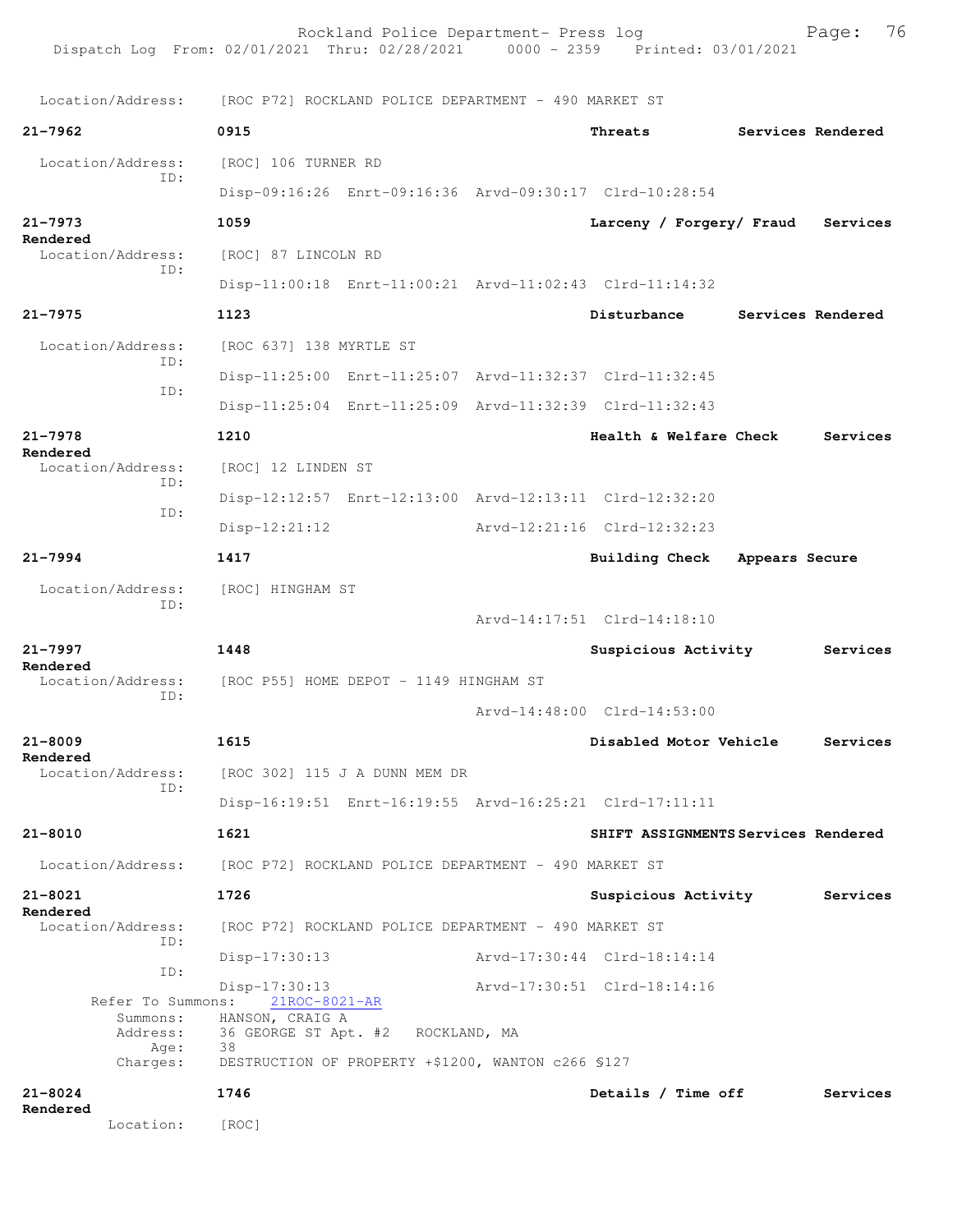Location/Address: [ROC P72] ROCKLAND POLICE DEPARTMENT - 490 MARKET ST

**21-7962** 0915 **Threats** **Services Rendered**

Location/Address: [ROC] 106 TURNER RD
ID:
Disp-09:16:26 Enrt-09:16:36 Arvd-09:30:17 Clrd-10:28:54

**21-7973** 1059 **Larceny / Forgery/ Fraud** **Services Rendered**

Location/Address: [ROC] 87 LINCOLN RD
ID:
Disp-11:00:18 Enrt-11:00:21 Arvd-11:02:43 Clrd-11:14:32

**21-7975** 1123 **Disturbance** **Services Rendered**

Location/Address: [ROC 637] 138 MYRTLE ST
ID:
Disp-11:25:00 Enrt-11:25:07 Arvd-11:32:37 Clrd-11:32:45
ID:
Disp-11:25:04 Enrt-11:25:09 Arvd-11:32:39 Clrd-11:32:43

**21-7978** 1210 **Health & Welfare Check** **Services Rendered**

Location/Address: [ROC] 12 LINDEN ST
ID:
Disp-12:12:57 Enrt-12:13:00 Arvd-12:13:11 Clrd-12:32:20
ID:
Disp-12:21:12 Arvd-12:21:16 Clrd-12:32:23

**21-7994** 1417 **Building Check** **Appears Secure**

Location/Address: [ROC] HINGHAM ST
ID:
Arvd-14:17:51 Clrd-14:18:10

**21-7997** 1448 **Suspicious Activity** **Services Rendered**

Location/Address: [ROC P55] HOME DEPOT - 1149 HINGHAM ST
ID:
Arvd-14:48:00 Clrd-14:53:00

**21-8009** 1615 **Disabled Motor Vehicle** **Services Rendered**

Location/Address: [ROC 302] 115 J A DUNN MEM DR
ID:
Disp-16:19:51 Enrt-16:19:55 Arvd-16:25:21 Clrd-17:11:11

**21-8010** 1621 **SHIFT ASSIGNMENTS** **Services Rendered**

Location/Address: [ROC P72] ROCKLAND POLICE DEPARTMENT - 490 MARKET ST

**21-8021** 1726 **Suspicious Activity** **Services Rendered**

Location/Address: [ROC P72] ROCKLAND POLICE DEPARTMENT - 490 MARKET ST
ID:
Disp-17:30:13 Arvd-17:30:44 Clrd-18:14:14
ID:
Disp-17:30:13 Arvd-17:30:51 Clrd-18:14:16
Refer To Summons: 21ROC-8021-AR
Summons: HANSON, CRAIG A
Address: 36 GEORGE ST Apt. #2 ROCKLAND, MA
Age: 38
Charges: DESTRUCTION OF PROPERTY +$1200, WANTON c266 §127

**21-8024** 1746 **Details / Time off** **Services Rendered**

Location: [ROC]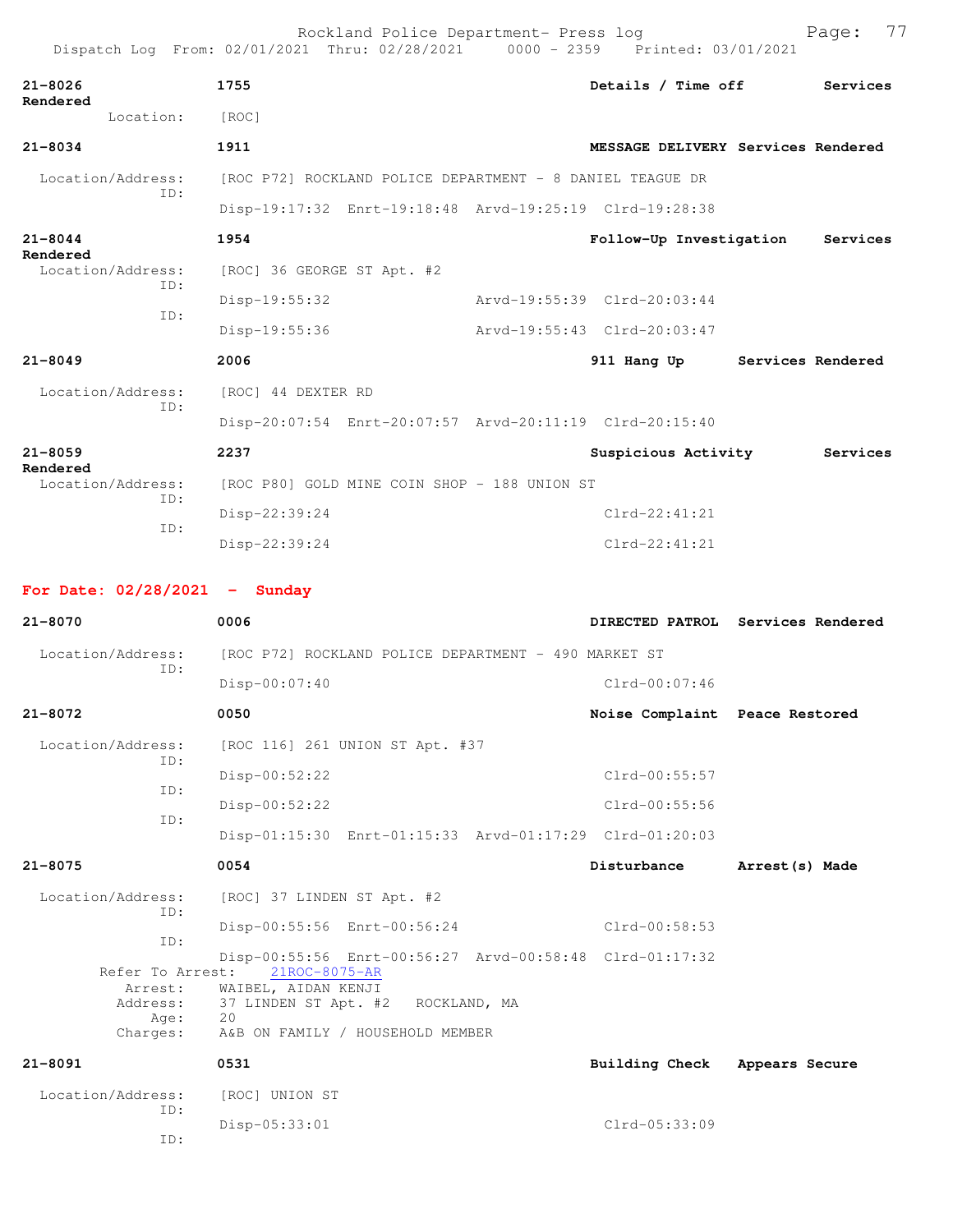**21-8026** 1755 Details / Time off Services Rendered

Location: [ROC]

**21-8034** 1911 MESSAGE DELIVERY Services Rendered

Location/Address: [ROC P72] ROCKLAND POLICE DEPARTMENT - 8 DANIEL TEAGUE DR
ID:
Disp-19:17:32 Enrt-19:18:48 Arvd-19:25:19 Clrd-19:28:38

**21-8044** 1954 Follow-Up Investigation Services Rendered

Location/Address: [ROC] 36 GEORGE ST Apt. #2
ID:
Disp-19:55:32 Arvd-19:55:39 Clrd-20:03:44
ID:
Disp-19:55:36 Arvd-19:55:43 Clrd-20:03:47

**21-8049** 2006 911 Hang Up Services Rendered

Location/Address: [ROC] 44 DEXTER RD
ID:
Disp-20:07:54 Enrt-20:07:57 Arvd-20:11:19 Clrd-20:15:40

**21-8059** 2237 Suspicious Activity Services Rendered

Location/Address: [ROC P80] GOLD MINE COIN SHOP - 188 UNION ST
ID:
Disp-22:39:24 Clrd-22:41:21
ID:
Disp-22:39:24 Clrd-22:41:21

## For Date: 02/28/2021 - Sunday

**21-8070** 0006 DIRECTED PATROL Services Rendered

Location/Address: [ROC P72] ROCKLAND POLICE DEPARTMENT - 490 MARKET ST
ID:
Disp-00:07:40 Clrd-00:07:46

**21-8072** 0050 Noise Complaint Peace Restored

Location/Address: [ROC 116] 261 UNION ST Apt. #37
ID:
Disp-00:52:22 Clrd-00:55:57
ID:
Disp-00:52:22 Clrd-00:55:56
ID:
Disp-01:15:30 Enrt-01:15:33 Arvd-01:17:29 Clrd-01:20:03

**21-8075** 0054 Disturbance Arrest(s) Made

Location/Address: [ROC] 37 LINDEN ST Apt. #2
ID:
Disp-00:55:56 Enrt-00:56:24 Clrd-00:58:53
ID:
Disp-00:55:56 Enrt-00:56:27 Arvd-00:58:48 Clrd-01:17:32
Refer To Arrest: 21ROC-8075-AR
Arrest: WAIBEL, AIDAN KENJI
Address: 37 LINDEN ST Apt. #2 ROCKLAND, MA
Age: 20
Charges: A&B ON FAMILY / HOUSEHOLD MEMBER

**21-8091** 0531 Building Check Appears Secure

Location/Address: [ROC] UNION ST
ID:
Disp-05:33:01 Clrd-05:33:09
ID: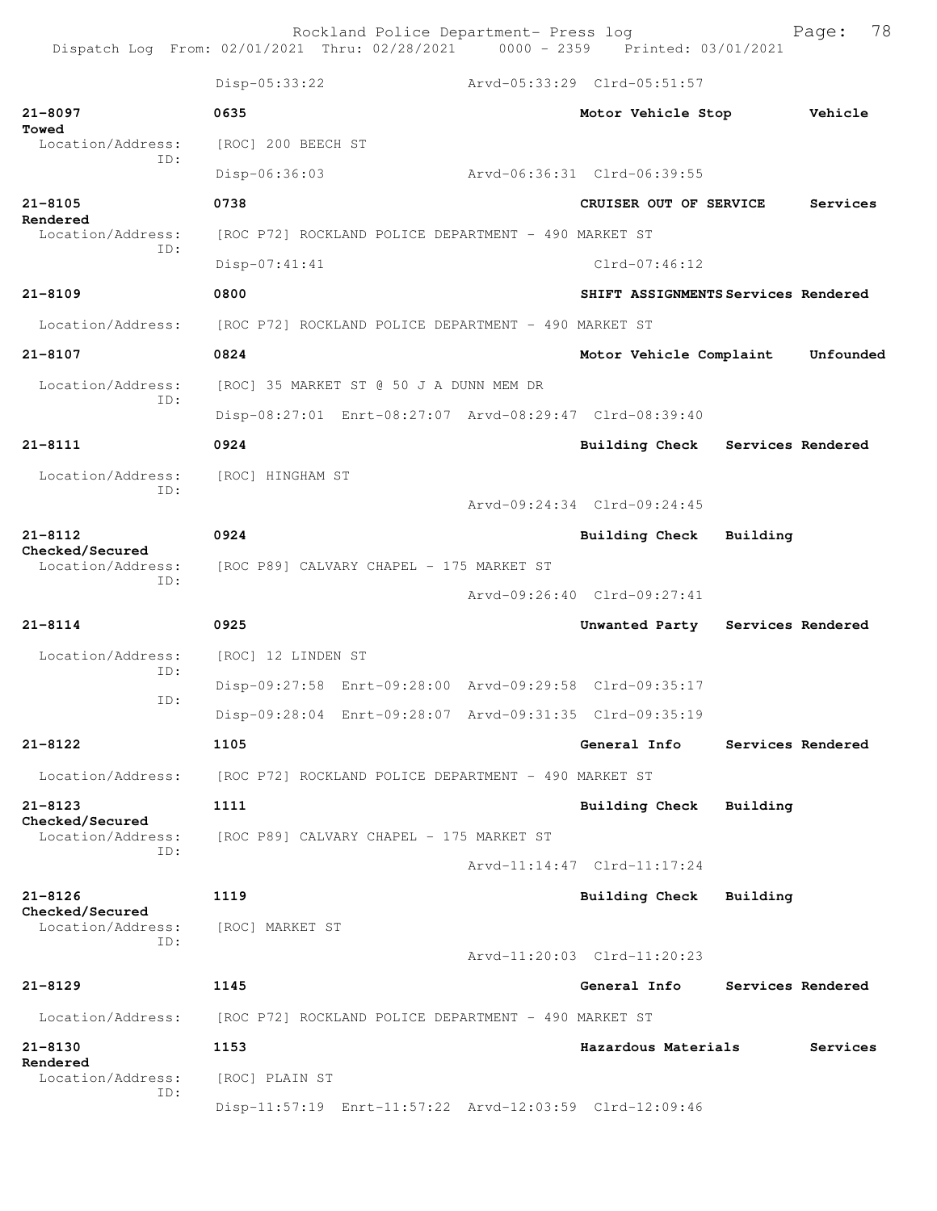Disp-05:33:22 Arvd-05:33:29 Clrd-05:51:57

**21-8097** **0635** **Motor Vehicle Stop** **Vehicle Towed**
Location/Address: [ROC] 200 BEECH ST
ID:
Disp-06:36:03 Arvd-06:36:31 Clrd-06:39:55

**21-8105** **0738** **CRUISER OUT OF SERVICE** **Services Rendered**
Location/Address: [ROC P72] ROCKLAND POLICE DEPARTMENT - 490 MARKET ST
ID:
Disp-07:41:41 Clrd-07:46:12

**21-8109** **0800** **SHIFT ASSIGNMENTS** **Services Rendered**
Location/Address: [ROC P72] ROCKLAND POLICE DEPARTMENT - 490 MARKET ST

**21-8107** **0824** **Motor Vehicle Complaint** **Unfounded**
Location/Address: [ROC] 35 MARKET ST @ 50 J A DUNN MEM DR
ID:
Disp-08:27:01 Enrt-08:27:07 Arvd-08:29:47 Clrd-08:39:40

**21-8111** **0924** **Building Check** **Services Rendered**
Location/Address: [ROC] HINGHAM ST
ID:
Arvd-09:24:34 Clrd-09:24:45

**21-8112** **0924** **Building Check** **Building Checked/Secured**
Location/Address: [ROC P89] CALVARY CHAPEL - 175 MARKET ST
ID:
Arvd-09:26:40 Clrd-09:27:41

**21-8114** **0925** **Unwanted Party** **Services Rendered**
Location/Address: [ROC] 12 LINDEN ST
ID:
Disp-09:27:58 Enrt-09:28:00 Arvd-09:29:58 Clrd-09:35:17
ID:
Disp-09:28:04 Enrt-09:28:07 Arvd-09:31:35 Clrd-09:35:19

**21-8122** **1105** **General Info** **Services Rendered**
Location/Address: [ROC P72] ROCKLAND POLICE DEPARTMENT - 490 MARKET ST

**21-8123** **1111** **Building Check** **Building Checked/Secured**
Location/Address: [ROC P89] CALVARY CHAPEL - 175 MARKET ST
ID:
Arvd-11:14:47 Clrd-11:17:24

**21-8126** **1119** **Building Check** **Building Checked/Secured**
Location/Address: [ROC] MARKET ST
ID:
Arvd-11:20:03 Clrd-11:20:23

**21-8129** **1145** **General Info** **Services Rendered**
Location/Address: [ROC P72] ROCKLAND POLICE DEPARTMENT - 490 MARKET ST

**21-8130** **1153** **Hazardous Materials** **Services Rendered**
Location/Address: [ROC] PLAIN ST
ID:
Disp-11:57:19 Enrt-11:57:22 Arvd-12:03:59 Clrd-12:09:46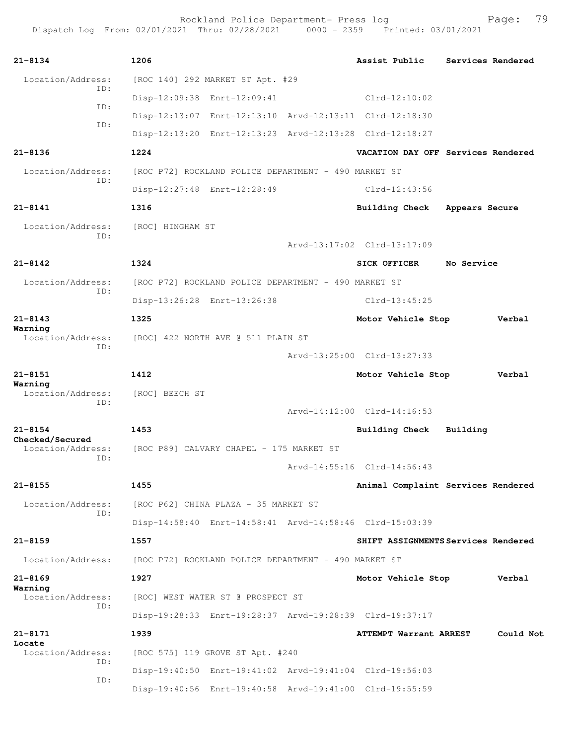| Call # | Time | Call Type | Disposition |
|---|---|---|---|
| 21-8134 | 1206 | Assist Public | Services Rendered |

Location/Address: [ROC 140] 292 MARKET ST Apt. #29
ID: Disp-12:09:38 Enrt-12:09:41 Clrd-12:10:02
ID: Disp-12:13:07 Enrt-12:13:10 Arvd-12:13:11 Clrd-12:18:30
ID: Disp-12:13:20 Enrt-12:13:23 Arvd-12:13:28 Clrd-12:18:27

**21-8136** 1224 VACATION DAY OFF Services Rendered
Location/Address: [ROC P72] ROCKLAND POLICE DEPARTMENT - 490 MARKET ST
ID: Disp-12:27:48 Enrt-12:28:49 Clrd-12:43:56

**21-8141** 1316 Building Check Appears Secure
Location/Address: [ROC] HINGHAM ST
ID: Arvd-13:17:02 Clrd-13:17:09

**21-8142** 1324 SICK OFFICER No Service
Location/Address: [ROC P72] ROCKLAND POLICE DEPARTMENT - 490 MARKET ST
ID: Disp-13:26:28 Enrt-13:26:38 Clrd-13:45:25

**21-8143** 1325 Motor Vehicle Stop Verbal Warning
Location/Address: [ROC] 422 NORTH AVE @ 511 PLAIN ST
ID: Arvd-13:25:00 Clrd-13:27:33

**21-8151** 1412 Motor Vehicle Stop Verbal Warning
Location/Address: [ROC] BEECH ST
ID: Arvd-14:12:00 Clrd-14:16:53

**21-8154** 1453 Building Check Building Checked/Secured
Location/Address: [ROC P89] CALVARY CHAPEL - 175 MARKET ST
ID: Arvd-14:55:16 Clrd-14:56:43

**21-8155** 1455 Animal Complaint Services Rendered
Location/Address: [ROC P62] CHINA PLAZA - 35 MARKET ST
ID: Disp-14:58:40 Enrt-14:58:41 Arvd-14:58:46 Clrd-15:03:39

**21-8159** 1557 SHIFT ASSIGNMENTS Services Rendered
Location/Address: [ROC P72] ROCKLAND POLICE DEPARTMENT - 490 MARKET ST

**21-8169** 1927 Motor Vehicle Stop Verbal Warning
Location/Address: [ROC] WEST WATER ST @ PROSPECT ST
ID: Disp-19:28:33 Enrt-19:28:37 Arvd-19:28:39 Clrd-19:37:17

**21-8171** 1939 ATTEMPT Warrant ARREST Could Not Locate
Location/Address: [ROC 575] 119 GROVE ST Apt. #240
ID: Disp-19:40:50 Enrt-19:41:02 Arvd-19:41:04 Clrd-19:56:03
ID: Disp-19:40:56 Enrt-19:40:58 Arvd-19:41:00 Clrd-19:55:59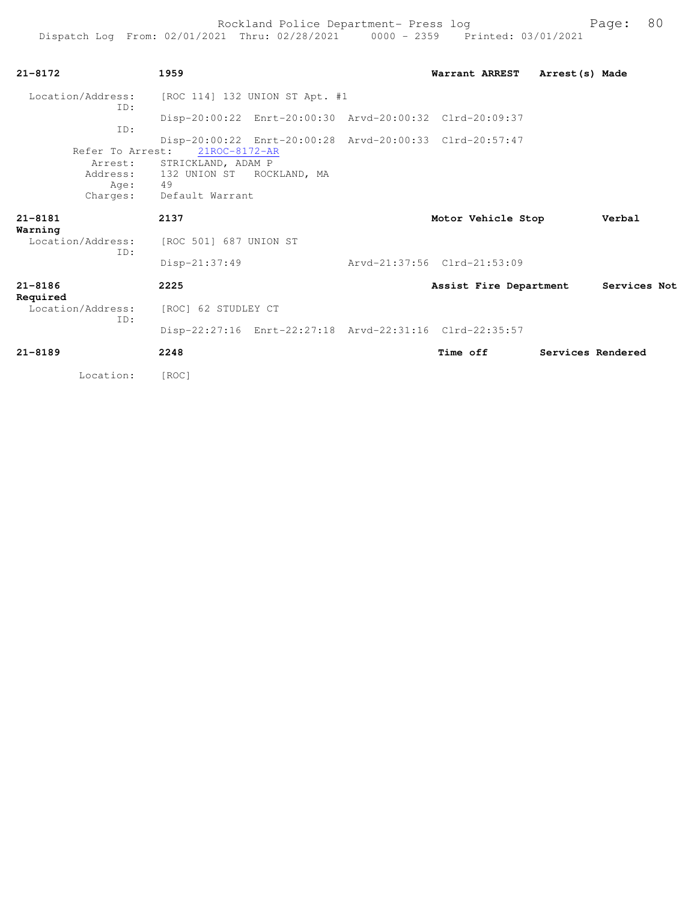**21-8172** **1959** **Warrant ARREST** **Arrest(s) Made**

Location/Address: [ROC 114] 132 UNION ST Apt. #1

ID:
Disp-20:00:22 Enrt-20:00:30 Arvd-20:00:32 Clrd-20:09:37

ID:
Disp-20:00:22 Enrt-20:00:28 Arvd-20:00:33 Clrd-20:57:47

Refer To Arrest: 21ROC-8172-AR

Arrest: STRICKLAND, ADAM P

Address: 132 UNION ST ROCKLAND, MA

Age: 49

Charges: Default Warrant

**21-8181** **2137** **Motor Vehicle Stop** **Verbal Warning**

Location/Address: [ROC 501] 687 UNION ST

ID:
Disp-21:37:49 Arvd-21:37:56 Clrd-21:53:09

**21-8186** **2225** **Assist Fire Department** **Services Not Required**

Location/Address: [ROC] 62 STUDLEY CT

ID:
Disp-22:27:16 Enrt-22:27:18 Arvd-22:31:16 Clrd-22:35:57

**21-8189** **2248** **Time off** **Services Rendered**

Location: [ROC]